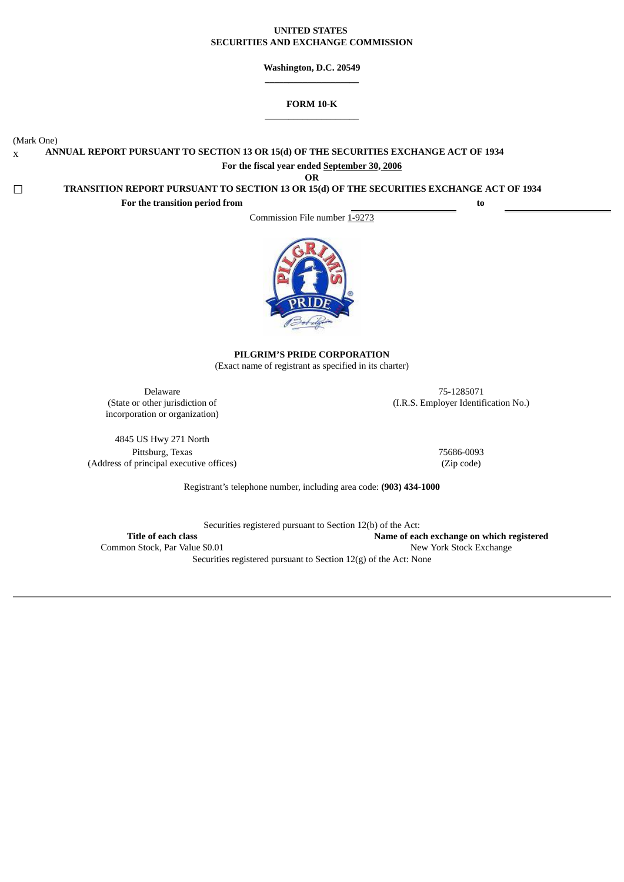**UNITED STATES**
**SECURITIES AND EXCHANGE COMMISSION**

**Washington, D.C. 20549**

**FORM 10-K**

(Mark One)

x **ANNUAL REPORT PURSUANT TO SECTION 13 OR 15(d) OF THE SECURITIES EXCHANGE ACT OF 1934**

**For the fiscal year ended September 30, 2006**

**OR**

☐ **TRANSITION REPORT PURSUANT TO SECTION 13 OR 15(d) OF THE SECURITIES EXCHANGE ACT OF 1934**

**For the transition period from** \_\_\_\_\_\_\_\_\_\_\_\_ **to** \_\_\_\_\_\_\_\_\_\_\_\_

Commission File number 1-9273

**PILGRIM'S PRIDE CORPORATION**
(Exact name of registrant as specified in its charter)

| | |
|---|---|
| Delaware<br>(State or other jurisdiction of incorporation or organization) | 75-1285071<br>(I.R.S. Employer Identification No.) |
| 4845 US Hwy 271 North<br>Pittsburg, Texas<br>(Address of principal executive offices) | 75686-0093<br>(Zip code) |

Registrant's telephone number, including area code: **(903) 434-1000**

Securities registered pursuant to Section 12(b) of the Act:

| **Title of each class** | **Name of each exchange on which registered** |
|---|---|
| Common Stock, Par Value $0.01 | New York Stock Exchange |

Securities registered pursuant to Section 12(g) of the Act: None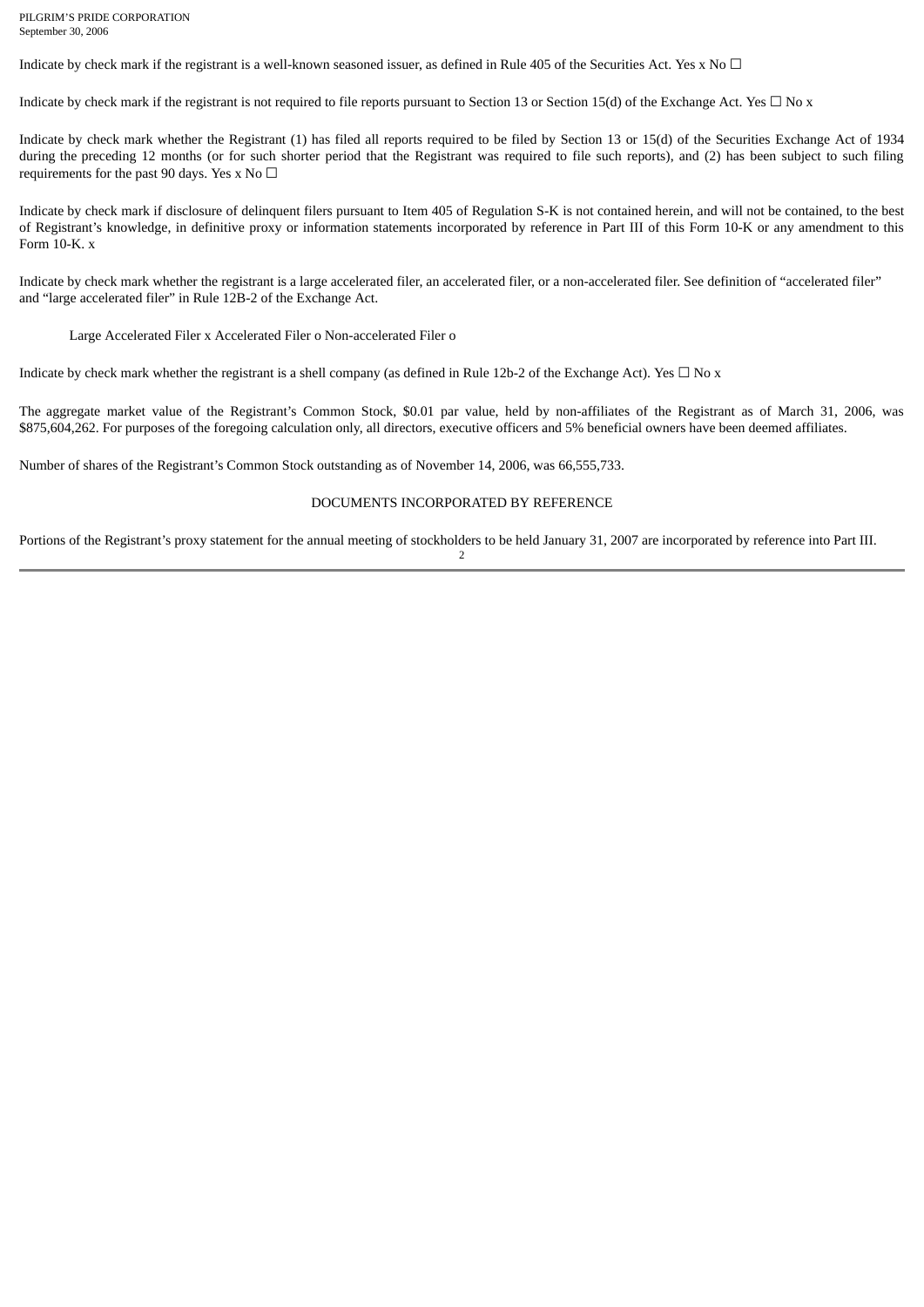Indicate by check mark if the registrant is a well-known seasoned issuer, as defined in Rule 405 of the Securities Act. Yes x No ☐

Indicate by check mark if the registrant is not required to file reports pursuant to Section 13 or Section 15(d) of the Exchange Act. Yes ☐ No x

Indicate by check mark whether the Registrant (1) has filed all reports required to be filed by Section 13 or 15(d) of the Securities Exchange Act of 1934 during the preceding 12 months (or for such shorter period that the Registrant was required to file such reports), and (2) has been subject to such filing requirements for the past 90 days. Yes x No ☐

Indicate by check mark if disclosure of delinquent filers pursuant to Item 405 of Regulation S-K is not contained herein, and will not be contained, to the best of Registrant's knowledge, in definitive proxy or information statements incorporated by reference in Part III of this Form 10-K or any amendment to this Form 10-K. x

Indicate by check mark whether the registrant is a large accelerated filer, an accelerated filer, or a non-accelerated filer. See definition of "accelerated filer" and "large accelerated filer" in Rule 12B-2 of the Exchange Act.

Large Accelerated Filer x Accelerated Filer o Non-accelerated Filer o

Indicate by check mark whether the registrant is a shell company (as defined in Rule 12b-2 of the Exchange Act). Yes ☐ No x

The aggregate market value of the Registrant's Common Stock, $0.01 par value, held by non-affiliates of the Registrant as of March 31, 2006, was $875,604,262. For purposes of the foregoing calculation only, all directors, executive officers and 5% beneficial owners have been deemed affiliates.

Number of shares of the Registrant's Common Stock outstanding as of November 14, 2006, was 66,555,733.

DOCUMENTS INCORPORATED BY REFERENCE

Portions of the Registrant's proxy statement for the annual meeting of stockholders to be held January 31, 2007 are incorporated by reference into Part III.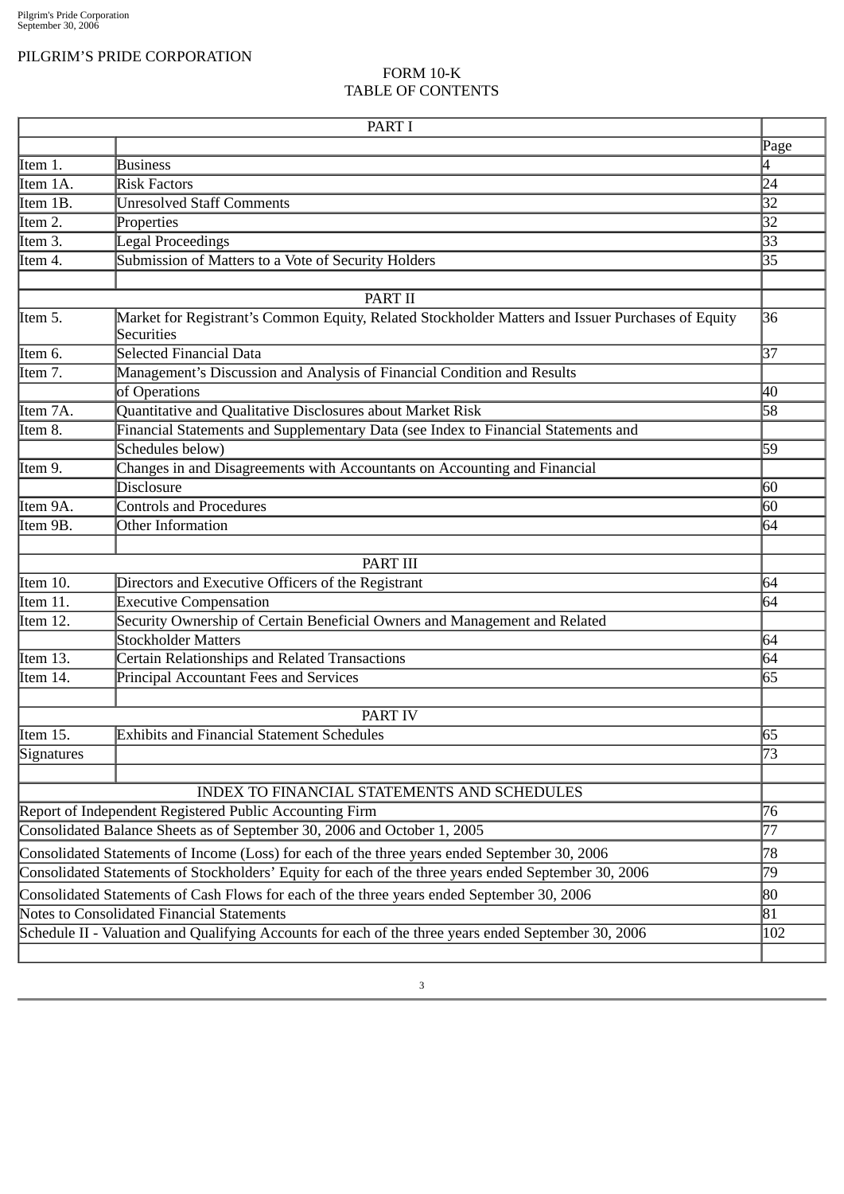PILGRIM'S PRIDE CORPORATION

FORM 10-K
TABLE OF CONTENTS

| | | |
|---|---|---|
| PART I | | |
| | | Page |
| Item 1. | Business | 4 |
| Item 1A. | Risk Factors | 24 |
| Item 1B. | Unresolved Staff Comments | 32 |
| Item 2. | Properties | 32 |
| Item 3. | Legal Proceedings | 33 |
| Item 4. | Submission of Matters to a Vote of Security Holders | 35 |
| | | |
| PART II | | |
| Item 5. | Market for Registrant's Common Equity, Related Stockholder Matters and Issuer Purchases of Equity Securities | 36 |
| Item 6. | Selected Financial Data | 37 |
| Item 7. | Management's Discussion and Analysis of Financial Condition and Results | |
| | of Operations | 40 |
| Item 7A. | Quantitative and Qualitative Disclosures about Market Risk | 58 |
| Item 8. | Financial Statements and Supplementary Data (see Index to Financial Statements and | |
| | Schedules below) | 59 |
| Item 9. | Changes in and Disagreements with Accountants on Accounting and Financial | |
| | Disclosure | 60 |
| Item 9A. | Controls and Procedures | 60 |
| Item 9B. | Other Information | 64 |
| | | |
| PART III | | |
| Item 10. | Directors and Executive Officers of the Registrant | 64 |
| Item 11. | Executive Compensation | 64 |
| Item 12. | Security Ownership of Certain Beneficial Owners and Management and Related | |
| | Stockholder Matters | 64 |
| Item 13. | Certain Relationships and Related Transactions | 64 |
| Item 14. | Principal Accountant Fees and Services | 65 |
| | | |
| PART IV | | |
| Item 15. | Exhibits and Financial Statement Schedules | 65 |
| Signatures | | 73 |
| | | |
| INDEX TO FINANCIAL STATEMENTS AND SCHEDULES | | |
| Report of Independent Registered Public Accounting Firm | | 76 |
| Consolidated Balance Sheets as of September 30, 2006 and October 1, 2005 | | 77 |
| Consolidated Statements of Income (Loss) for each of the three years ended September 30, 2006 | | 78 |
| Consolidated Statements of Stockholders' Equity for each of the three years ended September 30, 2006 | | 79 |
| Consolidated Statements of Cash Flows for each of the three years ended September 30, 2006 | | 80 |
| Notes to Consolidated Financial Statements | | 81 |
| Schedule II - Valuation and Qualifying Accounts for each of the three years ended September 30, 2006 | | 102 |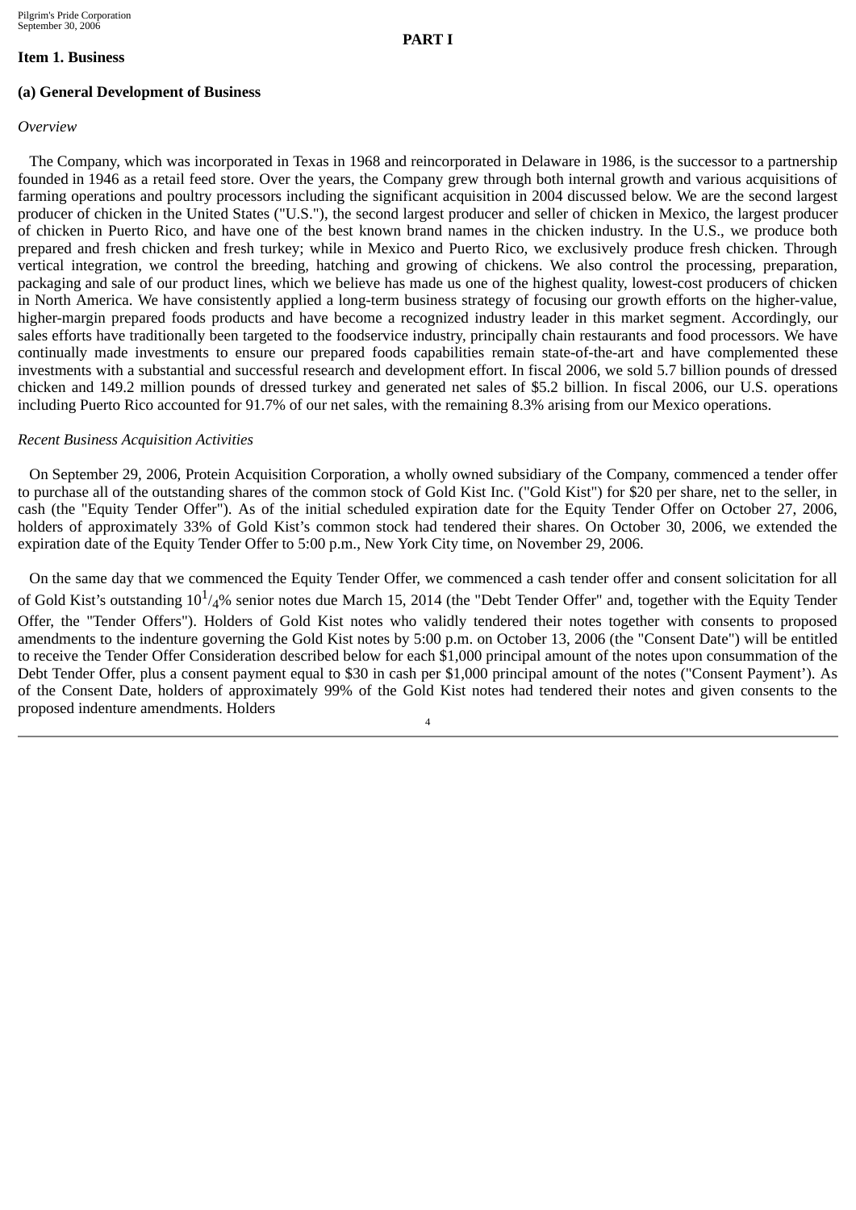# PART I

## Item 1. Business

### (a) General Development of Business

*Overview*

The Company, which was incorporated in Texas in 1968 and reincorporated in Delaware in 1986, is the successor to a partnership founded in 1946 as a retail feed store. Over the years, the Company grew through both internal growth and various acquisitions of farming operations and poultry processors including the significant acquisition in 2004 discussed below. We are the second largest producer of chicken in the United States ("U.S."), the second largest producer and seller of chicken in Mexico, the largest producer of chicken in Puerto Rico, and have one of the best known brand names in the chicken industry. In the U.S., we produce both prepared and fresh chicken and fresh turkey; while in Mexico and Puerto Rico, we exclusively produce fresh chicken. Through vertical integration, we control the breeding, hatching and growing of chickens. We also control the processing, preparation, packaging and sale of our product lines, which we believe has made us one of the highest quality, lowest-cost producers of chicken in North America. We have consistently applied a long-term business strategy of focusing our growth efforts on the higher-value, higher-margin prepared foods products and have become a recognized industry leader in this market segment. Accordingly, our sales efforts have traditionally been targeted to the foodservice industry, principally chain restaurants and food processors. We have continually made investments to ensure our prepared foods capabilities remain state-of-the-art and have complemented these investments with a substantial and successful research and development effort. In fiscal 2006, we sold 5.7 billion pounds of dressed chicken and 149.2 million pounds of dressed turkey and generated net sales of $5.2 billion. In fiscal 2006, our U.S. operations including Puerto Rico accounted for 91.7% of our net sales, with the remaining 8.3% arising from our Mexico operations.

*Recent Business Acquisition Activities*

On September 29, 2006, Protein Acquisition Corporation, a wholly owned subsidiary of the Company, commenced a tender offer to purchase all of the outstanding shares of the common stock of Gold Kist Inc. ("Gold Kist") for $20 per share, net to the seller, in cash (the "Equity Tender Offer"). As of the initial scheduled expiration date for the Equity Tender Offer on October 27, 2006, holders of approximately 33% of Gold Kist's common stock had tendered their shares. On October 30, 2006, we extended the expiration date of the Equity Tender Offer to 5:00 p.m., New York City time, on November 29, 2006.

On the same day that we commenced the Equity Tender Offer, we commenced a cash tender offer and consent solicitation for all of Gold Kist's outstanding 10 1/4% senior notes due March 15, 2014 (the "Debt Tender Offer" and, together with the Equity Tender Offer, the "Tender Offers"). Holders of Gold Kist notes who validly tendered their notes together with consents to proposed amendments to the indenture governing the Gold Kist notes by 5:00 p.m. on October 13, 2006 (the "Consent Date") will be entitled to receive the Tender Offer Consideration described below for each $1,000 principal amount of the notes upon consummation of the Debt Tender Offer, plus a consent payment equal to $30 in cash per $1,000 principal amount of the notes ("Consent Payment'). As of the Consent Date, holders of approximately 99% of the Gold Kist notes had tendered their notes and given consents to the proposed indenture amendments. Holders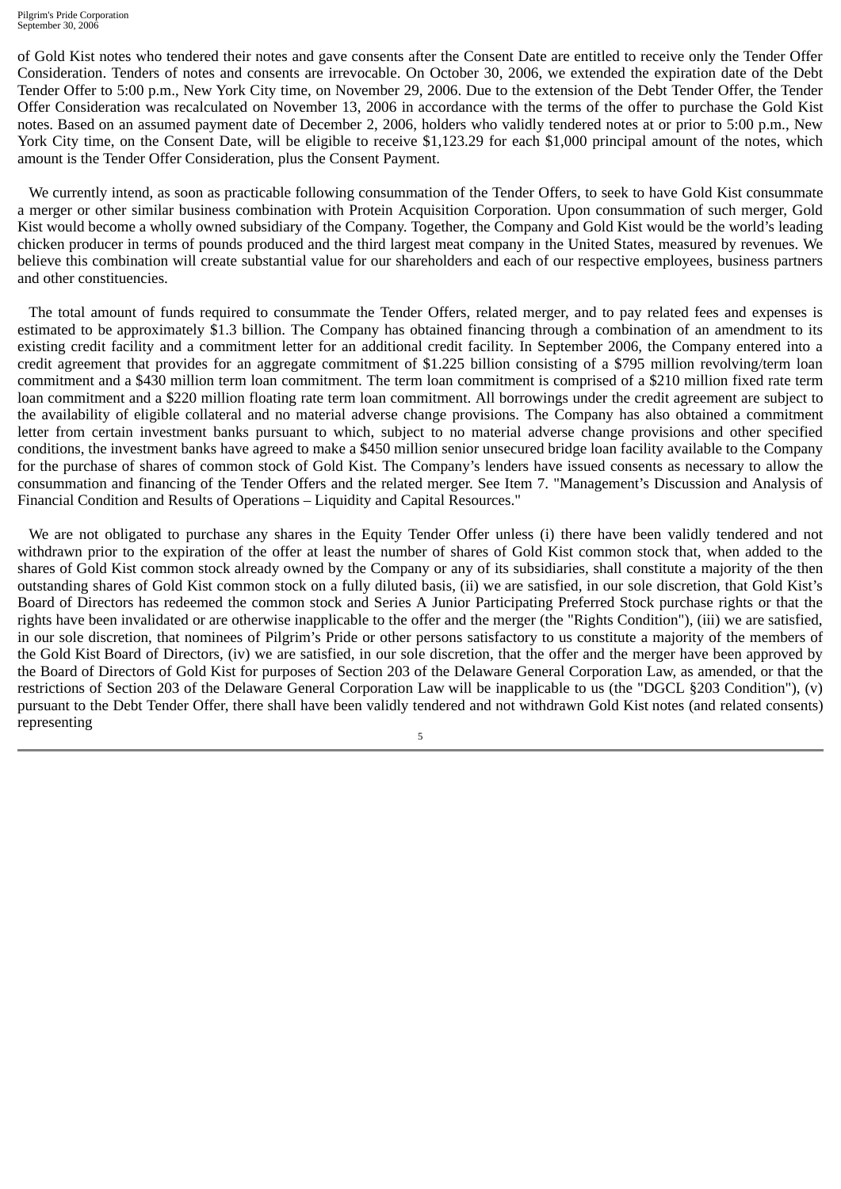of Gold Kist notes who tendered their notes and gave consents after the Consent Date are entitled to receive only the Tender Offer Consideration. Tenders of notes and consents are irrevocable. On October 30, 2006, we extended the expiration date of the Debt Tender Offer to 5:00 p.m., New York City time, on November 29, 2006. Due to the extension of the Debt Tender Offer, the Tender Offer Consideration was recalculated on November 13, 2006 in accordance with the terms of the offer to purchase the Gold Kist notes. Based on an assumed payment date of December 2, 2006, holders who validly tendered notes at or prior to 5:00 p.m., New York City time, on the Consent Date, will be eligible to receive $1,123.29 for each $1,000 principal amount of the notes, which amount is the Tender Offer Consideration, plus the Consent Payment.

We currently intend, as soon as practicable following consummation of the Tender Offers, to seek to have Gold Kist consummate a merger or other similar business combination with Protein Acquisition Corporation. Upon consummation of such merger, Gold Kist would become a wholly owned subsidiary of the Company. Together, the Company and Gold Kist would be the world's leading chicken producer in terms of pounds produced and the third largest meat company in the United States, measured by revenues. We believe this combination will create substantial value for our shareholders and each of our respective employees, business partners and other constituencies.

The total amount of funds required to consummate the Tender Offers, related merger, and to pay related fees and expenses is estimated to be approximately $1.3 billion. The Company has obtained financing through a combination of an amendment to its existing credit facility and a commitment letter for an additional credit facility. In September 2006, the Company entered into a credit agreement that provides for an aggregate commitment of $1.225 billion consisting of a $795 million revolving/term loan commitment and a $430 million term loan commitment. The term loan commitment is comprised of a $210 million fixed rate term loan commitment and a $220 million floating rate term loan commitment. All borrowings under the credit agreement are subject to the availability of eligible collateral and no material adverse change provisions. The Company has also obtained a commitment letter from certain investment banks pursuant to which, subject to no material adverse change provisions and other specified conditions, the investment banks have agreed to make a $450 million senior unsecured bridge loan facility available to the Company for the purchase of shares of common stock of Gold Kist. The Company's lenders have issued consents as necessary to allow the consummation and financing of the Tender Offers and the related merger. See Item 7. "Management's Discussion and Analysis of Financial Condition and Results of Operations – Liquidity and Capital Resources."

We are not obligated to purchase any shares in the Equity Tender Offer unless (i) there have been validly tendered and not withdrawn prior to the expiration of the offer at least the number of shares of Gold Kist common stock that, when added to the shares of Gold Kist common stock already owned by the Company or any of its subsidiaries, shall constitute a majority of the then outstanding shares of Gold Kist common stock on a fully diluted basis, (ii) we are satisfied, in our sole discretion, that Gold Kist's Board of Directors has redeemed the common stock and Series A Junior Participating Preferred Stock purchase rights or that the rights have been invalidated or are otherwise inapplicable to the offer and the merger (the "Rights Condition"), (iii) we are satisfied, in our sole discretion, that nominees of Pilgrim's Pride or other persons satisfactory to us constitute a majority of the members of the Gold Kist Board of Directors, (iv) we are satisfied, in our sole discretion, that the offer and the merger have been approved by the Board of Directors of Gold Kist for purposes of Section 203 of the Delaware General Corporation Law, as amended, or that the restrictions of Section 203 of the Delaware General Corporation Law will be inapplicable to us (the "DGCL §203 Condition"), (v) pursuant to the Debt Tender Offer, there shall have been validly tendered and not withdrawn Gold Kist notes (and related consents) representing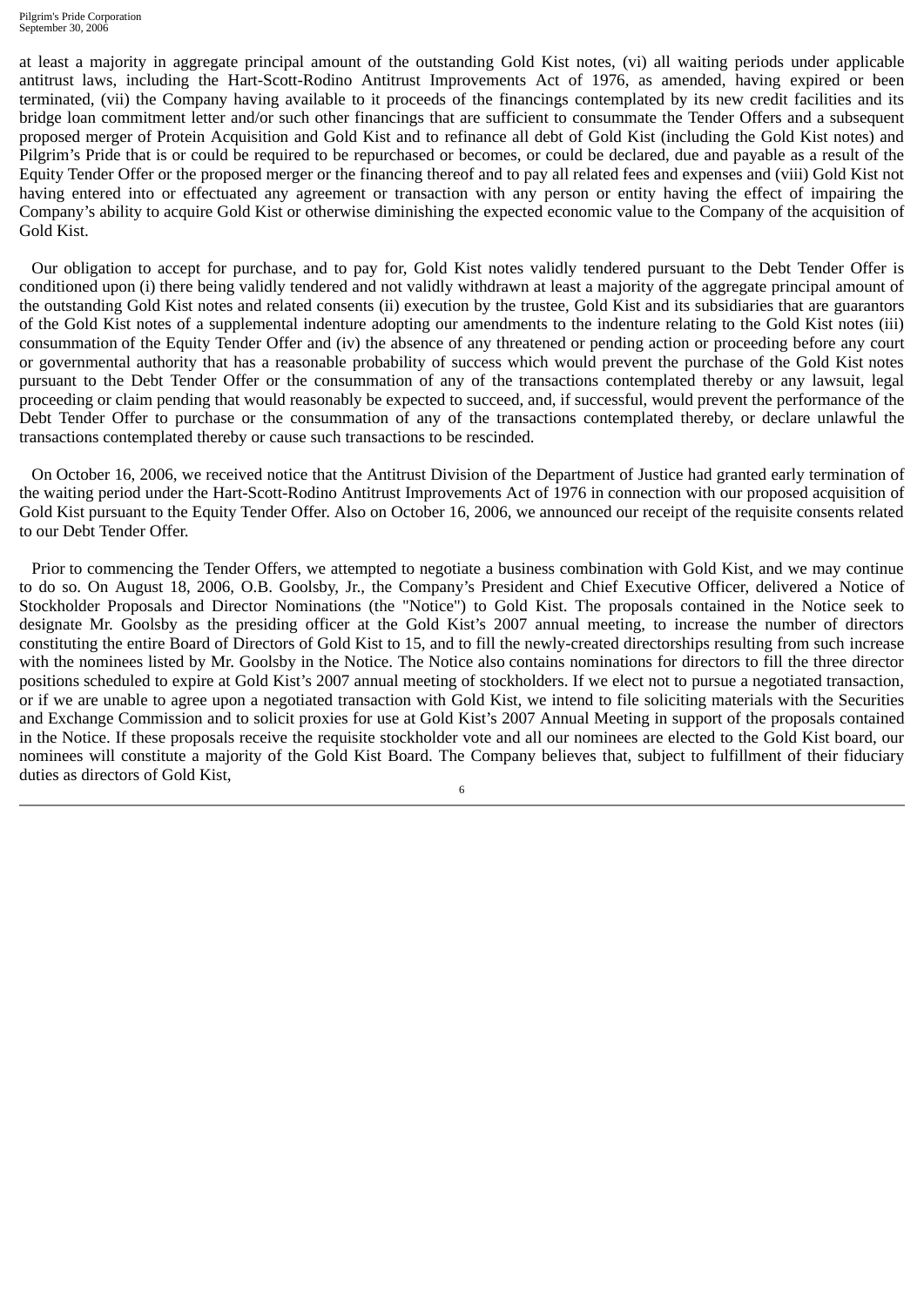at least a majority in aggregate principal amount of the outstanding Gold Kist notes, (vi) all waiting periods under applicable antitrust laws, including the Hart-Scott-Rodino Antitrust Improvements Act of 1976, as amended, having expired or been terminated, (vii) the Company having available to it proceeds of the financings contemplated by its new credit facilities and its bridge loan commitment letter and/or such other financings that are sufficient to consummate the Tender Offers and a subsequent proposed merger of Protein Acquisition and Gold Kist and to refinance all debt of Gold Kist (including the Gold Kist notes) and Pilgrim's Pride that is or could be required to be repurchased or becomes, or could be declared, due and payable as a result of the Equity Tender Offer or the proposed merger or the financing thereof and to pay all related fees and expenses and (viii) Gold Kist not having entered into or effectuated any agreement or transaction with any person or entity having the effect of impairing the Company's ability to acquire Gold Kist or otherwise diminishing the expected economic value to the Company of the acquisition of Gold Kist.

Our obligation to accept for purchase, and to pay for, Gold Kist notes validly tendered pursuant to the Debt Tender Offer is conditioned upon (i) there being validly tendered and not validly withdrawn at least a majority of the aggregate principal amount of the outstanding Gold Kist notes and related consents (ii) execution by the trustee, Gold Kist and its subsidiaries that are guarantors of the Gold Kist notes of a supplemental indenture adopting our amendments to the indenture relating to the Gold Kist notes (iii) consummation of the Equity Tender Offer and (iv) the absence of any threatened or pending action or proceeding before any court or governmental authority that has a reasonable probability of success which would prevent the purchase of the Gold Kist notes pursuant to the Debt Tender Offer or the consummation of any of the transactions contemplated thereby or any lawsuit, legal proceeding or claim pending that would reasonably be expected to succeed, and, if successful, would prevent the performance of the Debt Tender Offer to purchase or the consummation of any of the transactions contemplated thereby, or declare unlawful the transactions contemplated thereby or cause such transactions to be rescinded.

On October 16, 2006, we received notice that the Antitrust Division of the Department of Justice had granted early termination of the waiting period under the Hart-Scott-Rodino Antitrust Improvements Act of 1976 in connection with our proposed acquisition of Gold Kist pursuant to the Equity Tender Offer. Also on October 16, 2006, we announced our receipt of the requisite consents related to our Debt Tender Offer.

Prior to commencing the Tender Offers, we attempted to negotiate a business combination with Gold Kist, and we may continue to do so. On August 18, 2006, O.B. Goolsby, Jr., the Company's President and Chief Executive Officer, delivered a Notice of Stockholder Proposals and Director Nominations (the "Notice") to Gold Kist. The proposals contained in the Notice seek to designate Mr. Goolsby as the presiding officer at the Gold Kist's 2007 annual meeting, to increase the number of directors constituting the entire Board of Directors of Gold Kist to 15, and to fill the newly-created directorships resulting from such increase with the nominees listed by Mr. Goolsby in the Notice. The Notice also contains nominations for directors to fill the three director positions scheduled to expire at Gold Kist's 2007 annual meeting of stockholders. If we elect not to pursue a negotiated transaction, or if we are unable to agree upon a negotiated transaction with Gold Kist, we intend to file soliciting materials with the Securities and Exchange Commission and to solicit proxies for use at Gold Kist's 2007 Annual Meeting in support of the proposals contained in the Notice. If these proposals receive the requisite stockholder vote and all our nominees are elected to the Gold Kist board, our nominees will constitute a majority of the Gold Kist Board. The Company believes that, subject to fulfillment of their fiduciary duties as directors of Gold Kist,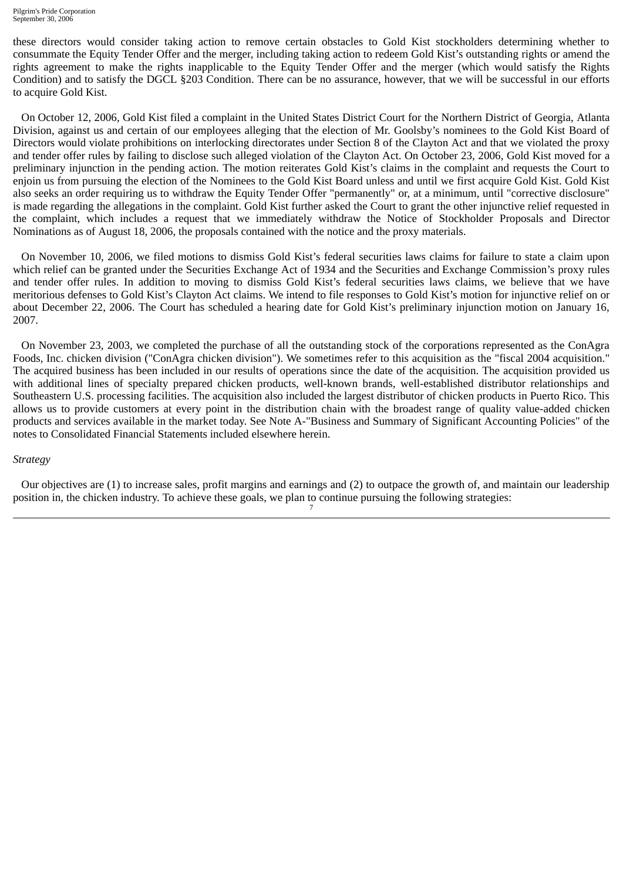these directors would consider taking action to remove certain obstacles to Gold Kist stockholders determining whether to consummate the Equity Tender Offer and the merger, including taking action to redeem Gold Kist's outstanding rights or amend the rights agreement to make the rights inapplicable to the Equity Tender Offer and the merger (which would satisfy the Rights Condition) and to satisfy the DGCL §203 Condition. There can be no assurance, however, that we will be successful in our efforts to acquire Gold Kist.

On October 12, 2006, Gold Kist filed a complaint in the United States District Court for the Northern District of Georgia, Atlanta Division, against us and certain of our employees alleging that the election of Mr. Goolsby's nominees to the Gold Kist Board of Directors would violate prohibitions on interlocking directorates under Section 8 of the Clayton Act and that we violated the proxy and tender offer rules by failing to disclose such alleged violation of the Clayton Act. On October 23, 2006, Gold Kist moved for a preliminary injunction in the pending action. The motion reiterates Gold Kist's claims in the complaint and requests the Court to enjoin us from pursuing the election of the Nominees to the Gold Kist Board unless and until we first acquire Gold Kist. Gold Kist also seeks an order requiring us to withdraw the Equity Tender Offer "permanently" or, at a minimum, until "corrective disclosure" is made regarding the allegations in the complaint. Gold Kist further asked the Court to grant the other injunctive relief requested in the complaint, which includes a request that we immediately withdraw the Notice of Stockholder Proposals and Director Nominations as of August 18, 2006, the proposals contained with the notice and the proxy materials.

On November 10, 2006, we filed motions to dismiss Gold Kist's federal securities laws claims for failure to state a claim upon which relief can be granted under the Securities Exchange Act of 1934 and the Securities and Exchange Commission's proxy rules and tender offer rules. In addition to moving to dismiss Gold Kist's federal securities laws claims, we believe that we have meritorious defenses to Gold Kist's Clayton Act claims. We intend to file responses to Gold Kist's motion for injunctive relief on or about December 22, 2006. The Court has scheduled a hearing date for Gold Kist's preliminary injunction motion on January 16, 2007.

On November 23, 2003, we completed the purchase of all the outstanding stock of the corporations represented as the ConAgra Foods, Inc. chicken division ("ConAgra chicken division"). We sometimes refer to this acquisition as the "fiscal 2004 acquisition." The acquired business has been included in our results of operations since the date of the acquisition. The acquisition provided us with additional lines of specialty prepared chicken products, well-known brands, well-established distributor relationships and Southeastern U.S. processing facilities. The acquisition also included the largest distributor of chicken products in Puerto Rico. This allows us to provide customers at every point in the distribution chain with the broadest range of quality value-added chicken products and services available in the market today. See Note A-"Business and Summary of Significant Accounting Policies" of the notes to Consolidated Financial Statements included elsewhere herein.

*Strategy*

Our objectives are (1) to increase sales, profit margins and earnings and (2) to outpace the growth of, and maintain our leadership position in, the chicken industry. To achieve these goals, we plan to continue pursuing the following strategies: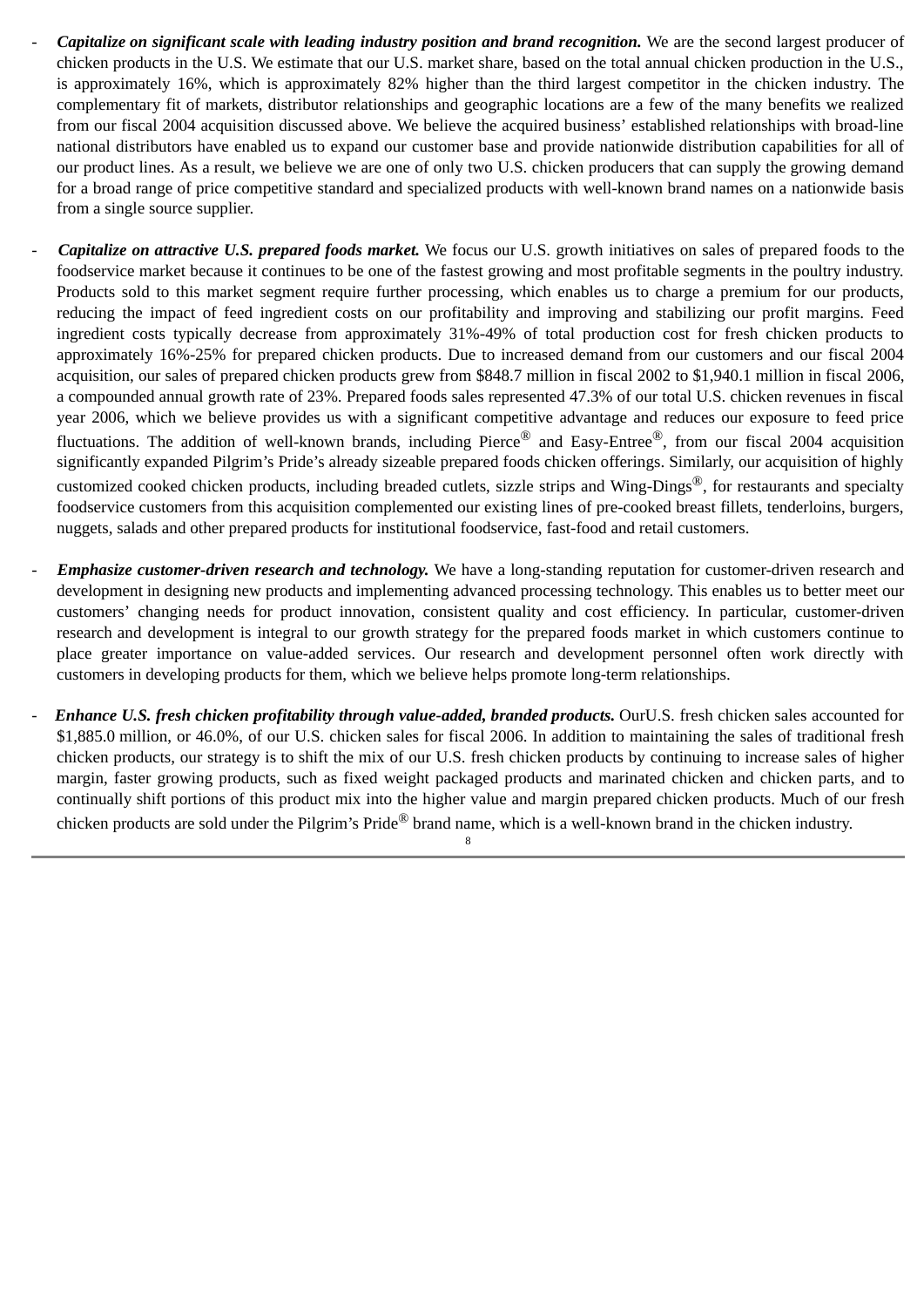- ***Capitalize on significant scale with leading industry position and brand recognition.*** We are the second largest producer of chicken products in the U.S. We estimate that our U.S. market share, based on the total annual chicken production in the U.S., is approximately 16%, which is approximately 82% higher than the third largest competitor in the chicken industry. The complementary fit of markets, distributor relationships and geographic locations are a few of the many benefits we realized from our fiscal 2004 acquisition discussed above. We believe the acquired business' established relationships with broad-line national distributors have enabled us to expand our customer base and provide nationwide distribution capabilities for all of our product lines. As a result, we believe we are one of only two U.S. chicken producers that can supply the growing demand for a broad range of price competitive standard and specialized products with well-known brand names on a nationwide basis from a single source supplier.

- ***Capitalize on attractive U.S. prepared foods market.*** We focus our U.S. growth initiatives on sales of prepared foods to the foodservice market because it continues to be one of the fastest growing and most profitable segments in the poultry industry. Products sold to this market segment require further processing, which enables us to charge a premium for our products, reducing the impact of feed ingredient costs on our profitability and improving and stabilizing our profit margins. Feed ingredient costs typically decrease from approximately 31%-49% of total production cost for fresh chicken products to approximately 16%-25% for prepared chicken products. Due to increased demand from our customers and our fiscal 2004 acquisition, our sales of prepared chicken products grew from $848.7 million in fiscal 2002 to $1,940.1 million in fiscal 2006, a compounded annual growth rate of 23%. Prepared foods sales represented 47.3% of our total U.S. chicken revenues in fiscal year 2006, which we believe provides us with a significant competitive advantage and reduces our exposure to feed price fluctuations. The addition of well-known brands, including Pierce® and Easy-Entree®, from our fiscal 2004 acquisition significantly expanded Pilgrim's Pride's already sizeable prepared foods chicken offerings. Similarly, our acquisition of highly customized cooked chicken products, including breaded cutlets, sizzle strips and Wing-Dings®, for restaurants and specialty foodservice customers from this acquisition complemented our existing lines of pre-cooked breast fillets, tenderloins, burgers, nuggets, salads and other prepared products for institutional foodservice, fast-food and retail customers.

- ***Emphasize customer-driven research and technology.*** We have a long-standing reputation for customer-driven research and development in designing new products and implementing advanced processing technology. This enables us to better meet our customers' changing needs for product innovation, consistent quality and cost efficiency. In particular, customer-driven research and development is integral to our growth strategy for the prepared foods market in which customers continue to place greater importance on value-added services. Our research and development personnel often work directly with customers in developing products for them, which we believe helps promote long-term relationships.

- ***Enhance U.S. fresh chicken profitability through value-added, branded products.*** OurU.S. fresh chicken sales accounted for $1,885.0 million, or 46.0%, of our U.S. chicken sales for fiscal 2006. In addition to maintaining the sales of traditional fresh chicken products, our strategy is to shift the mix of our U.S. fresh chicken products by continuing to increase sales of higher margin, faster growing products, such as fixed weight packaged products and marinated chicken and chicken parts, and to continually shift portions of this product mix into the higher value and margin prepared chicken products. Much of our fresh chicken products are sold under the Pilgrim's Pride® brand name, which is a well-known brand in the chicken industry.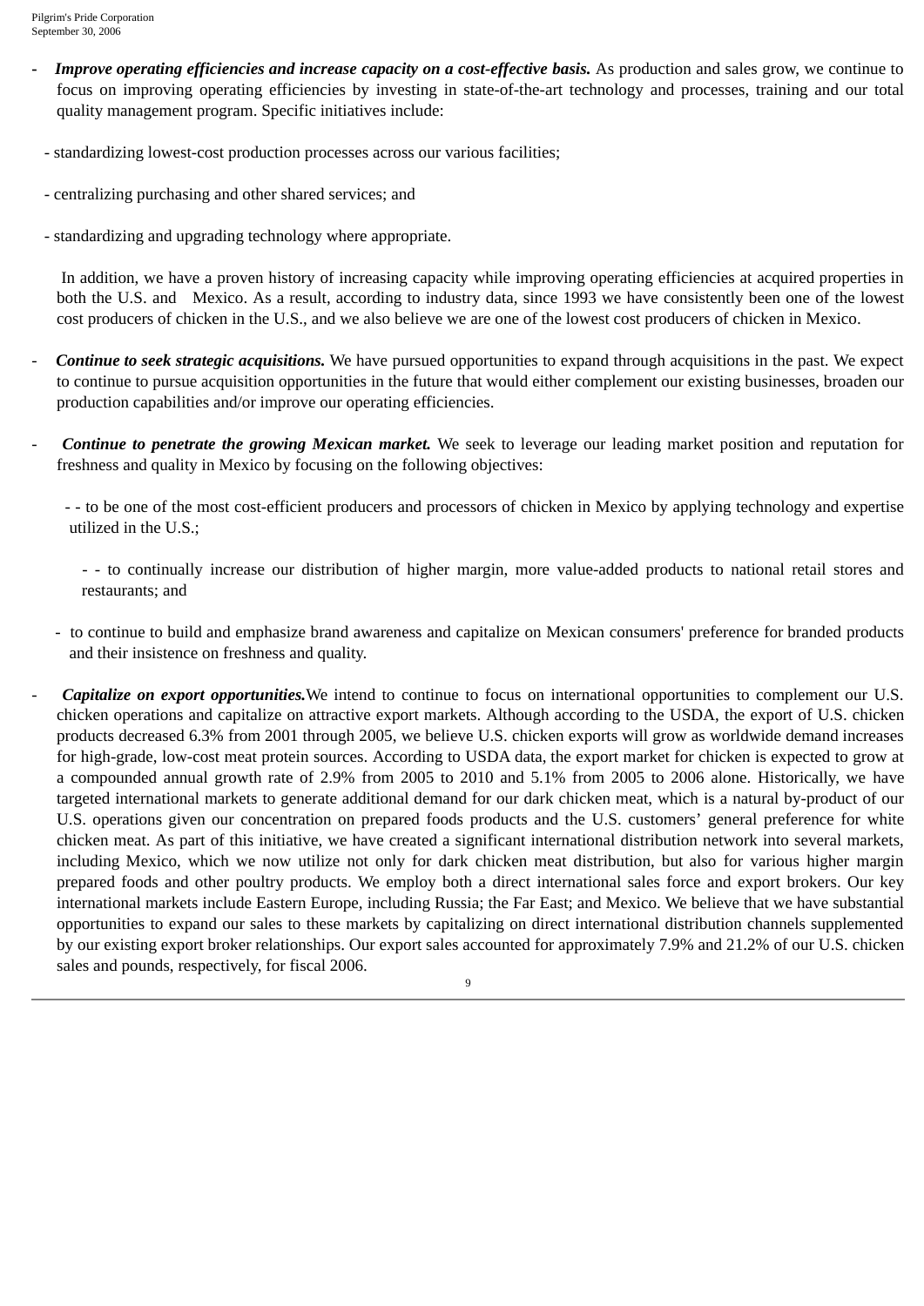- ***Improve operating efficiencies and increase capacity on a cost-effective basis.*** As production and sales grow, we continue to focus on improving operating efficiencies by investing in state-of-the-art technology and processes, training and our total quality management program. Specific initiatives include:

  - standardizing lowest-cost production processes across our various facilities;
  - centralizing purchasing and other shared services; and
  - standardizing and upgrading technology where appropriate.

  In addition, we have a proven history of increasing capacity while improving operating efficiencies at acquired properties in both the U.S. and Mexico. As a result, according to industry data, since 1993 we have consistently been one of the lowest cost producers of chicken in the U.S., and we also believe we are one of the lowest cost producers of chicken in Mexico.

- ***Continue to seek strategic acquisitions.*** We have pursued opportunities to expand through acquisitions in the past. We expect to continue to pursue acquisition opportunities in the future that would either complement our existing businesses, broaden our production capabilities and/or improve our operating efficiencies.

- ***Continue to penetrate the growing Mexican market.*** We seek to leverage our leading market position and reputation for freshness and quality in Mexico by focusing on the following objectives:

  - to be one of the most cost-efficient producers and processors of chicken in Mexico by applying technology and expertise utilized in the U.S.;
  - to continually increase our distribution of higher margin, more value-added products to national retail stores and restaurants; and
  - to continue to build and emphasize brand awareness and capitalize on Mexican consumers' preference for branded products and their insistence on freshness and quality.

- ***Capitalize on export opportunities.*** We intend to continue to focus on international opportunities to complement our U.S. chicken operations and capitalize on attractive export markets. Although according to the USDA, the export of U.S. chicken products decreased 6.3% from 2001 through 2005, we believe U.S. chicken exports will grow as worldwide demand increases for high-grade, low-cost meat protein sources. According to USDA data, the export market for chicken is expected to grow at a compounded annual growth rate of 2.9% from 2005 to 2010 and 5.1% from 2005 to 2006 alone. Historically, we have targeted international markets to generate additional demand for our dark chicken meat, which is a natural by-product of our U.S. operations given our concentration on prepared foods products and the U.S. customers' general preference for white chicken meat. As part of this initiative, we have created a significant international distribution network into several markets, including Mexico, which we now utilize not only for dark chicken meat distribution, but also for various higher margin prepared foods and other poultry products. We employ both a direct international sales force and export brokers. Our key international markets include Eastern Europe, including Russia; the Far East; and Mexico. We believe that we have substantial opportunities to expand our sales to these markets by capitalizing on direct international distribution channels supplemented by our existing export broker relationships. Our export sales accounted for approximately 7.9% and 21.2% of our U.S. chicken sales and pounds, respectively, for fiscal 2006.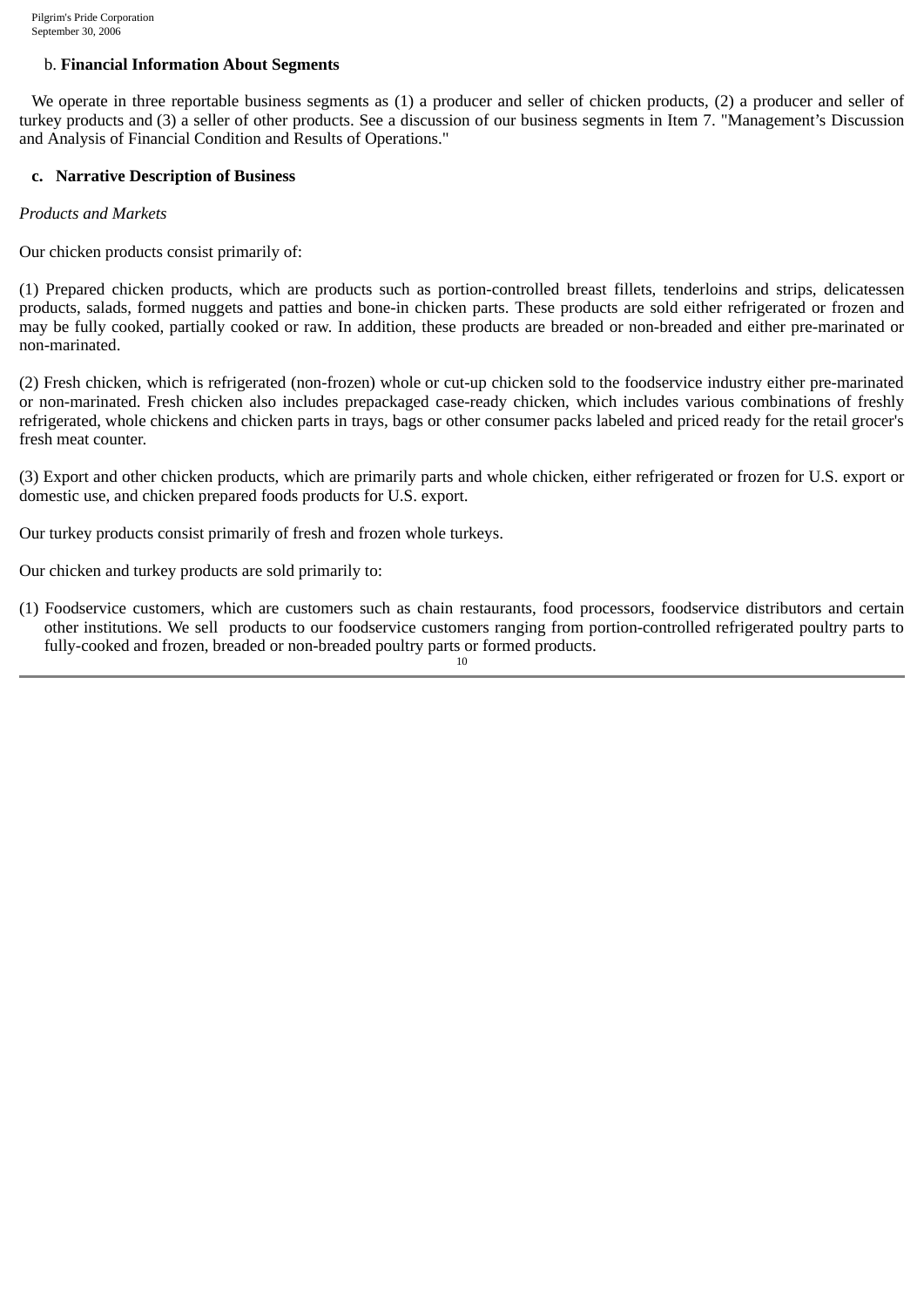b. **Financial Information About Segments**

We operate in three reportable business segments as (1) a producer and seller of chicken products, (2) a producer and seller of turkey products and (3) a seller of other products. See a discussion of our business segments in Item 7. "Management's Discussion and Analysis of Financial Condition and Results of Operations."

**c. Narrative Description of Business**

*Products and Markets*

Our chicken products consist primarily of:

(1) Prepared chicken products, which are products such as portion-controlled breast fillets, tenderloins and strips, delicatessen products, salads, formed nuggets and patties and bone-in chicken parts. These products are sold either refrigerated or frozen and may be fully cooked, partially cooked or raw. In addition, these products are breaded or non-breaded and either pre-marinated or non-marinated.

(2) Fresh chicken, which is refrigerated (non-frozen) whole or cut-up chicken sold to the foodservice industry either pre-marinated or non-marinated. Fresh chicken also includes prepackaged case-ready chicken, which includes various combinations of freshly refrigerated, whole chickens and chicken parts in trays, bags or other consumer packs labeled and priced ready for the retail grocer's fresh meat counter.

(3) Export and other chicken products, which are primarily parts and whole chicken, either refrigerated or frozen for U.S. export or domestic use, and chicken prepared foods products for U.S. export.

Our turkey products consist primarily of fresh and frozen whole turkeys.

Our chicken and turkey products are sold primarily to:

(1) Foodservice customers, which are customers such as chain restaurants, food processors, foodservice distributors and certain other institutions. We sell products to our foodservice customers ranging from portion-controlled refrigerated poultry parts to fully-cooked and frozen, breaded or non-breaded poultry parts or formed products.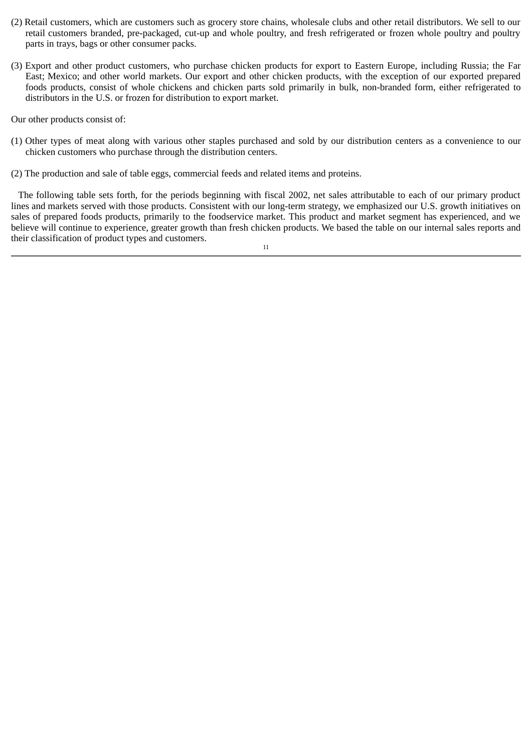(2) Retail customers, which are customers such as grocery store chains, wholesale clubs and other retail distributors. We sell to our retail customers branded, pre-packaged, cut-up and whole poultry, and fresh refrigerated or frozen whole poultry and poultry parts in trays, bags or other consumer packs.

(3) Export and other product customers, who purchase chicken products for export to Eastern Europe, including Russia; the Far East; Mexico; and other world markets. Our export and other chicken products, with the exception of our exported prepared foods products, consist of whole chickens and chicken parts sold primarily in bulk, non-branded form, either refrigerated to distributors in the U.S. or frozen for distribution to export market.

Our other products consist of:

(1) Other types of meat along with various other staples purchased and sold by our distribution centers as a convenience to our chicken customers who purchase through the distribution centers.

(2) The production and sale of table eggs, commercial feeds and related items and proteins.

The following table sets forth, for the periods beginning with fiscal 2002, net sales attributable to each of our primary product lines and markets served with those products. Consistent with our long-term strategy, we emphasized our U.S. growth initiatives on sales of prepared foods products, primarily to the foodservice market. This product and market segment has experienced, and we believe will continue to experience, greater growth than fresh chicken products. We based the table on our internal sales reports and their classification of product types and customers.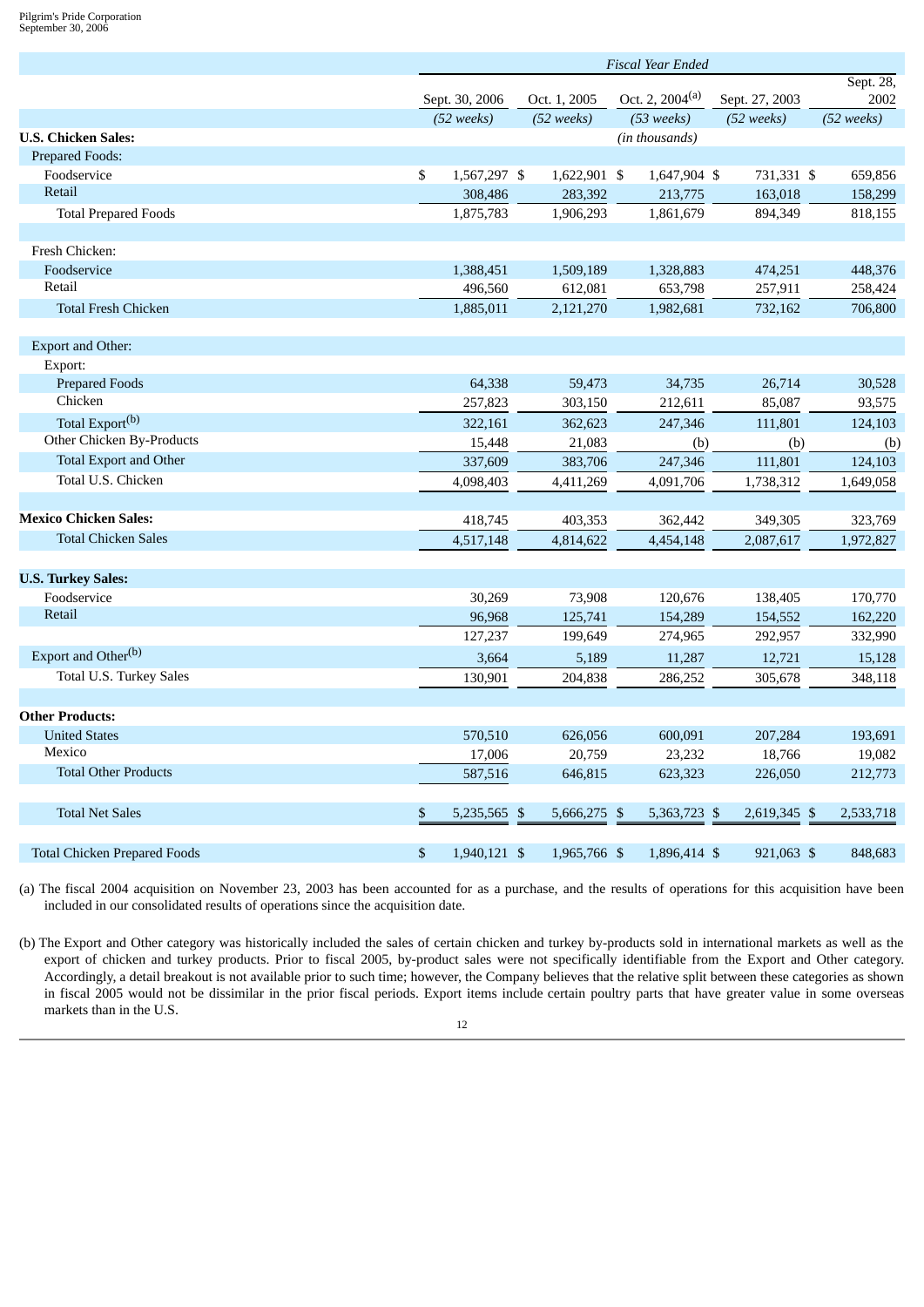| | Fiscal Year Ended | | | | |
|---|---|---|---|---|---|
| | Sept. 30, 2006 | Oct. 1, 2005 | Oct. 2, 2004[(a)] | Sept. 27, 2003 | Sept. 28, 2002 |
| | *(52 weeks)* | *(52 weeks)* | *(53 weeks)* | *(52 weeks)* | *(52 weeks)* |
| **U.S. Chicken Sales:** | | | *(in thousands)* | | |
| Prepared Foods: | | | | | |
| Foodservice | $ 1,567,297 | $ 1,622,901 | $ 1,647,904 | $ 731,331 | $ 659,856 |
| Retail | 308,486 | 283,392 | 213,775 | 163,018 | 158,299 |
| Total Prepared Foods | 1,875,783 | 1,906,293 | 1,861,679 | 894,349 | 818,155 |
| Fresh Chicken: | | | | | |
| Foodservice | 1,388,451 | 1,509,189 | 1,328,883 | 474,251 | 448,376 |
| Retail | 496,560 | 612,081 | 653,798 | 257,911 | 258,424 |
| Total Fresh Chicken | 1,885,011 | 2,121,270 | 1,982,681 | 732,162 | 706,800 |
| Export and Other: | | | | | |
| Export: | | | | | |
| Prepared Foods | 64,338 | 59,473 | 34,735 | 26,714 | 30,528 |
| Chicken | 257,823 | 303,150 | 212,611 | 85,087 | 93,575 |
| Total Export[(b)] | 322,161 | 362,623 | 247,346 | 111,801 | 124,103 |
| Other Chicken By-Products | 15,448 | 21,083 | (b) | (b) | (b) |
| Total Export and Other | 337,609 | 383,706 | 247,346 | 111,801 | 124,103 |
| Total U.S. Chicken | 4,098,403 | 4,411,269 | 4,091,706 | 1,738,312 | 1,649,058 |
| **Mexico Chicken Sales:** | 418,745 | 403,353 | 362,442 | 349,305 | 323,769 |
| Total Chicken Sales | 4,517,148 | 4,814,622 | 4,454,148 | 2,087,617 | 1,972,827 |
| **U.S. Turkey Sales:** | | | | | |
| Foodservice | 30,269 | 73,908 | 120,676 | 138,405 | 170,770 |
| Retail | 96,968 | 125,741 | 154,289 | 154,552 | 162,220 |
| | 127,237 | 199,649 | 274,965 | 292,957 | 332,990 |
| Export and Other[(b)] | 3,664 | 5,189 | 11,287 | 12,721 | 15,128 |
| Total U.S. Turkey Sales | 130,901 | 204,838 | 286,252 | 305,678 | 348,118 |
| **Other Products:** | | | | | |
| United States | 570,510 | 626,056 | 600,091 | 207,284 | 193,691 |
| Mexico | 17,006 | 20,759 | 23,232 | 18,766 | 19,082 |
| Total Other Products | 587,516 | 646,815 | 623,323 | 226,050 | 212,773 |
| Total Net Sales | $ 5,235,565 | $ 5,666,275 | $ 5,363,723 | $ 2,619,345 | $ 2,533,718 |
| Total Chicken Prepared Foods | $ 1,940,121 | $ 1,965,766 | $ 1,896,414 | $ 921,063 | $ 848,683 |

(a) The fiscal 2004 acquisition on November 23, 2003 has been accounted for as a purchase, and the results of operations for this acquisition have been included in our consolidated results of operations since the acquisition date.

(b) The Export and Other category was historically included the sales of certain chicken and turkey by-products sold in international markets as well as the export of chicken and turkey products. Prior to fiscal 2005, by-product sales were not specifically identifiable from the Export and Other category. Accordingly, a detail breakout is not available prior to such time; however, the Company believes that the relative split between these categories as shown in fiscal 2005 would not be dissimilar in the prior fiscal periods. Export items include certain poultry parts that have greater value in some overseas markets than in the U.S.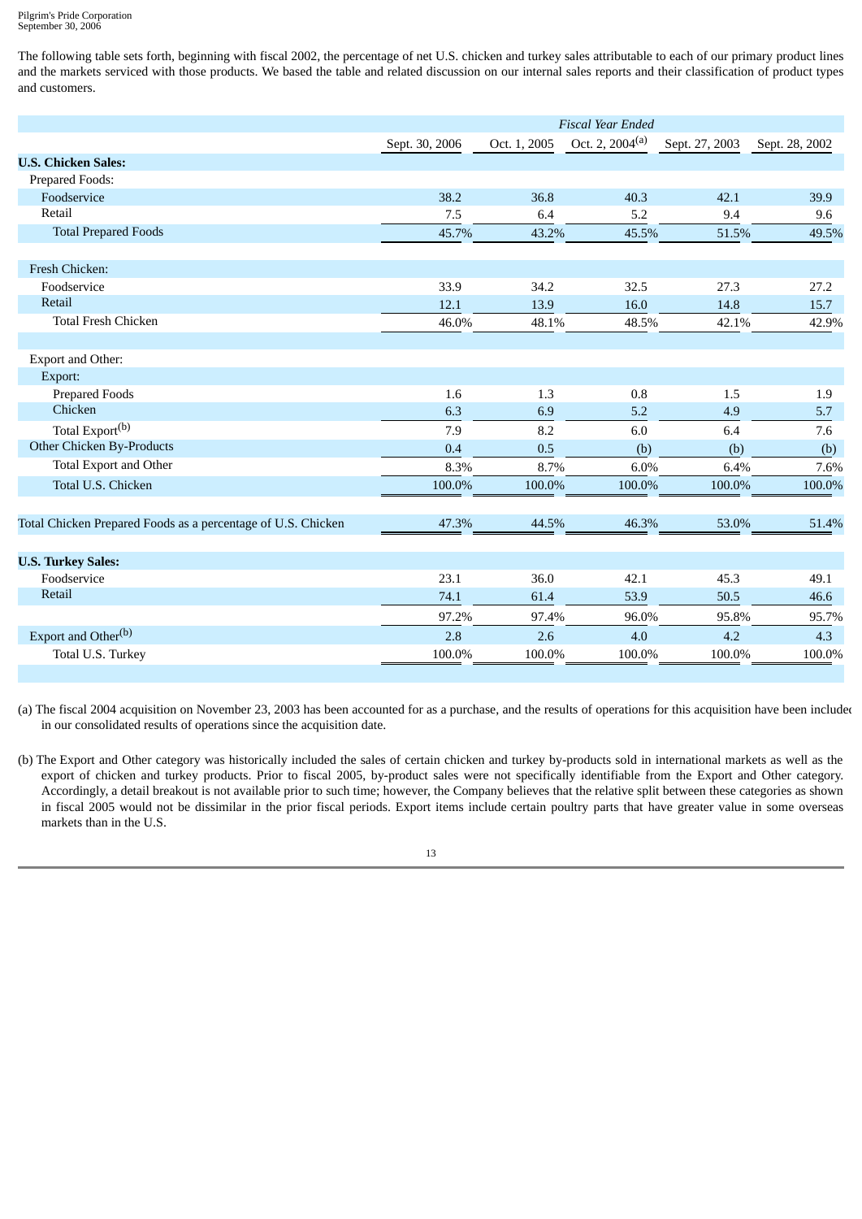The following table sets forth, beginning with fiscal 2002, the percentage of net U.S. chicken and turkey sales attributable to each of our primary product lines and the markets serviced with those products. We based the table and related discussion on our internal sales reports and their classification of product types and customers.

| | Fiscal Year Ended | | | | |
|---|---|---|---|---|---|
| | Sept. 30, 2006 | Oct. 1, 2005 | Oct. 2, 2004[(a)] | Sept. 27, 2003 | Sept. 28, 2002 |
| **U.S. Chicken Sales:** | | | | | |
| Prepared Foods: | | | | | |
| Foodservice | 38.2 | 36.8 | 40.3 | 42.1 | 39.9 |
| Retail | 7.5 | 6.4 | 5.2 | 9.4 | 9.6 |
| Total Prepared Foods | 45.7% | 43.2% | 45.5% | 51.5% | 49.5% |
| Fresh Chicken: | | | | | |
| Foodservice | 33.9 | 34.2 | 32.5 | 27.3 | 27.2 |
| Retail | 12.1 | 13.9 | 16.0 | 14.8 | 15.7 |
| Total Fresh Chicken | 46.0% | 48.1% | 48.5% | 42.1% | 42.9% |
| Export and Other: | | | | | |
| Export: | | | | | |
| Prepared Foods | 1.6 | 1.3 | 0.8 | 1.5 | 1.9 |
| Chicken | 6.3 | 6.9 | 5.2 | 4.9 | 5.7 |
| Total Export[(b)] | 7.9 | 8.2 | 6.0 | 6.4 | 7.6 |
| Other Chicken By-Products | 0.4 | 0.5 | (b) | (b) | (b) |
| Total Export and Other | 8.3% | 8.7% | 6.0% | 6.4% | 7.6% |
| Total U.S. Chicken | 100.0% | 100.0% | 100.0% | 100.0% | 100.0% |
| Total Chicken Prepared Foods as a percentage of U.S. Chicken | 47.3% | 44.5% | 46.3% | 53.0% | 51.4% |
| **U.S. Turkey Sales:** | | | | | |
| Foodservice | 23.1 | 36.0 | 42.1 | 45.3 | 49.1 |
| Retail | 74.1 | 61.4 | 53.9 | 50.5 | 46.6 |
| | 97.2% | 97.4% | 96.0% | 95.8% | 95.7% |
| Export and Other[(b)] | 2.8 | 2.6 | 4.0 | 4.2 | 4.3 |
| Total U.S. Turkey | 100.0% | 100.0% | 100.0% | 100.0% | 100.0% |

(a) The fiscal 2004 acquisition on November 23, 2003 has been accounted for as a purchase, and the results of operations for this acquisition have been included in our consolidated results of operations since the acquisition date.

(b) The Export and Other category was historically included the sales of certain chicken and turkey by-products sold in international markets as well as the export of chicken and turkey products. Prior to fiscal 2005, by-product sales were not specifically identifiable from the Export and Other category. Accordingly, a detail breakout is not available prior to such time; however, the Company believes that the relative split between these categories as shown in fiscal 2005 would not be dissimilar in the prior fiscal periods. Export items include certain poultry parts that have greater value in some overseas markets than in the U.S.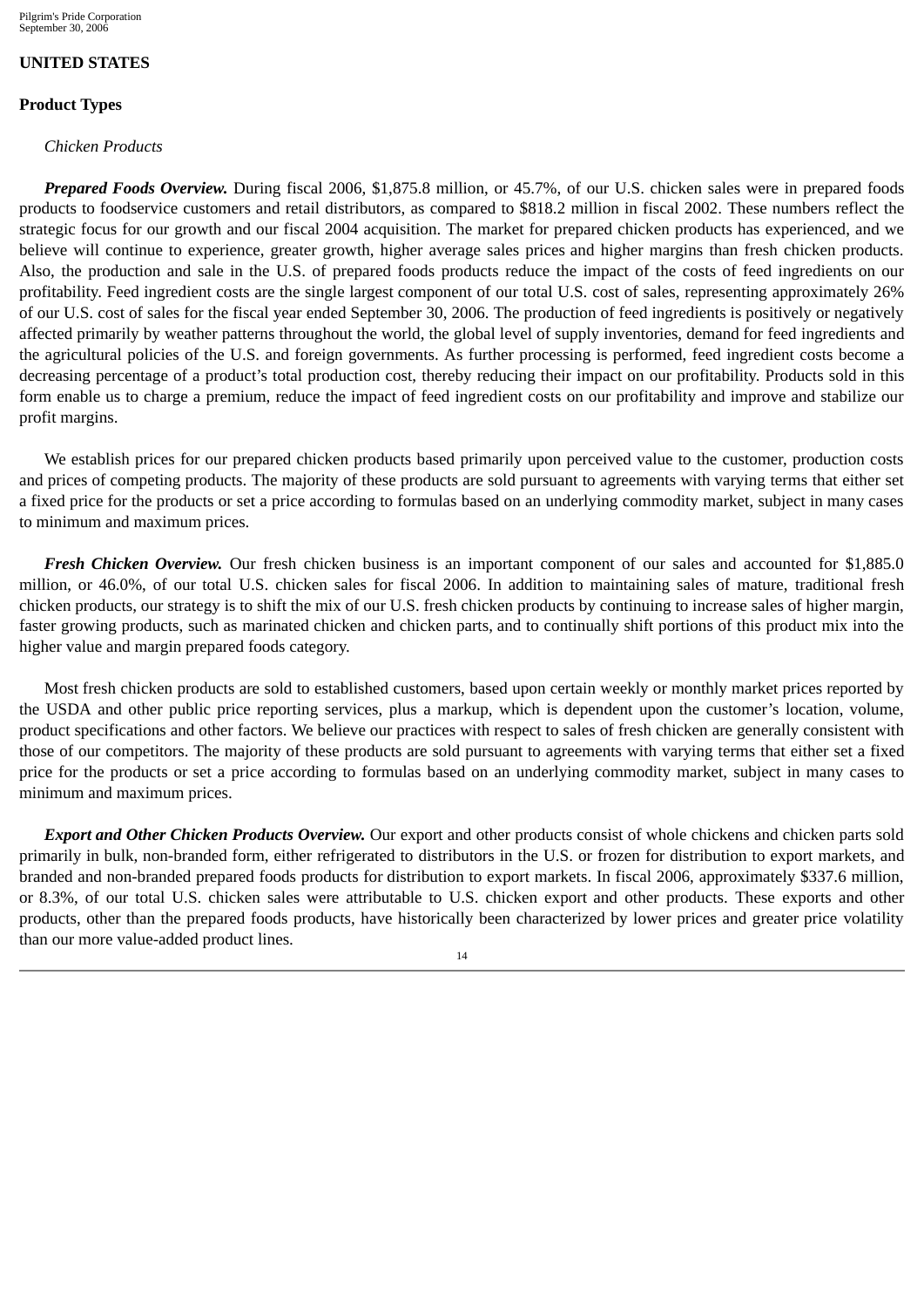## UNITED STATES

### Product Types

*Chicken Products*

***Prepared Foods Overview.*** During fiscal 2006, $1,875.8 million, or 45.7%, of our U.S. chicken sales were in prepared foods products to foodservice customers and retail distributors, as compared to $818.2 million in fiscal 2002. These numbers reflect the strategic focus for our growth and our fiscal 2004 acquisition. The market for prepared chicken products has experienced, and we believe will continue to experience, greater growth, higher average sales prices and higher margins than fresh chicken products. Also, the production and sale in the U.S. of prepared foods products reduce the impact of the costs of feed ingredients on our profitability. Feed ingredient costs are the single largest component of our total U.S. cost of sales, representing approximately 26% of our U.S. cost of sales for the fiscal year ended September 30, 2006. The production of feed ingredients is positively or negatively affected primarily by weather patterns throughout the world, the global level of supply inventories, demand for feed ingredients and the agricultural policies of the U.S. and foreign governments. As further processing is performed, feed ingredient costs become a decreasing percentage of a product's total production cost, thereby reducing their impact on our profitability. Products sold in this form enable us to charge a premium, reduce the impact of feed ingredient costs on our profitability and improve and stabilize our profit margins.

We establish prices for our prepared chicken products based primarily upon perceived value to the customer, production costs and prices of competing products. The majority of these products are sold pursuant to agreements with varying terms that either set a fixed price for the products or set a price according to formulas based on an underlying commodity market, subject in many cases to minimum and maximum prices.

***Fresh Chicken Overview.*** Our fresh chicken business is an important component of our sales and accounted for $1,885.0 million, or 46.0%, of our total U.S. chicken sales for fiscal 2006. In addition to maintaining sales of mature, traditional fresh chicken products, our strategy is to shift the mix of our U.S. fresh chicken products by continuing to increase sales of higher margin, faster growing products, such as marinated chicken and chicken parts, and to continually shift portions of this product mix into the higher value and margin prepared foods category.

Most fresh chicken products are sold to established customers, based upon certain weekly or monthly market prices reported by the USDA and other public price reporting services, plus a markup, which is dependent upon the customer's location, volume, product specifications and other factors. We believe our practices with respect to sales of fresh chicken are generally consistent with those of our competitors. The majority of these products are sold pursuant to agreements with varying terms that either set a fixed price for the products or set a price according to formulas based on an underlying commodity market, subject in many cases to minimum and maximum prices.

***Export and Other Chicken Products Overview.*** Our export and other products consist of whole chickens and chicken parts sold primarily in bulk, non-branded form, either refrigerated to distributors in the U.S. or frozen for distribution to export markets, and branded and non-branded prepared foods products for distribution to export markets. In fiscal 2006, approximately $337.6 million, or 8.3%, of our total U.S. chicken sales were attributable to U.S. chicken export and other products. These exports and other products, other than the prepared foods products, have historically been characterized by lower prices and greater price volatility than our more value-added product lines.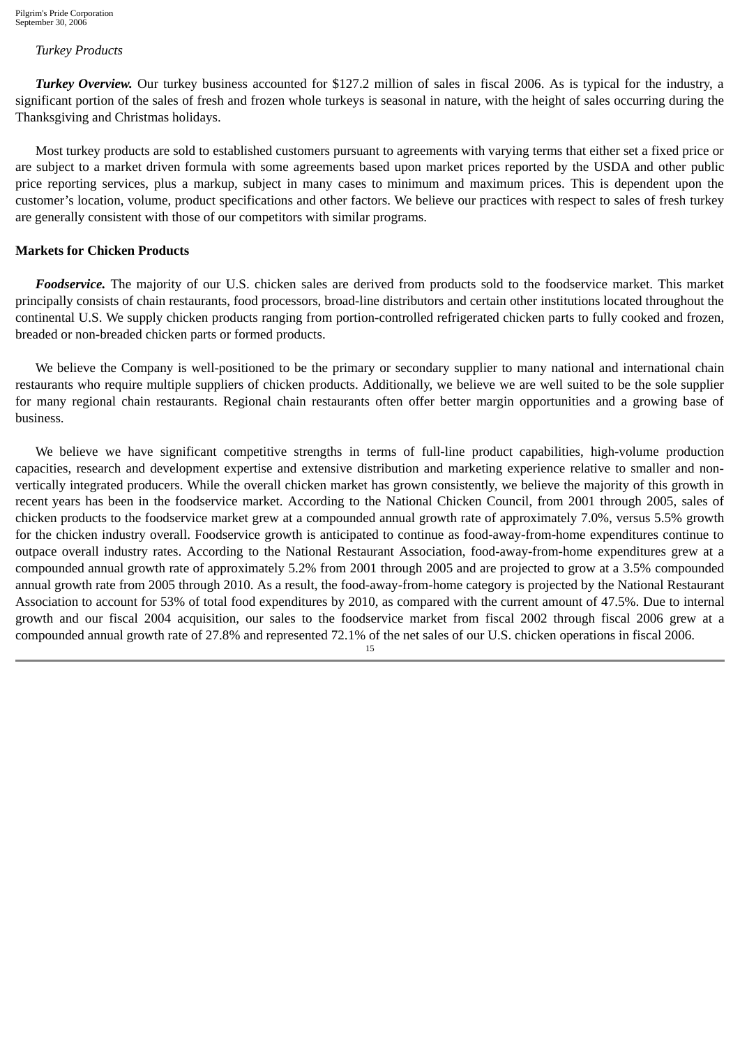*Turkey Products*

***Turkey Overview.*** Our turkey business accounted for $127.2 million of sales in fiscal 2006. As is typical for the industry, a significant portion of the sales of fresh and frozen whole turkeys is seasonal in nature, with the height of sales occurring during the Thanksgiving and Christmas holidays.

Most turkey products are sold to established customers pursuant to agreements with varying terms that either set a fixed price or are subject to a market driven formula with some agreements based upon market prices reported by the USDA and other public price reporting services, plus a markup, subject in many cases to minimum and maximum prices. This is dependent upon the customer's location, volume, product specifications and other factors. We believe our practices with respect to sales of fresh turkey are generally consistent with those of our competitors with similar programs.

**Markets for Chicken Products**

***Foodservice.*** The majority of our U.S. chicken sales are derived from products sold to the foodservice market. This market principally consists of chain restaurants, food processors, broad-line distributors and certain other institutions located throughout the continental U.S. We supply chicken products ranging from portion-controlled refrigerated chicken parts to fully cooked and frozen, breaded or non-breaded chicken parts or formed products.

We believe the Company is well-positioned to be the primary or secondary supplier to many national and international chain restaurants who require multiple suppliers of chicken products. Additionally, we believe we are well suited to be the sole supplier for many regional chain restaurants. Regional chain restaurants often offer better margin opportunities and a growing base of business.

We believe we have significant competitive strengths in terms of full-line product capabilities, high-volume production capacities, research and development expertise and extensive distribution and marketing experience relative to smaller and non-vertically integrated producers. While the overall chicken market has grown consistently, we believe the majority of this growth in recent years has been in the foodservice market. According to the National Chicken Council, from 2001 through 2005, sales of chicken products to the foodservice market grew at a compounded annual growth rate of approximately 7.0%, versus 5.5% growth for the chicken industry overall. Foodservice growth is anticipated to continue as food-away-from-home expenditures continue to outpace overall industry rates. According to the National Restaurant Association, food-away-from-home expenditures grew at a compounded annual growth rate of approximately 5.2% from 2001 through 2005 and are projected to grow at a 3.5% compounded annual growth rate from 2005 through 2010. As a result, the food-away-from-home category is projected by the National Restaurant Association to account for 53% of total food expenditures by 2010, as compared with the current amount of 47.5%. Due to internal growth and our fiscal 2004 acquisition, our sales to the foodservice market from fiscal 2002 through fiscal 2006 grew at a compounded annual growth rate of 27.8% and represented 72.1% of the net sales of our U.S. chicken operations in fiscal 2006.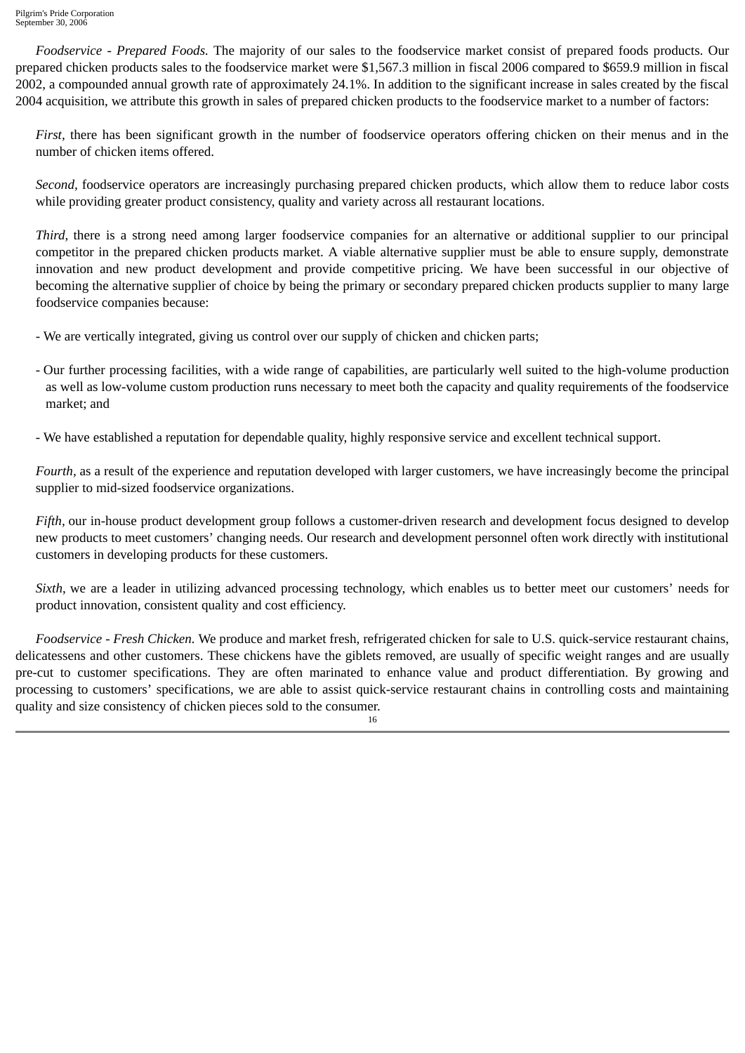*Foodservice - Prepared Foods.* The majority of our sales to the foodservice market consist of prepared foods products. Our prepared chicken products sales to the foodservice market were $1,567.3 million in fiscal 2006 compared to $659.9 million in fiscal 2002, a compounded annual growth rate of approximately 24.1%. In addition to the significant increase in sales created by the fiscal 2004 acquisition, we attribute this growth in sales of prepared chicken products to the foodservice market to a number of factors:

*First,* there has been significant growth in the number of foodservice operators offering chicken on their menus and in the number of chicken items offered.

*Second,* foodservice operators are increasingly purchasing prepared chicken products, which allow them to reduce labor costs while providing greater product consistency, quality and variety across all restaurant locations.

*Third,* there is a strong need among larger foodservice companies for an alternative or additional supplier to our principal competitor in the prepared chicken products market. A viable alternative supplier must be able to ensure supply, demonstrate innovation and new product development and provide competitive pricing. We have been successful in our objective of becoming the alternative supplier of choice by being the primary or secondary prepared chicken products supplier to many large foodservice companies because:

- We are vertically integrated, giving us control over our supply of chicken and chicken parts;

- Our further processing facilities, with a wide range of capabilities, are particularly well suited to the high-volume production as well as low-volume custom production runs necessary to meet both the capacity and quality requirements of the foodservice market; and

- We have established a reputation for dependable quality, highly responsive service and excellent technical support.

*Fourth,* as a result of the experience and reputation developed with larger customers, we have increasingly become the principal supplier to mid-sized foodservice organizations.

*Fifth,* our in-house product development group follows a customer-driven research and development focus designed to develop new products to meet customers' changing needs. Our research and development personnel often work directly with institutional customers in developing products for these customers.

*Sixth*, we are a leader in utilizing advanced processing technology, which enables us to better meet our customers' needs for product innovation, consistent quality and cost efficiency.

*Foodservice - Fresh Chicken.* We produce and market fresh, refrigerated chicken for sale to U.S. quick-service restaurant chains, delicatessens and other customers. These chickens have the giblets removed, are usually of specific weight ranges and are usually pre-cut to customer specifications. They are often marinated to enhance value and product differentiation. By growing and processing to customers' specifications, we are able to assist quick-service restaurant chains in controlling costs and maintaining quality and size consistency of chicken pieces sold to the consumer.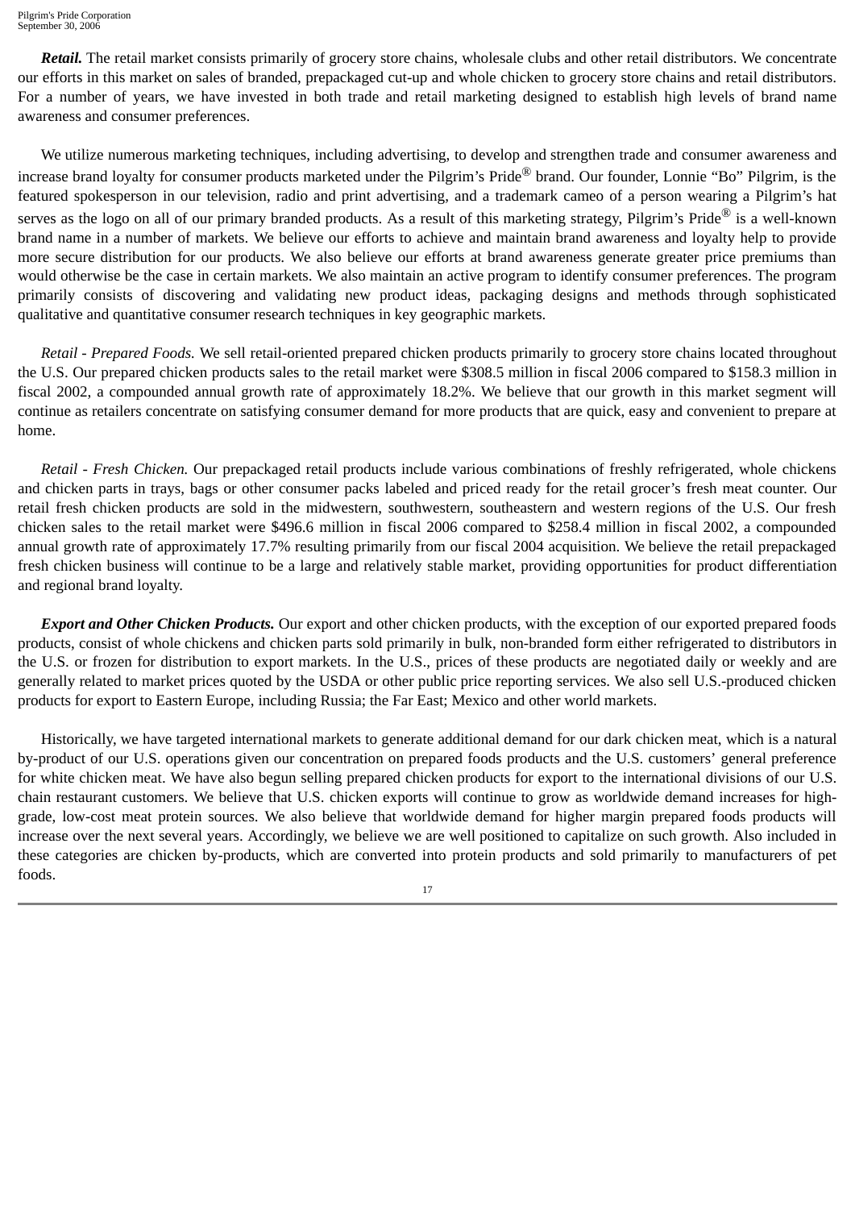***Retail.*** The retail market consists primarily of grocery store chains, wholesale clubs and other retail distributors. We concentrate our efforts in this market on sales of branded, prepackaged cut-up and whole chicken to grocery store chains and retail distributors. For a number of years, we have invested in both trade and retail marketing designed to establish high levels of brand name awareness and consumer preferences.

We utilize numerous marketing techniques, including advertising, to develop and strengthen trade and consumer awareness and increase brand loyalty for consumer products marketed under the Pilgrim's Pride® brand. Our founder, Lonnie "Bo" Pilgrim, is the featured spokesperson in our television, radio and print advertising, and a trademark cameo of a person wearing a Pilgrim's hat serves as the logo on all of our primary branded products. As a result of this marketing strategy, Pilgrim's Pride® is a well-known brand name in a number of markets. We believe our efforts to achieve and maintain brand awareness and loyalty help to provide more secure distribution for our products. We also believe our efforts at brand awareness generate greater price premiums than would otherwise be the case in certain markets. We also maintain an active program to identify consumer preferences. The program primarily consists of discovering and validating new product ideas, packaging designs and methods through sophisticated qualitative and quantitative consumer research techniques in key geographic markets.

*Retail - Prepared Foods.* We sell retail-oriented prepared chicken products primarily to grocery store chains located throughout the U.S. Our prepared chicken products sales to the retail market were $308.5 million in fiscal 2006 compared to $158.3 million in fiscal 2002, a compounded annual growth rate of approximately 18.2%. We believe that our growth in this market segment will continue as retailers concentrate on satisfying consumer demand for more products that are quick, easy and convenient to prepare at home.

*Retail - Fresh Chicken.* Our prepackaged retail products include various combinations of freshly refrigerated, whole chickens and chicken parts in trays, bags or other consumer packs labeled and priced ready for the retail grocer's fresh meat counter. Our retail fresh chicken products are sold in the midwestern, southwestern, southeastern and western regions of the U.S. Our fresh chicken sales to the retail market were $496.6 million in fiscal 2006 compared to $258.4 million in fiscal 2002, a compounded annual growth rate of approximately 17.7% resulting primarily from our fiscal 2004 acquisition. We believe the retail prepackaged fresh chicken business will continue to be a large and relatively stable market, providing opportunities for product differentiation and regional brand loyalty.

***Export and Other Chicken Products.*** Our export and other chicken products, with the exception of our exported prepared foods products, consist of whole chickens and chicken parts sold primarily in bulk, non-branded form either refrigerated to distributors in the U.S. or frozen for distribution to export markets. In the U.S., prices of these products are negotiated daily or weekly and are generally related to market prices quoted by the USDA or other public price reporting services. We also sell U.S.-produced chicken products for export to Eastern Europe, including Russia; the Far East; Mexico and other world markets.

Historically, we have targeted international markets to generate additional demand for our dark chicken meat, which is a natural by-product of our U.S. operations given our concentration on prepared foods products and the U.S. customers' general preference for white chicken meat. We have also begun selling prepared chicken products for export to the international divisions of our U.S. chain restaurant customers. We believe that U.S. chicken exports will continue to grow as worldwide demand increases for high-grade, low-cost meat protein sources. We also believe that worldwide demand for higher margin prepared foods products will increase over the next several years. Accordingly, we believe we are well positioned to capitalize on such growth. Also included in these categories are chicken by-products, which are converted into protein products and sold primarily to manufacturers of pet foods.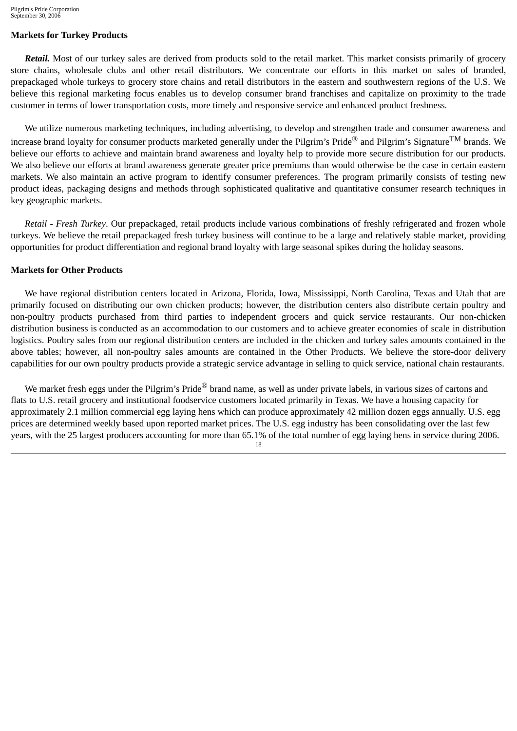## Markets for Turkey Products

***Retail.*** Most of our turkey sales are derived from products sold to the retail market. This market consists primarily of grocery store chains, wholesale clubs and other retail distributors. We concentrate our efforts in this market on sales of branded, prepackaged whole turkeys to grocery store chains and retail distributors in the eastern and southwestern regions of the U.S. We believe this regional marketing focus enables us to develop consumer brand franchises and capitalize on proximity to the trade customer in terms of lower transportation costs, more timely and responsive service and enhanced product freshness.

We utilize numerous marketing techniques, including advertising, to develop and strengthen trade and consumer awareness and increase brand loyalty for consumer products marketed generally under the Pilgrim's Pride® and Pilgrim's Signature™ brands. We believe our efforts to achieve and maintain brand awareness and loyalty help to provide more secure distribution for our products. We also believe our efforts at brand awareness generate greater price premiums than would otherwise be the case in certain eastern markets. We also maintain an active program to identify consumer preferences. The program primarily consists of testing new product ideas, packaging designs and methods through sophisticated qualitative and quantitative consumer research techniques in key geographic markets.

*Retail - Fresh Turkey*. Our prepackaged, retail products include various combinations of freshly refrigerated and frozen whole turkeys. We believe the retail prepackaged fresh turkey business will continue to be a large and relatively stable market, providing opportunities for product differentiation and regional brand loyalty with large seasonal spikes during the holiday seasons.

## Markets for Other Products

We have regional distribution centers located in Arizona, Florida, Iowa, Mississippi, North Carolina, Texas and Utah that are primarily focused on distributing our own chicken products; however, the distribution centers also distribute certain poultry and non-poultry products purchased from third parties to independent grocers and quick service restaurants. Our non-chicken distribution business is conducted as an accommodation to our customers and to achieve greater economies of scale in distribution logistics. Poultry sales from our regional distribution centers are included in the chicken and turkey sales amounts contained in the above tables; however, all non-poultry sales amounts are contained in the Other Products. We believe the store-door delivery capabilities for our own poultry products provide a strategic service advantage in selling to quick service, national chain restaurants.

We market fresh eggs under the Pilgrim's Pride® brand name, as well as under private labels, in various sizes of cartons and flats to U.S. retail grocery and institutional foodservice customers located primarily in Texas. We have a housing capacity for approximately 2.1 million commercial egg laying hens which can produce approximately 42 million dozen eggs annually. U.S. egg prices are determined weekly based upon reported market prices. The U.S. egg industry has been consolidating over the last few years, with the 25 largest producers accounting for more than 65.1% of the total number of egg laying hens in service during 2006.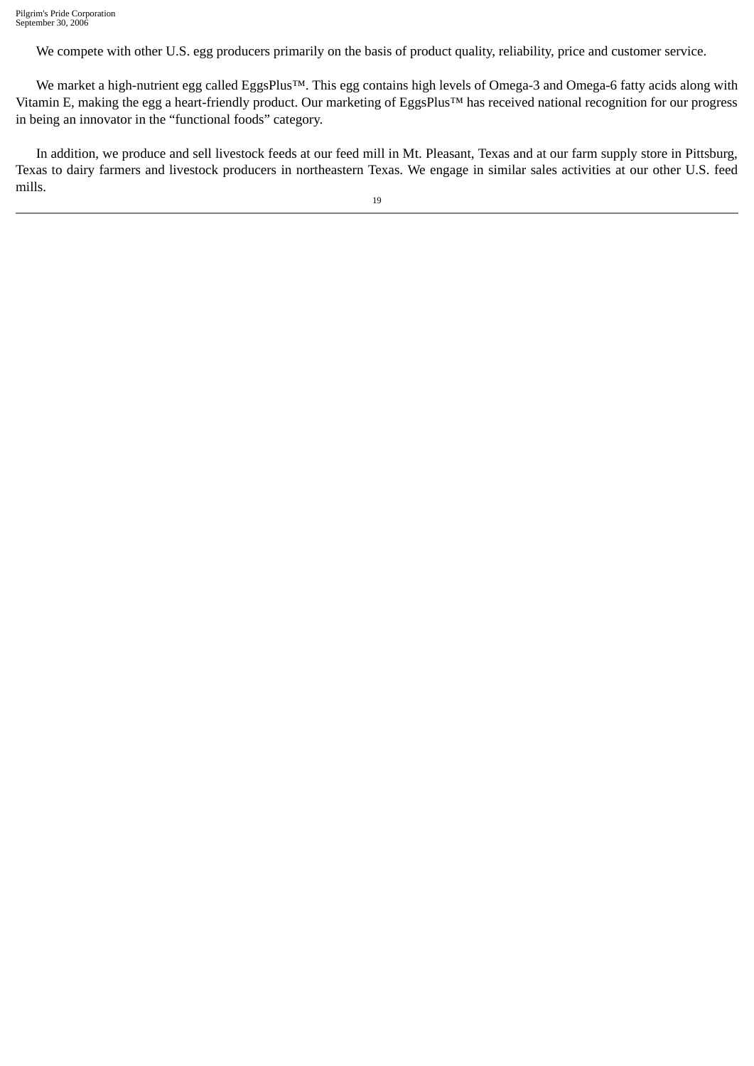We compete with other U.S. egg producers primarily on the basis of product quality, reliability, price and customer service.

We market a high-nutrient egg called EggsPlus™. This egg contains high levels of Omega-3 and Omega-6 fatty acids along with Vitamin E, making the egg a heart-friendly product. Our marketing of EggsPlus™ has received national recognition for our progress in being an innovator in the "functional foods" category.

In addition, we produce and sell livestock feeds at our feed mill in Mt. Pleasant, Texas and at our farm supply store in Pittsburg, Texas to dairy farmers and livestock producers in northeastern Texas. We engage in similar sales activities at our other U.S. feed mills.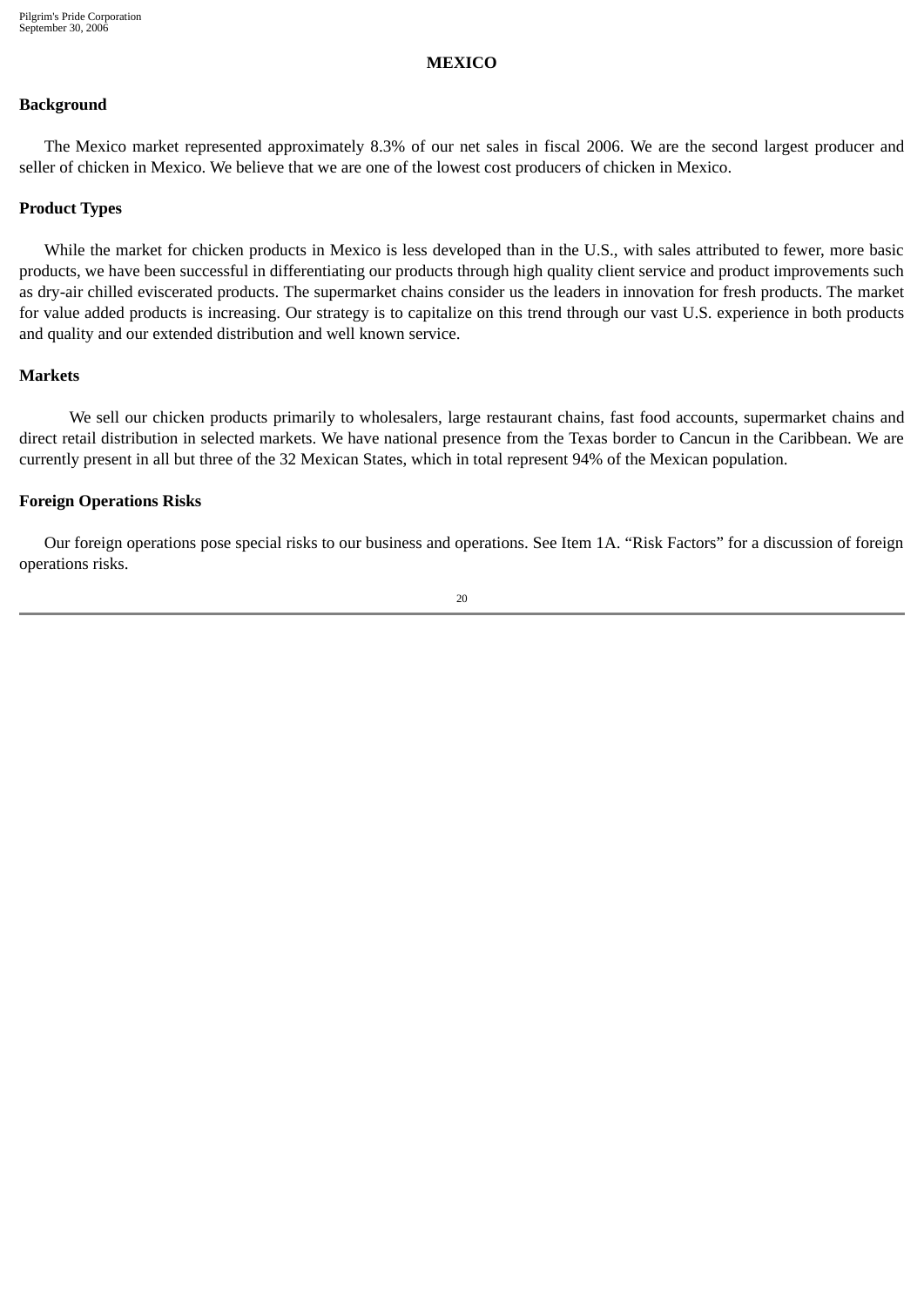## MEXICO

### Background

The Mexico market represented approximately 8.3% of our net sales in fiscal 2006. We are the second largest producer and seller of chicken in Mexico. We believe that we are one of the lowest cost producers of chicken in Mexico.

### Product Types

While the market for chicken products in Mexico is less developed than in the U.S., with sales attributed to fewer, more basic products, we have been successful in differentiating our products through high quality client service and product improvements such as dry-air chilled eviscerated products. The supermarket chains consider us the leaders in innovation for fresh products. The market for value added products is increasing. Our strategy is to capitalize on this trend through our vast U.S. experience in both products and quality and our extended distribution and well known service.

### Markets

We sell our chicken products primarily to wholesalers, large restaurant chains, fast food accounts, supermarket chains and direct retail distribution in selected markets. We have national presence from the Texas border to Cancun in the Caribbean. We are currently present in all but three of the 32 Mexican States, which in total represent 94% of the Mexican population.

### Foreign Operations Risks

Our foreign operations pose special risks to our business and operations. See Item 1A. “Risk Factors” for a discussion of foreign operations risks.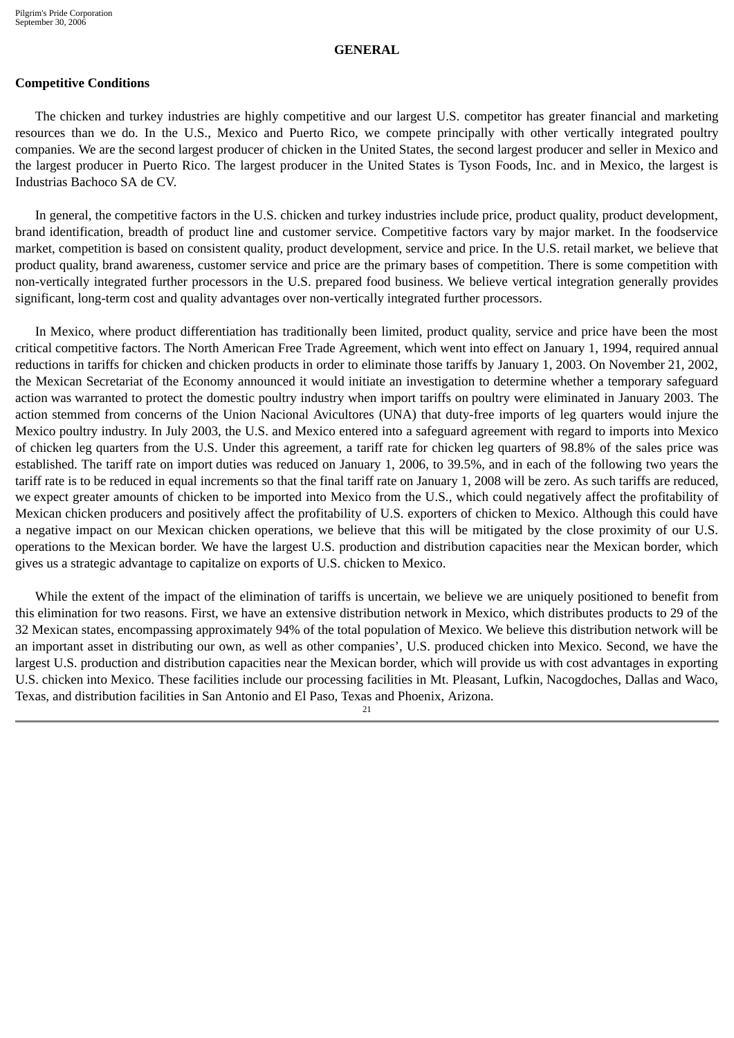## GENERAL

### Competitive Conditions

The chicken and turkey industries are highly competitive and our largest U.S. competitor has greater financial and marketing resources than we do. In the U.S., Mexico and Puerto Rico, we compete principally with other vertically integrated poultry companies. We are the second largest producer of chicken in the United States, the second largest producer and seller in Mexico and the largest producer in Puerto Rico. The largest producer in the United States is Tyson Foods, Inc. and in Mexico, the largest is Industrias Bachoco SA de CV.

In general, the competitive factors in the U.S. chicken and turkey industries include price, product quality, product development, brand identification, breadth of product line and customer service. Competitive factors vary by major market. In the foodservice market, competition is based on consistent quality, product development, service and price. In the U.S. retail market, we believe that product quality, brand awareness, customer service and price are the primary bases of competition. There is some competition with non-vertically integrated further processors in the U.S. prepared food business. We believe vertical integration generally provides significant, long-term cost and quality advantages over non-vertically integrated further processors.

In Mexico, where product differentiation has traditionally been limited, product quality, service and price have been the most critical competitive factors. The North American Free Trade Agreement, which went into effect on January 1, 1994, required annual reductions in tariffs for chicken and chicken products in order to eliminate those tariffs by January 1, 2003. On November 21, 2002, the Mexican Secretariat of the Economy announced it would initiate an investigation to determine whether a temporary safeguard action was warranted to protect the domestic poultry industry when import tariffs on poultry were eliminated in January 2003. The action stemmed from concerns of the Union Nacional Avicultores (UNA) that duty-free imports of leg quarters would injure the Mexico poultry industry. In July 2003, the U.S. and Mexico entered into a safeguard agreement with regard to imports into Mexico of chicken leg quarters from the U.S. Under this agreement, a tariff rate for chicken leg quarters of 98.8% of the sales price was established. The tariff rate on import duties was reduced on January 1, 2006, to 39.5%, and in each of the following two years the tariff rate is to be reduced in equal increments so that the final tariff rate on January 1, 2008 will be zero. As such tariffs are reduced, we expect greater amounts of chicken to be imported into Mexico from the U.S., which could negatively affect the profitability of Mexican chicken producers and positively affect the profitability of U.S. exporters of chicken to Mexico. Although this could have a negative impact on our Mexican chicken operations, we believe that this will be mitigated by the close proximity of our U.S. operations to the Mexican border. We have the largest U.S. production and distribution capacities near the Mexican border, which gives us a strategic advantage to capitalize on exports of U.S. chicken to Mexico.

While the extent of the impact of the elimination of tariffs is uncertain, we believe we are uniquely positioned to benefit from this elimination for two reasons. First, we have an extensive distribution network in Mexico, which distributes products to 29 of the 32 Mexican states, encompassing approximately 94% of the total population of Mexico. We believe this distribution network will be an important asset in distributing our own, as well as other companies', U.S. produced chicken into Mexico. Second, we have the largest U.S. production and distribution capacities near the Mexican border, which will provide us with cost advantages in exporting U.S. chicken into Mexico. These facilities include our processing facilities in Mt. Pleasant, Lufkin, Nacogdoches, Dallas and Waco, Texas, and distribution facilities in San Antonio and El Paso, Texas and Phoenix, Arizona.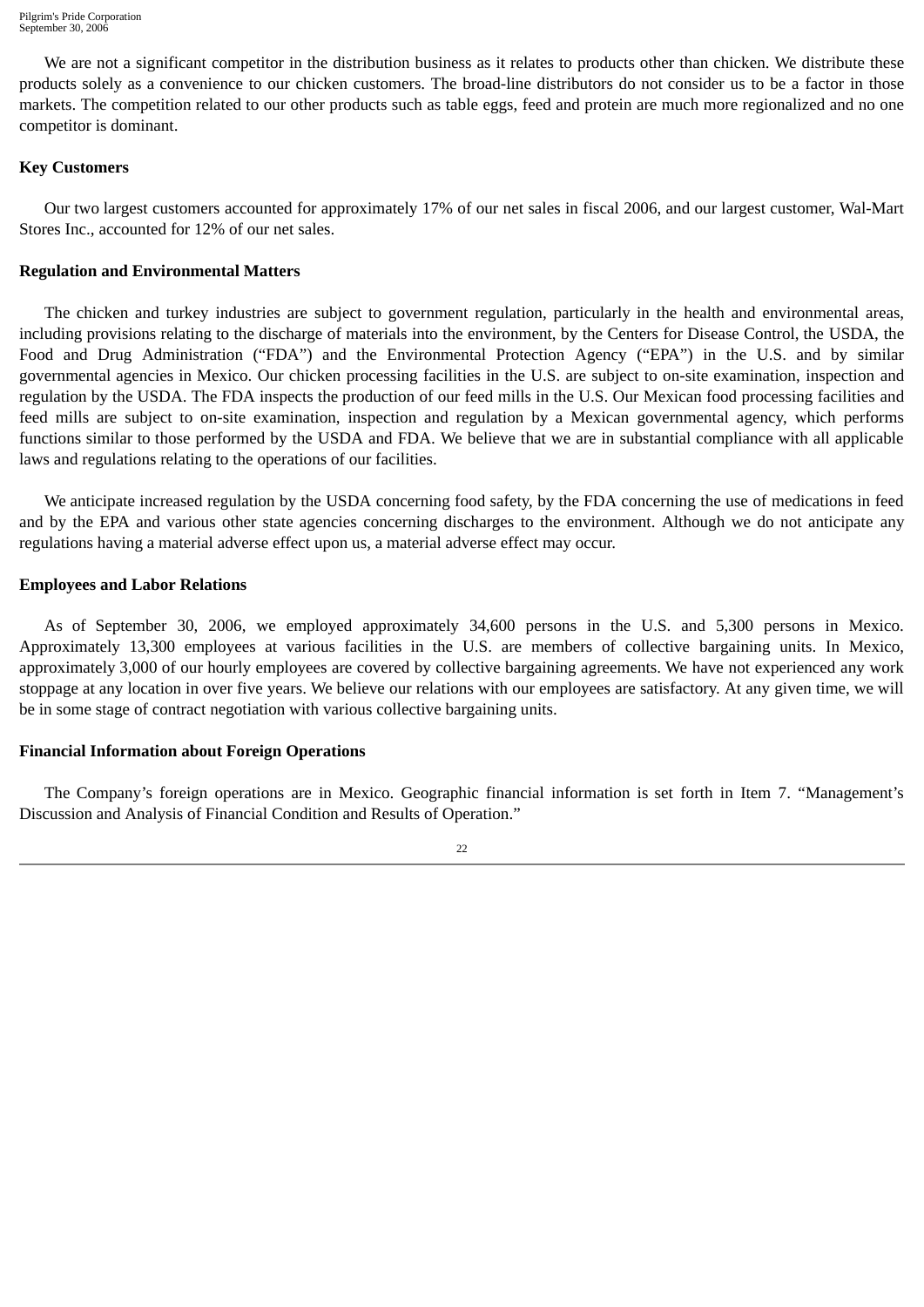We are not a significant competitor in the distribution business as it relates to products other than chicken. We distribute these products solely as a convenience to our chicken customers. The broad-line distributors do not consider us to be a factor in those markets. The competition related to our other products such as table eggs, feed and protein are much more regionalized and no one competitor is dominant.

**Key Customers**

Our two largest customers accounted for approximately 17% of our net sales in fiscal 2006, and our largest customer, Wal-Mart Stores Inc., accounted for 12% of our net sales.

**Regulation and Environmental Matters**

The chicken and turkey industries are subject to government regulation, particularly in the health and environmental areas, including provisions relating to the discharge of materials into the environment, by the Centers for Disease Control, the USDA, the Food and Drug Administration ("FDA") and the Environmental Protection Agency ("EPA") in the U.S. and by similar governmental agencies in Mexico. Our chicken processing facilities in the U.S. are subject to on-site examination, inspection and regulation by the USDA. The FDA inspects the production of our feed mills in the U.S. Our Mexican food processing facilities and feed mills are subject to on-site examination, inspection and regulation by a Mexican governmental agency, which performs functions similar to those performed by the USDA and FDA. We believe that we are in substantial compliance with all applicable laws and regulations relating to the operations of our facilities.

We anticipate increased regulation by the USDA concerning food safety, by the FDA concerning the use of medications in feed and by the EPA and various other state agencies concerning discharges to the environment. Although we do not anticipate any regulations having a material adverse effect upon us, a material adverse effect may occur.

**Employees and Labor Relations**

As of September 30, 2006, we employed approximately 34,600 persons in the U.S. and 5,300 persons in Mexico. Approximately 13,300 employees at various facilities in the U.S. are members of collective bargaining units. In Mexico, approximately 3,000 of our hourly employees are covered by collective bargaining agreements. We have not experienced any work stoppage at any location in over five years. We believe our relations with our employees are satisfactory. At any given time, we will be in some stage of contract negotiation with various collective bargaining units.

**Financial Information about Foreign Operations**

The Company's foreign operations are in Mexico. Geographic financial information is set forth in Item 7. "Management's Discussion and Analysis of Financial Condition and Results of Operation."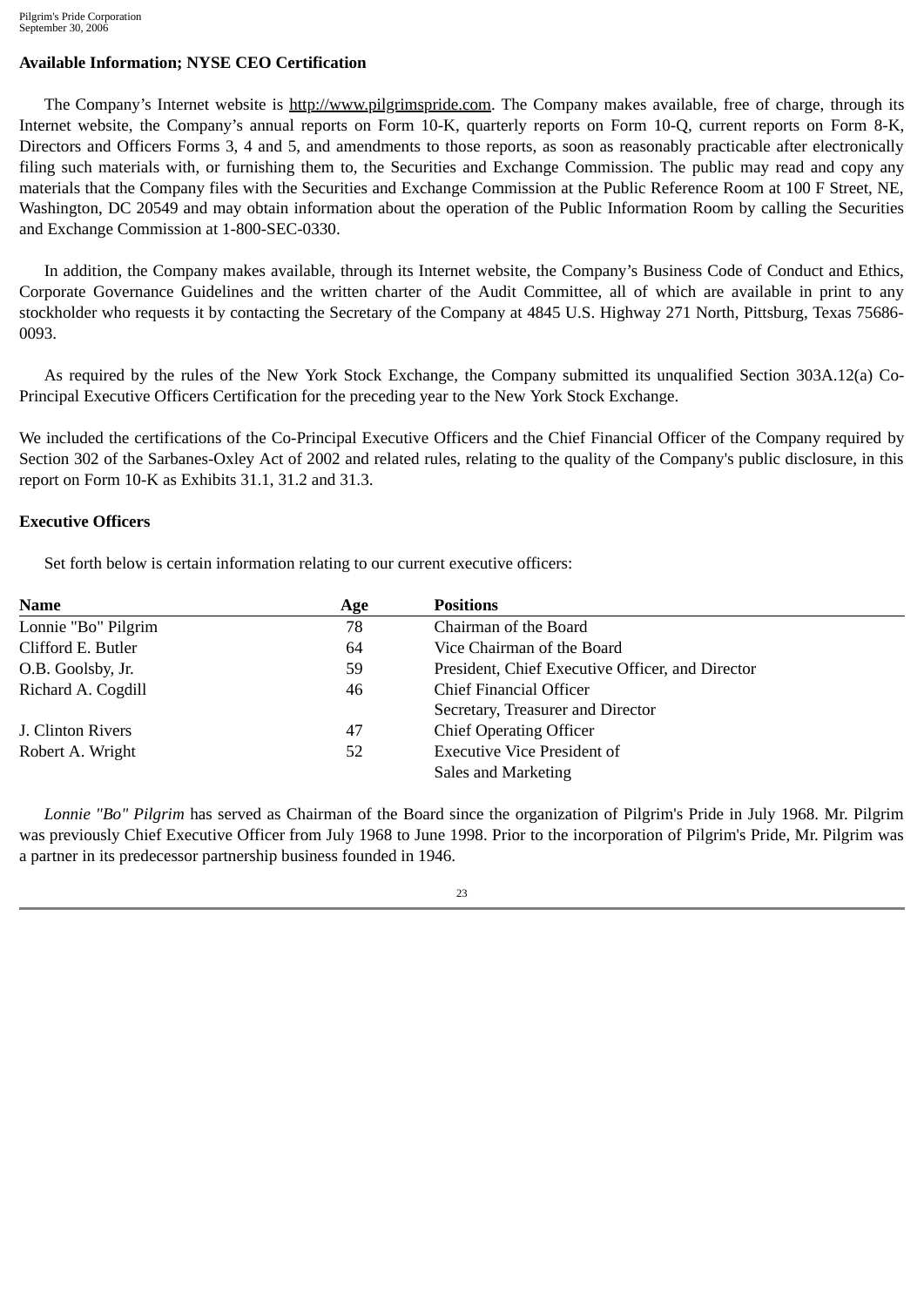## Available Information; NYSE CEO Certification

The Company's Internet website is http://www.pilgrimspride.com. The Company makes available, free of charge, through its Internet website, the Company's annual reports on Form 10-K, quarterly reports on Form 10-Q, current reports on Form 8-K, Directors and Officers Forms 3, 4 and 5, and amendments to those reports, as soon as reasonably practicable after electronically filing such materials with, or furnishing them to, the Securities and Exchange Commission. The public may read and copy any materials that the Company files with the Securities and Exchange Commission at the Public Reference Room at 100 F Street, NE, Washington, DC 20549 and may obtain information about the operation of the Public Information Room by calling the Securities and Exchange Commission at 1-800-SEC-0330.

In addition, the Company makes available, through its Internet website, the Company's Business Code of Conduct and Ethics, Corporate Governance Guidelines and the written charter of the Audit Committee, all of which are available in print to any stockholder who requests it by contacting the Secretary of the Company at 4845 U.S. Highway 271 North, Pittsburg, Texas 75686-0093.

As required by the rules of the New York Stock Exchange, the Company submitted its unqualified Section 303A.12(a) Co-Principal Executive Officers Certification for the preceding year to the New York Stock Exchange.

We included the certifications of the Co-Principal Executive Officers and the Chief Financial Officer of the Company required by Section 302 of the Sarbanes-Oxley Act of 2002 and related rules, relating to the quality of the Company's public disclosure, in this report on Form 10-K as Exhibits 31.1, 31.2 and 31.3.

## Executive Officers

Set forth below is certain information relating to our current executive officers:

| Name | Age | Positions |
|---|---|---|
| Lonnie "Bo" Pilgrim | 78 | Chairman of the Board |
| Clifford E. Butler | 64 | Vice Chairman of the Board |
| O.B. Goolsby, Jr. | 59 | President, Chief Executive Officer, and Director |
| Richard A. Cogdill | 46 | Chief Financial Officer Secretary, Treasurer and Director |
| J. Clinton Rivers | 47 | Chief Operating Officer |
| Robert A. Wright | 52 | Executive Vice President of Sales and Marketing |

*Lonnie "Bo" Pilgrim* has served as Chairman of the Board since the organization of Pilgrim's Pride in July 1968. Mr. Pilgrim was previously Chief Executive Officer from July 1968 to June 1998. Prior to the incorporation of Pilgrim's Pride, Mr. Pilgrim was a partner in its predecessor partnership business founded in 1946.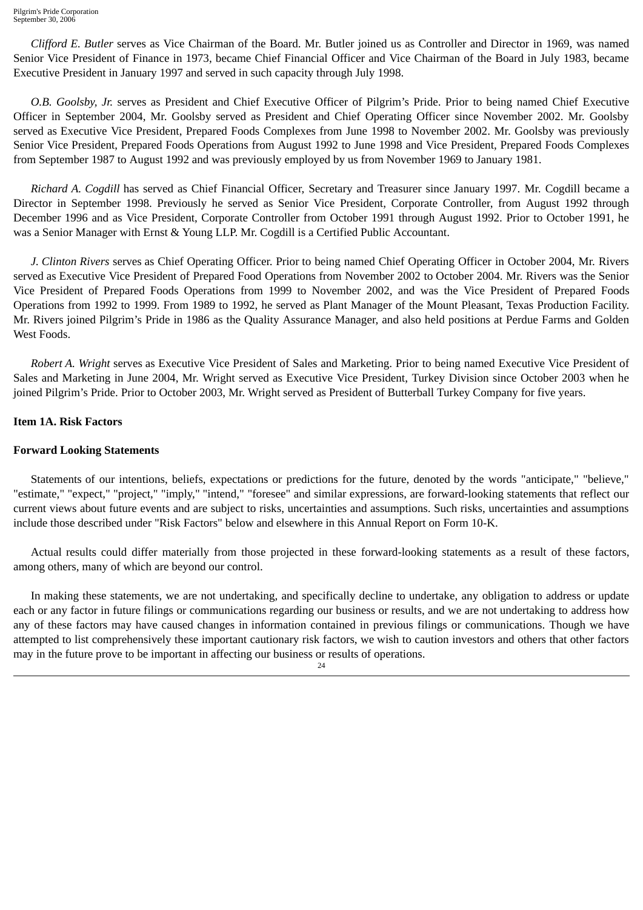*Clifford E. Butler* serves as Vice Chairman of the Board. Mr. Butler joined us as Controller and Director in 1969, was named Senior Vice President of Finance in 1973, became Chief Financial Officer and Vice Chairman of the Board in July 1983, became Executive President in January 1997 and served in such capacity through July 1998.

*O.B. Goolsby, Jr.* serves as President and Chief Executive Officer of Pilgrim's Pride. Prior to being named Chief Executive Officer in September 2004, Mr. Goolsby served as President and Chief Operating Officer since November 2002. Mr. Goolsby served as Executive Vice President, Prepared Foods Complexes from June 1998 to November 2002. Mr. Goolsby was previously Senior Vice President, Prepared Foods Operations from August 1992 to June 1998 and Vice President, Prepared Foods Complexes from September 1987 to August 1992 and was previously employed by us from November 1969 to January 1981.

*Richard A. Cogdill* has served as Chief Financial Officer, Secretary and Treasurer since January 1997. Mr. Cogdill became a Director in September 1998. Previously he served as Senior Vice President, Corporate Controller, from August 1992 through December 1996 and as Vice President, Corporate Controller from October 1991 through August 1992. Prior to October 1991, he was a Senior Manager with Ernst & Young LLP. Mr. Cogdill is a Certified Public Accountant.

*J. Clinton Rivers* serves as Chief Operating Officer. Prior to being named Chief Operating Officer in October 2004, Mr. Rivers served as Executive Vice President of Prepared Food Operations from November 2002 to October 2004. Mr. Rivers was the Senior Vice President of Prepared Foods Operations from 1999 to November 2002, and was the Vice President of Prepared Foods Operations from 1992 to 1999. From 1989 to 1992, he served as Plant Manager of the Mount Pleasant, Texas Production Facility. Mr. Rivers joined Pilgrim's Pride in 1986 as the Quality Assurance Manager, and also held positions at Perdue Farms and Golden West Foods.

*Robert A. Wright* serves as Executive Vice President of Sales and Marketing. Prior to being named Executive Vice President of Sales and Marketing in June 2004, Mr. Wright served as Executive Vice President, Turkey Division since October 2003 when he joined Pilgrim's Pride. Prior to October 2003, Mr. Wright served as President of Butterball Turkey Company for five years.

## Item 1A. Risk Factors

### Forward Looking Statements

Statements of our intentions, beliefs, expectations or predictions for the future, denoted by the words "anticipate," "believe," "estimate," "expect," "project," "imply," "intend," "foresee" and similar expressions, are forward-looking statements that reflect our current views about future events and are subject to risks, uncertainties and assumptions. Such risks, uncertainties and assumptions include those described under "Risk Factors" below and elsewhere in this Annual Report on Form 10-K.

Actual results could differ materially from those projected in these forward-looking statements as a result of these factors, among others, many of which are beyond our control.

In making these statements, we are not undertaking, and specifically decline to undertake, any obligation to address or update each or any factor in future filings or communications regarding our business or results, and we are not undertaking to address how any of these factors may have caused changes in information contained in previous filings or communications. Though we have attempted to list comprehensively these important cautionary risk factors, we wish to caution investors and others that other factors may in the future prove to be important in affecting our business or results of operations.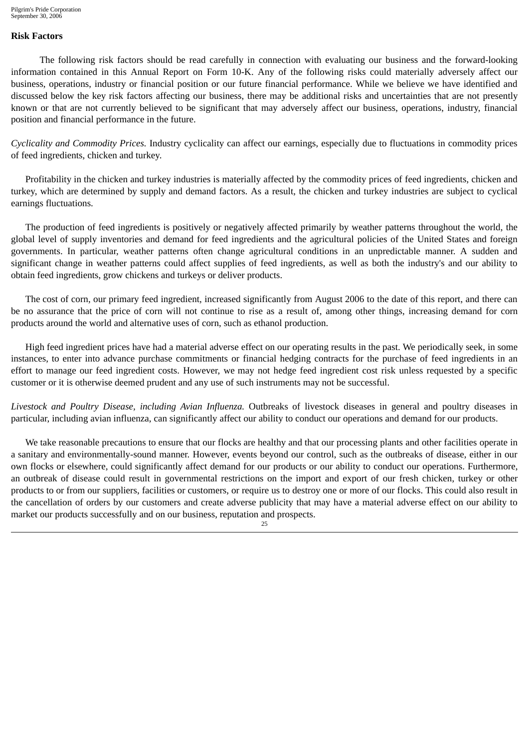## Risk Factors

The following risk factors should be read carefully in connection with evaluating our business and the forward-looking information contained in this Annual Report on Form 10-K. Any of the following risks could materially adversely affect our business, operations, industry or financial position or our future financial performance. While we believe we have identified and discussed below the key risk factors affecting our business, there may be additional risks and uncertainties that are not presently known or that are not currently believed to be significant that may adversely affect our business, operations, industry, financial position and financial performance in the future.

*Cyclicality and Commodity Prices.* Industry cyclicality can affect our earnings, especially due to fluctuations in commodity prices of feed ingredients, chicken and turkey.

Profitability in the chicken and turkey industries is materially affected by the commodity prices of feed ingredients, chicken and turkey, which are determined by supply and demand factors. As a result, the chicken and turkey industries are subject to cyclical earnings fluctuations.

The production of feed ingredients is positively or negatively affected primarily by weather patterns throughout the world, the global level of supply inventories and demand for feed ingredients and the agricultural policies of the United States and foreign governments. In particular, weather patterns often change agricultural conditions in an unpredictable manner. A sudden and significant change in weather patterns could affect supplies of feed ingredients, as well as both the industry's and our ability to obtain feed ingredients, grow chickens and turkeys or deliver products.

The cost of corn, our primary feed ingredient, increased significantly from August 2006 to the date of this report, and there can be no assurance that the price of corn will not continue to rise as a result of, among other things, increasing demand for corn products around the world and alternative uses of corn, such as ethanol production.

High feed ingredient prices have had a material adverse effect on our operating results in the past. We periodically seek, in some instances, to enter into advance purchase commitments or financial hedging contracts for the purchase of feed ingredients in an effort to manage our feed ingredient costs. However, we may not hedge feed ingredient cost risk unless requested by a specific customer or it is otherwise deemed prudent and any use of such instruments may not be successful.

*Livestock and Poultry Disease, including Avian Influenza.* Outbreaks of livestock diseases in general and poultry diseases in particular, including avian influenza, can significantly affect our ability to conduct our operations and demand for our products.

We take reasonable precautions to ensure that our flocks are healthy and that our processing plants and other facilities operate in a sanitary and environmentally-sound manner. However, events beyond our control, such as the outbreaks of disease, either in our own flocks or elsewhere, could significantly affect demand for our products or our ability to conduct our operations. Furthermore, an outbreak of disease could result in governmental restrictions on the import and export of our fresh chicken, turkey or other products to or from our suppliers, facilities or customers, or require us to destroy one or more of our flocks. This could also result in the cancellation of orders by our customers and create adverse publicity that may have a material adverse effect on our ability to market our products successfully and on our business, reputation and prospects.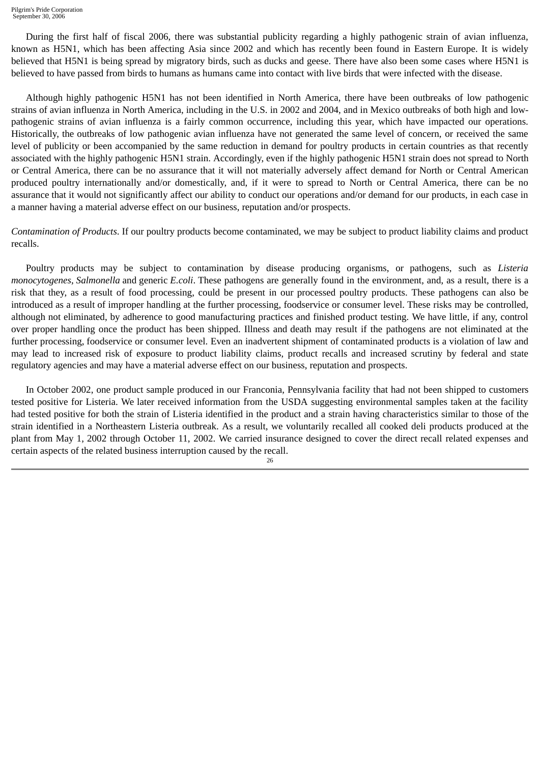During the first half of fiscal 2006, there was substantial publicity regarding a highly pathogenic strain of avian influenza, known as H5N1, which has been affecting Asia since 2002 and which has recently been found in Eastern Europe. It is widely believed that H5N1 is being spread by migratory birds, such as ducks and geese. There have also been some cases where H5N1 is believed to have passed from birds to humans as humans came into contact with live birds that were infected with the disease.

Although highly pathogenic H5N1 has not been identified in North America, there have been outbreaks of low pathogenic strains of avian influenza in North America, including in the U.S. in 2002 and 2004, and in Mexico outbreaks of both high and low-pathogenic strains of avian influenza is a fairly common occurrence, including this year, which have impacted our operations. Historically, the outbreaks of low pathogenic avian influenza have not generated the same level of concern, or received the same level of publicity or been accompanied by the same reduction in demand for poultry products in certain countries as that recently associated with the highly pathogenic H5N1 strain. Accordingly, even if the highly pathogenic H5N1 strain does not spread to North or Central America, there can be no assurance that it will not materially adversely affect demand for North or Central American produced poultry internationally and/or domestically, and, if it were to spread to North or Central America, there can be no assurance that it would not significantly affect our ability to conduct our operations and/or demand for our products, in each case in a manner having a material adverse effect on our business, reputation and/or prospects.

*Contamination of Products*. If our poultry products become contaminated, we may be subject to product liability claims and product recalls.

Poultry products may be subject to contamination by disease producing organisms, or pathogens, such as *Listeria monocytogenes*, *Salmonella* and generic *E.coli*. These pathogens are generally found in the environment, and, as a result, there is a risk that they, as a result of food processing, could be present in our processed poultry products. These pathogens can also be introduced as a result of improper handling at the further processing, foodservice or consumer level. These risks may be controlled, although not eliminated, by adherence to good manufacturing practices and finished product testing. We have little, if any, control over proper handling once the product has been shipped. Illness and death may result if the pathogens are not eliminated at the further processing, foodservice or consumer level. Even an inadvertent shipment of contaminated products is a violation of law and may lead to increased risk of exposure to product liability claims, product recalls and increased scrutiny by federal and state regulatory agencies and may have a material adverse effect on our business, reputation and prospects.

In October 2002, one product sample produced in our Franconia, Pennsylvania facility that had not been shipped to customers tested positive for Listeria. We later received information from the USDA suggesting environmental samples taken at the facility had tested positive for both the strain of Listeria identified in the product and a strain having characteristics similar to those of the strain identified in a Northeastern Listeria outbreak. As a result, we voluntarily recalled all cooked deli products produced at the plant from May 1, 2002 through October 11, 2002. We carried insurance designed to cover the direct recall related expenses and certain aspects of the related business interruption caused by the recall.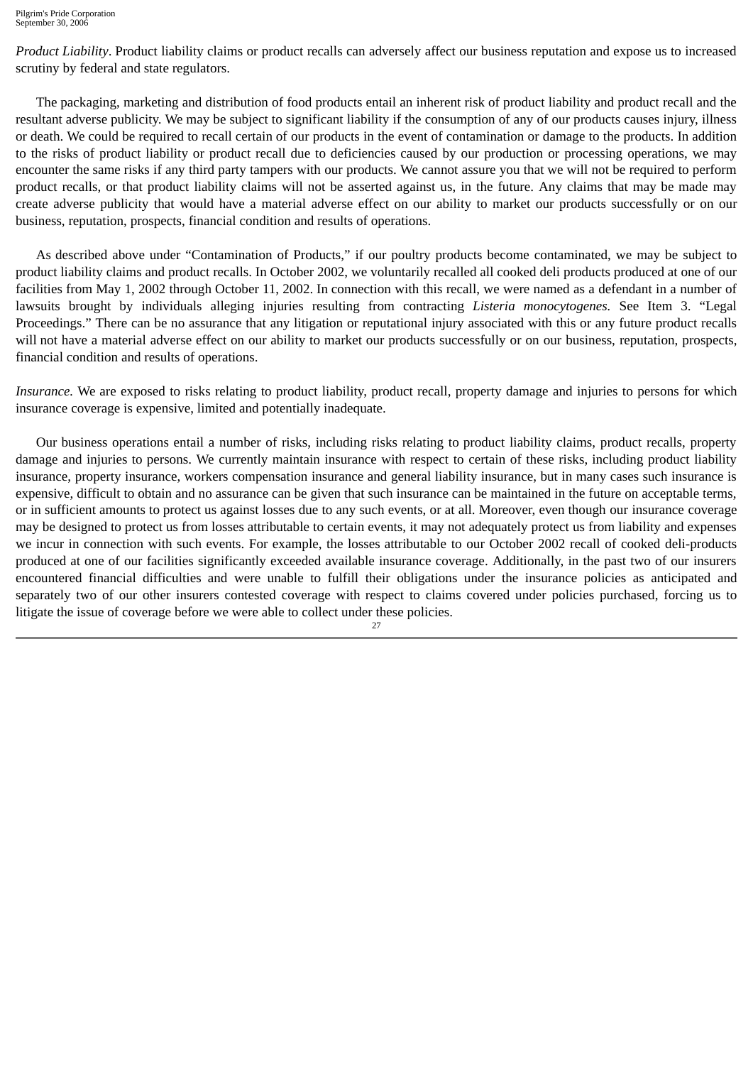*Product Liability*. Product liability claims or product recalls can adversely affect our business reputation and expose us to increased scrutiny by federal and state regulators.

The packaging, marketing and distribution of food products entail an inherent risk of product liability and product recall and the resultant adverse publicity. We may be subject to significant liability if the consumption of any of our products causes injury, illness or death. We could be required to recall certain of our products in the event of contamination or damage to the products. In addition to the risks of product liability or product recall due to deficiencies caused by our production or processing operations, we may encounter the same risks if any third party tampers with our products. We cannot assure you that we will not be required to perform product recalls, or that product liability claims will not be asserted against us, in the future. Any claims that may be made may create adverse publicity that would have a material adverse effect on our ability to market our products successfully or on our business, reputation, prospects, financial condition and results of operations.

As described above under "Contamination of Products," if our poultry products become contaminated, we may be subject to product liability claims and product recalls. In October 2002, we voluntarily recalled all cooked deli products produced at one of our facilities from May 1, 2002 through October 11, 2002. In connection with this recall, we were named as a defendant in a number of lawsuits brought by individuals alleging injuries resulting from contracting *Listeria monocytogenes*. See Item 3. "Legal Proceedings." There can be no assurance that any litigation or reputational injury associated with this or any future product recalls will not have a material adverse effect on our ability to market our products successfully or on our business, reputation, prospects, financial condition and results of operations.

*Insurance.* We are exposed to risks relating to product liability, product recall, property damage and injuries to persons for which insurance coverage is expensive, limited and potentially inadequate.

Our business operations entail a number of risks, including risks relating to product liability claims, product recalls, property damage and injuries to persons. We currently maintain insurance with respect to certain of these risks, including product liability insurance, property insurance, workers compensation insurance and general liability insurance, but in many cases such insurance is expensive, difficult to obtain and no assurance can be given that such insurance can be maintained in the future on acceptable terms, or in sufficient amounts to protect us against losses due to any such events, or at all. Moreover, even though our insurance coverage may be designed to protect us from losses attributable to certain events, it may not adequately protect us from liability and expenses we incur in connection with such events. For example, the losses attributable to our October 2002 recall of cooked deli-products produced at one of our facilities significantly exceeded available insurance coverage. Additionally, in the past two of our insurers encountered financial difficulties and were unable to fulfill their obligations under the insurance policies as anticipated and separately two of our other insurers contested coverage with respect to claims covered under policies purchased, forcing us to litigate the issue of coverage before we were able to collect under these policies.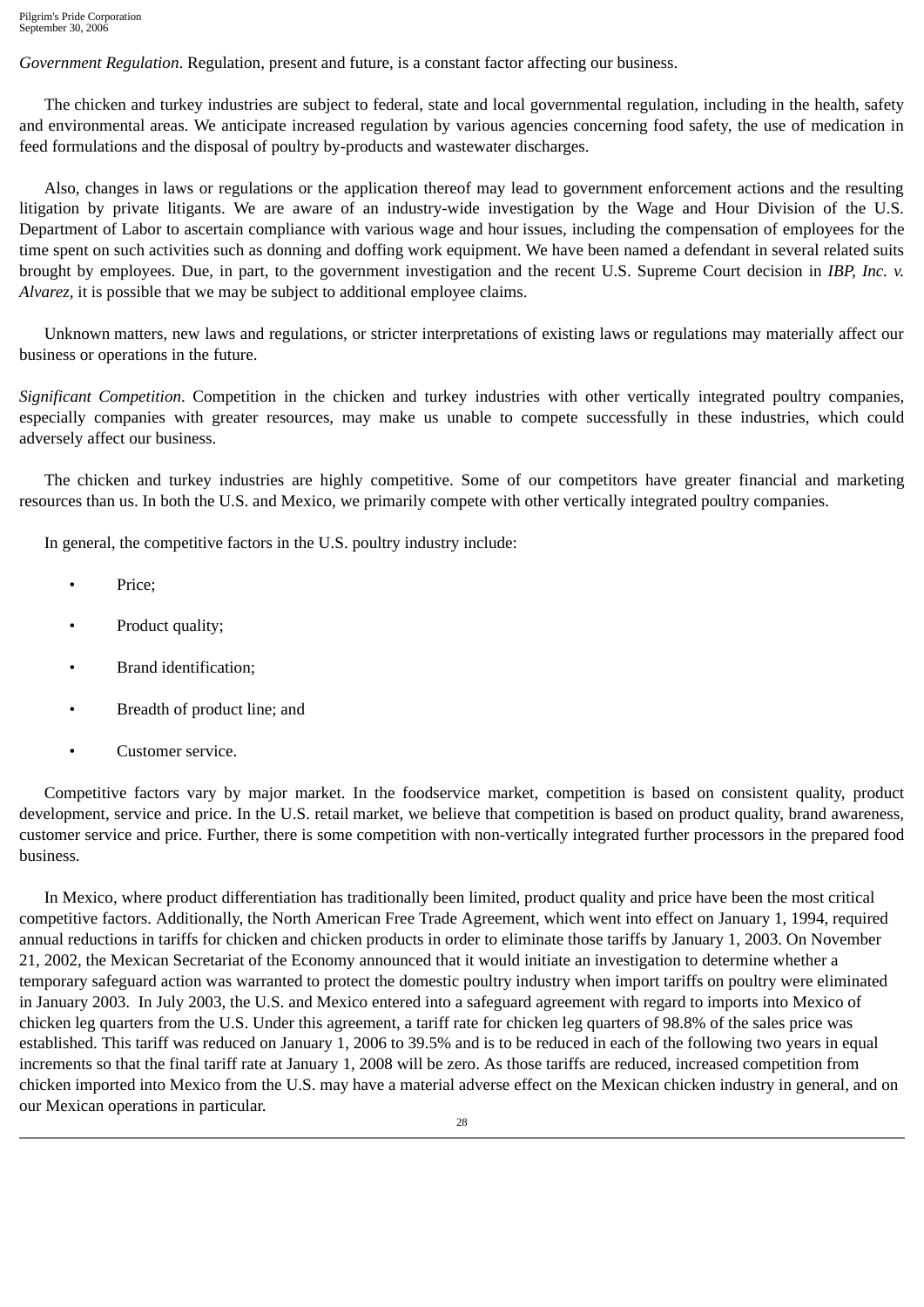*Government Regulation*. Regulation, present and future, is a constant factor affecting our business.

The chicken and turkey industries are subject to federal, state and local governmental regulation, including in the health, safety and environmental areas. We anticipate increased regulation by various agencies concerning food safety, the use of medication in feed formulations and the disposal of poultry by-products and wastewater discharges.

Also, changes in laws or regulations or the application thereof may lead to government enforcement actions and the resulting litigation by private litigants. We are aware of an industry-wide investigation by the Wage and Hour Division of the U.S. Department of Labor to ascertain compliance with various wage and hour issues, including the compensation of employees for the time spent on such activities such as donning and doffing work equipment. We have been named a defendant in several related suits brought by employees. Due, in part, to the government investigation and the recent U.S. Supreme Court decision in *IBP, Inc. v. Alvarez*, it is possible that we may be subject to additional employee claims.

Unknown matters, new laws and regulations, or stricter interpretations of existing laws or regulations may materially affect our business or operations in the future.

*Significant Competition*. Competition in the chicken and turkey industries with other vertically integrated poultry companies, especially companies with greater resources, may make us unable to compete successfully in these industries, which could adversely affect our business.

The chicken and turkey industries are highly competitive. Some of our competitors have greater financial and marketing resources than us. In both the U.S. and Mexico, we primarily compete with other vertically integrated poultry companies.

In general, the competitive factors in the U.S. poultry industry include:

- Price;
- Product quality;
- Brand identification;
- Breadth of product line; and
- Customer service.

Competitive factors vary by major market. In the foodservice market, competition is based on consistent quality, product development, service and price. In the U.S. retail market, we believe that competition is based on product quality, brand awareness, customer service and price. Further, there is some competition with non-vertically integrated further processors in the prepared food business.

In Mexico, where product differentiation has traditionally been limited, product quality and price have been the most critical competitive factors. Additionally, the North American Free Trade Agreement, which went into effect on January 1, 1994, required annual reductions in tariffs for chicken and chicken products in order to eliminate those tariffs by January 1, 2003. On November 21, 2002, the Mexican Secretariat of the Economy announced that it would initiate an investigation to determine whether a temporary safeguard action was warranted to protect the domestic poultry industry when import tariffs on poultry were eliminated in January 2003. In July 2003, the U.S. and Mexico entered into a safeguard agreement with regard to imports into Mexico of chicken leg quarters from the U.S. Under this agreement, a tariff rate for chicken leg quarters of 98.8% of the sales price was established. This tariff was reduced on January 1, 2006 to 39.5% and is to be reduced in each of the following two years in equal increments so that the final tariff rate at January 1, 2008 will be zero. As those tariffs are reduced, increased competition from chicken imported into Mexico from the U.S. may have a material adverse effect on the Mexican chicken industry in general, and on our Mexican operations in particular.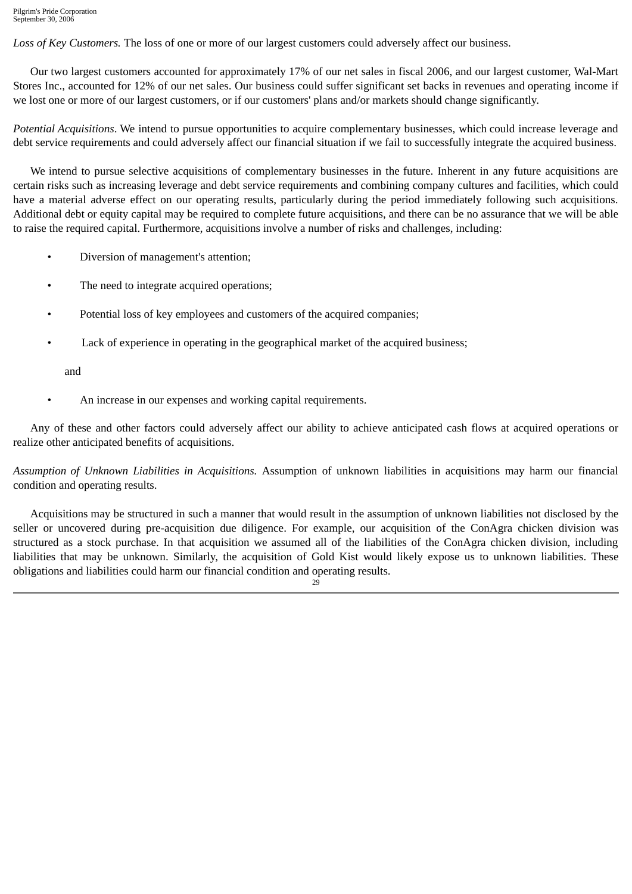*Loss of Key Customers.* The loss of one or more of our largest customers could adversely affect our business.

Our two largest customers accounted for approximately 17% of our net sales in fiscal 2006, and our largest customer, Wal-Mart Stores Inc., accounted for 12% of our net sales. Our business could suffer significant set backs in revenues and operating income if we lost one or more of our largest customers, or if our customers' plans and/or markets should change significantly.

*Potential Acquisitions*. We intend to pursue opportunities to acquire complementary businesses, which could increase leverage and debt service requirements and could adversely affect our financial situation if we fail to successfully integrate the acquired business.

We intend to pursue selective acquisitions of complementary businesses in the future. Inherent in any future acquisitions are certain risks such as increasing leverage and debt service requirements and combining company cultures and facilities, which could have a material adverse effect on our operating results, particularly during the period immediately following such acquisitions. Additional debt or equity capital may be required to complete future acquisitions, and there can be no assurance that we will be able to raise the required capital. Furthermore, acquisitions involve a number of risks and challenges, including:

- Diversion of management's attention;
- The need to integrate acquired operations;
- Potential loss of key employees and customers of the acquired companies;
- Lack of experience in operating in the geographical market of the acquired business;

  and

- An increase in our expenses and working capital requirements.

Any of these and other factors could adversely affect our ability to achieve anticipated cash flows at acquired operations or realize other anticipated benefits of acquisitions.

*Assumption of Unknown Liabilities in Acquisitions.* Assumption of unknown liabilities in acquisitions may harm our financial condition and operating results.

Acquisitions may be structured in such a manner that would result in the assumption of unknown liabilities not disclosed by the seller or uncovered during pre-acquisition due diligence. For example, our acquisition of the ConAgra chicken division was structured as a stock purchase. In that acquisition we assumed all of the liabilities of the ConAgra chicken division, including liabilities that may be unknown. Similarly, the acquisition of Gold Kist would likely expose us to unknown liabilities. These obligations and liabilities could harm our financial condition and operating results.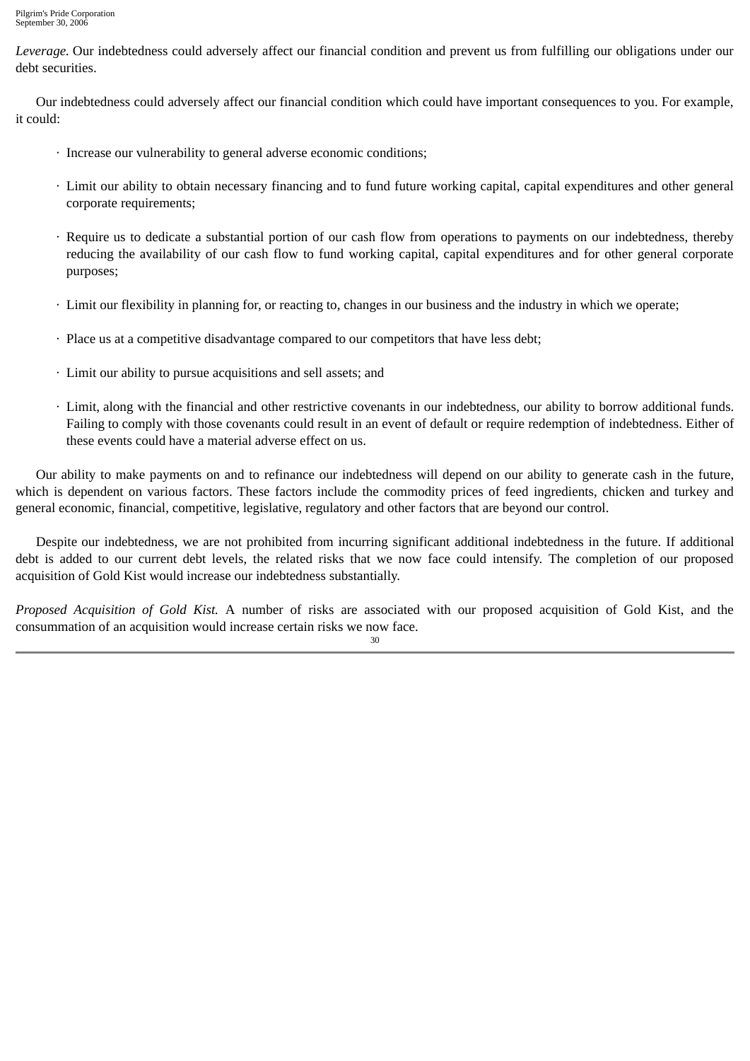*Leverage.* Our indebtedness could adversely affect our financial condition and prevent us from fulfilling our obligations under our debt securities.

Our indebtedness could adversely affect our financial condition which could have important consequences to you. For example, it could:

- Increase our vulnerability to general adverse economic conditions;
- Limit our ability to obtain necessary financing and to fund future working capital, capital expenditures and other general corporate requirements;
- Require us to dedicate a substantial portion of our cash flow from operations to payments on our indebtedness, thereby reducing the availability of our cash flow to fund working capital, capital expenditures and for other general corporate purposes;
- Limit our flexibility in planning for, or reacting to, changes in our business and the industry in which we operate;
- Place us at a competitive disadvantage compared to our competitors that have less debt;
- Limit our ability to pursue acquisitions and sell assets; and
- Limit, along with the financial and other restrictive covenants in our indebtedness, our ability to borrow additional funds. Failing to comply with those covenants could result in an event of default or require redemption of indebtedness. Either of these events could have a material adverse effect on us.

Our ability to make payments on and to refinance our indebtedness will depend on our ability to generate cash in the future, which is dependent on various factors. These factors include the commodity prices of feed ingredients, chicken and turkey and general economic, financial, competitive, legislative, regulatory and other factors that are beyond our control.

Despite our indebtedness, we are not prohibited from incurring significant additional indebtedness in the future. If additional debt is added to our current debt levels, the related risks that we now face could intensify. The completion of our proposed acquisition of Gold Kist would increase our indebtedness substantially.

*Proposed Acquisition of Gold Kist.* A number of risks are associated with our proposed acquisition of Gold Kist, and the consummation of an acquisition would increase certain risks we now face.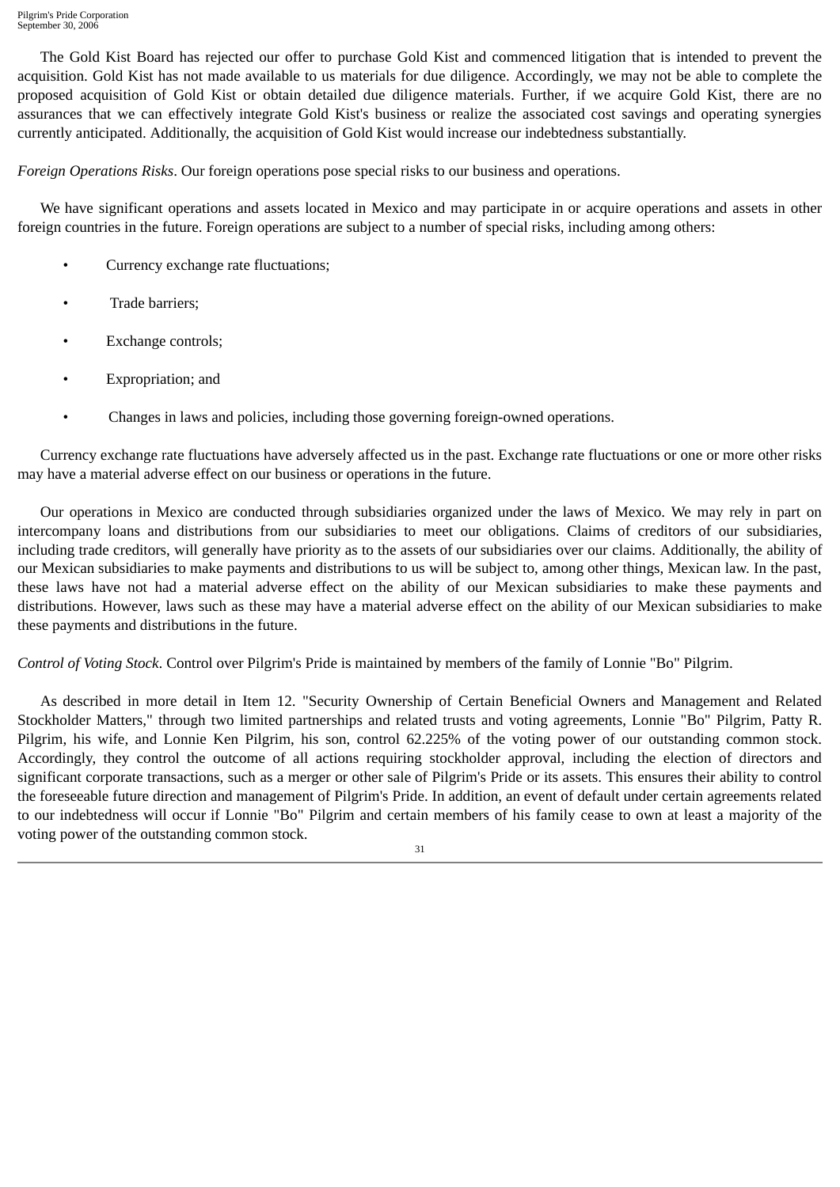The Gold Kist Board has rejected our offer to purchase Gold Kist and commenced litigation that is intended to prevent the acquisition. Gold Kist has not made available to us materials for due diligence. Accordingly, we may not be able to complete the proposed acquisition of Gold Kist or obtain detailed due diligence materials. Further, if we acquire Gold Kist, there are no assurances that we can effectively integrate Gold Kist's business or realize the associated cost savings and operating synergies currently anticipated. Additionally, the acquisition of Gold Kist would increase our indebtedness substantially.

*Foreign Operations Risks*. Our foreign operations pose special risks to our business and operations.

We have significant operations and assets located in Mexico and may participate in or acquire operations and assets in other foreign countries in the future. Foreign operations are subject to a number of special risks, including among others:

- Currency exchange rate fluctuations;
- Trade barriers;
- Exchange controls;
- Expropriation; and
- Changes in laws and policies, including those governing foreign-owned operations.

Currency exchange rate fluctuations have adversely affected us in the past. Exchange rate fluctuations or one or more other risks may have a material adverse effect on our business or operations in the future.

Our operations in Mexico are conducted through subsidiaries organized under the laws of Mexico. We may rely in part on intercompany loans and distributions from our subsidiaries to meet our obligations. Claims of creditors of our subsidiaries, including trade creditors, will generally have priority as to the assets of our subsidiaries over our claims. Additionally, the ability of our Mexican subsidiaries to make payments and distributions to us will be subject to, among other things, Mexican law. In the past, these laws have not had a material adverse effect on the ability of our Mexican subsidiaries to make these payments and distributions. However, laws such as these may have a material adverse effect on the ability of our Mexican subsidiaries to make these payments and distributions in the future.

*Control of Voting Stock*. Control over Pilgrim's Pride is maintained by members of the family of Lonnie "Bo" Pilgrim.

As described in more detail in Item 12. "Security Ownership of Certain Beneficial Owners and Management and Related Stockholder Matters," through two limited partnerships and related trusts and voting agreements, Lonnie "Bo" Pilgrim, Patty R. Pilgrim, his wife, and Lonnie Ken Pilgrim, his son, control 62.225% of the voting power of our outstanding common stock. Accordingly, they control the outcome of all actions requiring stockholder approval, including the election of directors and significant corporate transactions, such as a merger or other sale of Pilgrim's Pride or its assets. This ensures their ability to control the foreseeable future direction and management of Pilgrim's Pride. In addition, an event of default under certain agreements related to our indebtedness will occur if Lonnie "Bo" Pilgrim and certain members of his family cease to own at least a majority of the voting power of the outstanding common stock.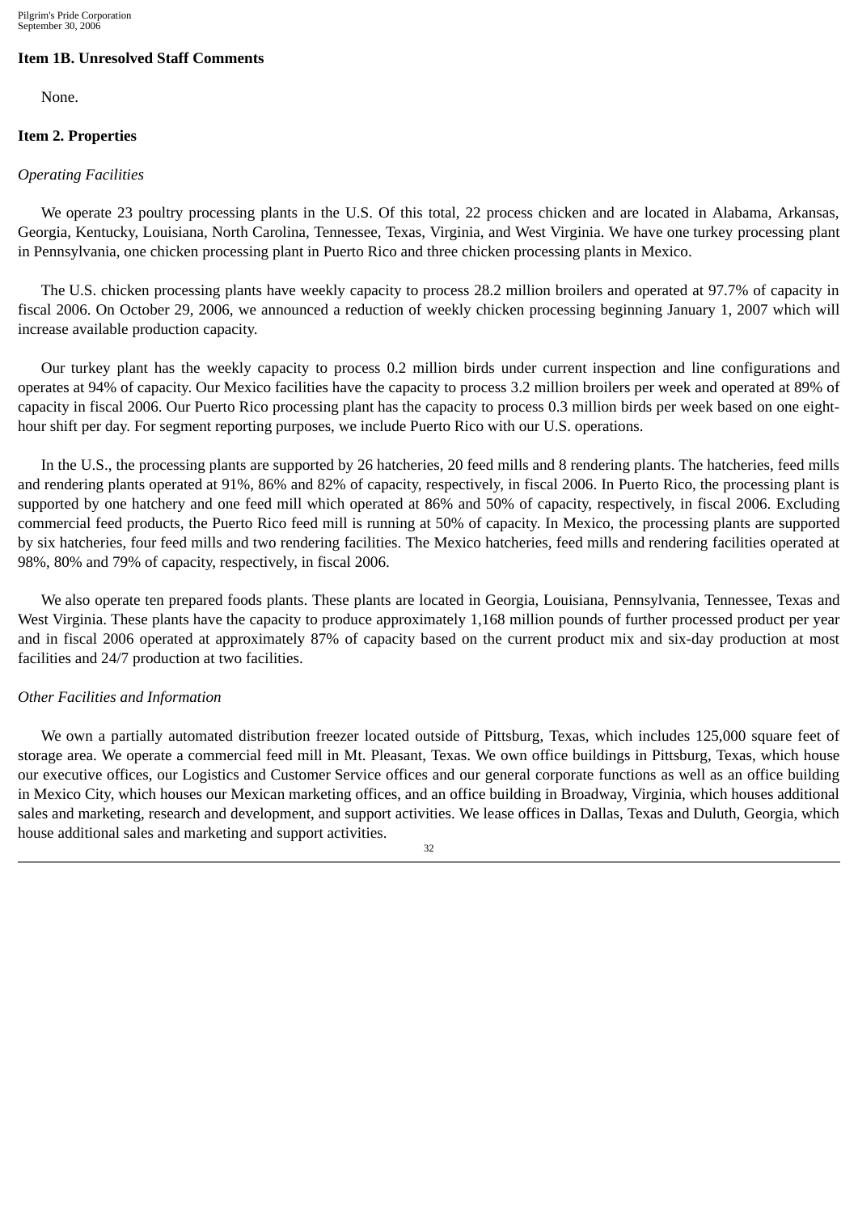## Item 1B. Unresolved Staff Comments

None.

## Item 2. Properties

*Operating Facilities*

We operate 23 poultry processing plants in the U.S. Of this total, 22 process chicken and are located in Alabama, Arkansas, Georgia, Kentucky, Louisiana, North Carolina, Tennessee, Texas, Virginia, and West Virginia. We have one turkey processing plant in Pennsylvania, one chicken processing plant in Puerto Rico and three chicken processing plants in Mexico.

The U.S. chicken processing plants have weekly capacity to process 28.2 million broilers and operated at 97.7% of capacity in fiscal 2006. On October 29, 2006, we announced a reduction of weekly chicken processing beginning January 1, 2007 which will increase available production capacity.

Our turkey plant has the weekly capacity to process 0.2 million birds under current inspection and line configurations and operates at 94% of capacity. Our Mexico facilities have the capacity to process 3.2 million broilers per week and operated at 89% of capacity in fiscal 2006. Our Puerto Rico processing plant has the capacity to process 0.3 million birds per week based on one eight-hour shift per day. For segment reporting purposes, we include Puerto Rico with our U.S. operations.

In the U.S., the processing plants are supported by 26 hatcheries, 20 feed mills and 8 rendering plants. The hatcheries, feed mills and rendering plants operated at 91%, 86% and 82% of capacity, respectively, in fiscal 2006. In Puerto Rico, the processing plant is supported by one hatchery and one feed mill which operated at 86% and 50% of capacity, respectively, in fiscal 2006. Excluding commercial feed products, the Puerto Rico feed mill is running at 50% of capacity. In Mexico, the processing plants are supported by six hatcheries, four feed mills and two rendering facilities. The Mexico hatcheries, feed mills and rendering facilities operated at 98%, 80% and 79% of capacity, respectively, in fiscal 2006.

We also operate ten prepared foods plants. These plants are located in Georgia, Louisiana, Pennsylvania, Tennessee, Texas and West Virginia. These plants have the capacity to produce approximately 1,168 million pounds of further processed product per year and in fiscal 2006 operated at approximately 87% of capacity based on the current product mix and six-day production at most facilities and 24/7 production at two facilities.

*Other Facilities and Information*

We own a partially automated distribution freezer located outside of Pittsburg, Texas, which includes 125,000 square feet of storage area. We operate a commercial feed mill in Mt. Pleasant, Texas. We own office buildings in Pittsburg, Texas, which house our executive offices, our Logistics and Customer Service offices and our general corporate functions as well as an office building in Mexico City, which houses our Mexican marketing offices, and an office building in Broadway, Virginia, which houses additional sales and marketing, research and development, and support activities. We lease offices in Dallas, Texas and Duluth, Georgia, which house additional sales and marketing and support activities.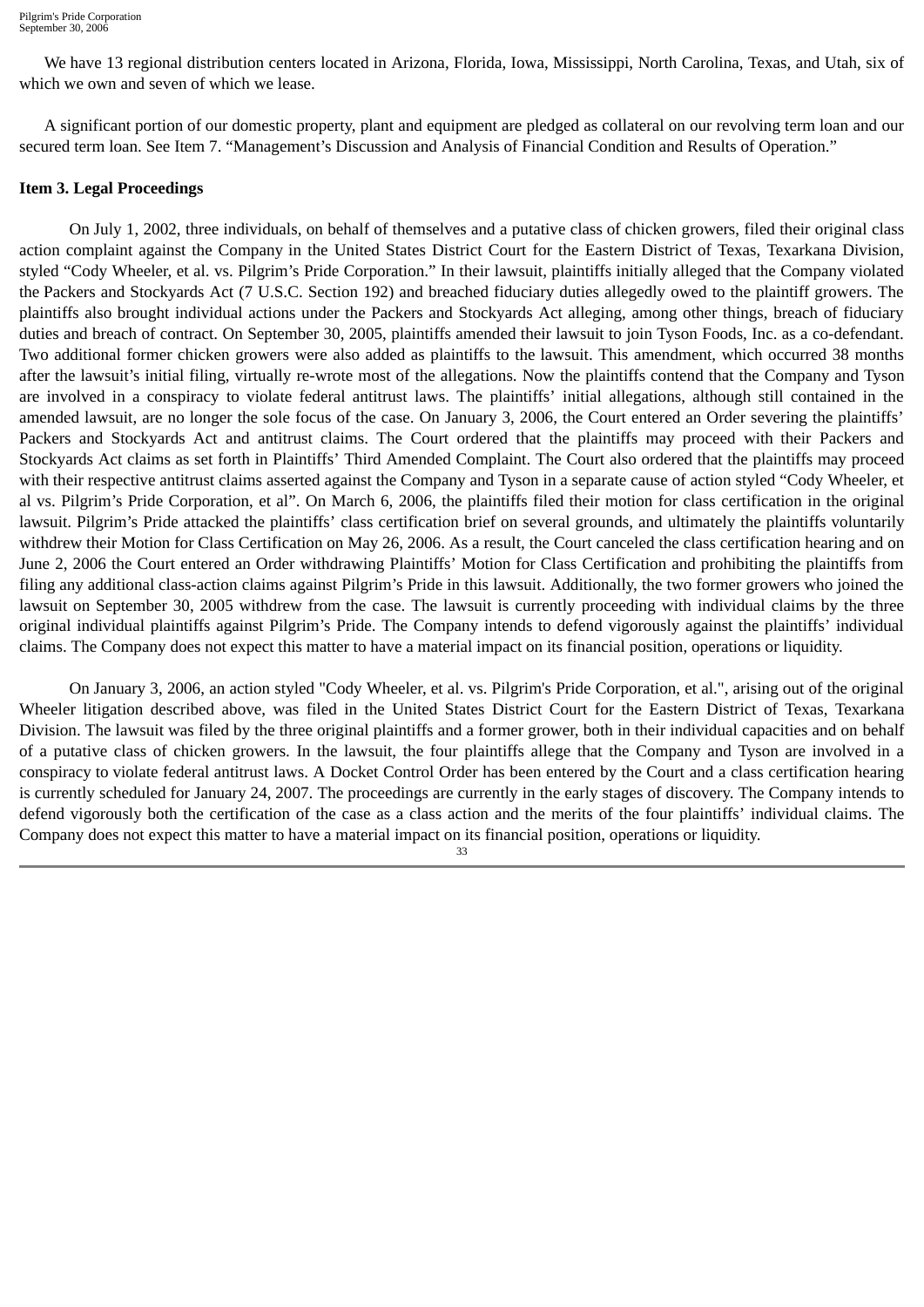We have 13 regional distribution centers located in Arizona, Florida, Iowa, Mississippi, North Carolina, Texas, and Utah, six of which we own and seven of which we lease.

A significant portion of our domestic property, plant and equipment are pledged as collateral on our revolving term loan and our secured term loan. See Item 7. "Management's Discussion and Analysis of Financial Condition and Results of Operation."

**Item 3. Legal Proceedings**

On July 1, 2002, three individuals, on behalf of themselves and a putative class of chicken growers, filed their original class action complaint against the Company in the United States District Court for the Eastern District of Texas, Texarkana Division, styled "Cody Wheeler, et al. vs. Pilgrim's Pride Corporation." In their lawsuit, plaintiffs initially alleged that the Company violated the Packers and Stockyards Act (7 U.S.C. Section 192) and breached fiduciary duties allegedly owed to the plaintiff growers. The plaintiffs also brought individual actions under the Packers and Stockyards Act alleging, among other things, breach of fiduciary duties and breach of contract. On September 30, 2005, plaintiffs amended their lawsuit to join Tyson Foods, Inc. as a co-defendant. Two additional former chicken growers were also added as plaintiffs to the lawsuit. This amendment, which occurred 38 months after the lawsuit's initial filing, virtually re-wrote most of the allegations. Now the plaintiffs contend that the Company and Tyson are involved in a conspiracy to violate federal antitrust laws. The plaintiffs' initial allegations, although still contained in the amended lawsuit, are no longer the sole focus of the case. On January 3, 2006, the Court entered an Order severing the plaintiffs' Packers and Stockyards Act and antitrust claims. The Court ordered that the plaintiffs may proceed with their Packers and Stockyards Act claims as set forth in Plaintiffs' Third Amended Complaint. The Court also ordered that the plaintiffs may proceed with their respective antitrust claims asserted against the Company and Tyson in a separate cause of action styled "Cody Wheeler, et al vs. Pilgrim's Pride Corporation, et al". On March 6, 2006, the plaintiffs filed their motion for class certification in the original lawsuit. Pilgrim's Pride attacked the plaintiffs' class certification brief on several grounds, and ultimately the plaintiffs voluntarily withdrew their Motion for Class Certification on May 26, 2006. As a result, the Court canceled the class certification hearing and on June 2, 2006 the Court entered an Order withdrawing Plaintiffs' Motion for Class Certification and prohibiting the plaintiffs from filing any additional class-action claims against Pilgrim's Pride in this lawsuit. Additionally, the two former growers who joined the lawsuit on September 30, 2005 withdrew from the case. The lawsuit is currently proceeding with individual claims by the three original individual plaintiffs against Pilgrim's Pride. The Company intends to defend vigorously against the plaintiffs' individual claims. The Company does not expect this matter to have a material impact on its financial position, operations or liquidity.

On January 3, 2006, an action styled "Cody Wheeler, et al. vs. Pilgrim's Pride Corporation, et al.", arising out of the original Wheeler litigation described above, was filed in the United States District Court for the Eastern District of Texas, Texarkana Division. The lawsuit was filed by the three original plaintiffs and a former grower, both in their individual capacities and on behalf of a putative class of chicken growers. In the lawsuit, the four plaintiffs allege that the Company and Tyson are involved in a conspiracy to violate federal antitrust laws. A Docket Control Order has been entered by the Court and a class certification hearing is currently scheduled for January 24, 2007. The proceedings are currently in the early stages of discovery. The Company intends to defend vigorously both the certification of the case as a class action and the merits of the four plaintiffs' individual claims. The Company does not expect this matter to have a material impact on its financial position, operations or liquidity.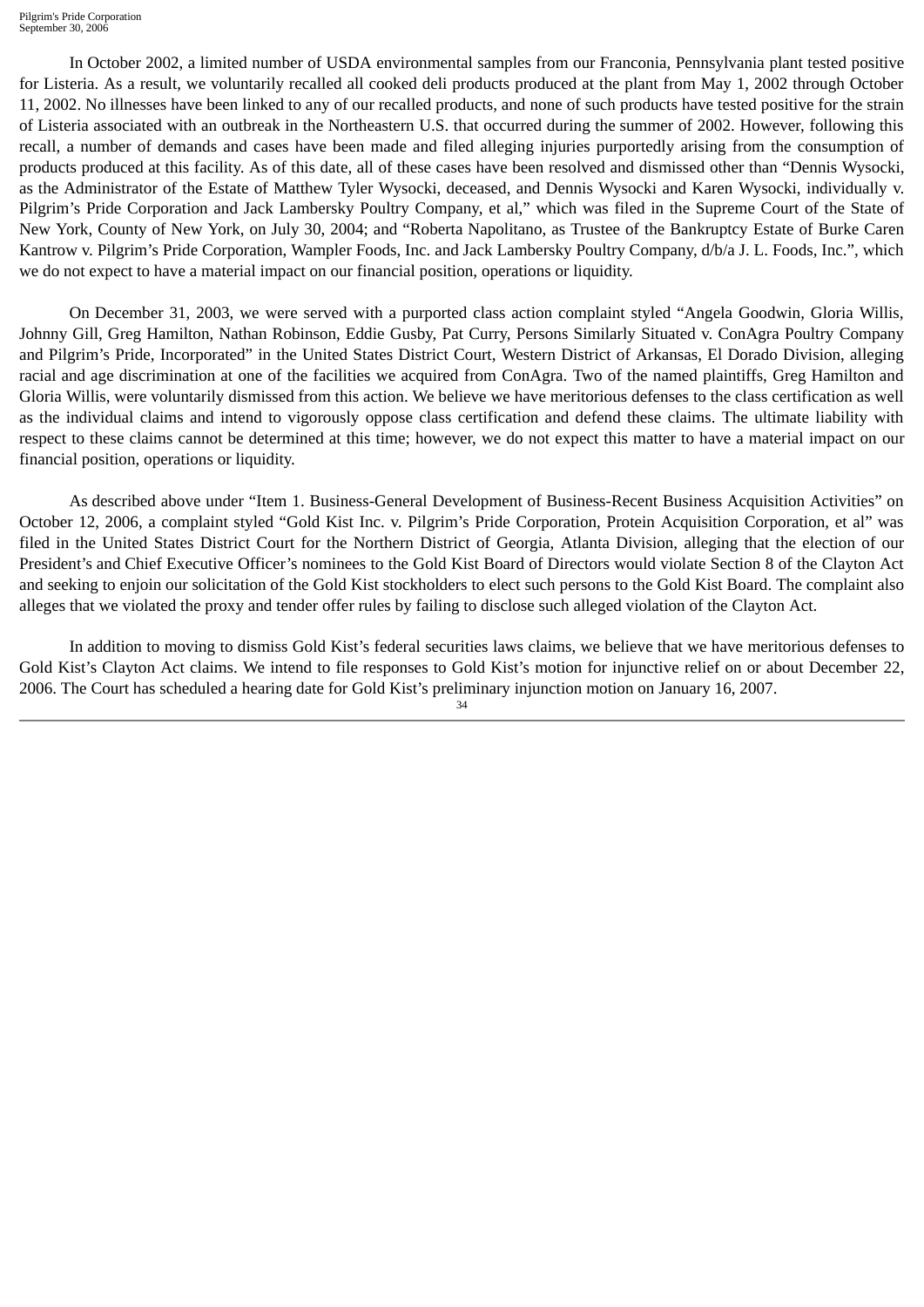In October 2002, a limited number of USDA environmental samples from our Franconia, Pennsylvania plant tested positive for Listeria. As a result, we voluntarily recalled all cooked deli products produced at the plant from May 1, 2002 through October 11, 2002. No illnesses have been linked to any of our recalled products, and none of such products have tested positive for the strain of Listeria associated with an outbreak in the Northeastern U.S. that occurred during the summer of 2002. However, following this recall, a number of demands and cases have been made and filed alleging injuries purportedly arising from the consumption of products produced at this facility. As of this date, all of these cases have been resolved and dismissed other than "Dennis Wysocki, as the Administrator of the Estate of Matthew Tyler Wysocki, deceased, and Dennis Wysocki and Karen Wysocki, individually v. Pilgrim's Pride Corporation and Jack Lambersky Poultry Company, et al," which was filed in the Supreme Court of the State of New York, County of New York, on July 30, 2004; and "Roberta Napolitano, as Trustee of the Bankruptcy Estate of Burke Caren Kantrow v. Pilgrim's Pride Corporation, Wampler Foods, Inc. and Jack Lambersky Poultry Company, d/b/a J. L. Foods, Inc.", which we do not expect to have a material impact on our financial position, operations or liquidity.

On December 31, 2003, we were served with a purported class action complaint styled "Angela Goodwin, Gloria Willis, Johnny Gill, Greg Hamilton, Nathan Robinson, Eddie Gusby, Pat Curry, Persons Similarly Situated v. ConAgra Poultry Company and Pilgrim's Pride, Incorporated" in the United States District Court, Western District of Arkansas, El Dorado Division, alleging racial and age discrimination at one of the facilities we acquired from ConAgra. Two of the named plaintiffs, Greg Hamilton and Gloria Willis, were voluntarily dismissed from this action. We believe we have meritorious defenses to the class certification as well as the individual claims and intend to vigorously oppose class certification and defend these claims. The ultimate liability with respect to these claims cannot be determined at this time; however, we do not expect this matter to have a material impact on our financial position, operations or liquidity.

As described above under "Item 1. Business-General Development of Business-Recent Business Acquisition Activities" on October 12, 2006, a complaint styled "Gold Kist Inc. v. Pilgrim's Pride Corporation, Protein Acquisition Corporation, et al" was filed in the United States District Court for the Northern District of Georgia, Atlanta Division, alleging that the election of our President's and Chief Executive Officer's nominees to the Gold Kist Board of Directors would violate Section 8 of the Clayton Act and seeking to enjoin our solicitation of the Gold Kist stockholders to elect such persons to the Gold Kist Board. The complaint also alleges that we violated the proxy and tender offer rules by failing to disclose such alleged violation of the Clayton Act.

In addition to moving to dismiss Gold Kist's federal securities laws claims, we believe that we have meritorious defenses to Gold Kist's Clayton Act claims. We intend to file responses to Gold Kist's motion for injunctive relief on or about December 22, 2006. The Court has scheduled a hearing date for Gold Kist's preliminary injunction motion on January 16, 2007.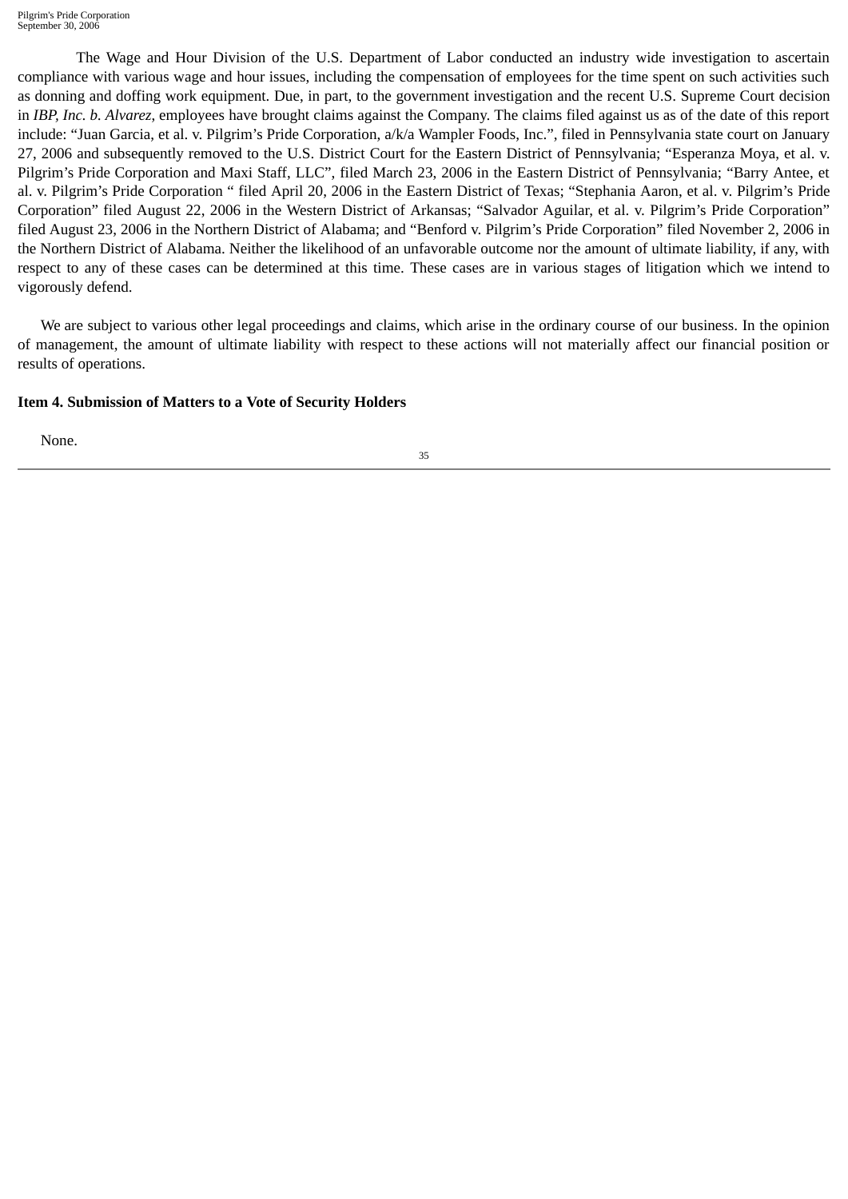The Wage and Hour Division of the U.S. Department of Labor conducted an industry wide investigation to ascertain compliance with various wage and hour issues, including the compensation of employees for the time spent on such activities such as donning and doffing work equipment. Due, in part, to the government investigation and the recent U.S. Supreme Court decision in *IBP, Inc. b. Alvarez,* employees have brought claims against the Company. The claims filed against us as of the date of this report include: “Juan Garcia, et al. v. Pilgrim’s Pride Corporation, a/k/a Wampler Foods, Inc.”, filed in Pennsylvania state court on January 27, 2006 and subsequently removed to the U.S. District Court for the Eastern District of Pennsylvania; “Esperanza Moya, et al. v. Pilgrim’s Pride Corporation and Maxi Staff, LLC”, filed March 23, 2006 in the Eastern District of Pennsylvania; “Barry Antee, et al. v. Pilgrim’s Pride Corporation “ filed April 20, 2006 in the Eastern District of Texas; “Stephania Aaron, et al. v. Pilgrim’s Pride Corporation” filed August 22, 2006 in the Western District of Arkansas; “Salvador Aguilar, et al. v. Pilgrim’s Pride Corporation” filed August 23, 2006 in the Northern District of Alabama; and “Benford v. Pilgrim’s Pride Corporation” filed November 2, 2006 in the Northern District of Alabama. Neither the likelihood of an unfavorable outcome nor the amount of ultimate liability, if any, with respect to any of these cases can be determined at this time. These cases are in various stages of litigation which we intend to vigorously defend.

We are subject to various other legal proceedings and claims, which arise in the ordinary course of our business. In the opinion of management, the amount of ultimate liability with respect to these actions will not materially affect our financial position or results of operations.

**Item 4. Submission of Matters to a Vote of Security Holders**

None.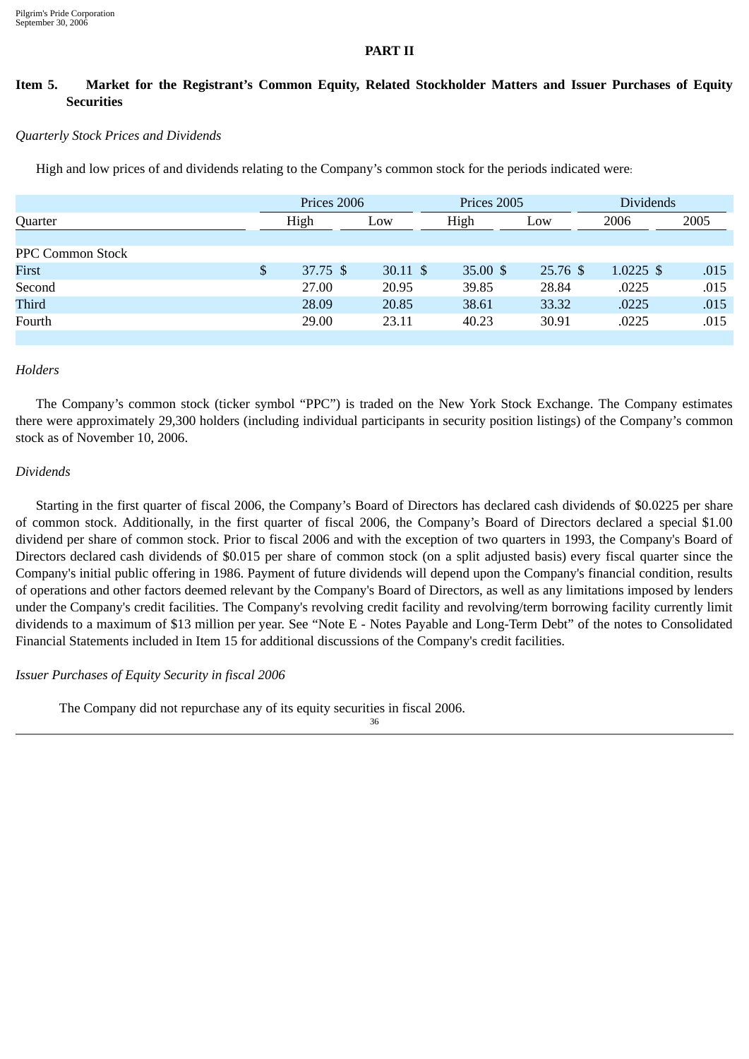## PART II

### Item 5. Market for the Registrant's Common Equity, Related Stockholder Matters and Issuer Purchases of Equity Securities

*Quarterly Stock Prices and Dividends*

High and low prices of and dividends relating to the Company's common stock for the periods indicated were:

| | Prices 2006 | | Prices 2005 | | Dividends | |
|---|---|---|---|---|---|---|
| Quarter | High | Low | High | Low | 2006 | 2005 |
| PPC Common Stock | | | | | | |
| First | $ 37.75 | $ 30.11 | $ 35.00 | $ 25.76 | $ 1.0225 | $ .015 |
| Second | 27.00 | 20.95 | 39.85 | 28.84 | .0225 | .015 |
| Third | 28.09 | 20.85 | 38.61 | 33.32 | .0225 | .015 |
| Fourth | 29.00 | 23.11 | 40.23 | 30.91 | .0225 | .015 |

*Holders*

The Company's common stock (ticker symbol "PPC") is traded on the New York Stock Exchange. The Company estimates there were approximately 29,300 holders (including individual participants in security position listings) of the Company's common stock as of November 10, 2006.

*Dividends*

Starting in the first quarter of fiscal 2006, the Company's Board of Directors has declared cash dividends of $0.0225 per share of common stock. Additionally, in the first quarter of fiscal 2006, the Company's Board of Directors declared a special $1.00 dividend per share of common stock. Prior to fiscal 2006 and with the exception of two quarters in 1993, the Company's Board of Directors declared cash dividends of $0.015 per share of common stock (on a split adjusted basis) every fiscal quarter since the Company's initial public offering in 1986. Payment of future dividends will depend upon the Company's financial condition, results of operations and other factors deemed relevant by the Company's Board of Directors, as well as any limitations imposed by lenders under the Company's credit facilities. The Company's revolving credit facility and revolving/term borrowing facility currently limit dividends to a maximum of $13 million per year. See "Note E - Notes Payable and Long-Term Debt" of the notes to Consolidated Financial Statements included in Item 15 for additional discussions of the Company's credit facilities.

*Issuer Purchases of Equity Security in fiscal 2006*

The Company did not repurchase any of its equity securities in fiscal 2006.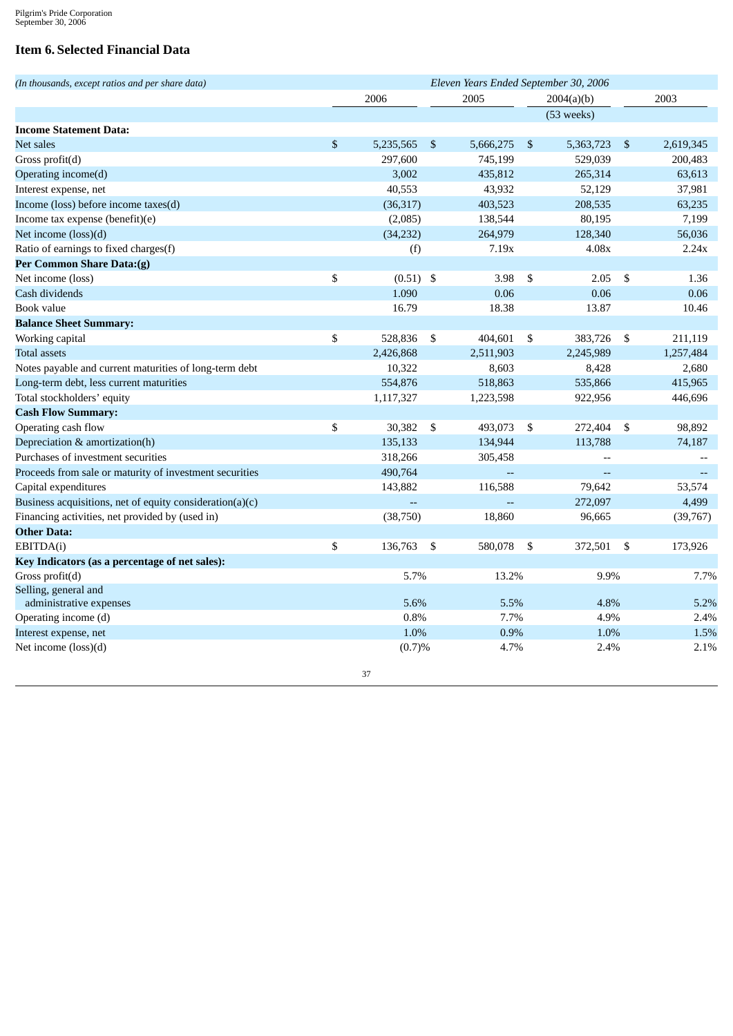## Item 6. Selected Financial Data

| *(In thousands, except ratios and per share data)* | *Eleven Years Ended September 30, 2006* | | | |
|---|---|---|---|---|
| | 2006 | 2005 | 2004(a)(b) | 2003 |
| | | | (53 weeks) | |
| **Income Statement Data:** | | | | |
| Net sales | $ 5,235,565 | $ 5,666,275 | $ 5,363,723 | $ 2,619,345 |
| Gross profit(d) | 297,600 | 745,199 | 529,039 | 200,483 |
| Operating income(d) | 3,002 | 435,812 | 265,314 | 63,613 |
| Interest expense, net | 40,553 | 43,932 | 52,129 | 37,981 |
| Income (loss) before income taxes(d) | (36,317) | 403,523 | 208,535 | 63,235 |
| Income tax expense (benefit)(e) | (2,085) | 138,544 | 80,195 | 7,199 |
| Net income (loss)(d) | (34,232) | 264,979 | 128,340 | 56,036 |
| Ratio of earnings to fixed charges(f) | (f) | 7.19x | 4.08x | 2.24x |
| **Per Common Share Data:(g)** | | | | |
| Net income (loss) | $ (0.51) | $ 3.98 | $ 2.05 | $ 1.36 |
| Cash dividends | 1.090 | 0.06 | 0.06 | 0.06 |
| Book value | 16.79 | 18.38 | 13.87 | 10.46 |
| **Balance Sheet Summary:** | | | | |
| Working capital | $ 528,836 | $ 404,601 | $ 383,726 | $ 211,119 |
| Total assets | 2,426,868 | 2,511,903 | 2,245,989 | 1,257,484 |
| Notes payable and current maturities of long-term debt | 10,322 | 8,603 | 8,428 | 2,680 |
| Long-term debt, less current maturities | 554,876 | 518,863 | 535,866 | 415,965 |
| Total stockholders' equity | 1,117,327 | 1,223,598 | 922,956 | 446,696 |
| **Cash Flow Summary:** | | | | |
| Operating cash flow | $ 30,382 | $ 493,073 | $ 272,404 | $ 98,892 |
| Depreciation & amortization(h) | 135,133 | 134,944 | 113,788 | 74,187 |
| Purchases of investment securities | 318,266 | 305,458 | -- | -- |
| Proceeds from sale or maturity of investment securities | 490,764 | -- | -- | -- |
| Capital expenditures | 143,882 | 116,588 | 79,642 | 53,574 |
| Business acquisitions, net of equity consideration(a)(c) | -- | -- | 272,097 | 4,499 |
| Financing activities, net provided by (used in) | (38,750) | 18,860 | 96,665 | (39,767) |
| **Other Data:** | | | | |
| EBITDA(i) | $ 136,763 | $ 580,078 | $ 372,501 | $ 173,926 |
| **Key Indicators (as a percentage of net sales):** | | | | |
| Gross profit(d) | 5.7% | 13.2% | 9.9% | 7.7% |
| Selling, general and administrative expenses | 5.6% | 5.5% | 4.8% | 5.2% |
| Operating income (d) | 0.8% | 7.7% | 4.9% | 2.4% |
| Interest expense, net | 1.0% | 0.9% | 1.0% | 1.5% |
| Net income (loss)(d) | (0.7)% | 4.7% | 2.4% | 2.1% |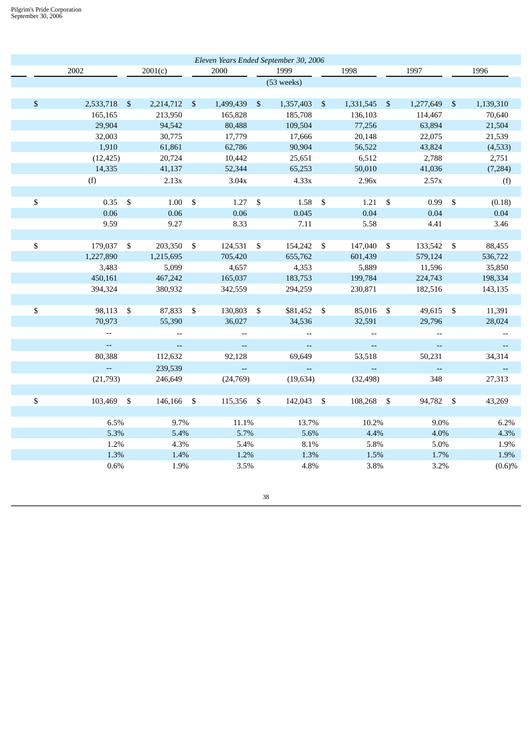| Eleven Years Ended September 30, 2006 | | | | | | |
|---|---|---|---|---|---|---|
| 2002 | 2001(c) | 2000 | 1999 | 1998 | 1997 | 1996 |
| | | | (53 weeks) | | | |
| | | | | | | |
| $ 2,533,718 | $ 2,214,712 | $ 1,499,439 | $ 1,357,403 | $ 1,331,545 | $ 1,277,649 | $ 1,139,310 |
| 165,165 | 213,950 | 165,828 | 185,708 | 136,103 | 114,467 | 70,640 |
| 29,904 | 94,542 | 80,488 | 109,504 | 77,256 | 63,894 | 21,504 |
| 32,003 | 30,775 | 17,779 | 17,666 | 20,148 | 22,075 | 21,539 |
| 1,910 | 61,861 | 62,786 | 90,904 | 56,522 | 43,824 | (4,533) |
| (12,425) | 20,724 | 10,442 | 25,651 | 6,512 | 2,788 | 2,751 |
| 14,335 | 41,137 | 52,344 | 65,253 | 50,010 | 41,036 | (7,284) |
| (f) | 2.13x | 3.04x | 4.33x | 2.96x | 2.57x | (f) |
| | | | | | | |
| $ 0.35 | $ 1.00 | $ 1.27 | $ 1.58 | $ 1.21 | $ 0.99 | $ (0.18) |
| 0.06 | 0.06 | 0.06 | 0.045 | 0.04 | 0.04 | 0.04 |
| 9.59 | 9.27 | 8.33 | 7.11 | 5.58 | 4.41 | 3.46 |
| | | | | | | |
| $ 179,037 | $ 203,350 | $ 124,531 | $ 154,242 | $ 147,040 | $ 133,542 | $ 88,455 |
| 1,227,890 | 1,215,695 | 705,420 | 655,762 | 601,439 | 579,124 | 536,722 |
| 3,483 | 5,099 | 4,657 | 4,353 | 5,889 | 11,596 | 35,850 |
| 450,161 | 467,242 | 165,037 | 183,753 | 199,784 | 224,743 | 198,334 |
| 394,324 | 380,932 | 342,559 | 294,259 | 230,871 | 182,516 | 143,135 |
| | | | | | | |
| $ 98,113 | $ 87,833 | $ 130,803 | $ $81,452 | $ 85,016 | $ 49,615 | $ 11,391 |
| 70,973 | 55,390 | 36,027 | 34,536 | 32,591 | 29,796 | 28,024 |
| -- | -- | -- | -- | -- | -- | -- |
| -- | -- | -- | -- | -- | -- | -- |
| 80,388 | 112,632 | 92,128 | 69,649 | 53,518 | 50,231 | 34,314 |
| -- | 239,539 | -- | -- | -- | -- | -- |
| (21,793) | 246,649 | (24,769) | (19,634) | (32,498) | 348 | 27,313 |
| | | | | | | |
| $ 103,469 | $ 146,166 | $ 115,356 | $ 142,043 | $ 108,268 | $ 94,782 | $ 43,269 |
| | | | | | | |
| 6.5% | 9.7% | 11.1% | 13.7% | 10.2% | 9.0% | 6.2% |
| 5.3% | 5.4% | 5.7% | 5.6% | 4.4% | 4.0% | 4.3% |
| 1.2% | 4.3% | 5.4% | 8.1% | 5.8% | 5.0% | 1.9% |
| 1.3% | 1.4% | 1.2% | 1.3% | 1.5% | 1.7% | 1.9% |
| 0.6% | 1.9% | 3.5% | 4.8% | 3.8% | 3.2% | (0.6)% |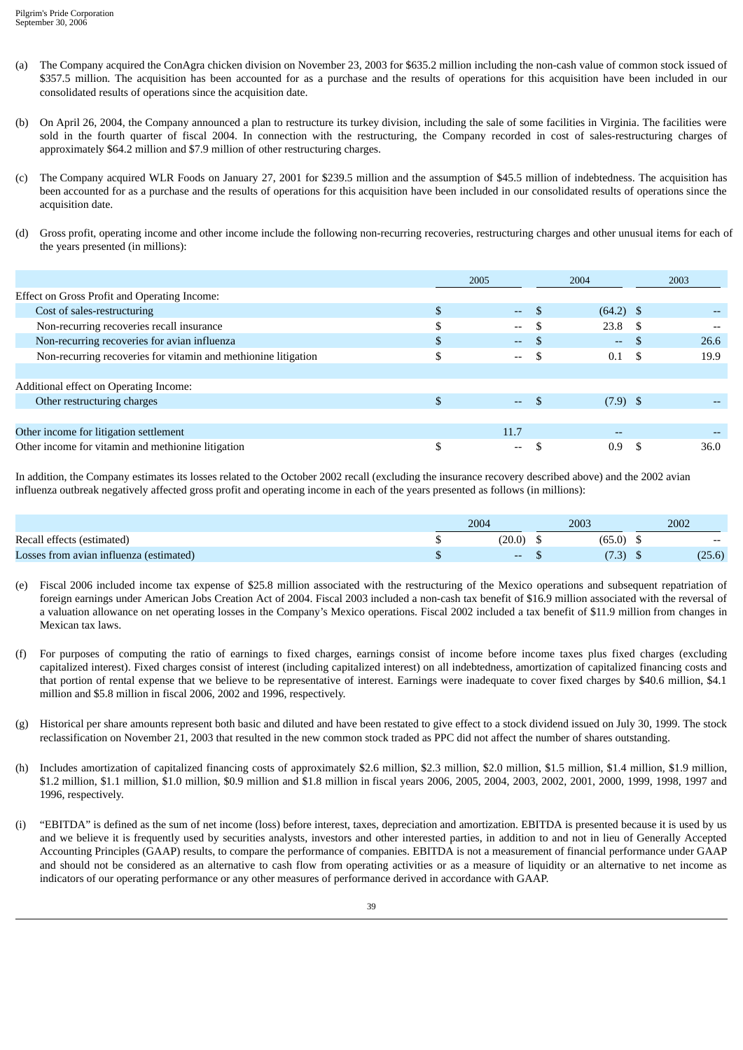(a) The Company acquired the ConAgra chicken division on November 23, 2003 for $635.2 million including the non-cash value of common stock issued of $357.5 million. The acquisition has been accounted for as a purchase and the results of operations for this acquisition have been included in our consolidated results of operations since the acquisition date.

(b) On April 26, 2004, the Company announced a plan to restructure its turkey division, including the sale of some facilities in Virginia. The facilities were sold in the fourth quarter of fiscal 2004. In connection with the restructuring, the Company recorded in cost of sales-restructuring charges of approximately $64.2 million and $7.9 million of other restructuring charges.

(c) The Company acquired WLR Foods on January 27, 2001 for $239.5 million and the assumption of $45.5 million of indebtedness. The acquisition has been accounted for as a purchase and the results of operations for this acquisition have been included in our consolidated results of operations since the acquisition date.

(d) Gross profit, operating income and other income include the following non-recurring recoveries, restructuring charges and other unusual items for each of the years presented (in millions):

| | 2005 | 2004 | 2003 |
|---|---|---|---|
| Effect on Gross Profit and Operating Income: | | | |
| Cost of sales-restructuring | $ -- | $ (64.2) | $ -- |
| Non-recurring recoveries recall insurance | $ -- | $ 23.8 | $ -- |
| Non-recurring recoveries for avian influenza | $ -- | $ -- | $ 26.6 |
| Non-recurring recoveries for vitamin and methionine litigation | $ -- | $ 0.1 | $ 19.9 |
| | | | |
| Additional effect on Operating Income: | | | |
| Other restructuring charges | $ -- | $ (7.9) | $ -- |
| | | | |
| Other income for litigation settlement | 11.7 | -- | -- |
| Other income for vitamin and methionine litigation | $ -- | $ 0.9 | $ 36.0 |

In addition, the Company estimates its losses related to the October 2002 recall (excluding the insurance recovery described above) and the 2002 avian influenza outbreak negatively affected gross profit and operating income in each of the years presented as follows (in millions):

| | 2004 | 2003 | 2002 |
|---|---|---|---|
| Recall effects (estimated) | $ (20.0) | $ (65.0) | $ -- |
| Losses from avian influenza (estimated) | $ -- | $ (7.3) | $ (25.6) |

(e) Fiscal 2006 included income tax expense of $25.8 million associated with the restructuring of the Mexico operations and subsequent repatriation of foreign earnings under American Jobs Creation Act of 2004. Fiscal 2003 included a non-cash tax benefit of $16.9 million associated with the reversal of a valuation allowance on net operating losses in the Company's Mexico operations. Fiscal 2002 included a tax benefit of $11.9 million from changes in Mexican tax laws.

(f) For purposes of computing the ratio of earnings to fixed charges, earnings consist of income before income taxes plus fixed charges (excluding capitalized interest). Fixed charges consist of interest (including capitalized interest) on all indebtedness, amortization of capitalized financing costs and that portion of rental expense that we believe to be representative of interest. Earnings were inadequate to cover fixed charges by $40.6 million, $4.1 million and $5.8 million in fiscal 2006, 2002 and 1996, respectively.

(g) Historical per share amounts represent both basic and diluted and have been restated to give effect to a stock dividend issued on July 30, 1999. The stock reclassification on November 21, 2003 that resulted in the new common stock traded as PPC did not affect the number of shares outstanding.

(h) Includes amortization of capitalized financing costs of approximately $2.6 million, $2.3 million, $2.0 million, $1.5 million, $1.4 million, $1.9 million, $1.2 million, $1.1 million, $1.0 million, $0.9 million and $1.8 million in fiscal years 2006, 2005, 2004, 2003, 2002, 2001, 2000, 1999, 1998, 1997 and 1996, respectively.

(i) "EBITDA" is defined as the sum of net income (loss) before interest, taxes, depreciation and amortization. EBITDA is presented because it is used by us and we believe it is frequently used by securities analysts, investors and other interested parties, in addition to and not in lieu of Generally Accepted Accounting Principles (GAAP) results, to compare the performance of companies. EBITDA is not a measurement of financial performance under GAAP and should not be considered as an alternative to cash flow from operating activities or as a measure of liquidity or an alternative to net income as indicators of our operating performance or any other measures of performance derived in accordance with GAAP.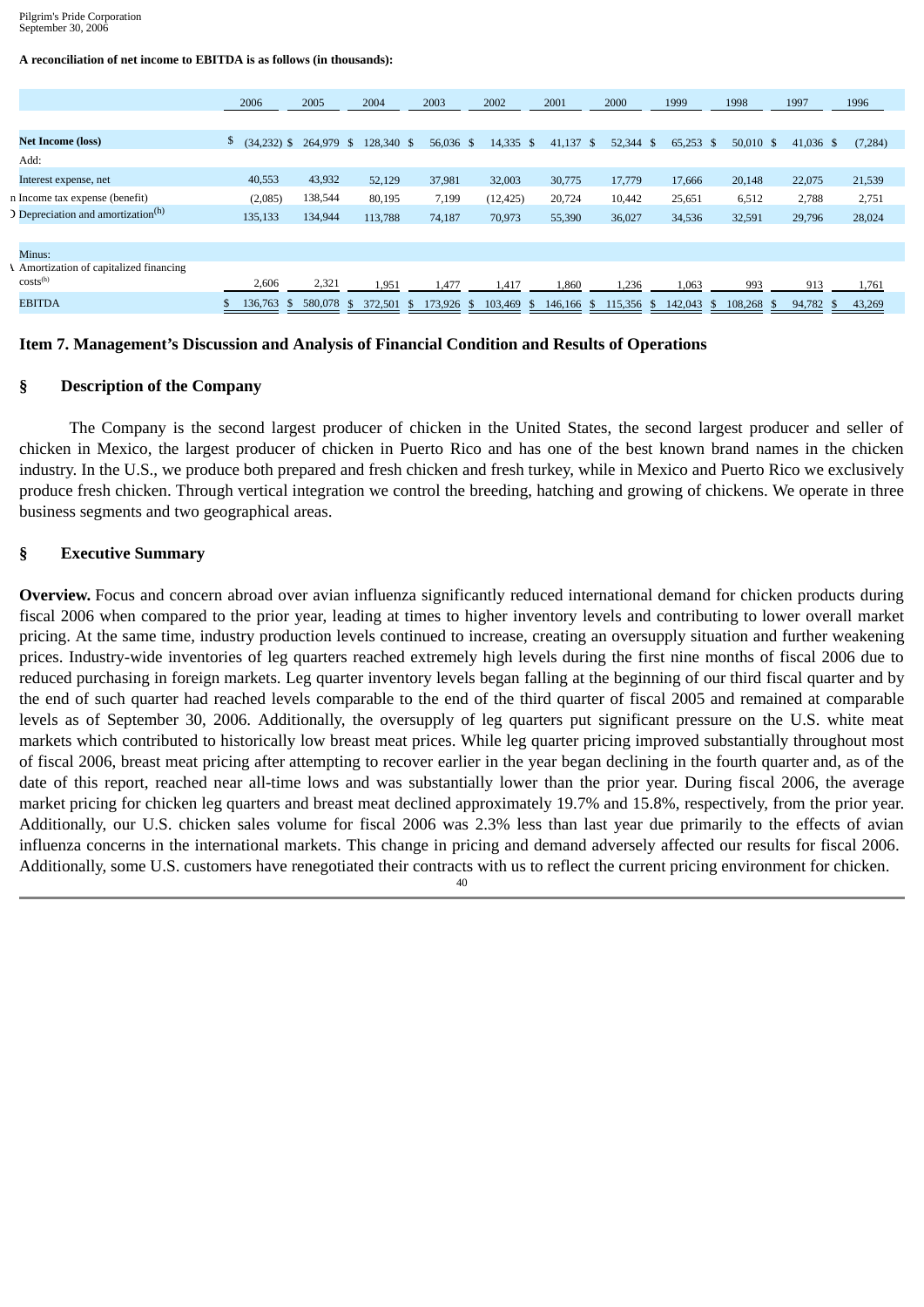**A reconciliation of net income to EBITDA is as follows (in thousands):**

| | 2006 | 2005 | 2004 | 2003 | 2002 | 2001 | 2000 | 1999 | 1998 | 1997 | 1996 |
|---|---|---|---|---|---|---|---|---|---|---|---|
| **Net Income (loss)** | $ (34,232) | $ 264,979 | $ 128,340 | $ 56,036 | $ 14,335 | $ 41,137 | $ 52,344 | $ 65,253 | $ 50,010 | $ 41,036 | $ (7,284) |
| Add: | | | | | | | | | | | |
| Interest expense, net | 40,553 | 43,932 | 52,129 | 37,981 | 32,003 | 30,775 | 17,779 | 17,666 | 20,148 | 22,075 | 21,539 |
| Income tax expense (benefit) | (2,085) | 138,544 | 80,195 | 7,199 | (12,425) | 20,724 | 10,442 | 25,651 | 6,512 | 2,788 | 2,751 |
| Depreciation and amortization(h) | 135,133 | 134,944 | 113,788 | 74,187 | 70,973 | 55,390 | 36,027 | 34,536 | 32,591 | 29,796 | 28,024 |
| Minus: | | | | | | | | | | | |
| Amortization of capitalized financing costs(h) | 2,606 | 2,321 | 1,951 | 1,477 | 1,417 | 1,860 | 1,236 | 1,063 | 993 | 913 | 1,761 |
| EBITDA | $ 136,763 | $ 580,078 | $ 372,501 | $ 173,926 | $ 103,469 | $ 146,166 | $ 115,356 | $ 142,043 | $ 108,268 | $ 94,782 | $ 43,269 |

## Item 7. Management's Discussion and Analysis of Financial Condition and Results of Operations

### § Description of the Company

The Company is the second largest producer of chicken in the United States, the second largest producer and seller of chicken in Mexico, the largest producer of chicken in Puerto Rico and has one of the best known brand names in the chicken industry. In the U.S., we produce both prepared and fresh chicken and fresh turkey, while in Mexico and Puerto Rico we exclusively produce fresh chicken. Through vertical integration we control the breeding, hatching and growing of chickens. We operate in three business segments and two geographical areas.

### § Executive Summary

**Overview.** Focus and concern abroad over avian influenza significantly reduced international demand for chicken products during fiscal 2006 when compared to the prior year, leading at times to higher inventory levels and contributing to lower overall market pricing. At the same time, industry production levels continued to increase, creating an oversupply situation and further weakening prices. Industry-wide inventories of leg quarters reached extremely high levels during the first nine months of fiscal 2006 due to reduced purchasing in foreign markets. Leg quarter inventory levels began falling at the beginning of our third fiscal quarter and by the end of such quarter had reached levels comparable to the end of the third quarter of fiscal 2005 and remained at comparable levels as of September 30, 2006. Additionally, the oversupply of leg quarters put significant pressure on the U.S. white meat markets which contributed to historically low breast meat prices. While leg quarter pricing improved substantially throughout most of fiscal 2006, breast meat pricing after attempting to recover earlier in the year began declining in the fourth quarter and, as of the date of this report, reached near all-time lows and was substantially lower than the prior year. During fiscal 2006, the average market pricing for chicken leg quarters and breast meat declined approximately 19.7% and 15.8%, respectively, from the prior year. Additionally, our U.S. chicken sales volume for fiscal 2006 was 2.3% less than last year due primarily to the effects of avian influenza concerns in the international markets. This change in pricing and demand adversely affected our results for fiscal 2006. Additionally, some U.S. customers have renegotiated their contracts with us to reflect the current pricing environment for chicken.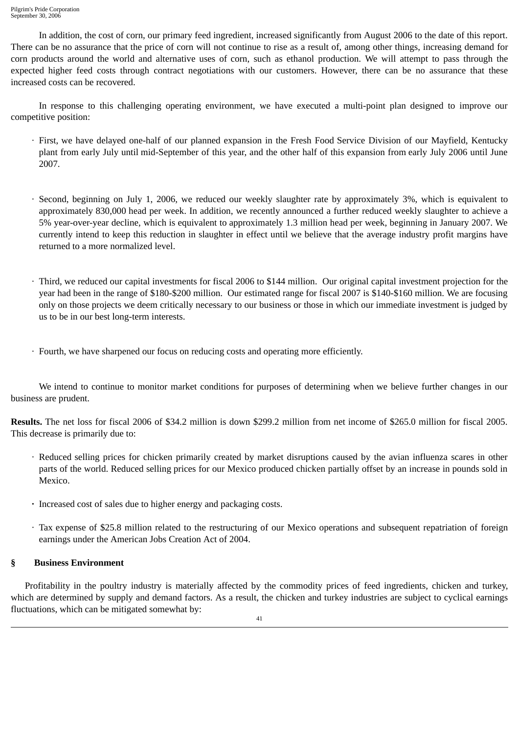In addition, the cost of corn, our primary feed ingredient, increased significantly from August 2006 to the date of this report. There can be no assurance that the price of corn will not continue to rise as a result of, among other things, increasing demand for corn products around the world and alternative uses of corn, such as ethanol production. We will attempt to pass through the expected higher feed costs through contract negotiations with our customers. However, there can be no assurance that these increased costs can be recovered.

In response to this challenging operating environment, we have executed a multi-point plan designed to improve our competitive position:

- First, we have delayed one-half of our planned expansion in the Fresh Food Service Division of our Mayfield, Kentucky plant from early July until mid-September of this year, and the other half of this expansion from early July 2006 until June 2007.

- Second, beginning on July 1, 2006, we reduced our weekly slaughter rate by approximately 3%, which is equivalent to approximately 830,000 head per week. In addition, we recently announced a further reduced weekly slaughter to achieve a 5% year-over-year decline, which is equivalent to approximately 1.3 million head per week, beginning in January 2007. We currently intend to keep this reduction in slaughter in effect until we believe that the average industry profit margins have returned to a more normalized level.

- Third, we reduced our capital investments for fiscal 2006 to $144 million. Our original capital investment projection for the year had been in the range of $180-$200 million. Our estimated range for fiscal 2007 is $140-$160 million. We are focusing only on those projects we deem critically necessary to our business or those in which our immediate investment is judged by us to be in our best long-term interests.

- Fourth, we have sharpened our focus on reducing costs and operating more efficiently.

We intend to continue to monitor market conditions for purposes of determining when we believe further changes in our business are prudent.

**Results.** The net loss for fiscal 2006 of $34.2 million is down $299.2 million from net income of $265.0 million for fiscal 2005. This decrease is primarily due to:

- Reduced selling prices for chicken primarily created by market disruptions caused by the avian influenza scares in other parts of the world. Reduced selling prices for our Mexico produced chicken partially offset by an increase in pounds sold in Mexico.

- Increased cost of sales due to higher energy and packaging costs.

- Tax expense of $25.8 million related to the restructuring of our Mexico operations and subsequent repatriation of foreign earnings under the American Jobs Creation Act of 2004.

## § Business Environment

Profitability in the poultry industry is materially affected by the commodity prices of feed ingredients, chicken and turkey, which are determined by supply and demand factors. As a result, the chicken and turkey industries are subject to cyclical earnings fluctuations, which can be mitigated somewhat by: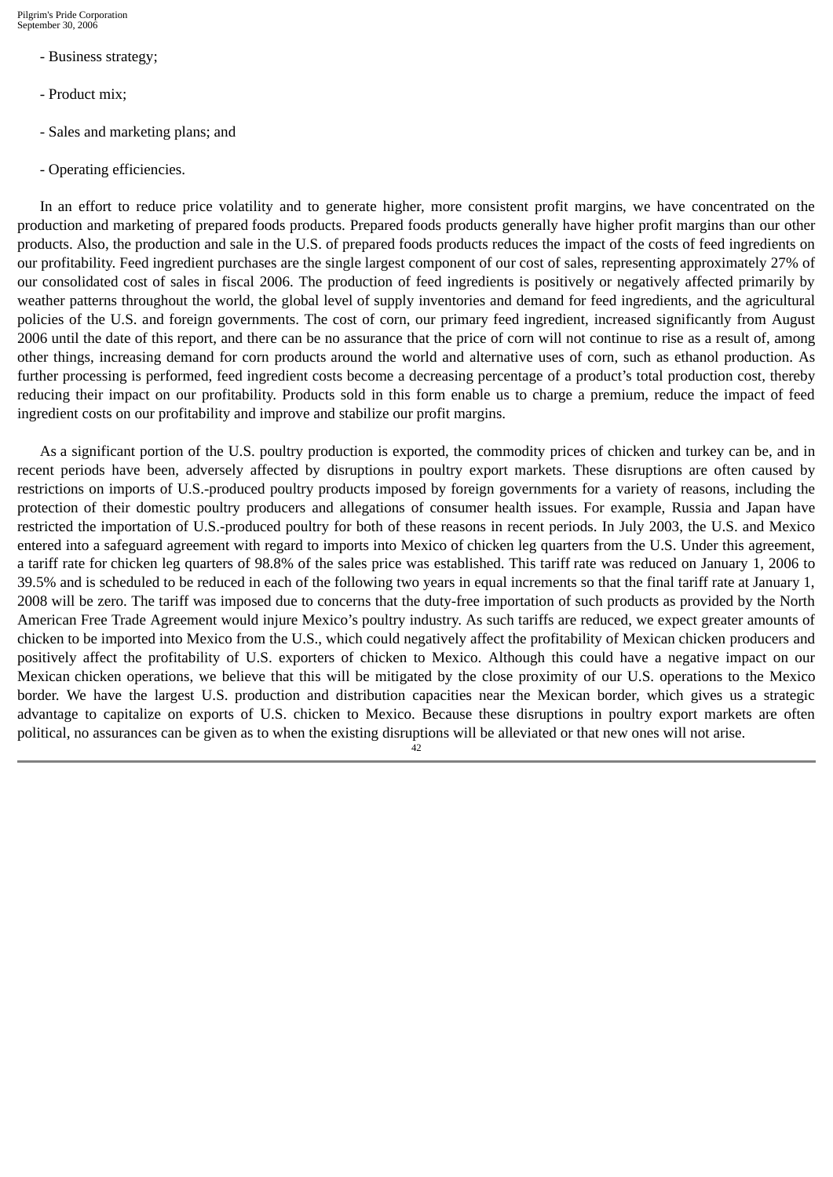- Business strategy;

- Product mix;

- Sales and marketing plans; and

- Operating efficiencies.

In an effort to reduce price volatility and to generate higher, more consistent profit margins, we have concentrated on the production and marketing of prepared foods products. Prepared foods products generally have higher profit margins than our other products. Also, the production and sale in the U.S. of prepared foods products reduces the impact of the costs of feed ingredients on our profitability. Feed ingredient purchases are the single largest component of our cost of sales, representing approximately 27% of our consolidated cost of sales in fiscal 2006. The production of feed ingredients is positively or negatively affected primarily by weather patterns throughout the world, the global level of supply inventories and demand for feed ingredients, and the agricultural policies of the U.S. and foreign governments. The cost of corn, our primary feed ingredient, increased significantly from August 2006 until the date of this report, and there can be no assurance that the price of corn will not continue to rise as a result of, among other things, increasing demand for corn products around the world and alternative uses of corn, such as ethanol production. As further processing is performed, feed ingredient costs become a decreasing percentage of a product's total production cost, thereby reducing their impact on our profitability. Products sold in this form enable us to charge a premium, reduce the impact of feed ingredient costs on our profitability and improve and stabilize our profit margins.

As a significant portion of the U.S. poultry production is exported, the commodity prices of chicken and turkey can be, and in recent periods have been, adversely affected by disruptions in poultry export markets. These disruptions are often caused by restrictions on imports of U.S.-produced poultry products imposed by foreign governments for a variety of reasons, including the protection of their domestic poultry producers and allegations of consumer health issues. For example, Russia and Japan have restricted the importation of U.S.-produced poultry for both of these reasons in recent periods. In July 2003, the U.S. and Mexico entered into a safeguard agreement with regard to imports into Mexico of chicken leg quarters from the U.S. Under this agreement, a tariff rate for chicken leg quarters of 98.8% of the sales price was established. This tariff rate was reduced on January 1, 2006 to 39.5% and is scheduled to be reduced in each of the following two years in equal increments so that the final tariff rate at January 1, 2008 will be zero. The tariff was imposed due to concerns that the duty-free importation of such products as provided by the North American Free Trade Agreement would injure Mexico's poultry industry. As such tariffs are reduced, we expect greater amounts of chicken to be imported into Mexico from the U.S., which could negatively affect the profitability of Mexican chicken producers and positively affect the profitability of U.S. exporters of chicken to Mexico. Although this could have a negative impact on our Mexican chicken operations, we believe that this will be mitigated by the close proximity of our U.S. operations to the Mexico border. We have the largest U.S. production and distribution capacities near the Mexican border, which gives us a strategic advantage to capitalize on exports of U.S. chicken to Mexico. Because these disruptions in poultry export markets are often political, no assurances can be given as to when the existing disruptions will be alleviated or that new ones will not arise.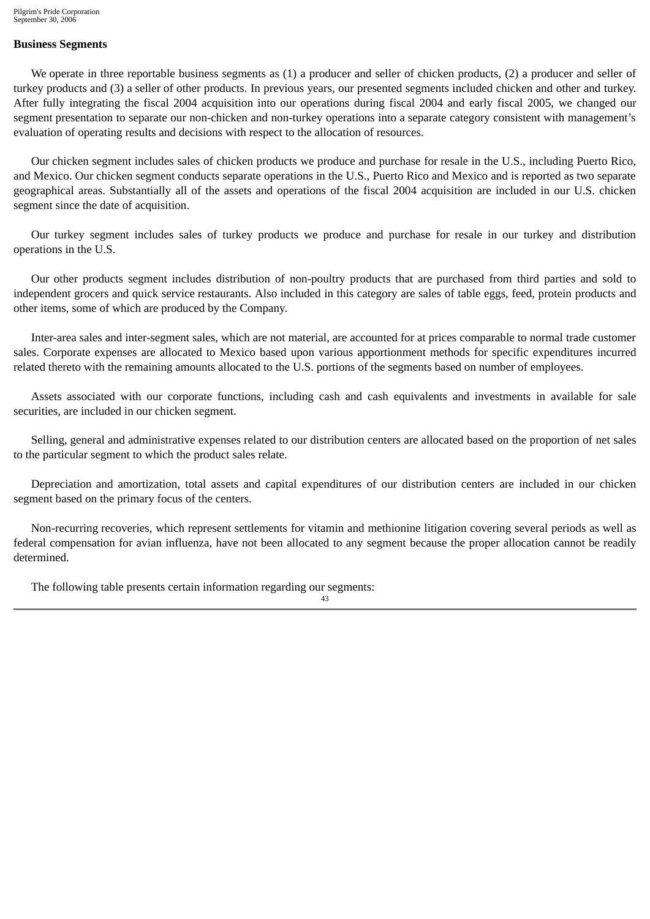## Business Segments

We operate in three reportable business segments as (1) a producer and seller of chicken products, (2) a producer and seller of turkey products and (3) a seller of other products. In previous years, our presented segments included chicken and other and turkey. After fully integrating the fiscal 2004 acquisition into our operations during fiscal 2004 and early fiscal 2005, we changed our segment presentation to separate our non-chicken and non-turkey operations into a separate category consistent with management's evaluation of operating results and decisions with respect to the allocation of resources.

Our chicken segment includes sales of chicken products we produce and purchase for resale in the U.S., including Puerto Rico, and Mexico. Our chicken segment conducts separate operations in the U.S., Puerto Rico and Mexico and is reported as two separate geographical areas. Substantially all of the assets and operations of the fiscal 2004 acquisition are included in our U.S. chicken segment since the date of acquisition.

Our turkey segment includes sales of turkey products we produce and purchase for resale in our turkey and distribution operations in the U.S.

Our other products segment includes distribution of non-poultry products that are purchased from third parties and sold to independent grocers and quick service restaurants. Also included in this category are sales of table eggs, feed, protein products and other items, some of which are produced by the Company.

Inter-area sales and inter-segment sales, which are not material, are accounted for at prices comparable to normal trade customer sales. Corporate expenses are allocated to Mexico based upon various apportionment methods for specific expenditures incurred related thereto with the remaining amounts allocated to the U.S. portions of the segments based on number of employees.

Assets associated with our corporate functions, including cash and cash equivalents and investments in available for sale securities, are included in our chicken segment.

Selling, general and administrative expenses related to our distribution centers are allocated based on the proportion of net sales to the particular segment to which the product sales relate.

Depreciation and amortization, total assets and capital expenditures of our distribution centers are included in our chicken segment based on the primary focus of the centers.

Non-recurring recoveries, which represent settlements for vitamin and methionine litigation covering several periods as well as federal compensation for avian influenza, have not been allocated to any segment because the proper allocation cannot be readily determined.

The following table presents certain information regarding our segments: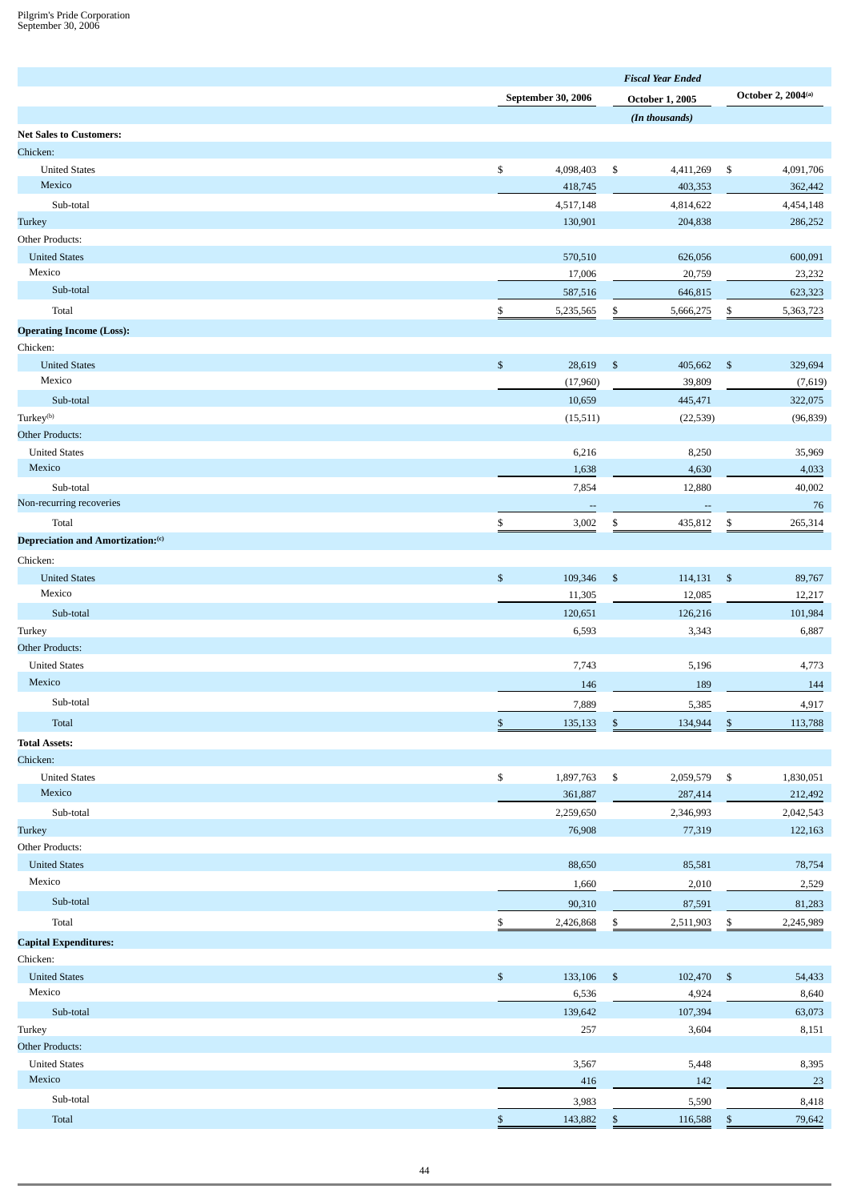| | Fiscal Year Ended | | |
|---|---|---|---|
| | September 30, 2006 | October 1, 2005 | October 2, 2004[(a)] |
| | | (In thousands) | |
| **Net Sales to Customers:** | | | |
| Chicken: | | | |
| United States | $ 4,098,403 | $ 4,411,269 | $ 4,091,706 |
| Mexico | 418,745 | 403,353 | 362,442 |
| Sub-total | 4,517,148 | 4,814,622 | 4,454,148 |
| Turkey | 130,901 | 204,838 | 286,252 |
| Other Products: | | | |
| United States | 570,510 | 626,056 | 600,091 |
| Mexico | 17,006 | 20,759 | 23,232 |
| Sub-total | 587,516 | 646,815 | 623,323 |
| Total | $ 5,235,565 | $ 5,666,275 | $ 5,363,723 |
| **Operating Income (Loss):** | | | |
| Chicken: | | | |
| United States | $ 28,619 | $ 405,662 | $ 329,694 |
| Mexico | (17,960) | 39,809 | (7,619) |
| Sub-total | 10,659 | 445,471 | 322,075 |
| Turkey[(b)] | (15,511) | (22,539) | (96,839) |
| Other Products: | | | |
| United States | 6,216 | 8,250 | 35,969 |
| Mexico | 1,638 | 4,630 | 4,033 |
| Sub-total | 7,854 | 12,880 | 40,002 |
| Non-recurring recoveries | -- | -- | 76 |
| Total | $ 3,002 | $ 435,812 | $ 265,314 |
| **Depreciation and Amortization:[(c)]** | | | |
| Chicken: | | | |
| United States | $ 109,346 | $ 114,131 | $ 89,767 |
| Mexico | 11,305 | 12,085 | 12,217 |
| Sub-total | 120,651 | 126,216 | 101,984 |
| Turkey | 6,593 | 3,343 | 6,887 |
| Other Products: | | | |
| United States | 7,743 | 5,196 | 4,773 |
| Mexico | 146 | 189 | 144 |
| Sub-total | 7,889 | 5,385 | 4,917 |
| Total | $ 135,133 | $ 134,944 | $ 113,788 |
| **Total Assets:** | | | |
| Chicken: | | | |
| United States | $ 1,897,763 | $ 2,059,579 | $ 1,830,051 |
| Mexico | 361,887 | 287,414 | 212,492 |
| Sub-total | 2,259,650 | 2,346,993 | 2,042,543 |
| Turkey | 76,908 | 77,319 | 122,163 |
| Other Products: | | | |
| United States | 88,650 | 85,581 | 78,754 |
| Mexico | 1,660 | 2,010 | 2,529 |
| Sub-total | 90,310 | 87,591 | 81,283 |
| Total | $ 2,426,868 | $ 2,511,903 | $ 2,245,989 |
| **Capital Expenditures:** | | | |
| Chicken: | | | |
| United States | $ 133,106 | $ 102,470 | $ 54,433 |
| Mexico | 6,536 | 4,924 | 8,640 |
| Sub-total | 139,642 | 107,394 | 63,073 |
| Turkey | 257 | 3,604 | 8,151 |
| Other Products: | | | |
| United States | 3,567 | 5,448 | 8,395 |
| Mexico | 416 | 142 | 23 |
| Sub-total | 3,983 | 5,590 | 8,418 |
| Total | $ 143,882 | $ 116,588 | $ 79,642 |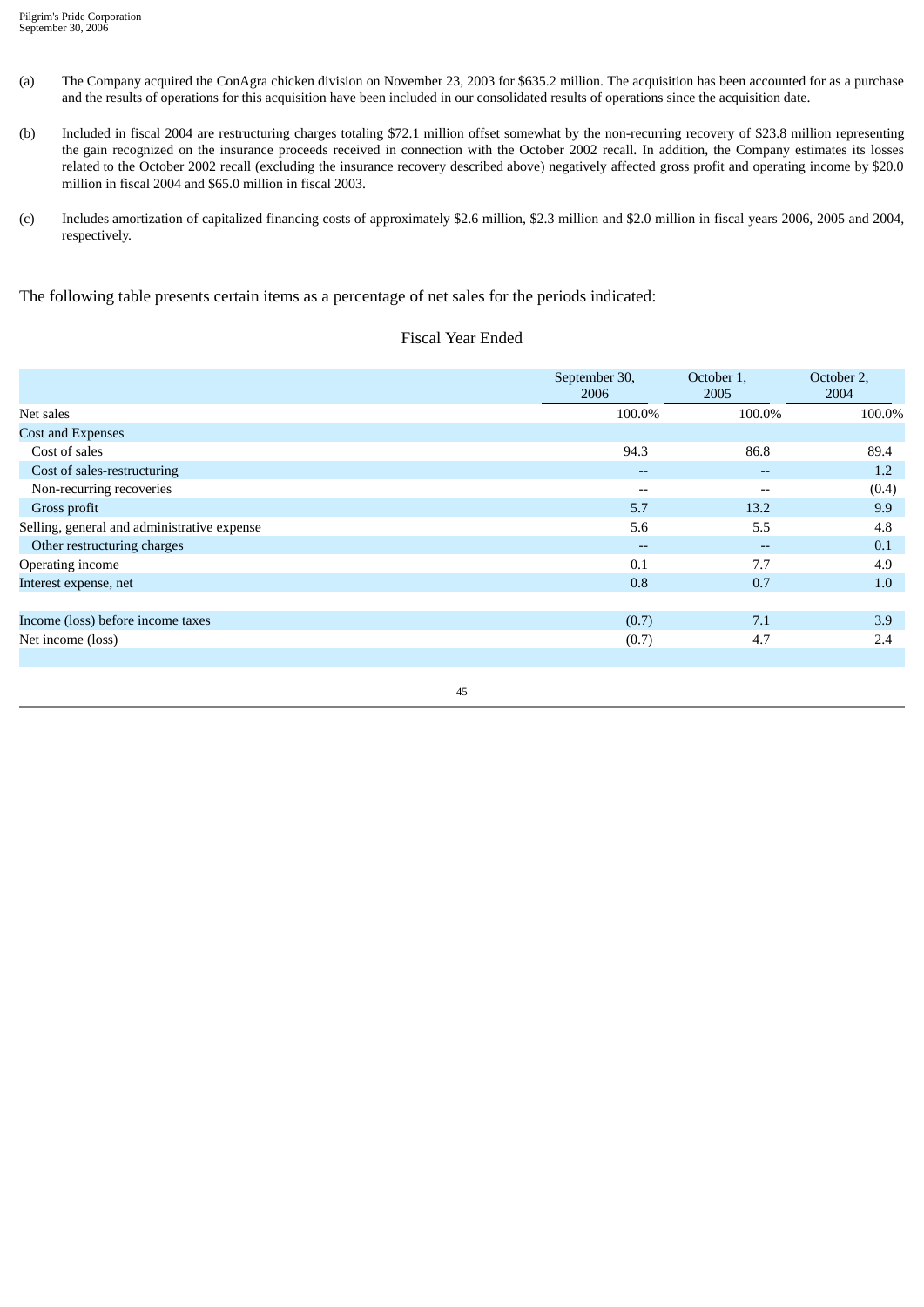(a) The Company acquired the ConAgra chicken division on November 23, 2003 for $635.2 million. The acquisition has been accounted for as a purchase and the results of operations for this acquisition have been included in our consolidated results of operations since the acquisition date.

(b) Included in fiscal 2004 are restructuring charges totaling $72.1 million offset somewhat by the non-recurring recovery of $23.8 million representing the gain recognized on the insurance proceeds received in connection with the October 2002 recall. In addition, the Company estimates its losses related to the October 2002 recall (excluding the insurance recovery described above) negatively affected gross profit and operating income by $20.0 million in fiscal 2004 and $65.0 million in fiscal 2003.

(c) Includes amortization of capitalized financing costs of approximately $2.6 million, $2.3 million and $2.0 million in fiscal years 2006, 2005 and 2004, respectively.

The following table presents certain items as a percentage of net sales for the periods indicated:

Fiscal Year Ended

| | September 30, 2006 | October 1, 2005 | October 2, 2004 |
|---|---|---|---|
| Net sales | 100.0% | 100.0% | 100.0% |
| Cost and Expenses | | | |
| Cost of sales | 94.3 | 86.8 | 89.4 |
| Cost of sales-restructuring | -- | -- | 1.2 |
| Non-recurring recoveries | -- | -- | (0.4) |
| Gross profit | 5.7 | 13.2 | 9.9 |
| Selling, general and administrative expense | 5.6 | 5.5 | 4.8 |
| Other restructuring charges | -- | -- | 0.1 |
| Operating income | 0.1 | 7.7 | 4.9 |
| Interest expense, net | 0.8 | 0.7 | 1.0 |
| Income (loss) before income taxes | (0.7) | 7.1 | 3.9 |
| Net income (loss) | (0.7) | 4.7 | 2.4 |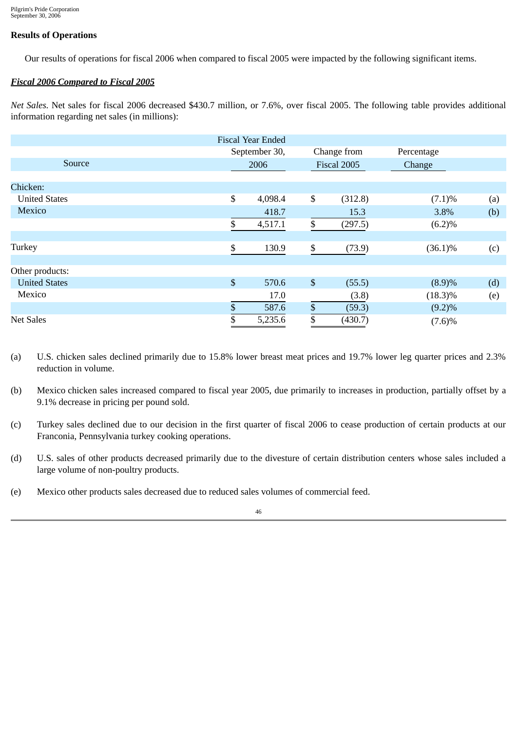## Results of Operations

Our results of operations for fiscal 2006 when compared to fiscal 2005 were impacted by the following significant items.

***Fiscal 2006 Compared to Fiscal 2005***

*Net Sales.* Net sales for fiscal 2006 decreased $430.7 million, or 7.6%, over fiscal 2005. The following table provides additional information regarding net sales (in millions):

| Source | Fiscal Year Ended September 30, 2006 | Change from Fiscal 2005 | Percentage Change | |
|---|---|---|---|---|
| Chicken: | | | | |
| United States | $ 4,098.4 | $ (312.8) | (7.1)% | (a) |
| Mexico | 418.7 | 15.3 | 3.8% | (b) |
| | $ 4,517.1 | $ (297.5) | (6.2)% | |
| Turkey | $ 130.9 | $ (73.9) | (36.1)% | (c) |
| Other products: | | | | |
| United States | $ 570.6 | $ (55.5) | (8.9)% | (d) |
| Mexico | 17.0 | (3.8) | (18.3)% | (e) |
| | $ 587.6 | $ (59.3) | (9.2)% | |
| Net Sales | $ 5,235.6 | $ (430.7) | (7.6)% | |

(a) U.S. chicken sales declined primarily due to 15.8% lower breast meat prices and 19.7% lower leg quarter prices and 2.3% reduction in volume.

(b) Mexico chicken sales increased compared to fiscal year 2005, due primarily to increases in production, partially offset by a 9.1% decrease in pricing per pound sold.

(c) Turkey sales declined due to our decision in the first quarter of fiscal 2006 to cease production of certain products at our Franconia, Pennsylvania turkey cooking operations.

(d) U.S. sales of other products decreased primarily due to the divesture of certain distribution centers whose sales included a large volume of non-poultry products.

(e) Mexico other products sales decreased due to reduced sales volumes of commercial feed.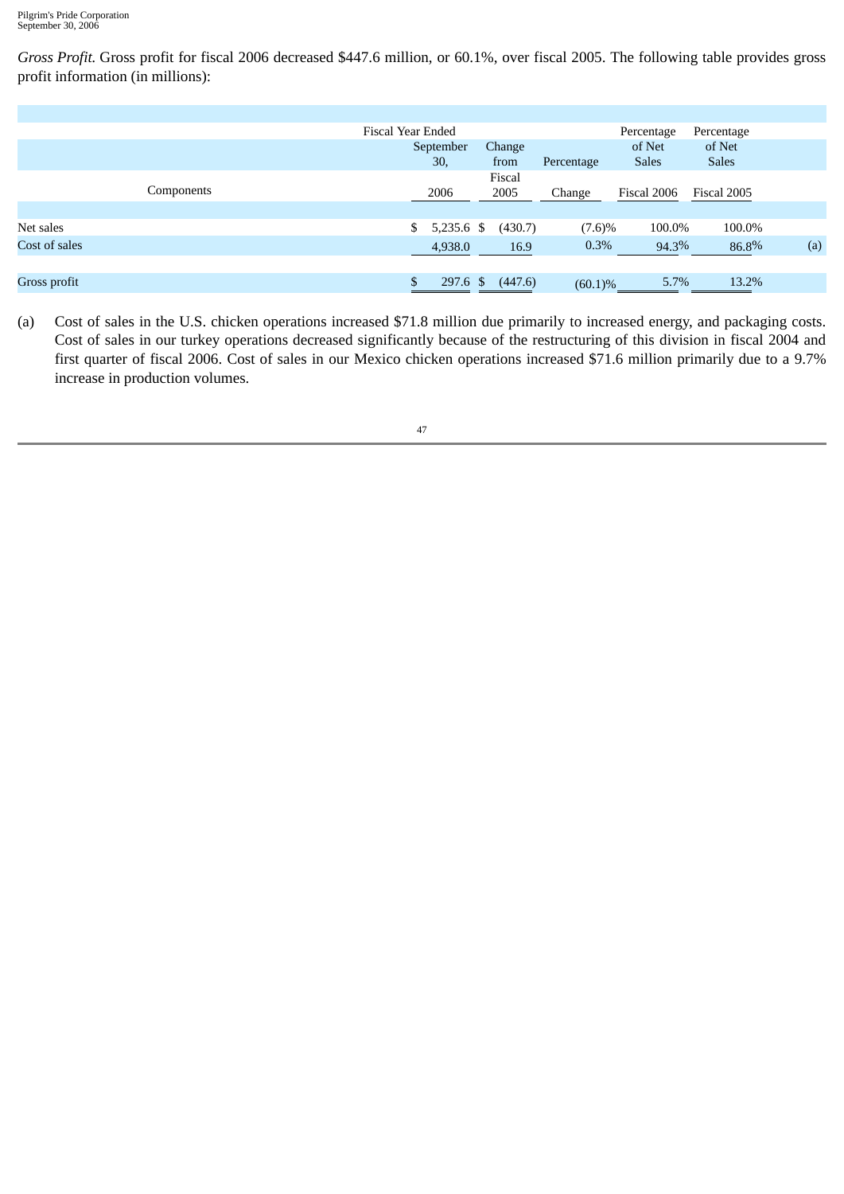*Gross Profit.* Gross profit for fiscal 2006 decreased $447.6 million, or 60.1%, over fiscal 2005. The following table provides gross profit information (in millions):

| Components | Fiscal Year Ended September 30, 2006 | Change from Fiscal 2005 | Percentage Change | Percentage of Net Sales Fiscal 2006 | Percentage of Net Sales Fiscal 2005 | |
|---|---|---|---|---|---|---|
| Net sales | $ 5,235.6 | $ (430.7) | (7.6)% | 100.0% | 100.0% | |
| Cost of sales | 4,938.0 | 16.9 | 0.3% | 94.3% | 86.8% | (a) |
| Gross profit | $ 297.6 | $ (447.6) | (60.1)% | 5.7% | 13.2% | |

(a) Cost of sales in the U.S. chicken operations increased $71.8 million due primarily to increased energy, and packaging costs. Cost of sales in our turkey operations decreased significantly because of the restructuring of this division in fiscal 2004 and first quarter of fiscal 2006. Cost of sales in our Mexico chicken operations increased $71.6 million primarily due to a 9.7% increase in production volumes.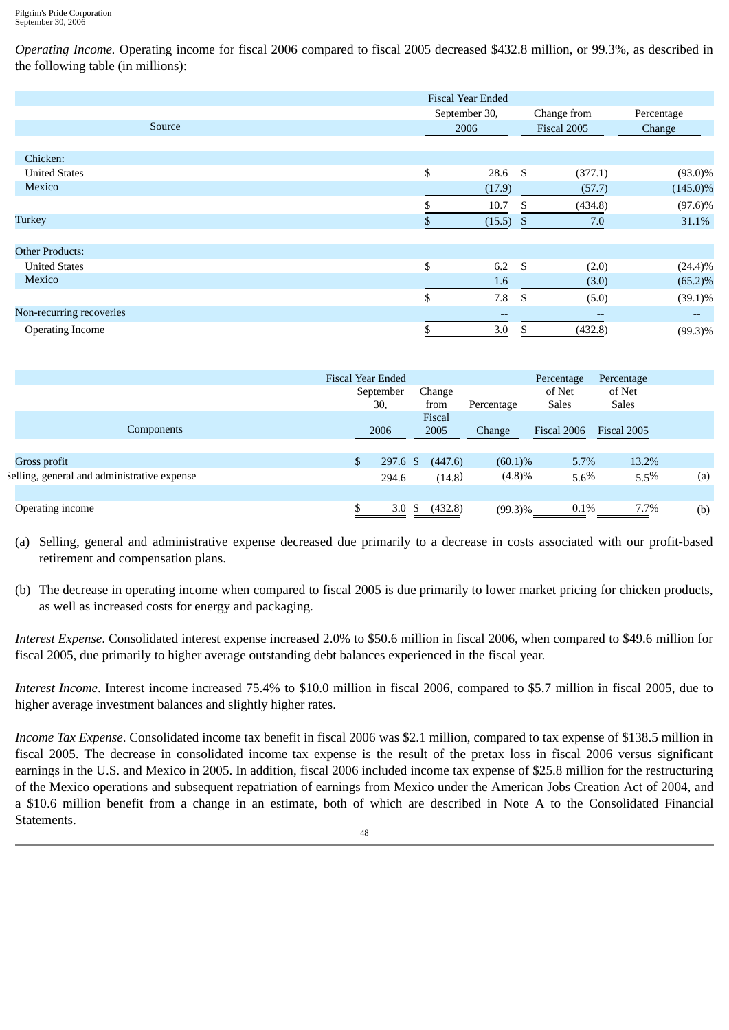*Operating Income.* Operating income for fiscal 2006 compared to fiscal 2005 decreased $432.8 million, or 99.3%, as described in the following table (in millions):

| Source | Fiscal Year Ended September 30, 2006 | Change from Fiscal 2005 | Percentage Change |
|---|---|---|---|
| Chicken: | | | |
| United States | $ 28.6 | $ (377.1) | (93.0)% |
| Mexico | (17.9) | (57.7) | (145.0)% |
| | $ 10.7 | $ (434.8) | (97.6)% |
| Turkey | $ (15.5) | $ 7.0 | 31.1% |
| Other Products: | | | |
| United States | $ 6.2 | $ (2.0) | (24.4)% |
| Mexico | 1.6 | (3.0) | (65.2)% |
| | $ 7.8 | $ (5.0) | (39.1)% |
| Non-recurring recoveries | -- | -- | -- |
| Operating Income | $ 3.0 | $ (432.8) | (99.3)% |

| Components | Fiscal Year Ended September 30, 2006 | Change from Fiscal 2005 | Percentage Change | Percentage of Net Sales Fiscal 2006 | Percentage of Net Sales Fiscal 2005 | |
|---|---|---|---|---|---|---|
| Gross profit | $ 297.6 | $ (447.6) | (60.1)% | 5.7% | 13.2% | |
| Selling, general and administrative expense | 294.6 | (14.8) | (4.8)% | 5.6% | 5.5% | (a) |
| Operating income | $ 3.0 | $ (432.8) | (99.3)% | 0.1% | 7.7% | (b) |

(a) Selling, general and administrative expense decreased due primarily to a decrease in costs associated with our profit-based retirement and compensation plans.

(b) The decrease in operating income when compared to fiscal 2005 is due primarily to lower market pricing for chicken products, as well as increased costs for energy and packaging.

*Interest Expense*. Consolidated interest expense increased 2.0% to $50.6 million in fiscal 2006, when compared to $49.6 million for fiscal 2005, due primarily to higher average outstanding debt balances experienced in the fiscal year.

*Interest Income*. Interest income increased 75.4% to $10.0 million in fiscal 2006, compared to $5.7 million in fiscal 2005, due to higher average investment balances and slightly higher rates.

*Income Tax Expense*. Consolidated income tax benefit in fiscal 2006 was $2.1 million, compared to tax expense of $138.5 million in fiscal 2005. The decrease in consolidated income tax expense is the result of the pretax loss in fiscal 2006 versus significant earnings in the U.S. and Mexico in 2005. In addition, fiscal 2006 included income tax expense of $25.8 million for the restructuring of the Mexico operations and subsequent repatriation of earnings from Mexico under the American Jobs Creation Act of 2004, and a $10.6 million benefit from a change in an estimate, both of which are described in Note A to the Consolidated Financial Statements.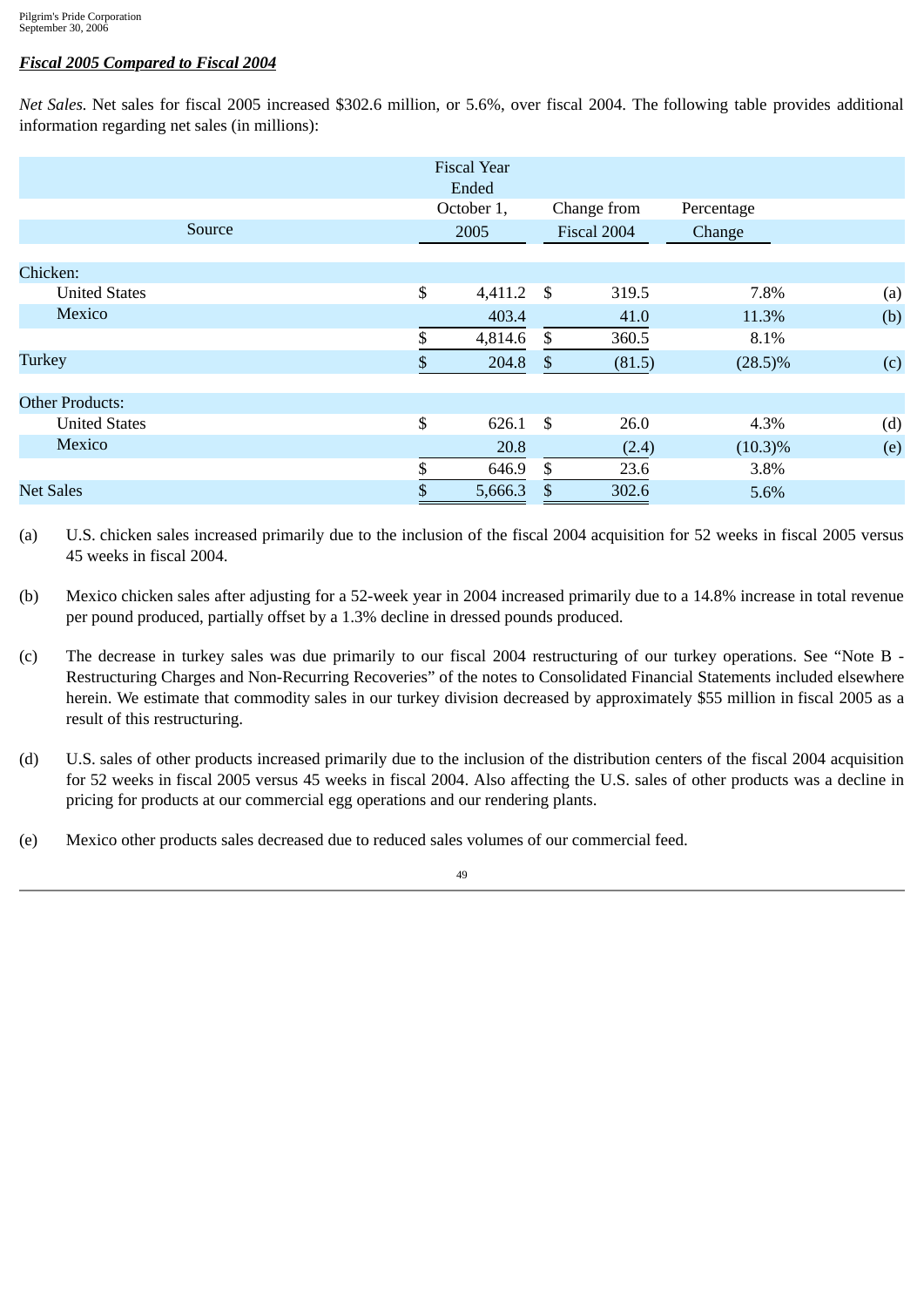***Fiscal 2005 Compared to Fiscal 2004***

*Net Sales.* Net sales for fiscal 2005 increased $302.6 million, or 5.6%, over fiscal 2004. The following table provides additional information regarding net sales (in millions):

| Source | Fiscal Year Ended October 1, 2005 | Change from Fiscal 2004 | Percentage Change | |
|---|---|---|---|---|
| Chicken: | | | | |
| United States | $ 4,411.2 | $ 319.5 | 7.8% | (a) |
| Mexico | 403.4 | 41.0 | 11.3% | (b) |
| | $ 4,814.6 | $ 360.5 | 8.1% | |
| Turkey | $ 204.8 | $ (81.5) | (28.5)% | (c) |
| Other Products: | | | | |
| United States | $ 626.1 | $ 26.0 | 4.3% | (d) |
| Mexico | 20.8 | (2.4) | (10.3)% | (e) |
| | $ 646.9 | $ 23.6 | 3.8% | |
| Net Sales | $ 5,666.3 | $ 302.6 | 5.6% | |

(a) U.S. chicken sales increased primarily due to the inclusion of the fiscal 2004 acquisition for 52 weeks in fiscal 2005 versus 45 weeks in fiscal 2004.

(b) Mexico chicken sales after adjusting for a 52-week year in 2004 increased primarily due to a 14.8% increase in total revenue per pound produced, partially offset by a 1.3% decline in dressed pounds produced.

(c) The decrease in turkey sales was due primarily to our fiscal 2004 restructuring of our turkey operations. See "Note B - Restructuring Charges and Non-Recurring Recoveries" of the notes to Consolidated Financial Statements included elsewhere herein. We estimate that commodity sales in our turkey division decreased by approximately $55 million in fiscal 2005 as a result of this restructuring.

(d) U.S. sales of other products increased primarily due to the inclusion of the distribution centers of the fiscal 2004 acquisition for 52 weeks in fiscal 2005 versus 45 weeks in fiscal 2004. Also affecting the U.S. sales of other products was a decline in pricing for products at our commercial egg operations and our rendering plants.

(e) Mexico other products sales decreased due to reduced sales volumes of our commercial feed.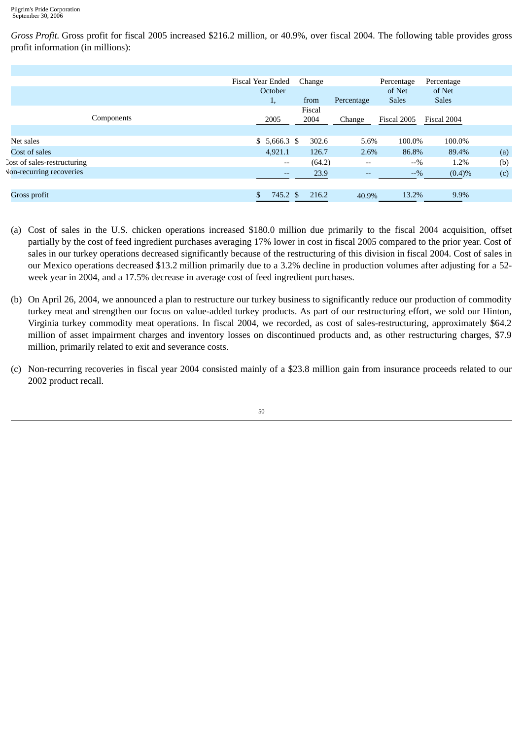*Gross Profit.* Gross profit for fiscal 2005 increased \$216.2 million, or 40.9%, over fiscal 2004. The following table provides gross profit information (in millions):

| Components | Fiscal Year Ended October 1, 2005 | Change from Fiscal 2004 | Percentage Change | Percentage of Net Sales Fiscal 2005 | Percentage of Net Sales Fiscal 2004 | |
|---|---|---|---|---|---|---|
| Net sales | \$ 5,666.3 | \$ 302.6 | 5.6% | 100.0% | 100.0% | |
| Cost of sales | 4,921.1 | 126.7 | 2.6% | 86.8% | 89.4% | (a) |
| Cost of sales-restructuring | -- | (64.2) | -- | --% | 1.2% | (b) |
| Non-recurring recoveries | -- | 23.9 | -- | --% | (0.4)% | (c) |
| Gross profit | \$ 745.2 | \$ 216.2 | 40.9% | 13.2% | 9.9% | |

(a) Cost of sales in the U.S. chicken operations increased \$180.0 million due primarily to the fiscal 2004 acquisition, offset partially by the cost of feed ingredient purchases averaging 17% lower in cost in fiscal 2005 compared to the prior year. Cost of sales in our turkey operations decreased significantly because of the restructuring of this division in fiscal 2004. Cost of sales in our Mexico operations decreased \$13.2 million primarily due to a 3.2% decline in production volumes after adjusting for a 52-week year in 2004, and a 17.5% decrease in average cost of feed ingredient purchases.

(b) On April 26, 2004, we announced a plan to restructure our turkey business to significantly reduce our production of commodity turkey meat and strengthen our focus on value-added turkey products. As part of our restructuring effort, we sold our Hinton, Virginia turkey commodity meat operations. In fiscal 2004, we recorded, as cost of sales-restructuring, approximately \$64.2 million of asset impairment charges and inventory losses on discontinued products and, as other restructuring charges, \$7.9 million, primarily related to exit and severance costs.

(c) Non-recurring recoveries in fiscal year 2004 consisted mainly of a \$23.8 million gain from insurance proceeds related to our 2002 product recall.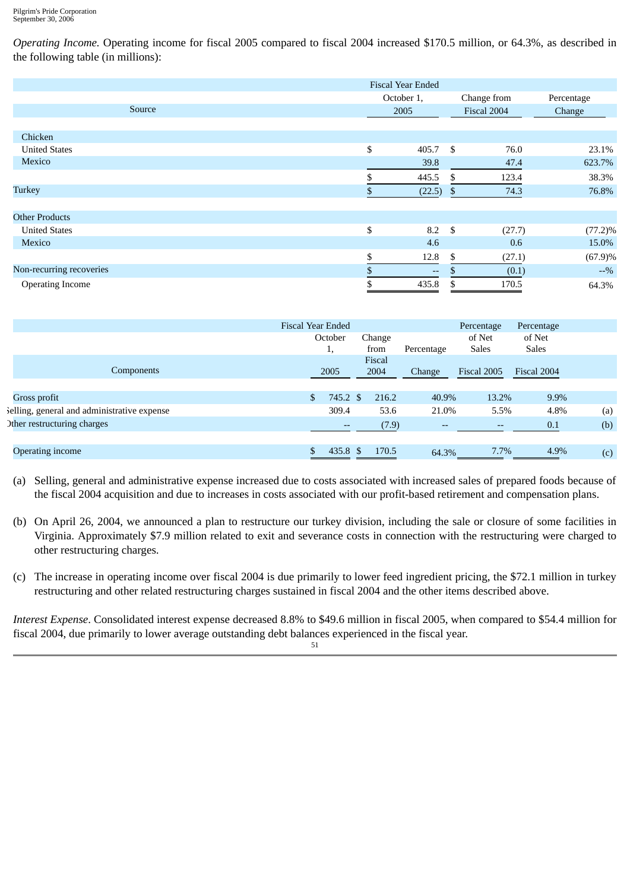*Operating Income.* Operating income for fiscal 2005 compared to fiscal 2004 increased $170.5 million, or 64.3%, as described in the following table (in millions):

| Source | Fiscal Year Ended October 1, 2005 | Change from Fiscal 2004 | Percentage Change |
|---|---|---|---|
| Chicken | | | |
| United States | $ 405.7 | $ 76.0 | 23.1% |
| Mexico | 39.8 | 47.4 | 623.7% |
| | $ 445.5 | $ 123.4 | 38.3% |
| Turkey | $ (22.5) | $ 74.3 | 76.8% |
| Other Products | | | |
| United States | $ 8.2 | $ (27.7) | (77.2)% |
| Mexico | 4.6 | 0.6 | 15.0% |
| | $ 12.8 | $ (27.1) | (67.9)% |
| Non-recurring recoveries | $ -- | $ (0.1) | --% |
| Operating Income | $ 435.8 | $ 170.5 | 64.3% |

| Components | Fiscal Year Ended October 1, 2005 | Change from Fiscal 2004 | Percentage Change | Percentage of Net Sales Fiscal 2005 | Percentage of Net Sales Fiscal 2004 | |
|---|---|---|---|---|---|---|
| Gross profit | $ 745.2 | $ 216.2 | 40.9% | 13.2% | 9.9% | |
| Selling, general and administrative expense | 309.4 | 53.6 | 21.0% | 5.5% | 4.8% | (a) |
| Other restructuring charges | -- | (7.9) | -- | -- | 0.1 | (b) |
| Operating income | $ 435.8 | $ 170.5 | 64.3% | 7.7% | 4.9% | (c) |

(a) Selling, general and administrative expense increased due to costs associated with increased sales of prepared foods because of the fiscal 2004 acquisition and due to increases in costs associated with our profit-based retirement and compensation plans.

(b) On April 26, 2004, we announced a plan to restructure our turkey division, including the sale or closure of some facilities in Virginia. Approximately $7.9 million related to exit and severance costs in connection with the restructuring were charged to other restructuring charges.

(c) The increase in operating income over fiscal 2004 is due primarily to lower feed ingredient pricing, the $72.1 million in turkey restructuring and other related restructuring charges sustained in fiscal 2004 and the other items described above.

*Interest Expense*. Consolidated interest expense decreased 8.8% to $49.6 million in fiscal 2005, when compared to $54.4 million for fiscal 2004, due primarily to lower average outstanding debt balances experienced in the fiscal year.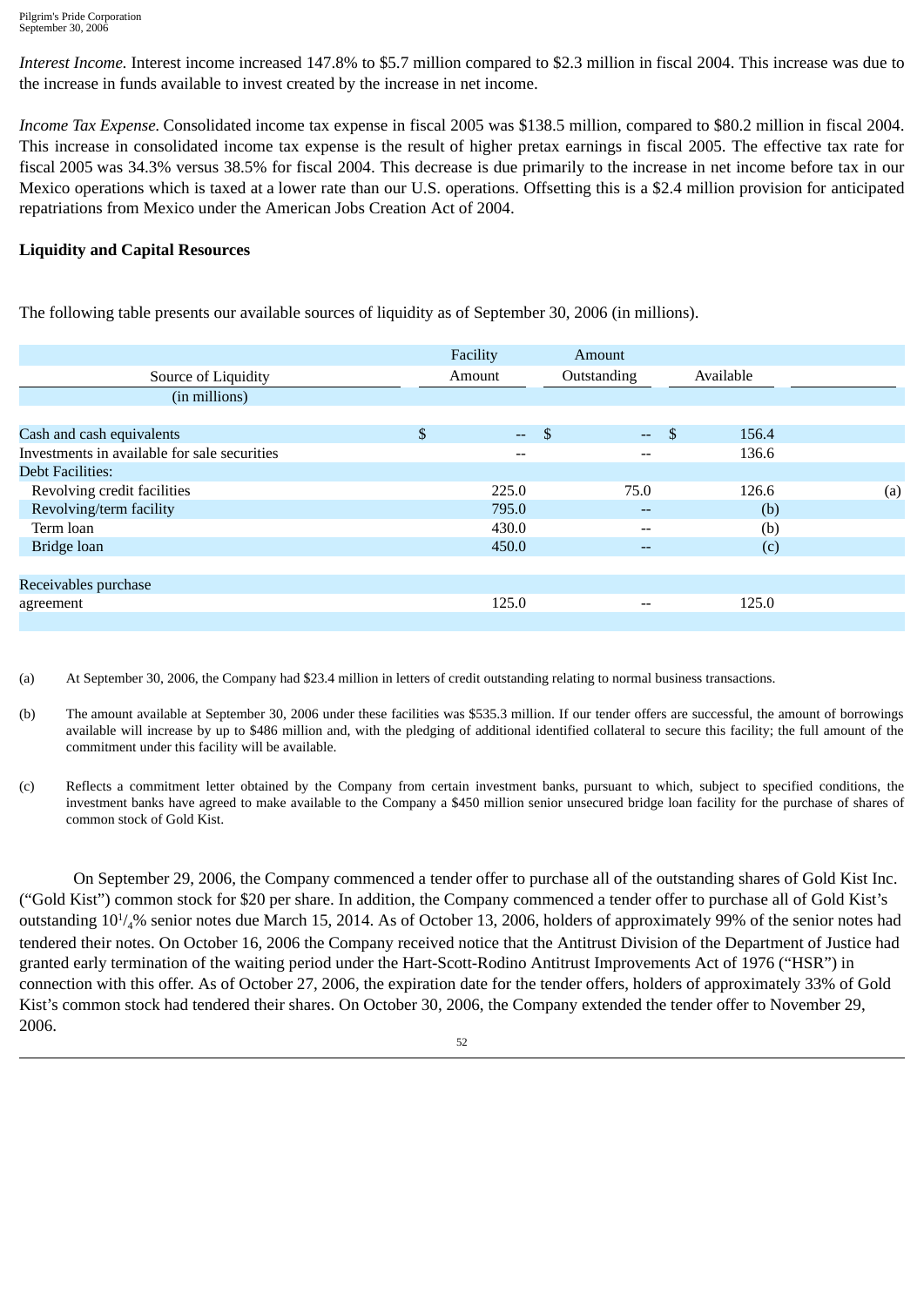*Interest Income.* Interest income increased 147.8% to $5.7 million compared to $2.3 million in fiscal 2004. This increase was due to the increase in funds available to invest created by the increase in net income.

*Income Tax Expense.* Consolidated income tax expense in fiscal 2005 was $138.5 million, compared to $80.2 million in fiscal 2004. This increase in consolidated income tax expense is the result of higher pretax earnings in fiscal 2005. The effective tax rate for fiscal 2005 was 34.3% versus 38.5% for fiscal 2004. This decrease is due primarily to the increase in net income before tax in our Mexico operations which is taxed at a lower rate than our U.S. operations. Offsetting this is a $2.4 million provision for anticipated repatriations from Mexico under the American Jobs Creation Act of 2004.

**Liquidity and Capital Resources**

The following table presents our available sources of liquidity as of September 30, 2006 (in millions).

| Source of Liquidity (in millions) | Facility Amount | Amount Outstanding | Available | |
|---|---|---|---|---|
| Cash and cash equivalents | $ -- | $ -- | $ 156.4 | |
| Investments in available for sale securities | -- | -- | 136.6 | |
| Debt Facilities: | | | | |
| Revolving credit facilities | 225.0 | 75.0 | 126.6 | (a) |
| Revolving/term facility | 795.0 | -- | (b) | |
| Term loan | 430.0 | -- | (b) | |
| Bridge loan | 450.0 | -- | (c) | |
| Receivables purchase agreement | 125.0 | -- | 125.0 | |

(a) At September 30, 2006, the Company had $23.4 million in letters of credit outstanding relating to normal business transactions.

(b) The amount available at September 30, 2006 under these facilities was $535.3 million. If our tender offers are successful, the amount of borrowings available will increase by up to $486 million and, with the pledging of additional identified collateral to secure this facility; the full amount of the commitment under this facility will be available.

(c) Reflects a commitment letter obtained by the Company from certain investment banks, pursuant to which, subject to specified conditions, the investment banks have agreed to make available to the Company a $450 million senior unsecured bridge loan facility for the purchase of shares of common stock of Gold Kist.

On September 29, 2006, the Company commenced a tender offer to purchase all of the outstanding shares of Gold Kist Inc. ("Gold Kist") common stock for $20 per share. In addition, the Company commenced a tender offer to purchase all of Gold Kist's outstanding 10¼% senior notes due March 15, 2014. As of October 13, 2006, holders of approximately 99% of the senior notes had tendered their notes. On October 16, 2006 the Company received notice that the Antitrust Division of the Department of Justice had granted early termination of the waiting period under the Hart-Scott-Rodino Antitrust Improvements Act of 1976 ("HSR") in connection with this offer. As of October 27, 2006, the expiration date for the tender offers, holders of approximately 33% of Gold Kist's common stock had tendered their shares. On October 30, 2006, the Company extended the tender offer to November 29, 2006.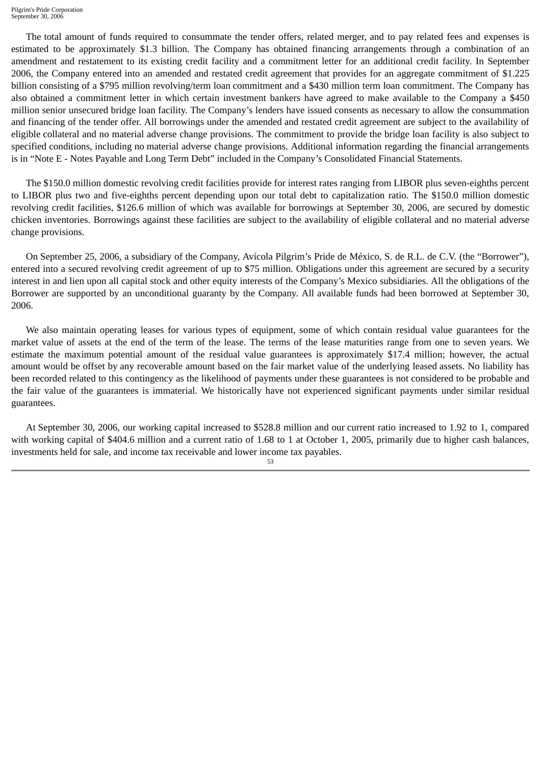The total amount of funds required to consummate the tender offers, related merger, and to pay related fees and expenses is estimated to be approximately $1.3 billion. The Company has obtained financing arrangements through a combination of an amendment and restatement to its existing credit facility and a commitment letter for an additional credit facility. In September 2006, the Company entered into an amended and restated credit agreement that provides for an aggregate commitment of $1.225 billion consisting of a $795 million revolving/term loan commitment and a $430 million term loan commitment. The Company has also obtained a commitment letter in which certain investment bankers have agreed to make available to the Company a $450 million senior unsecured bridge loan facility. The Company's lenders have issued consents as necessary to allow the consummation and financing of the tender offer. All borrowings under the amended and restated credit agreement are subject to the availability of eligible collateral and no material adverse change provisions. The commitment to provide the bridge loan facility is also subject to specified conditions, including no material adverse change provisions. Additional information regarding the financial arrangements is in "Note E - Notes Payable and Long Term Debt" included in the Company's Consolidated Financial Statements.

The $150.0 million domestic revolving credit facilities provide for interest rates ranging from LIBOR plus seven-eighths percent to LIBOR plus two and five-eighths percent depending upon our total debt to capitalization ratio. The $150.0 million domestic revolving credit facilities, $126.6 million of which was available for borrowings at September 30, 2006, are secured by domestic chicken inventories. Borrowings against these facilities are subject to the availability of eligible collateral and no material adverse change provisions.

On September 25, 2006, a subsidiary of the Company, Avícola Pilgrim's Pride de México, S. de R.L. de C.V. (the "Borrower"), entered into a secured revolving credit agreement of up to $75 million. Obligations under this agreement are secured by a security interest in and lien upon all capital stock and other equity interests of the Company's Mexico subsidiaries. All the obligations of the Borrower are supported by an unconditional guaranty by the Company. All available funds had been borrowed at September 30, 2006.

We also maintain operating leases for various types of equipment, some of which contain residual value guarantees for the market value of assets at the end of the term of the lease. The terms of the lease maturities range from one to seven years. We estimate the maximum potential amount of the residual value guarantees is approximately $17.4 million; however, the actual amount would be offset by any recoverable amount based on the fair market value of the underlying leased assets. No liability has been recorded related to this contingency as the likelihood of payments under these guarantees is not considered to be probable and the fair value of the guarantees is immaterial. We historically have not experienced significant payments under similar residual guarantees.

At September 30, 2006, our working capital increased to $528.8 million and our current ratio increased to 1.92 to 1, compared with working capital of $404.6 million and a current ratio of 1.68 to 1 at October 1, 2005, primarily due to higher cash balances, investments held for sale, and income tax receivable and lower income tax payables.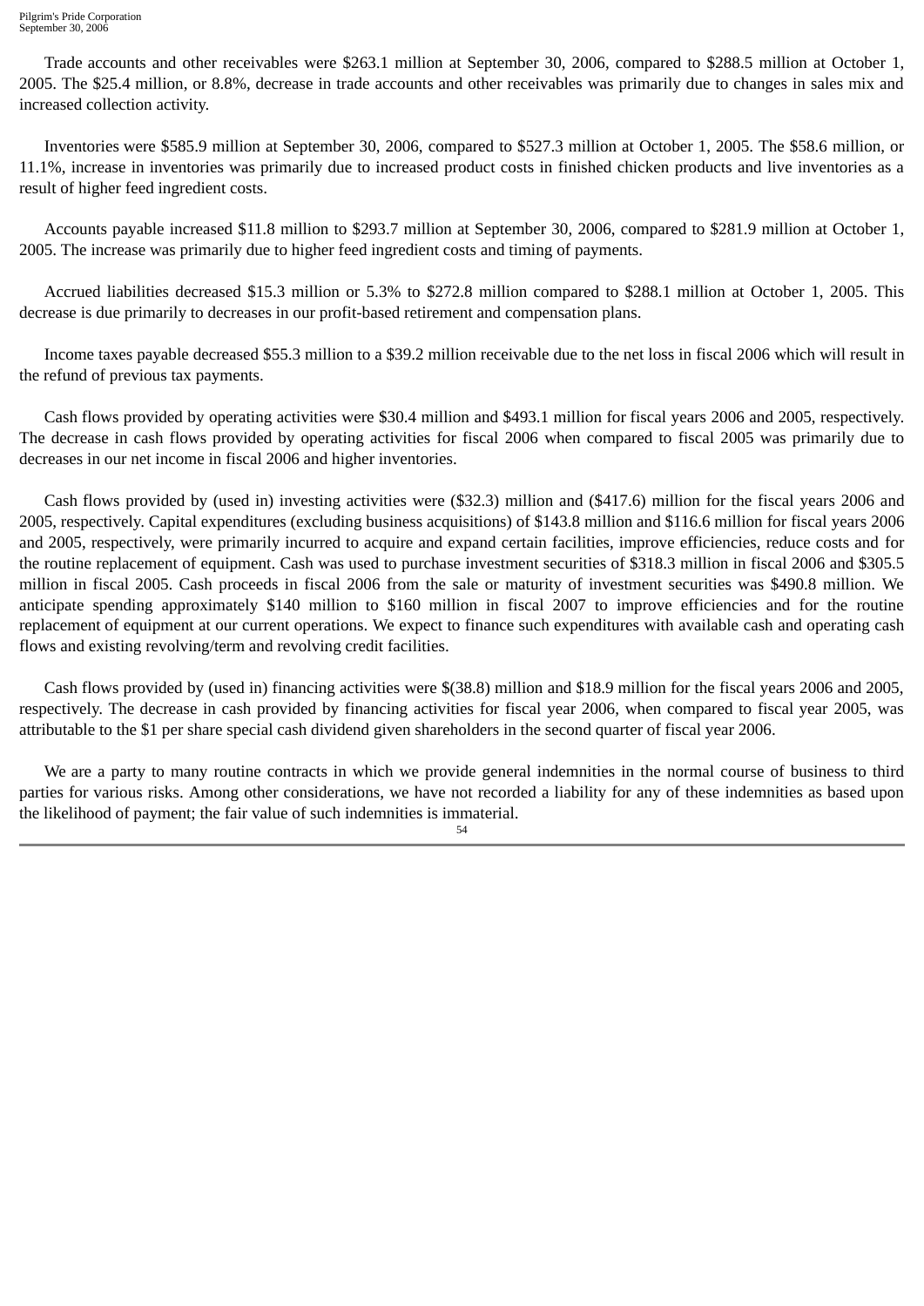Trade accounts and other receivables were $263.1 million at September 30, 2006, compared to $288.5 million at October 1, 2005. The $25.4 million, or 8.8%, decrease in trade accounts and other receivables was primarily due to changes in sales mix and increased collection activity.

Inventories were $585.9 million at September 30, 2006, compared to $527.3 million at October 1, 2005. The $58.6 million, or 11.1%, increase in inventories was primarily due to increased product costs in finished chicken products and live inventories as a result of higher feed ingredient costs.

Accounts payable increased $11.8 million to $293.7 million at September 30, 2006, compared to $281.9 million at October 1, 2005. The increase was primarily due to higher feed ingredient costs and timing of payments.

Accrued liabilities decreased $15.3 million or 5.3% to $272.8 million compared to $288.1 million at October 1, 2005. This decrease is due primarily to decreases in our profit-based retirement and compensation plans.

Income taxes payable decreased $55.3 million to a $39.2 million receivable due to the net loss in fiscal 2006 which will result in the refund of previous tax payments.

Cash flows provided by operating activities were $30.4 million and $493.1 million for fiscal years 2006 and 2005, respectively. The decrease in cash flows provided by operating activities for fiscal 2006 when compared to fiscal 2005 was primarily due to decreases in our net income in fiscal 2006 and higher inventories.

Cash flows provided by (used in) investing activities were ($32.3) million and ($417.6) million for the fiscal years 2006 and 2005, respectively. Capital expenditures (excluding business acquisitions) of $143.8 million and $116.6 million for fiscal years 2006 and 2005, respectively, were primarily incurred to acquire and expand certain facilities, improve efficiencies, reduce costs and for the routine replacement of equipment. Cash was used to purchase investment securities of $318.3 million in fiscal 2006 and $305.5 million in fiscal 2005. Cash proceeds in fiscal 2006 from the sale or maturity of investment securities was $490.8 million. We anticipate spending approximately $140 million to $160 million in fiscal 2007 to improve efficiencies and for the routine replacement of equipment at our current operations. We expect to finance such expenditures with available cash and operating cash flows and existing revolving/term and revolving credit facilities.

Cash flows provided by (used in) financing activities were $(38.8) million and $18.9 million for the fiscal years 2006 and 2005, respectively. The decrease in cash provided by financing activities for fiscal year 2006, when compared to fiscal year 2005, was attributable to the $1 per share special cash dividend given shareholders in the second quarter of fiscal year 2006.

We are a party to many routine contracts in which we provide general indemnities in the normal course of business to third parties for various risks. Among other considerations, we have not recorded a liability for any of these indemnities as based upon the likelihood of payment; the fair value of such indemnities is immaterial.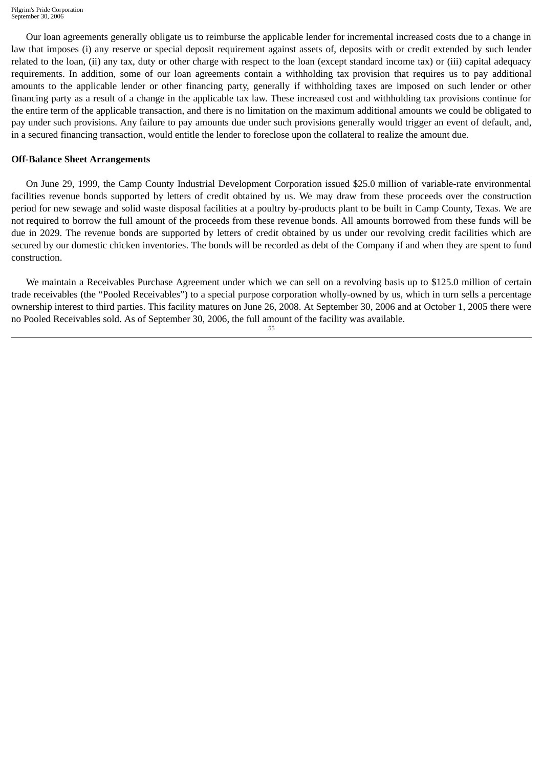Our loan agreements generally obligate us to reimburse the applicable lender for incremental increased costs due to a change in law that imposes (i) any reserve or special deposit requirement against assets of, deposits with or credit extended by such lender related to the loan, (ii) any tax, duty or other charge with respect to the loan (except standard income tax) or (iii) capital adequacy requirements. In addition, some of our loan agreements contain a withholding tax provision that requires us to pay additional amounts to the applicable lender or other financing party, generally if withholding taxes are imposed on such lender or other financing party as a result of a change in the applicable tax law. These increased cost and withholding tax provisions continue for the entire term of the applicable transaction, and there is no limitation on the maximum additional amounts we could be obligated to pay under such provisions. Any failure to pay amounts due under such provisions generally would trigger an event of default, and, in a secured financing transaction, would entitle the lender to foreclose upon the collateral to realize the amount due.

**Off-Balance Sheet Arrangements**

On June 29, 1999, the Camp County Industrial Development Corporation issued $25.0 million of variable-rate environmental facilities revenue bonds supported by letters of credit obtained by us. We may draw from these proceeds over the construction period for new sewage and solid waste disposal facilities at a poultry by-products plant to be built in Camp County, Texas. We are not required to borrow the full amount of the proceeds from these revenue bonds. All amounts borrowed from these funds will be due in 2029. The revenue bonds are supported by letters of credit obtained by us under our revolving credit facilities which are secured by our domestic chicken inventories. The bonds will be recorded as debt of the Company if and when they are spent to fund construction.

We maintain a Receivables Purchase Agreement under which we can sell on a revolving basis up to $125.0 million of certain trade receivables (the "Pooled Receivables") to a special purpose corporation wholly-owned by us, which in turn sells a percentage ownership interest to third parties. This facility matures on June 26, 2008. At September 30, 2006 and at October 1, 2005 there were no Pooled Receivables sold. As of September 30, 2006, the full amount of the facility was available.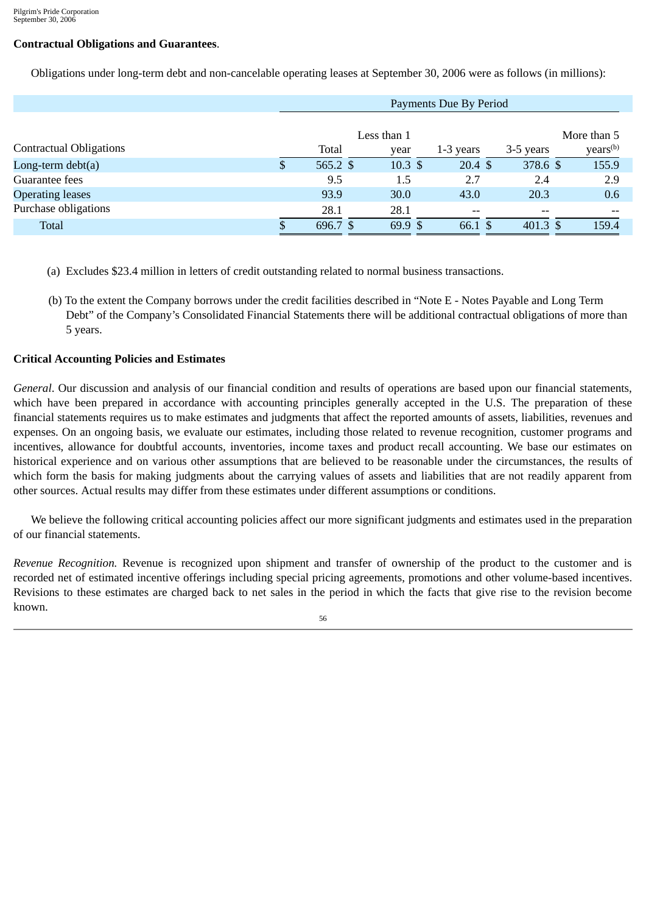**Contractual Obligations and Guarantees**.

Obligations under long-term debt and non-cancelable operating leases at September 30, 2006 were as follows (in millions):

| | Payments Due By Period | | | | |
|---|---|---|---|---|---|
| Contractual Obligations | Total | Less than 1 year | 1-3 years | 3-5 years | More than 5 years[(b)] |
| Long-term debt(a) | $ 565.2 | $ 10.3 | $ 20.4 | $ 378.6 | $ 155.9 |
| Guarantee fees | 9.5 | 1.5 | 2.7 | 2.4 | 2.9 |
| Operating leases | 93.9 | 30.0 | 43.0 | 20.3 | 0.6 |
| Purchase obligations | 28.1 | 28.1 | -- | -- | -- |
| Total | $ 696.7 | $ 69.9 | $ 66.1 | $ 401.3 | $ 159.4 |

(a) Excludes $23.4 million in letters of credit outstanding related to normal business transactions.

(b) To the extent the Company borrows under the credit facilities described in "Note E - Notes Payable and Long Term Debt" of the Company's Consolidated Financial Statements there will be additional contractual obligations of more than 5 years.

**Critical Accounting Policies and Estimates**

*General*. Our discussion and analysis of our financial condition and results of operations are based upon our financial statements, which have been prepared in accordance with accounting principles generally accepted in the U.S. The preparation of these financial statements requires us to make estimates and judgments that affect the reported amounts of assets, liabilities, revenues and expenses. On an ongoing basis, we evaluate our estimates, including those related to revenue recognition, customer programs and incentives, allowance for doubtful accounts, inventories, income taxes and product recall accounting. We base our estimates on historical experience and on various other assumptions that are believed to be reasonable under the circumstances, the results of which form the basis for making judgments about the carrying values of assets and liabilities that are not readily apparent from other sources. Actual results may differ from these estimates under different assumptions or conditions.

We believe the following critical accounting policies affect our more significant judgments and estimates used in the preparation of our financial statements.

*Revenue Recognition.* Revenue is recognized upon shipment and transfer of ownership of the product to the customer and is recorded net of estimated incentive offerings including special pricing agreements, promotions and other volume-based incentives. Revisions to these estimates are charged back to net sales in the period in which the facts that give rise to the revision become known.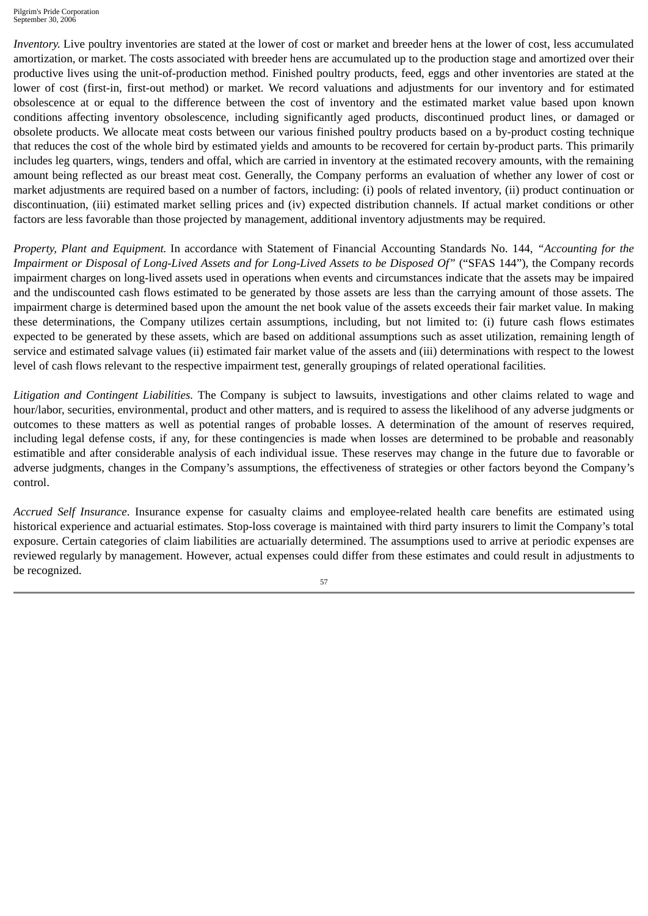*Inventory.* Live poultry inventories are stated at the lower of cost or market and breeder hens at the lower of cost, less accumulated amortization, or market. The costs associated with breeder hens are accumulated up to the production stage and amortized over their productive lives using the unit-of-production method. Finished poultry products, feed, eggs and other inventories are stated at the lower of cost (first-in, first-out method) or market. We record valuations and adjustments for our inventory and for estimated obsolescence at or equal to the difference between the cost of inventory and the estimated market value based upon known conditions affecting inventory obsolescence, including significantly aged products, discontinued product lines, or damaged or obsolete products. We allocate meat costs between our various finished poultry products based on a by-product costing technique that reduces the cost of the whole bird by estimated yields and amounts to be recovered for certain by-product parts. This primarily includes leg quarters, wings, tenders and offal, which are carried in inventory at the estimated recovery amounts, with the remaining amount being reflected as our breast meat cost. Generally, the Company performs an evaluation of whether any lower of cost or market adjustments are required based on a number of factors, including: (i) pools of related inventory, (ii) product continuation or discontinuation, (iii) estimated market selling prices and (iv) expected distribution channels. If actual market conditions or other factors are less favorable than those projected by management, additional inventory adjustments may be required.

*Property, Plant and Equipment.* In accordance with Statement of Financial Accounting Standards No. 144, "*Accounting for the Impairment or Disposal of Long-Lived Assets and for Long-Lived Assets to be Disposed Of*" ("SFAS 144"), the Company records impairment charges on long-lived assets used in operations when events and circumstances indicate that the assets may be impaired and the undiscounted cash flows estimated to be generated by those assets are less than the carrying amount of those assets. The impairment charge is determined based upon the amount the net book value of the assets exceeds their fair market value. In making these determinations, the Company utilizes certain assumptions, including, but not limited to: (i) future cash flows estimates expected to be generated by these assets, which are based on additional assumptions such as asset utilization, remaining length of service and estimated salvage values (ii) estimated fair market value of the assets and (iii) determinations with respect to the lowest level of cash flows relevant to the respective impairment test, generally groupings of related operational facilities.

*Litigation and Contingent Liabilities.* The Company is subject to lawsuits, investigations and other claims related to wage and hour/labor, securities, environmental, product and other matters, and is required to assess the likelihood of any adverse judgments or outcomes to these matters as well as potential ranges of probable losses. A determination of the amount of reserves required, including legal defense costs, if any, for these contingencies is made when losses are determined to be probable and reasonably estimatible and after considerable analysis of each individual issue. These reserves may change in the future due to favorable or adverse judgments, changes in the Company's assumptions, the effectiveness of strategies or other factors beyond the Company's control.

*Accrued Self Insurance*. Insurance expense for casualty claims and employee-related health care benefits are estimated using historical experience and actuarial estimates. Stop-loss coverage is maintained with third party insurers to limit the Company's total exposure. Certain categories of claim liabilities are actuarially determined. The assumptions used to arrive at periodic expenses are reviewed regularly by management. However, actual expenses could differ from these estimates and could result in adjustments to be recognized.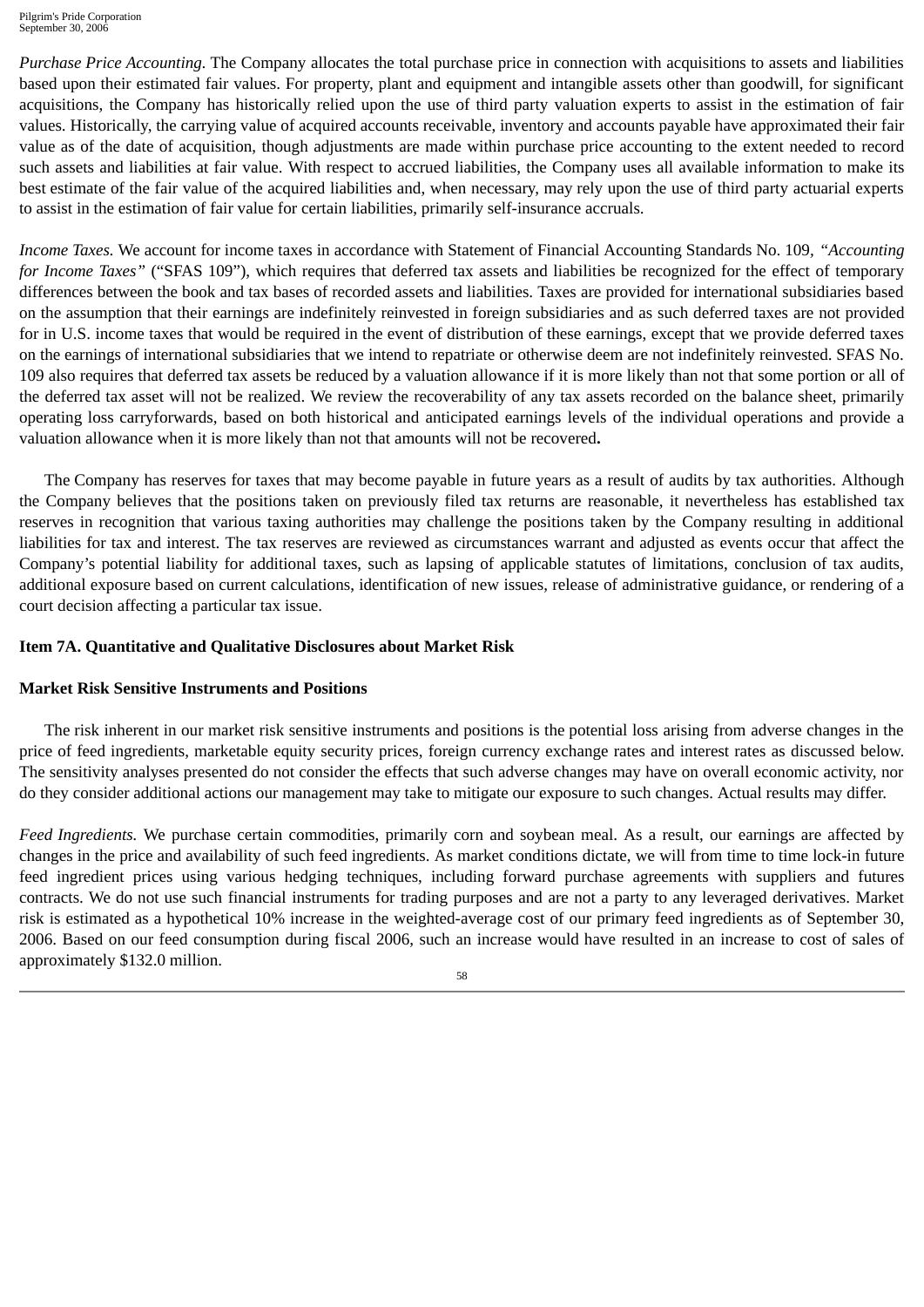*Purchase Price Accounting*. The Company allocates the total purchase price in connection with acquisitions to assets and liabilities based upon their estimated fair values. For property, plant and equipment and intangible assets other than goodwill, for significant acquisitions, the Company has historically relied upon the use of third party valuation experts to assist in the estimation of fair values. Historically, the carrying value of acquired accounts receivable, inventory and accounts payable have approximated their fair value as of the date of acquisition, though adjustments are made within purchase price accounting to the extent needed to record such assets and liabilities at fair value. With respect to accrued liabilities, the Company uses all available information to make its best estimate of the fair value of the acquired liabilities and, when necessary, may rely upon the use of third party actuarial experts to assist in the estimation of fair value for certain liabilities, primarily self-insurance accruals.

*Income Taxes.* We account for income taxes in accordance with Statement of Financial Accounting Standards No. 109, *"Accounting for Income Taxes"* ("SFAS 109"), which requires that deferred tax assets and liabilities be recognized for the effect of temporary differences between the book and tax bases of recorded assets and liabilities. Taxes are provided for international subsidiaries based on the assumption that their earnings are indefinitely reinvested in foreign subsidiaries and as such deferred taxes are not provided for in U.S. income taxes that would be required in the event of distribution of these earnings, except that we provide deferred taxes on the earnings of international subsidiaries that we intend to repatriate or otherwise deem are not indefinitely reinvested. SFAS No. 109 also requires that deferred tax assets be reduced by a valuation allowance if it is more likely than not that some portion or all of the deferred tax asset will not be realized. We review the recoverability of any tax assets recorded on the balance sheet, primarily operating loss carryforwards, based on both historical and anticipated earnings levels of the individual operations and provide a valuation allowance when it is more likely than not that amounts will not be recovered**.**

The Company has reserves for taxes that may become payable in future years as a result of audits by tax authorities. Although the Company believes that the positions taken on previously filed tax returns are reasonable, it nevertheless has established tax reserves in recognition that various taxing authorities may challenge the positions taken by the Company resulting in additional liabilities for tax and interest. The tax reserves are reviewed as circumstances warrant and adjusted as events occur that affect the Company's potential liability for additional taxes, such as lapsing of applicable statutes of limitations, conclusion of tax audits, additional exposure based on current calculations, identification of new issues, release of administrative guidance, or rendering of a court decision affecting a particular tax issue.

## Item 7A. Quantitative and Qualitative Disclosures about Market Risk

### Market Risk Sensitive Instruments and Positions

The risk inherent in our market risk sensitive instruments and positions is the potential loss arising from adverse changes in the price of feed ingredients, marketable equity security prices, foreign currency exchange rates and interest rates as discussed below. The sensitivity analyses presented do not consider the effects that such adverse changes may have on overall economic activity, nor do they consider additional actions our management may take to mitigate our exposure to such changes. Actual results may differ.

*Feed Ingredients.* We purchase certain commodities, primarily corn and soybean meal. As a result, our earnings are affected by changes in the price and availability of such feed ingredients. As market conditions dictate, we will from time to time lock-in future feed ingredient prices using various hedging techniques, including forward purchase agreements with suppliers and futures contracts. We do not use such financial instruments for trading purposes and are not a party to any leveraged derivatives. Market risk is estimated as a hypothetical 10% increase in the weighted-average cost of our primary feed ingredients as of September 30, 2006. Based on our feed consumption during fiscal 2006, such an increase would have resulted in an increase to cost of sales of approximately $132.0 million.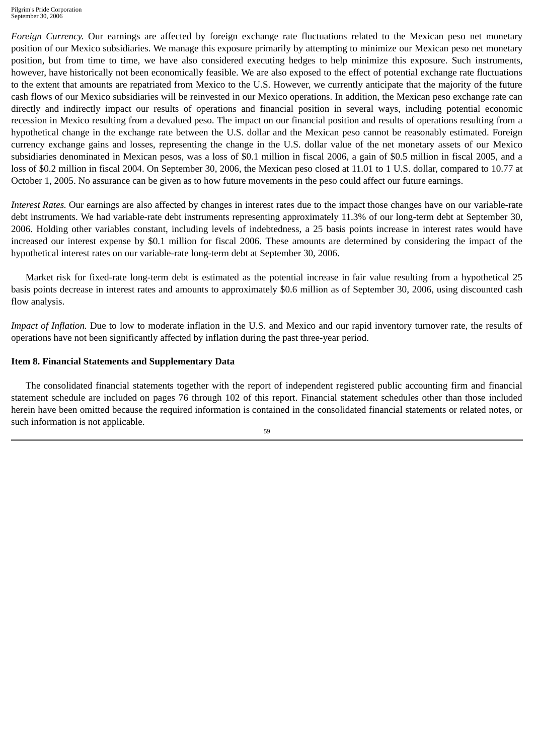*Foreign Currency.* Our earnings are affected by foreign exchange rate fluctuations related to the Mexican peso net monetary position of our Mexico subsidiaries. We manage this exposure primarily by attempting to minimize our Mexican peso net monetary position, but from time to time, we have also considered executing hedges to help minimize this exposure. Such instruments, however, have historically not been economically feasible. We are also exposed to the effect of potential exchange rate fluctuations to the extent that amounts are repatriated from Mexico to the U.S. However, we currently anticipate that the majority of the future cash flows of our Mexico subsidiaries will be reinvested in our Mexico operations. In addition, the Mexican peso exchange rate can directly and indirectly impact our results of operations and financial position in several ways, including potential economic recession in Mexico resulting from a devalued peso. The impact on our financial position and results of operations resulting from a hypothetical change in the exchange rate between the U.S. dollar and the Mexican peso cannot be reasonably estimated. Foreign currency exchange gains and losses, representing the change in the U.S. dollar value of the net monetary assets of our Mexico subsidiaries denominated in Mexican pesos, was a loss of $0.1 million in fiscal 2006, a gain of $0.5 million in fiscal 2005, and a loss of $0.2 million in fiscal 2004. On September 30, 2006, the Mexican peso closed at 11.01 to 1 U.S. dollar, compared to 10.77 at October 1, 2005. No assurance can be given as to how future movements in the peso could affect our future earnings.

*Interest Rates.* Our earnings are also affected by changes in interest rates due to the impact those changes have on our variable-rate debt instruments. We had variable-rate debt instruments representing approximately 11.3% of our long-term debt at September 30, 2006. Holding other variables constant, including levels of indebtedness, a 25 basis points increase in interest rates would have increased our interest expense by $0.1 million for fiscal 2006. These amounts are determined by considering the impact of the hypothetical interest rates on our variable-rate long-term debt at September 30, 2006.

Market risk for fixed-rate long-term debt is estimated as the potential increase in fair value resulting from a hypothetical 25 basis points decrease in interest rates and amounts to approximately $0.6 million as of September 30, 2006, using discounted cash flow analysis.

*Impact of Inflation.* Due to low to moderate inflation in the U.S. and Mexico and our rapid inventory turnover rate, the results of operations have not been significantly affected by inflation during the past three-year period.

**Item 8. Financial Statements and Supplementary Data**

The consolidated financial statements together with the report of independent registered public accounting firm and financial statement schedule are included on pages 76 through 102 of this report. Financial statement schedules other than those included herein have been omitted because the required information is contained in the consolidated financial statements or related notes, or such information is not applicable.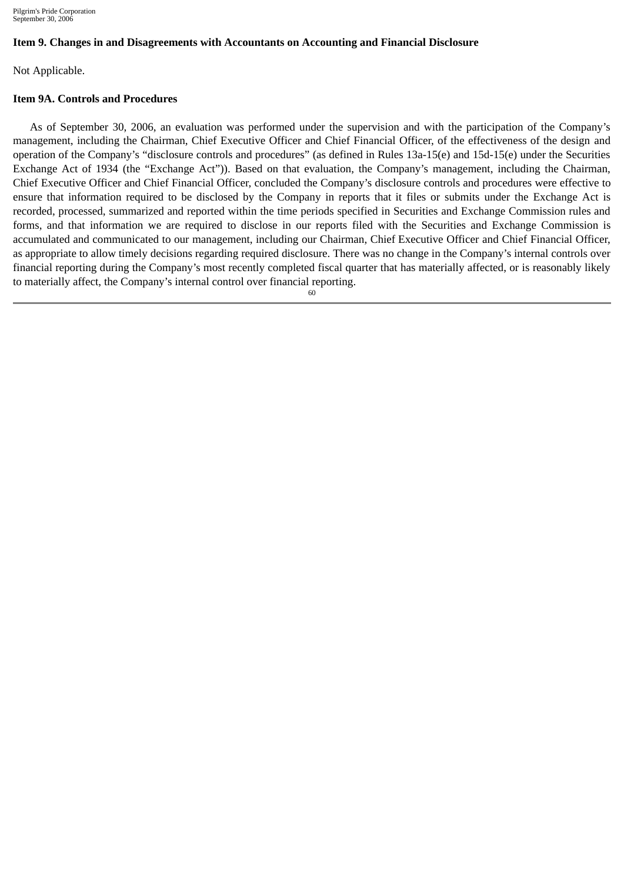## Item 9. Changes in and Disagreements with Accountants on Accounting and Financial Disclosure

Not Applicable.

## Item 9A. Controls and Procedures

As of September 30, 2006, an evaluation was performed under the supervision and with the participation of the Company’s management, including the Chairman, Chief Executive Officer and Chief Financial Officer, of the effectiveness of the design and operation of the Company’s “disclosure controls and procedures” (as defined in Rules 13a-15(e) and 15d-15(e) under the Securities Exchange Act of 1934 (the “Exchange Act”)). Based on that evaluation, the Company’s management, including the Chairman, Chief Executive Officer and Chief Financial Officer, concluded the Company’s disclosure controls and procedures were effective to ensure that information required to be disclosed by the Company in reports that it files or submits under the Exchange Act is recorded, processed, summarized and reported within the time periods specified in Securities and Exchange Commission rules and forms, and that information we are required to disclose in our reports filed with the Securities and Exchange Commission is accumulated and communicated to our management, including our Chairman, Chief Executive Officer and Chief Financial Officer, as appropriate to allow timely decisions regarding required disclosure. There was no change in the Company’s internal controls over financial reporting during the Company’s most recently completed fiscal quarter that has materially affected, or is reasonably likely to materially affect, the Company’s internal control over financial reporting.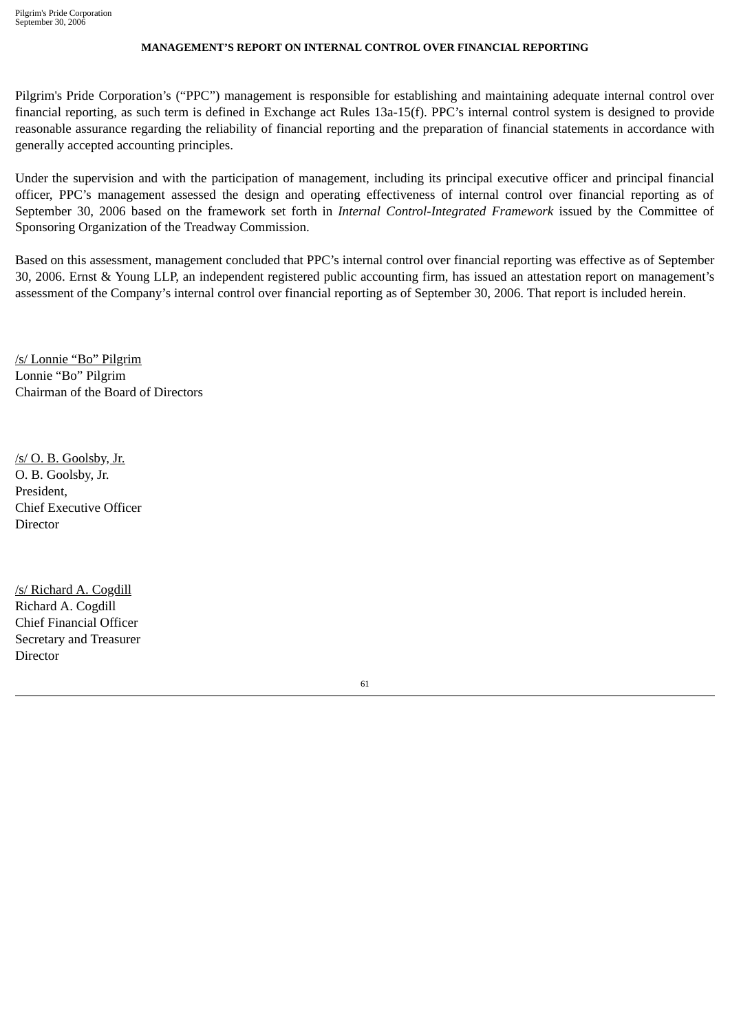## MANAGEMENT'S REPORT ON INTERNAL CONTROL OVER FINANCIAL REPORTING

Pilgrim's Pride Corporation's ("PPC") management is responsible for establishing and maintaining adequate internal control over financial reporting, as such term is defined in Exchange act Rules 13a-15(f). PPC's internal control system is designed to provide reasonable assurance regarding the reliability of financial reporting and the preparation of financial statements in accordance with generally accepted accounting principles.

Under the supervision and with the participation of management, including its principal executive officer and principal financial officer, PPC's management assessed the design and operating effectiveness of internal control over financial reporting as of September 30, 2006 based on the framework set forth in *Internal Control-Integrated Framework* issued by the Committee of Sponsoring Organization of the Treadway Commission.

Based on this assessment, management concluded that PPC's internal control over financial reporting was effective as of September 30, 2006. Ernst & Young LLP, an independent registered public accounting firm, has issued an attestation report on management's assessment of the Company's internal control over financial reporting as of September 30, 2006. That report is included herein.

/s/ Lonnie "Bo" Pilgrim
Lonnie "Bo" Pilgrim
Chairman of the Board of Directors

/s/ O. B. Goolsby, Jr.
O. B. Goolsby, Jr.
President,
Chief Executive Officer
Director

/s/ Richard A. Cogdill
Richard A. Cogdill
Chief Financial Officer
Secretary and Treasurer
Director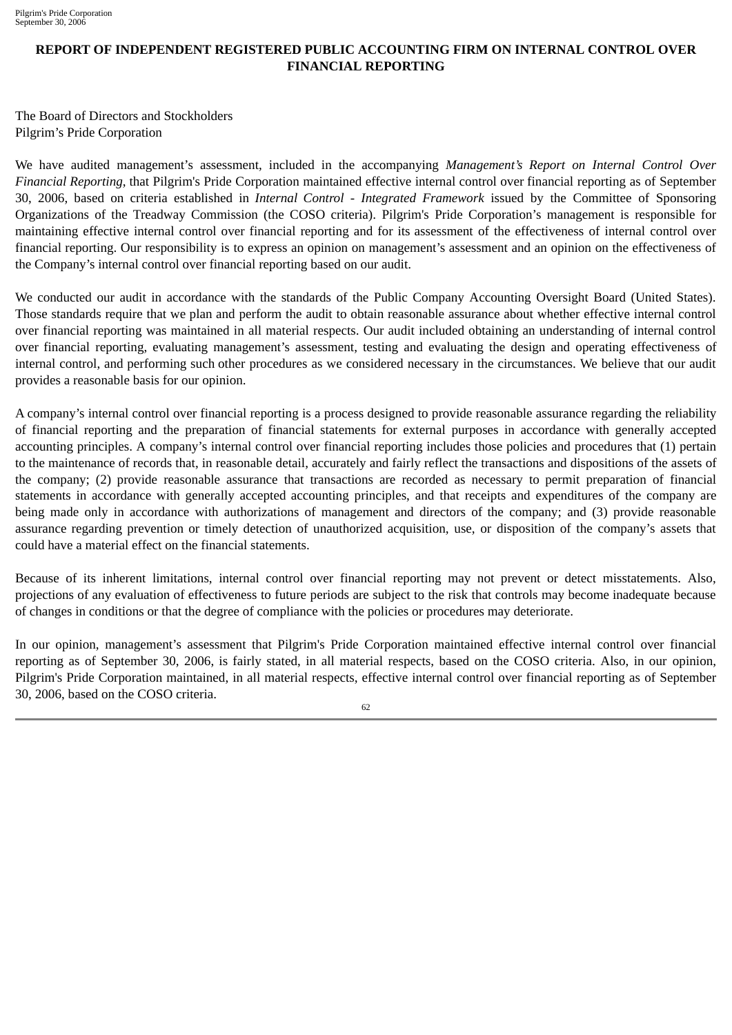# REPORT OF INDEPENDENT REGISTERED PUBLIC ACCOUNTING FIRM ON INTERNAL CONTROL OVER FINANCIAL REPORTING

The Board of Directors and Stockholders
Pilgrim's Pride Corporation

We have audited management's assessment, included in the accompanying *Management's Report on Internal Control Over Financial Reporting*, that Pilgrim's Pride Corporation maintained effective internal control over financial reporting as of September 30, 2006, based on criteria established in *Internal Control - Integrated Framework* issued by the Committee of Sponsoring Organizations of the Treadway Commission (the COSO criteria). Pilgrim's Pride Corporation's management is responsible for maintaining effective internal control over financial reporting and for its assessment of the effectiveness of internal control over financial reporting. Our responsibility is to express an opinion on management's assessment and an opinion on the effectiveness of the Company's internal control over financial reporting based on our audit.

We conducted our audit in accordance with the standards of the Public Company Accounting Oversight Board (United States). Those standards require that we plan and perform the audit to obtain reasonable assurance about whether effective internal control over financial reporting was maintained in all material respects. Our audit included obtaining an understanding of internal control over financial reporting, evaluating management's assessment, testing and evaluating the design and operating effectiveness of internal control, and performing such other procedures as we considered necessary in the circumstances. We believe that our audit provides a reasonable basis for our opinion.

A company's internal control over financial reporting is a process designed to provide reasonable assurance regarding the reliability of financial reporting and the preparation of financial statements for external purposes in accordance with generally accepted accounting principles. A company's internal control over financial reporting includes those policies and procedures that (1) pertain to the maintenance of records that, in reasonable detail, accurately and fairly reflect the transactions and dispositions of the assets of the company; (2) provide reasonable assurance that transactions are recorded as necessary to permit preparation of financial statements in accordance with generally accepted accounting principles, and that receipts and expenditures of the company are being made only in accordance with authorizations of management and directors of the company; and (3) provide reasonable assurance regarding prevention or timely detection of unauthorized acquisition, use, or disposition of the company's assets that could have a material effect on the financial statements.

Because of its inherent limitations, internal control over financial reporting may not prevent or detect misstatements. Also, projections of any evaluation of effectiveness to future periods are subject to the risk that controls may become inadequate because of changes in conditions or that the degree of compliance with the policies or procedures may deteriorate.

In our opinion, management's assessment that Pilgrim's Pride Corporation maintained effective internal control over financial reporting as of September 30, 2006, is fairly stated, in all material respects, based on the COSO criteria. Also, in our opinion, Pilgrim's Pride Corporation maintained, in all material respects, effective internal control over financial reporting as of September 30, 2006, based on the COSO criteria.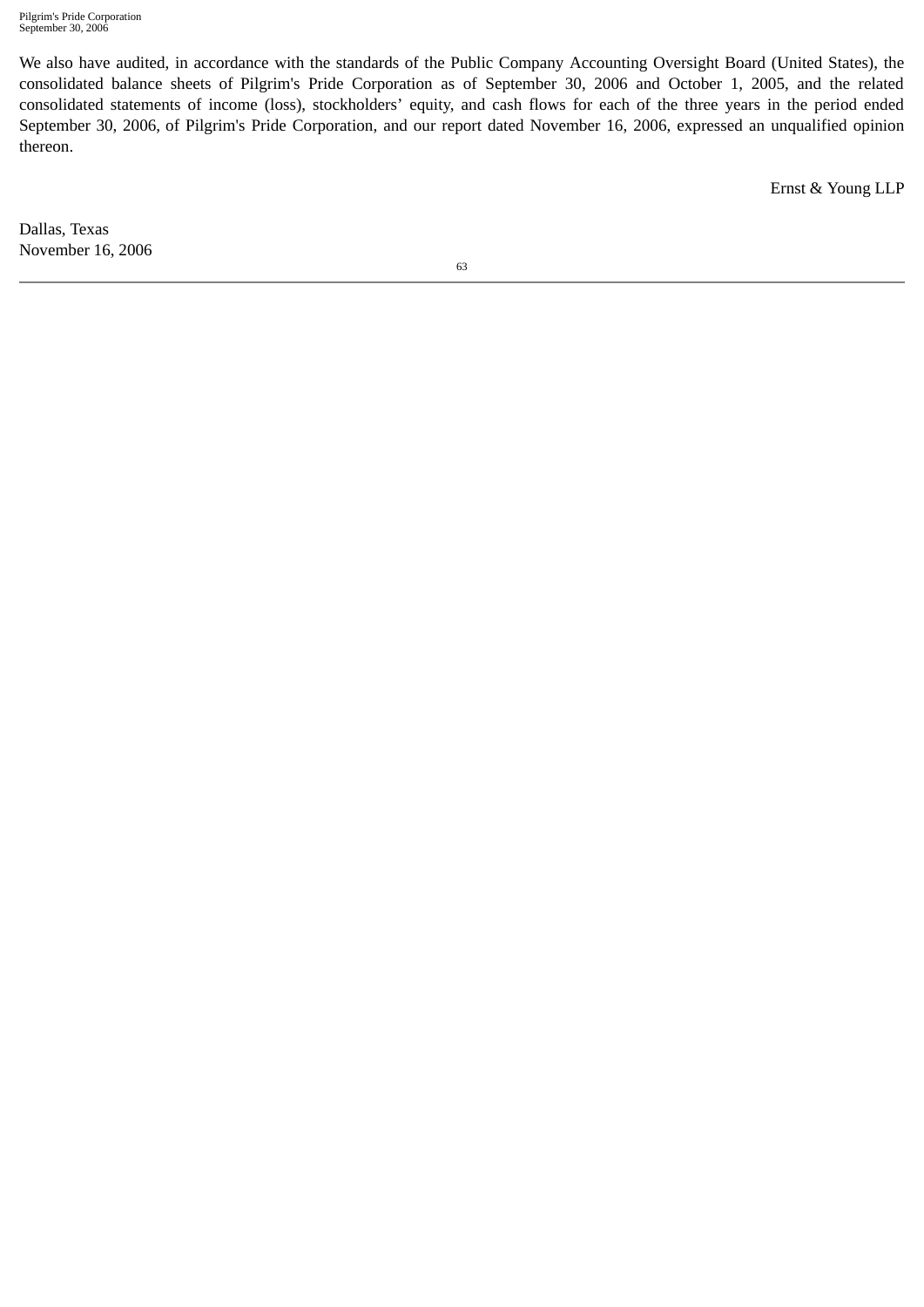We also have audited, in accordance with the standards of the Public Company Accounting Oversight Board (United States), the consolidated balance sheets of Pilgrim's Pride Corporation as of September 30, 2006 and October 1, 2005, and the related consolidated statements of income (loss), stockholders' equity, and cash flows for each of the three years in the period ended September 30, 2006, of Pilgrim's Pride Corporation, and our report dated November 16, 2006, expressed an unqualified opinion thereon.

Ernst & Young LLP

Dallas, Texas
November 16, 2006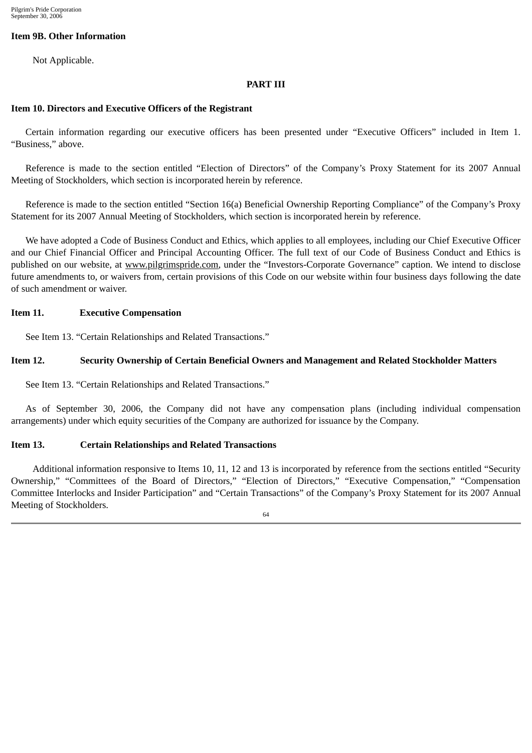## Item 9B. Other Information

Not Applicable.

# PART III

## Item 10. Directors and Executive Officers of the Registrant

Certain information regarding our executive officers has been presented under "Executive Officers" included in Item 1. "Business," above.

Reference is made to the section entitled "Election of Directors" of the Company's Proxy Statement for its 2007 Annual Meeting of Stockholders, which section is incorporated herein by reference.

Reference is made to the section entitled "Section 16(a) Beneficial Ownership Reporting Compliance" of the Company's Proxy Statement for its 2007 Annual Meeting of Stockholders, which section is incorporated herein by reference.

We have adopted a Code of Business Conduct and Ethics, which applies to all employees, including our Chief Executive Officer and our Chief Financial Officer and Principal Accounting Officer. The full text of our Code of Business Conduct and Ethics is published on our website, at www.pilgrimspride.com, under the "Investors-Corporate Governance" caption. We intend to disclose future amendments to, or waivers from, certain provisions of this Code on our website within four business days following the date of such amendment or waiver.

## Item 11. Executive Compensation

See Item 13. "Certain Relationships and Related Transactions."

## Item 12. Security Ownership of Certain Beneficial Owners and Management and Related Stockholder Matters

See Item 13. "Certain Relationships and Related Transactions."

As of September 30, 2006, the Company did not have any compensation plans (including individual compensation arrangements) under which equity securities of the Company are authorized for issuance by the Company.

## Item 13. Certain Relationships and Related Transactions

Additional information responsive to Items 10, 11, 12 and 13 is incorporated by reference from the sections entitled "Security Ownership," "Committees of the Board of Directors," "Election of Directors," "Executive Compensation," "Compensation Committee Interlocks and Insider Participation" and "Certain Transactions" of the Company's Proxy Statement for its 2007 Annual Meeting of Stockholders.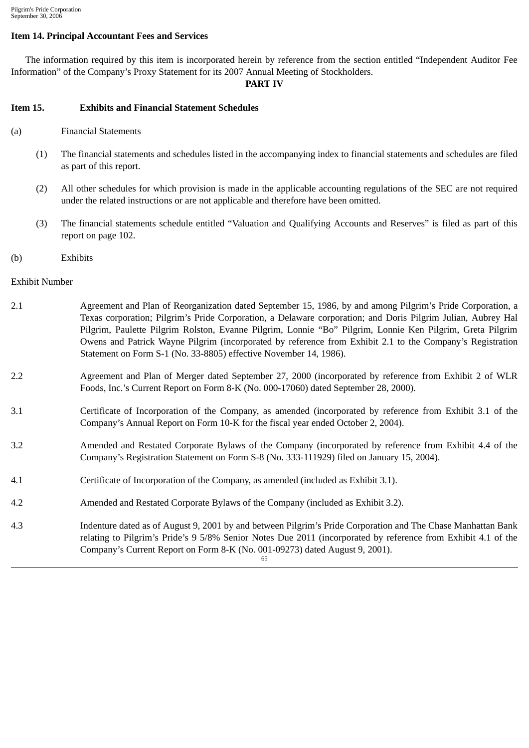## Item 14. Principal Accountant Fees and Services

The information required by this item is incorporated herein by reference from the section entitled "Independent Auditor Fee Information" of the Company's Proxy Statement for its 2007 Annual Meeting of Stockholders.

# PART IV

## Item 15. Exhibits and Financial Statement Schedules

(a) Financial Statements

(1) The financial statements and schedules listed in the accompanying index to financial statements and schedules are filed as part of this report.

(2) All other schedules for which provision is made in the applicable accounting regulations of the SEC are not required under the related instructions or are not applicable and therefore have been omitted.

(3) The financial statements schedule entitled "Valuation and Qualifying Accounts and Reserves" is filed as part of this report on page 102.

(b) Exhibits

Exhibit Number

2.1 Agreement and Plan of Reorganization dated September 15, 1986, by and among Pilgrim's Pride Corporation, a Texas corporation; Pilgrim's Pride Corporation, a Delaware corporation; and Doris Pilgrim Julian, Aubrey Hal Pilgrim, Paulette Pilgrim Rolston, Evanne Pilgrim, Lonnie "Bo" Pilgrim, Lonnie Ken Pilgrim, Greta Pilgrim Owens and Patrick Wayne Pilgrim (incorporated by reference from Exhibit 2.1 to the Company's Registration Statement on Form S-1 (No. 33-8805) effective November 14, 1986).

2.2 Agreement and Plan of Merger dated September 27, 2000 (incorporated by reference from Exhibit 2 of WLR Foods, Inc.'s Current Report on Form 8-K (No. 000-17060) dated September 28, 2000).

3.1 Certificate of Incorporation of the Company, as amended (incorporated by reference from Exhibit 3.1 of the Company's Annual Report on Form 10-K for the fiscal year ended October 2, 2004).

3.2 Amended and Restated Corporate Bylaws of the Company (incorporated by reference from Exhibit 4.4 of the Company's Registration Statement on Form S-8 (No. 333-111929) filed on January 15, 2004).

4.1 Certificate of Incorporation of the Company, as amended (included as Exhibit 3.1).

4.2 Amended and Restated Corporate Bylaws of the Company (included as Exhibit 3.2).

4.3 Indenture dated as of August 9, 2001 by and between Pilgrim's Pride Corporation and The Chase Manhattan Bank relating to Pilgrim's Pride's 9 5/8% Senior Notes Due 2011 (incorporated by reference from Exhibit 4.1 of the Company's Current Report on Form 8-K (No. 001-09273) dated August 9, 2001).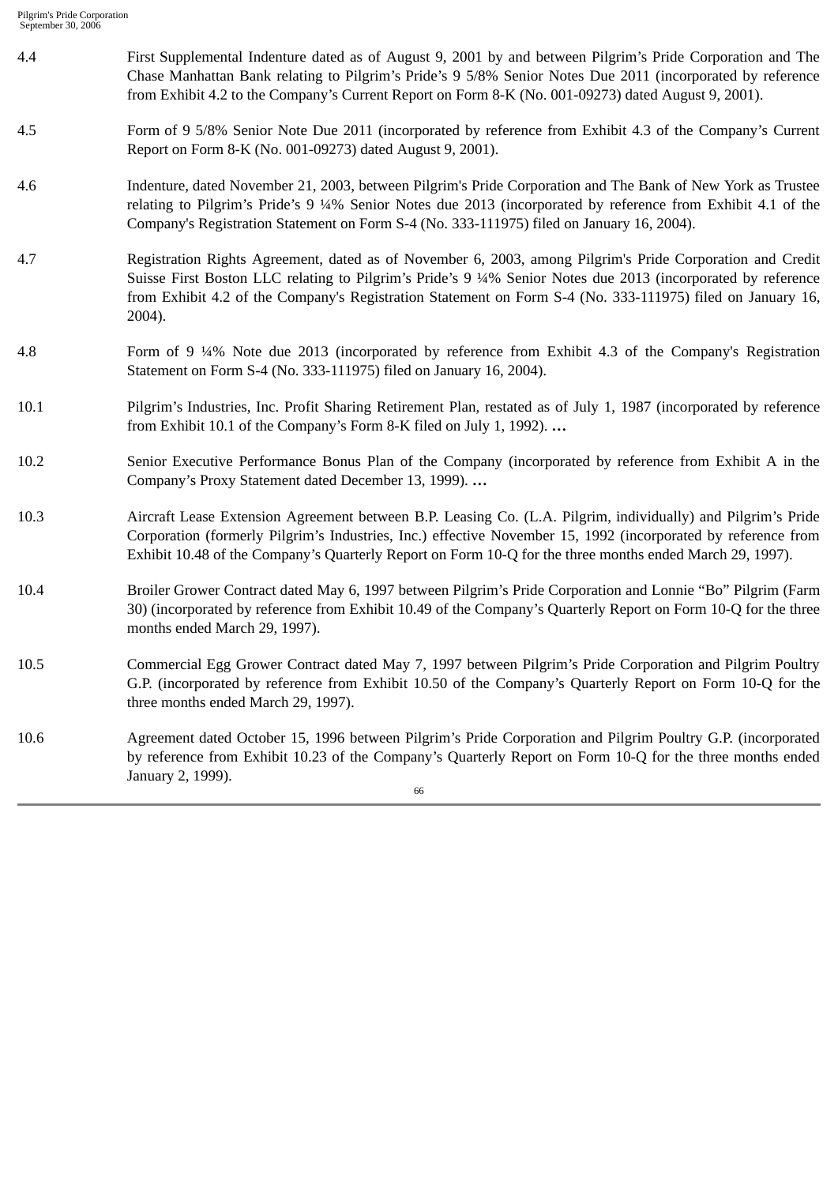| | |
|---|---|
| 4.4 | First Supplemental Indenture dated as of August 9, 2001 by and between Pilgrim's Pride Corporation and The Chase Manhattan Bank relating to Pilgrim's Pride's 9 5/8% Senior Notes Due 2011 (incorporated by reference from Exhibit 4.2 to the Company's Current Report on Form 8-K (No. 001-09273) dated August 9, 2001). |
| 4.5 | Form of 9 5/8% Senior Note Due 2011 (incorporated by reference from Exhibit 4.3 of the Company's Current Report on Form 8-K (No. 001-09273) dated August 9, 2001). |
| 4.6 | Indenture, dated November 21, 2003, between Pilgrim's Pride Corporation and The Bank of New York as Trustee relating to Pilgrim's Pride's 9 ¼% Senior Notes due 2013 (incorporated by reference from Exhibit 4.1 of the Company's Registration Statement on Form S-4 (No. 333-111975) filed on January 16, 2004). |
| 4.7 | Registration Rights Agreement, dated as of November 6, 2003, among Pilgrim's Pride Corporation and Credit Suisse First Boston LLC relating to Pilgrim's Pride's 9 ¼% Senior Notes due 2013 (incorporated by reference from Exhibit 4.2 of the Company's Registration Statement on Form S-4 (No. 333-111975) filed on January 16, 2004). |
| 4.8 | Form of 9 ¼% Note due 2013 (incorporated by reference from Exhibit 4.3 of the Company's Registration Statement on Form S-4 (No. 333-111975) filed on January 16, 2004). |
| 10.1 | Pilgrim's Industries, Inc. Profit Sharing Retirement Plan, restated as of July 1, 1987 (incorporated by reference from Exhibit 10.1 of the Company's Form 8-K filed on July 1, 1992). **…** |
| 10.2 | Senior Executive Performance Bonus Plan of the Company (incorporated by reference from Exhibit A in the Company's Proxy Statement dated December 13, 1999). **…** |
| 10.3 | Aircraft Lease Extension Agreement between B.P. Leasing Co. (L.A. Pilgrim, individually) and Pilgrim's Pride Corporation (formerly Pilgrim's Industries, Inc.) effective November 15, 1992 (incorporated by reference from Exhibit 10.48 of the Company's Quarterly Report on Form 10-Q for the three months ended March 29, 1997). |
| 10.4 | Broiler Grower Contract dated May 6, 1997 between Pilgrim's Pride Corporation and Lonnie "Bo" Pilgrim (Farm 30) (incorporated by reference from Exhibit 10.49 of the Company's Quarterly Report on Form 10-Q for the three months ended March 29, 1997). |
| 10.5 | Commercial Egg Grower Contract dated May 7, 1997 between Pilgrim's Pride Corporation and Pilgrim Poultry G.P. (incorporated by reference from Exhibit 10.50 of the Company's Quarterly Report on Form 10-Q for the three months ended March 29, 1997). |
| 10.6 | Agreement dated October 15, 1996 between Pilgrim's Pride Corporation and Pilgrim Poultry G.P. (incorporated by reference from Exhibit 10.23 of the Company's Quarterly Report on Form 10-Q for the three months ended January 2, 1999). |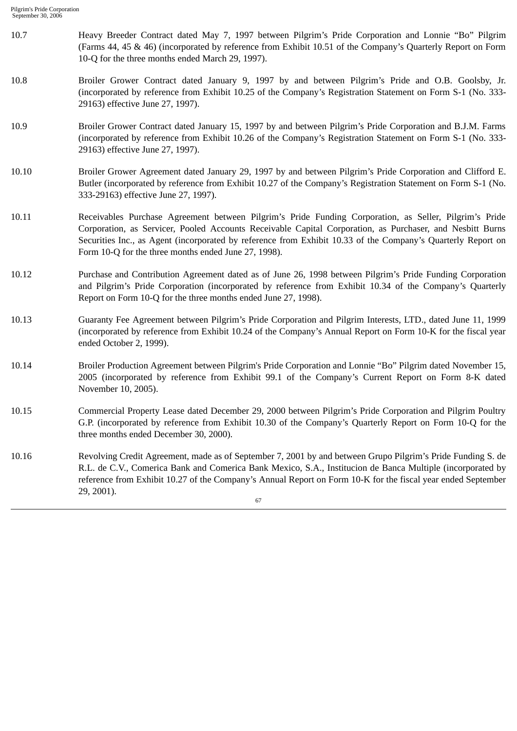| | |
|---|---|
| 10.7 | Heavy Breeder Contract dated May 7, 1997 between Pilgrim's Pride Corporation and Lonnie "Bo" Pilgrim (Farms 44, 45 & 46) (incorporated by reference from Exhibit 10.51 of the Company's Quarterly Report on Form 10-Q for the three months ended March 29, 1997). |
| 10.8 | Broiler Grower Contract dated January 9, 1997 by and between Pilgrim's Pride and O.B. Goolsby, Jr. (incorporated by reference from Exhibit 10.25 of the Company's Registration Statement on Form S-1 (No. 333-29163) effective June 27, 1997). |
| 10.9 | Broiler Grower Contract dated January 15, 1997 by and between Pilgrim's Pride Corporation and B.J.M. Farms (incorporated by reference from Exhibit 10.26 of the Company's Registration Statement on Form S-1 (No. 333-29163) effective June 27, 1997). |
| 10.10 | Broiler Grower Agreement dated January 29, 1997 by and between Pilgrim's Pride Corporation and Clifford E. Butler (incorporated by reference from Exhibit 10.27 of the Company's Registration Statement on Form S-1 (No. 333-29163) effective June 27, 1997). |
| 10.11 | Receivables Purchase Agreement between Pilgrim's Pride Funding Corporation, as Seller, Pilgrim's Pride Corporation, as Servicer, Pooled Accounts Receivable Capital Corporation, as Purchaser, and Nesbitt Burns Securities Inc., as Agent (incorporated by reference from Exhibit 10.33 of the Company's Quarterly Report on Form 10-Q for the three months ended June 27, 1998). |
| 10.12 | Purchase and Contribution Agreement dated as of June 26, 1998 between Pilgrim's Pride Funding Corporation and Pilgrim's Pride Corporation (incorporated by reference from Exhibit 10.34 of the Company's Quarterly Report on Form 10-Q for the three months ended June 27, 1998). |
| 10.13 | Guaranty Fee Agreement between Pilgrim's Pride Corporation and Pilgrim Interests, LTD., dated June 11, 1999 (incorporated by reference from Exhibit 10.24 of the Company's Annual Report on Form 10-K for the fiscal year ended October 2, 1999). |
| 10.14 | Broiler Production Agreement between Pilgrim's Pride Corporation and Lonnie "Bo" Pilgrim dated November 15, 2005 (incorporated by reference from Exhibit 99.1 of the Company's Current Report on Form 8-K dated November 10, 2005). |
| 10.15 | Commercial Property Lease dated December 29, 2000 between Pilgrim's Pride Corporation and Pilgrim Poultry G.P. (incorporated by reference from Exhibit 10.30 of the Company's Quarterly Report on Form 10-Q for the three months ended December 30, 2000). |
| 10.16 | Revolving Credit Agreement, made as of September 7, 2001 by and between Grupo Pilgrim's Pride Funding S. de R.L. de C.V., Comerica Bank and Comerica Bank Mexico, S.A., Institucion de Banca Multiple (incorporated by reference from Exhibit 10.27 of the Company's Annual Report on Form 10-K for the fiscal year ended September 29, 2001). |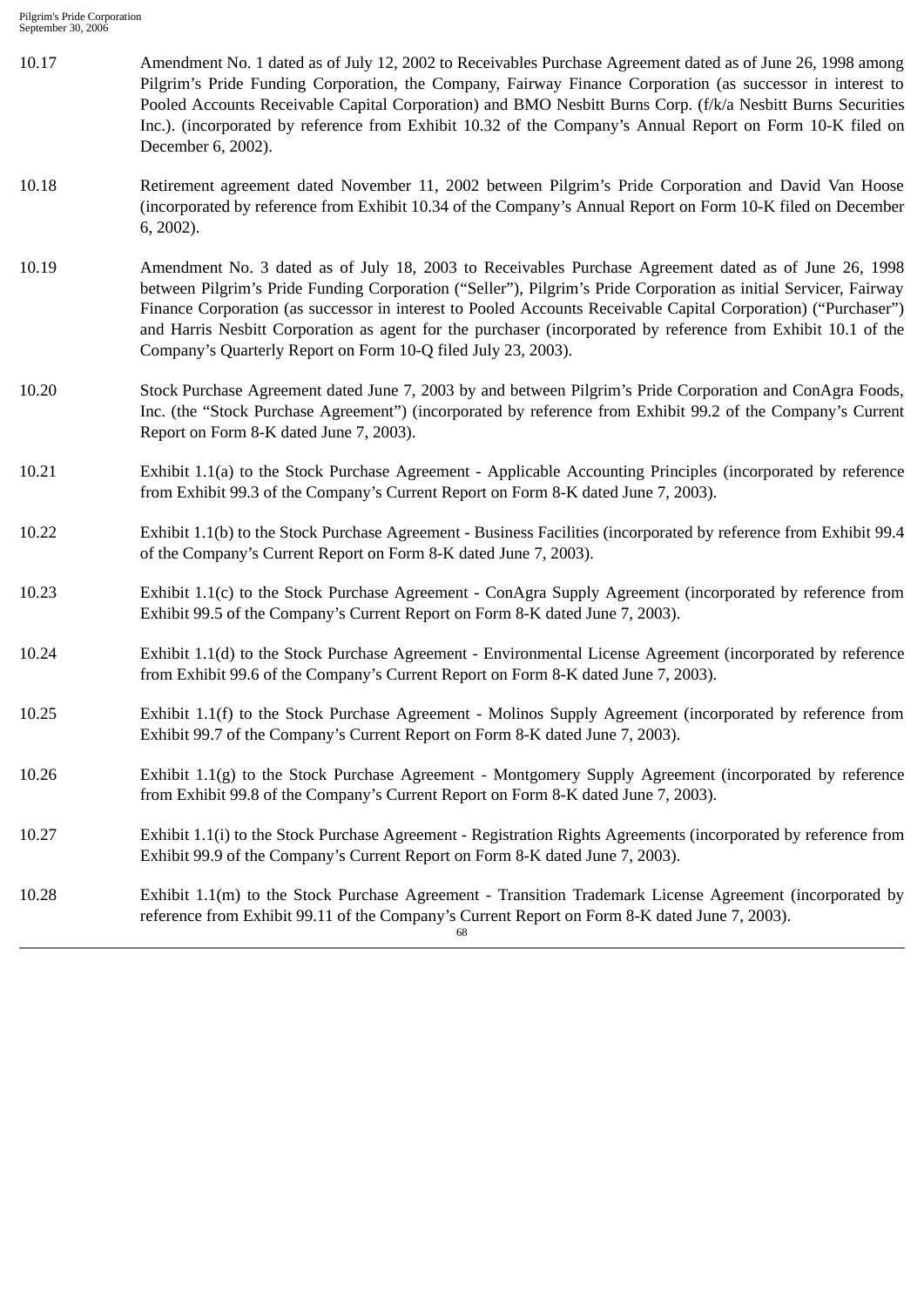10.17 Amendment No. 1 dated as of July 12, 2002 to Receivables Purchase Agreement dated as of June 26, 1998 among Pilgrim’s Pride Funding Corporation, the Company, Fairway Finance Corporation (as successor in interest to Pooled Accounts Receivable Capital Corporation) and BMO Nesbitt Burns Corp. (f/k/a Nesbitt Burns Securities Inc.). (incorporated by reference from Exhibit 10.32 of the Company’s Annual Report on Form 10-K filed on December 6, 2002).

10.18 Retirement agreement dated November 11, 2002 between Pilgrim’s Pride Corporation and David Van Hoose (incorporated by reference from Exhibit 10.34 of the Company’s Annual Report on Form 10-K filed on December 6, 2002).

10.19 Amendment No. 3 dated as of July 18, 2003 to Receivables Purchase Agreement dated as of June 26, 1998 between Pilgrim’s Pride Funding Corporation (“Seller”), Pilgrim’s Pride Corporation as initial Servicer, Fairway Finance Corporation (as successor in interest to Pooled Accounts Receivable Capital Corporation) (“Purchaser”) and Harris Nesbitt Corporation as agent for the purchaser (incorporated by reference from Exhibit 10.1 of the Company’s Quarterly Report on Form 10-Q filed July 23, 2003).

10.20 Stock Purchase Agreement dated June 7, 2003 by and between Pilgrim’s Pride Corporation and ConAgra Foods, Inc. (the “Stock Purchase Agreement”) (incorporated by reference from Exhibit 99.2 of the Company’s Current Report on Form 8-K dated June 7, 2003).

10.21 Exhibit 1.1(a) to the Stock Purchase Agreement - Applicable Accounting Principles (incorporated by reference from Exhibit 99.3 of the Company’s Current Report on Form 8-K dated June 7, 2003).

10.22 Exhibit 1.1(b) to the Stock Purchase Agreement - Business Facilities (incorporated by reference from Exhibit 99.4 of the Company’s Current Report on Form 8-K dated June 7, 2003).

10.23 Exhibit 1.1(c) to the Stock Purchase Agreement - ConAgra Supply Agreement (incorporated by reference from Exhibit 99.5 of the Company’s Current Report on Form 8-K dated June 7, 2003).

10.24 Exhibit 1.1(d) to the Stock Purchase Agreement - Environmental License Agreement (incorporated by reference from Exhibit 99.6 of the Company’s Current Report on Form 8-K dated June 7, 2003).

10.25 Exhibit 1.1(f) to the Stock Purchase Agreement - Molinos Supply Agreement (incorporated by reference from Exhibit 99.7 of the Company’s Current Report on Form 8-K dated June 7, 2003).

10.26 Exhibit 1.1(g) to the Stock Purchase Agreement - Montgomery Supply Agreement (incorporated by reference from Exhibit 99.8 of the Company’s Current Report on Form 8-K dated June 7, 2003).

10.27 Exhibit 1.1(i) to the Stock Purchase Agreement - Registration Rights Agreements (incorporated by reference from Exhibit 99.9 of the Company’s Current Report on Form 8-K dated June 7, 2003).

10.28 Exhibit 1.1(m) to the Stock Purchase Agreement - Transition Trademark License Agreement (incorporated by reference from Exhibit 99.11 of the Company’s Current Report on Form 8-K dated June 7, 2003).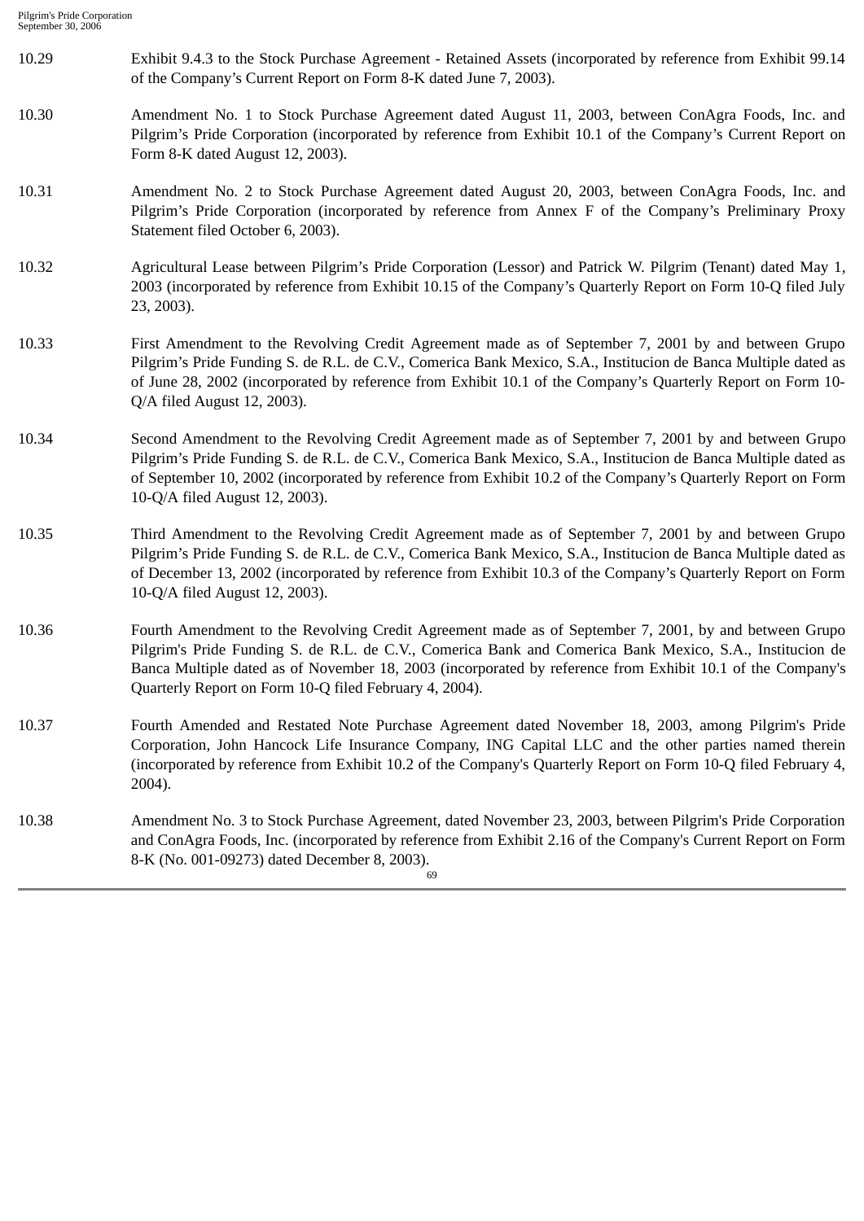| | |
|---|---|
| 10.29 | Exhibit 9.4.3 to the Stock Purchase Agreement - Retained Assets (incorporated by reference from Exhibit 99.14 of the Company's Current Report on Form 8-K dated June 7, 2003). |
| 10.30 | Amendment No. 1 to Stock Purchase Agreement dated August 11, 2003, between ConAgra Foods, Inc. and Pilgrim's Pride Corporation (incorporated by reference from Exhibit 10.1 of the Company's Current Report on Form 8-K dated August 12, 2003). |
| 10.31 | Amendment No. 2 to Stock Purchase Agreement dated August 20, 2003, between ConAgra Foods, Inc. and Pilgrim's Pride Corporation (incorporated by reference from Annex F of the Company's Preliminary Proxy Statement filed October 6, 2003). |
| 10.32 | Agricultural Lease between Pilgrim's Pride Corporation (Lessor) and Patrick W. Pilgrim (Tenant) dated May 1, 2003 (incorporated by reference from Exhibit 10.15 of the Company's Quarterly Report on Form 10-Q filed July 23, 2003). |
| 10.33 | First Amendment to the Revolving Credit Agreement made as of September 7, 2001 by and between Grupo Pilgrim's Pride Funding S. de R.L. de C.V., Comerica Bank Mexico, S.A., Institucion de Banca Multiple dated as of June 28, 2002 (incorporated by reference from Exhibit 10.1 of the Company's Quarterly Report on Form 10-Q/A filed August 12, 2003). |
| 10.34 | Second Amendment to the Revolving Credit Agreement made as of September 7, 2001 by and between Grupo Pilgrim's Pride Funding S. de R.L. de C.V., Comerica Bank Mexico, S.A., Institucion de Banca Multiple dated as of September 10, 2002 (incorporated by reference from Exhibit 10.2 of the Company's Quarterly Report on Form 10-Q/A filed August 12, 2003). |
| 10.35 | Third Amendment to the Revolving Credit Agreement made as of September 7, 2001 by and between Grupo Pilgrim's Pride Funding S. de R.L. de C.V., Comerica Bank Mexico, S.A., Institucion de Banca Multiple dated as of December 13, 2002 (incorporated by reference from Exhibit 10.3 of the Company's Quarterly Report on Form 10-Q/A filed August 12, 2003). |
| 10.36 | Fourth Amendment to the Revolving Credit Agreement made as of September 7, 2001, by and between Grupo Pilgrim's Pride Funding S. de R.L. de C.V., Comerica Bank and Comerica Bank Mexico, S.A., Institucion de Banca Multiple dated as of November 18, 2003 (incorporated by reference from Exhibit 10.1 of the Company's Quarterly Report on Form 10-Q filed February 4, 2004). |
| 10.37 | Fourth Amended and Restated Note Purchase Agreement dated November 18, 2003, among Pilgrim's Pride Corporation, John Hancock Life Insurance Company, ING Capital LLC and the other parties named therein (incorporated by reference from Exhibit 10.2 of the Company's Quarterly Report on Form 10-Q filed February 4, 2004). |
| 10.38 | Amendment No. 3 to Stock Purchase Agreement, dated November 23, 2003, between Pilgrim's Pride Corporation and ConAgra Foods, Inc. (incorporated by reference from Exhibit 2.16 of the Company's Current Report on Form 8-K (No. 001-09273) dated December 8, 2003). |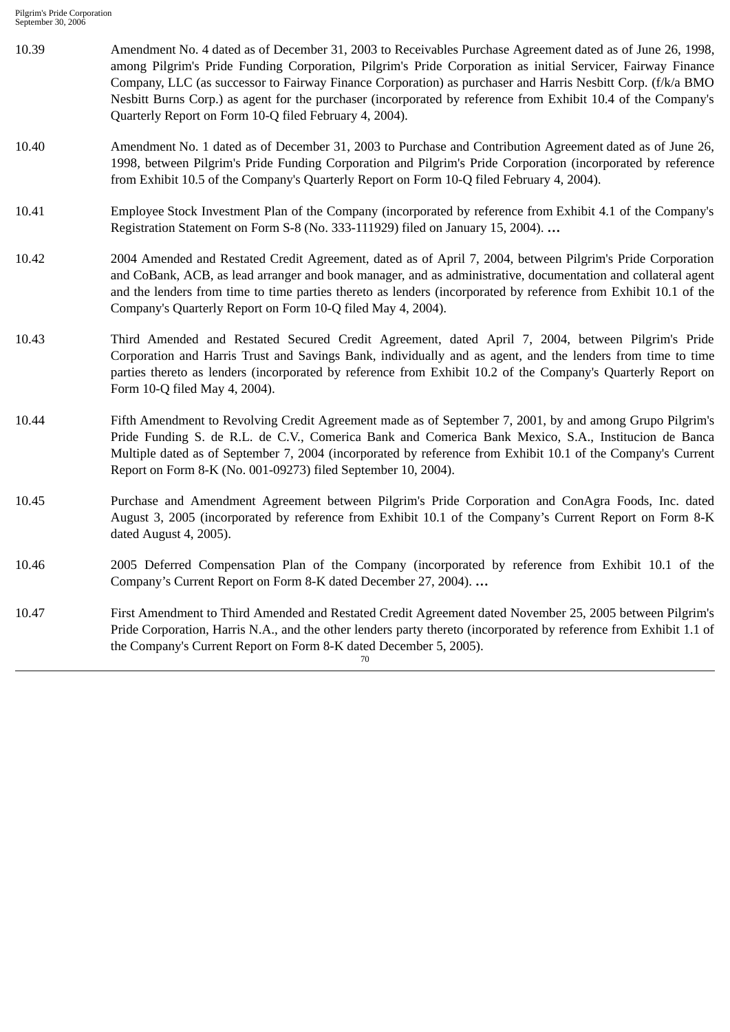| | |
|---|---|
| 10.39 | Amendment No. 4 dated as of December 31, 2003 to Receivables Purchase Agreement dated as of June 26, 1998, among Pilgrim's Pride Funding Corporation, Pilgrim's Pride Corporation as initial Servicer, Fairway Finance Company, LLC (as successor to Fairway Finance Corporation) as purchaser and Harris Nesbitt Corp. (f/k/a BMO Nesbitt Burns Corp.) as agent for the purchaser (incorporated by reference from Exhibit 10.4 of the Company's Quarterly Report on Form 10-Q filed February 4, 2004). |
| 10.40 | Amendment No. 1 dated as of December 31, 2003 to Purchase and Contribution Agreement dated as of June 26, 1998, between Pilgrim's Pride Funding Corporation and Pilgrim's Pride Corporation (incorporated by reference from Exhibit 10.5 of the Company's Quarterly Report on Form 10-Q filed February 4, 2004). |
| 10.41 | Employee Stock Investment Plan of the Company (incorporated by reference from Exhibit 4.1 of the Company's Registration Statement on Form S-8 (No. 333-111929) filed on January 15, 2004). **…** |
| 10.42 | 2004 Amended and Restated Credit Agreement, dated as of April 7, 2004, between Pilgrim's Pride Corporation and CoBank, ACB, as lead arranger and book manager, and as administrative, documentation and collateral agent and the lenders from time to time parties thereto as lenders (incorporated by reference from Exhibit 10.1 of the Company's Quarterly Report on Form 10-Q filed May 4, 2004). |
| 10.43 | Third Amended and Restated Secured Credit Agreement, dated April 7, 2004, between Pilgrim's Pride Corporation and Harris Trust and Savings Bank, individually and as agent, and the lenders from time to time parties thereto as lenders (incorporated by reference from Exhibit 10.2 of the Company's Quarterly Report on Form 10-Q filed May 4, 2004). |
| 10.44 | Fifth Amendment to Revolving Credit Agreement made as of September 7, 2001, by and among Grupo Pilgrim's Pride Funding S. de R.L. de C.V., Comerica Bank and Comerica Bank Mexico, S.A., Institucion de Banca Multiple dated as of September 7, 2004 (incorporated by reference from Exhibit 10.1 of the Company's Current Report on Form 8-K (No. 001-09273) filed September 10, 2004). |
| 10.45 | Purchase and Amendment Agreement between Pilgrim's Pride Corporation and ConAgra Foods, Inc. dated August 3, 2005 (incorporated by reference from Exhibit 10.1 of the Company's Current Report on Form 8-K dated August 4, 2005). |
| 10.46 | 2005 Deferred Compensation Plan of the Company (incorporated by reference from Exhibit 10.1 of the Company's Current Report on Form 8-K dated December 27, 2004). **…** |
| 10.47 | First Amendment to Third Amended and Restated Credit Agreement dated November 25, 2005 between Pilgrim's Pride Corporation, Harris N.A., and the other lenders party thereto (incorporated by reference from Exhibit 1.1 of the Company's Current Report on Form 8-K dated December 5, 2005). |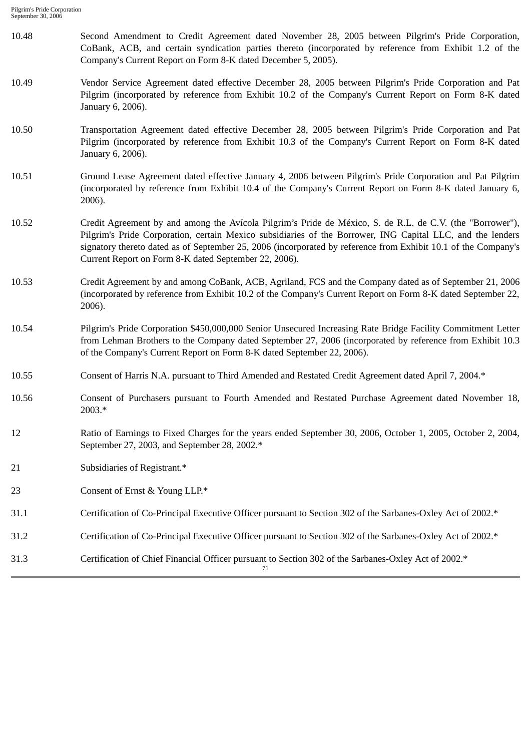| | |
|---|---|
| 10.48 | Second Amendment to Credit Agreement dated November 28, 2005 between Pilgrim's Pride Corporation, CoBank, ACB, and certain syndication parties thereto (incorporated by reference from Exhibit 1.2 of the Company's Current Report on Form 8-K dated December 5, 2005). |
| 10.49 | Vendor Service Agreement dated effective December 28, 2005 between Pilgrim's Pride Corporation and Pat Pilgrim (incorporated by reference from Exhibit 10.2 of the Company's Current Report on Form 8-K dated January 6, 2006). |
| 10.50 | Transportation Agreement dated effective December 28, 2005 between Pilgrim's Pride Corporation and Pat Pilgrim (incorporated by reference from Exhibit 10.3 of the Company's Current Report on Form 8-K dated January 6, 2006). |
| 10.51 | Ground Lease Agreement dated effective January 4, 2006 between Pilgrim's Pride Corporation and Pat Pilgrim (incorporated by reference from Exhibit 10.4 of the Company's Current Report on Form 8-K dated January 6, 2006). |
| 10.52 | Credit Agreement by and among the Avícola Pilgrim's Pride de México, S. de R.L. de C.V. (the "Borrower"), Pilgrim's Pride Corporation, certain Mexico subsidiaries of the Borrower, ING Capital LLC, and the lenders signatory thereto dated as of September 25, 2006 (incorporated by reference from Exhibit 10.1 of the Company's Current Report on Form 8-K dated September 22, 2006). |
| 10.53 | Credit Agreement by and among CoBank, ACB, Agriland, FCS and the Company dated as of September 21, 2006 (incorporated by reference from Exhibit 10.2 of the Company's Current Report on Form 8-K dated September 22, 2006). |
| 10.54 | Pilgrim's Pride Corporation $450,000,000 Senior Unsecured Increasing Rate Bridge Facility Commitment Letter from Lehman Brothers to the Company dated September 27, 2006 (incorporated by reference from Exhibit 10.3 of the Company's Current Report on Form 8-K dated September 22, 2006). |
| 10.55 | Consent of Harris N.A. pursuant to Third Amended and Restated Credit Agreement dated April 7, 2004.* |
| 10.56 | Consent of Purchasers pursuant to Fourth Amended and Restated Purchase Agreement dated November 18, 2003.* |
| 12 | Ratio of Earnings to Fixed Charges for the years ended September 30, 2006, October 1, 2005, October 2, 2004, September 27, 2003, and September 28, 2002.* |
| 21 | Subsidiaries of Registrant.* |
| 23 | Consent of Ernst & Young LLP.* |
| 31.1 | Certification of Co-Principal Executive Officer pursuant to Section 302 of the Sarbanes-Oxley Act of 2002.* |
| 31.2 | Certification of Co-Principal Executive Officer pursuant to Section 302 of the Sarbanes-Oxley Act of 2002.* |
| 31.3 | Certification of Chief Financial Officer pursuant to Section 302 of the Sarbanes-Oxley Act of 2002.* |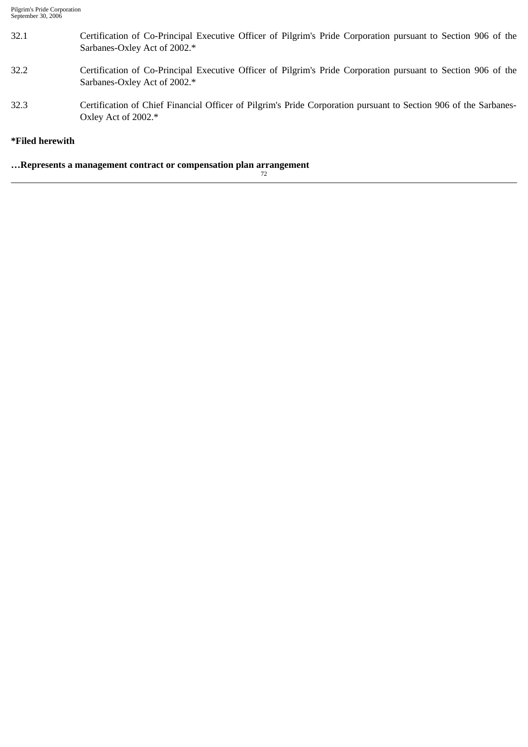| | |
|---|---|
| 32.1 | Certification of Co-Principal Executive Officer of Pilgrim's Pride Corporation pursuant to Section 906 of the Sarbanes-Oxley Act of 2002.* |
| 32.2 | Certification of Co-Principal Executive Officer of Pilgrim's Pride Corporation pursuant to Section 906 of the Sarbanes-Oxley Act of 2002.* |
| 32.3 | Certification of Chief Financial Officer of Pilgrim's Pride Corporation pursuant to Section 906 of the Sarbanes-Oxley Act of 2002.* |

**\*Filed herewith**

**…Represents a management contract or compensation plan arrangement**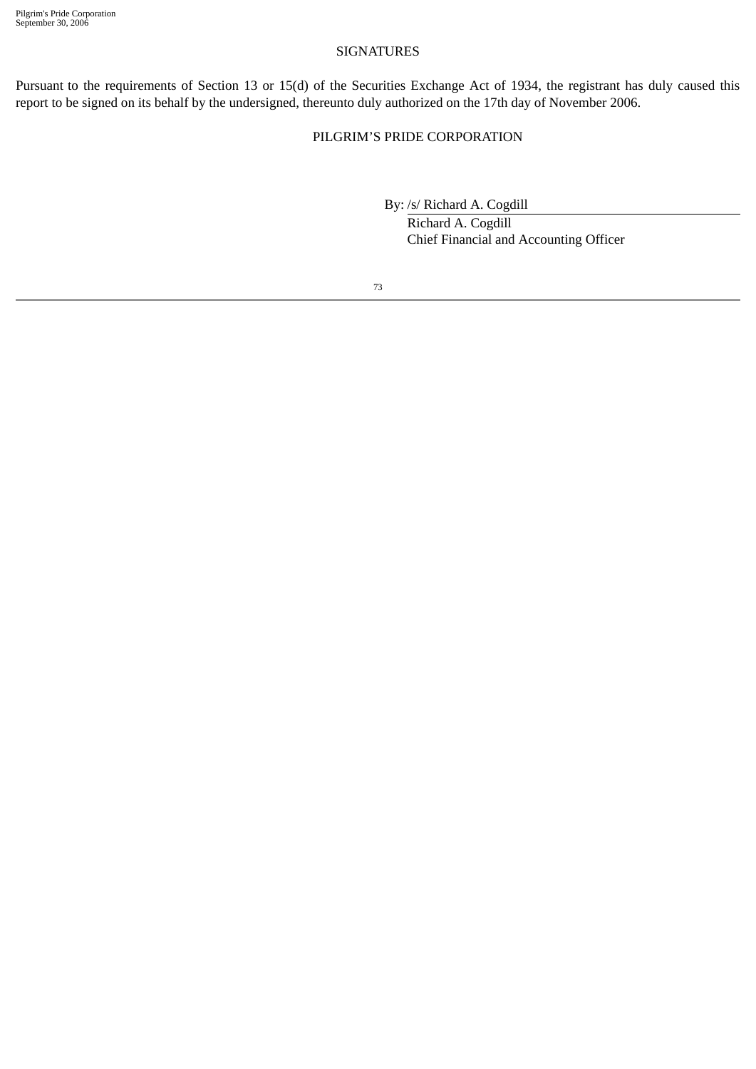## SIGNATURES

Pursuant to the requirements of Section 13 or 15(d) of the Securities Exchange Act of 1934, the registrant has duly caused this report to be signed on its behalf by the undersigned, thereunto duly authorized on the 17th day of November 2006.

PILGRIM'S PRIDE CORPORATION

By: /s/ Richard A. Cogdill

Richard A. Cogdill

Chief Financial and Accounting Officer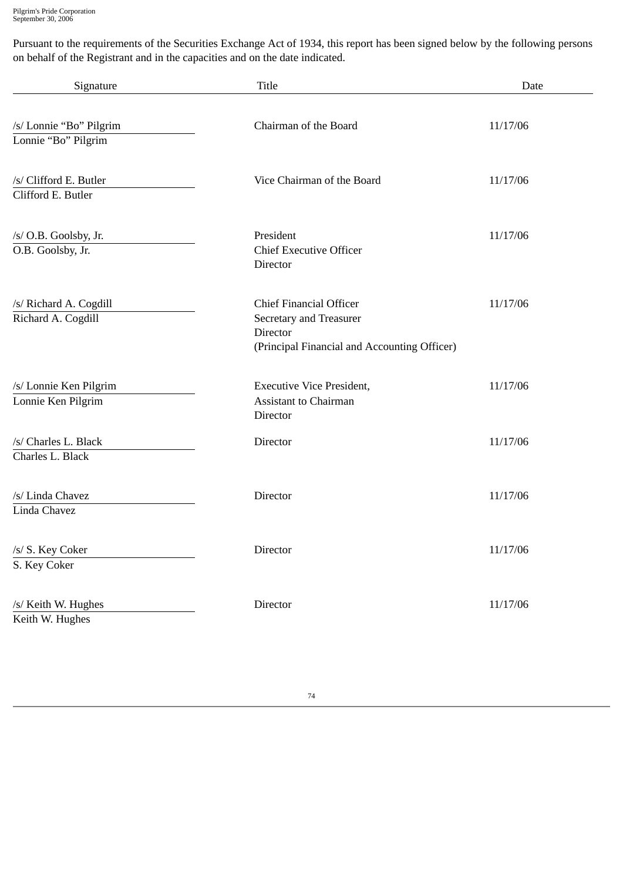Pursuant to the requirements of the Securities Exchange Act of 1934, this report has been signed below by the following persons on behalf of the Registrant and in the capacities and on the date indicated.

| Signature | Title | Date |
|---|---|---|
| /s/ Lonnie “Bo” Pilgrim<br>Lonnie “Bo” Pilgrim | Chairman of the Board | 11/17/06 |
| /s/ Clifford E. Butler<br>Clifford E. Butler | Vice Chairman of the Board | 11/17/06 |
| /s/ O.B. Goolsby, Jr.<br>O.B. Goolsby, Jr. | President<br>Chief Executive Officer<br>Director | 11/17/06 |
| /s/ Richard A. Cogdill<br>Richard A. Cogdill | Chief Financial Officer<br>Secretary and Treasurer<br>Director<br>(Principal Financial and Accounting Officer) | 11/17/06 |
| /s/ Lonnie Ken Pilgrim<br>Lonnie Ken Pilgrim | Executive Vice President,<br>Assistant to Chairman<br>Director | 11/17/06 |
| /s/ Charles L. Black<br>Charles L. Black | Director | 11/17/06 |
| /s/ Linda Chavez<br>Linda Chavez | Director | 11/17/06 |
| /s/ S. Key Coker<br>S. Key Coker | Director | 11/17/06 |
| /s/ Keith W. Hughes<br>Keith W. Hughes | Director | 11/17/06 |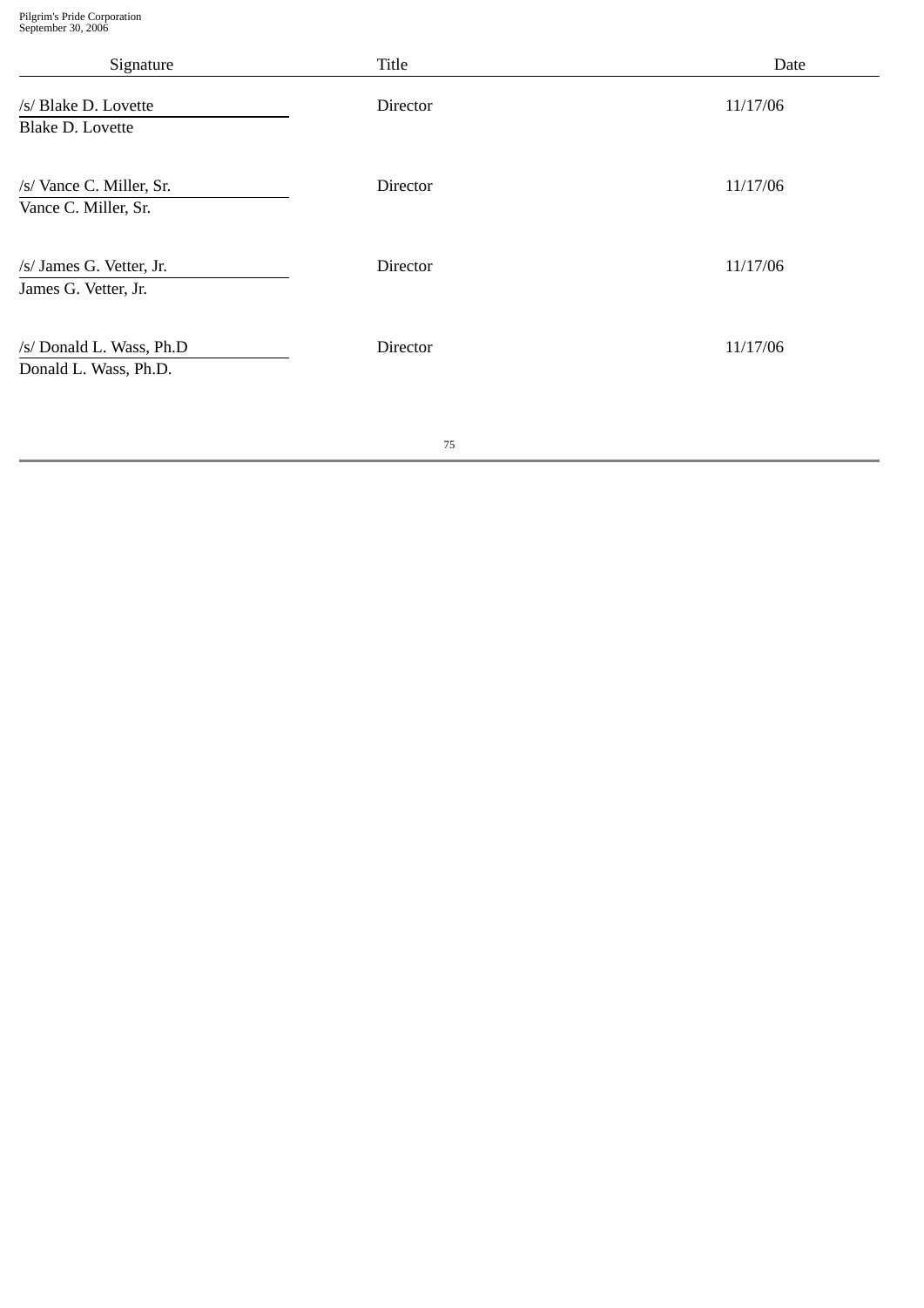| Signature | Title | Date |
| --- | --- | --- |
| /s/ Blake D. Lovette<br>Blake D. Lovette | Director | 11/17/06 |
| /s/ Vance C. Miller, Sr.<br>Vance C. Miller, Sr. | Director | 11/17/06 |
| /s/ James G. Vetter, Jr.<br>James G. Vetter, Jr. | Director | 11/17/06 |
| /s/ Donald L. Wass, Ph.D<br>Donald L. Wass, Ph.D. | Director | 11/17/06 |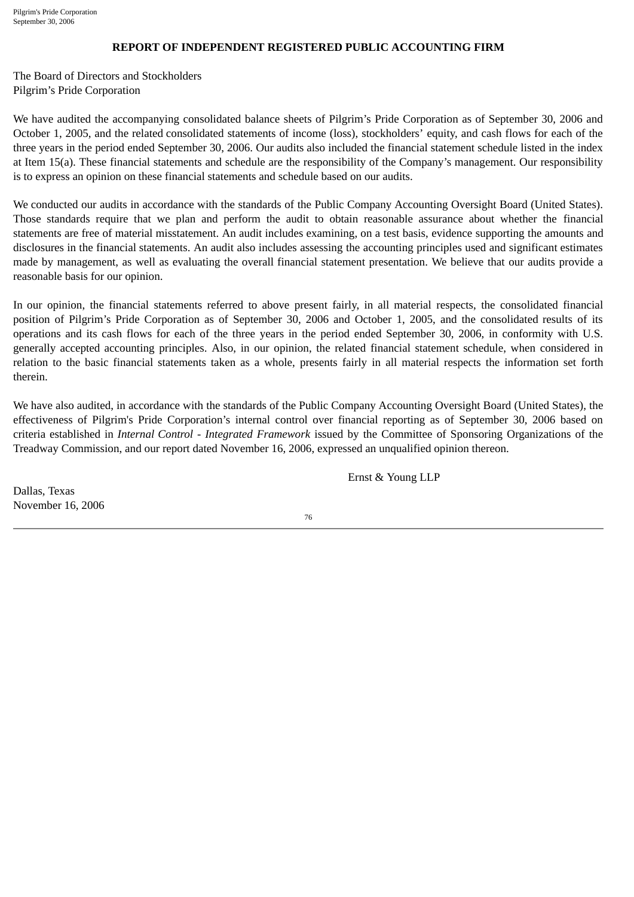## REPORT OF INDEPENDENT REGISTERED PUBLIC ACCOUNTING FIRM

The Board of Directors and Stockholders
Pilgrim’s Pride Corporation

We have audited the accompanying consolidated balance sheets of Pilgrim’s Pride Corporation as of September 30, 2006 and October 1, 2005, and the related consolidated statements of income (loss), stockholders’ equity, and cash flows for each of the three years in the period ended September 30, 2006. Our audits also included the financial statement schedule listed in the index at Item 15(a). These financial statements and schedule are the responsibility of the Company’s management. Our responsibility is to express an opinion on these financial statements and schedule based on our audits.

We conducted our audits in accordance with the standards of the Public Company Accounting Oversight Board (United States). Those standards require that we plan and perform the audit to obtain reasonable assurance about whether the financial statements are free of material misstatement. An audit includes examining, on a test basis, evidence supporting the amounts and disclosures in the financial statements. An audit also includes assessing the accounting principles used and significant estimates made by management, as well as evaluating the overall financial statement presentation. We believe that our audits provide a reasonable basis for our opinion.

In our opinion, the financial statements referred to above present fairly, in all material respects, the consolidated financial position of Pilgrim’s Pride Corporation as of September 30, 2006 and October 1, 2005, and the consolidated results of its operations and its cash flows for each of the three years in the period ended September 30, 2006, in conformity with U.S. generally accepted accounting principles. Also, in our opinion, the related financial statement schedule, when considered in relation to the basic financial statements taken as a whole, presents fairly in all material respects the information set forth therein.

We have also audited, in accordance with the standards of the Public Company Accounting Oversight Board (United States), the effectiveness of Pilgrim's Pride Corporation’s internal control over financial reporting as of September 30, 2006 based on criteria established in *Internal Control - Integrated Framework* issued by the Committee of Sponsoring Organizations of the Treadway Commission, and our report dated November 16, 2006, expressed an unqualified opinion thereon.

Ernst & Young LLP

Dallas, Texas
November 16, 2006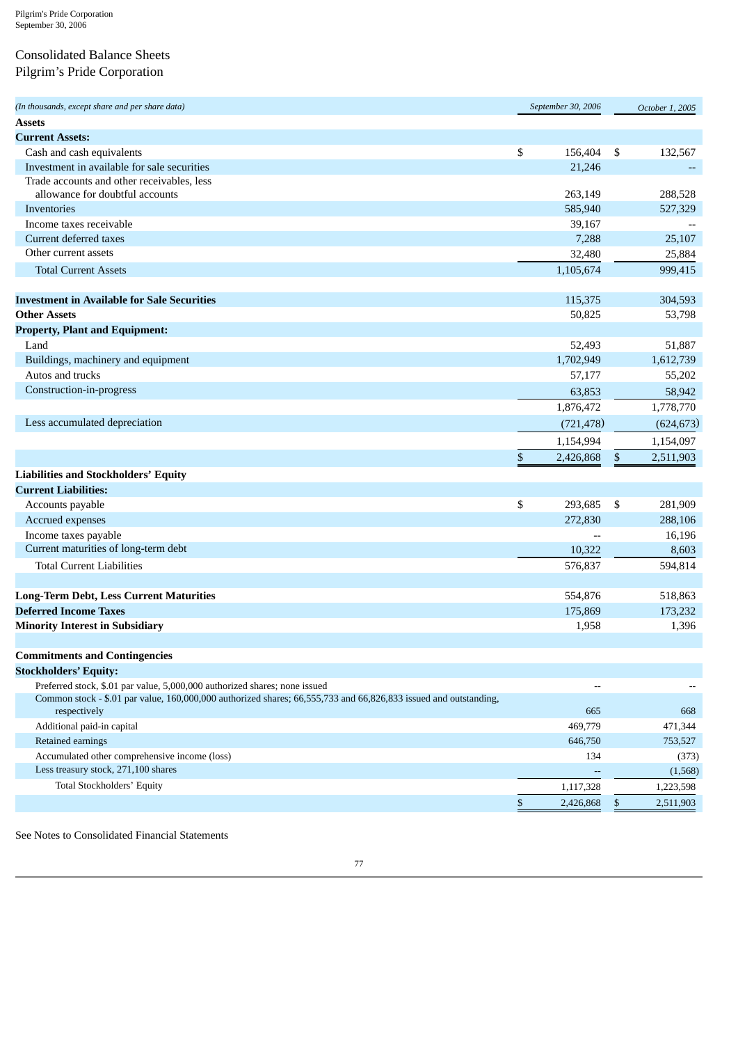# Consolidated Balance Sheets

## Pilgrim's Pride Corporation

| *(In thousands, except share and per share data)* | *September 30, 2006* | *October 1, 2005* |
|---|---|---|
| **Assets** | | |
| **Current Assets:** | | |
| Cash and cash equivalents | $ 156,404 | $ 132,567 |
| Investment in available for sale securities | 21,246 | -- |
| Trade accounts and other receivables, less allowance for doubtful accounts | 263,149 | 288,528 |
| Inventories | 585,940 | 527,329 |
| Income taxes receivable | 39,167 | -- |
| Current deferred taxes | 7,288 | 25,107 |
| Other current assets | 32,480 | 25,884 |
| Total Current Assets | 1,105,674 | 999,415 |
| **Investment in Available for Sale Securities** | 115,375 | 304,593 |
| **Other Assets** | 50,825 | 53,798 |
| **Property, Plant and Equipment:** | | |
| Land | 52,493 | 51,887 |
| Buildings, machinery and equipment | 1,702,949 | 1,612,739 |
| Autos and trucks | 57,177 | 55,202 |
| Construction-in-progress | 63,853 | 58,942 |
| | 1,876,472 | 1,778,770 |
| Less accumulated depreciation | (721,478) | (624,673) |
| | 1,154,994 | 1,154,097 |
| | $ 2,426,868 | $ 2,511,903 |
| **Liabilities and Stockholders' Equity** | | |
| **Current Liabilities:** | | |
| Accounts payable | $ 293,685 | $ 281,909 |
| Accrued expenses | 272,830 | 288,106 |
| Income taxes payable | -- | 16,196 |
| Current maturities of long-term debt | 10,322 | 8,603 |
| Total Current Liabilities | 576,837 | 594,814 |
| **Long-Term Debt, Less Current Maturities** | 554,876 | 518,863 |
| **Deferred Income Taxes** | 175,869 | 173,232 |
| **Minority Interest in Subsidiary** | 1,958 | 1,396 |
| **Commitments and Contingencies** | | |
| **Stockholders' Equity:** | | |
| Preferred stock, $.01 par value, 5,000,000 authorized shares; none issued | -- | -- |
| Common stock - $.01 par value, 160,000,000 authorized shares; 66,555,733 and 66,826,833 issued and outstanding, respectively | 665 | 668 |
| Additional paid-in capital | 469,779 | 471,344 |
| Retained earnings | 646,750 | 753,527 |
| Accumulated other comprehensive income (loss) | 134 | (373) |
| Less treasury stock, 271,100 shares | -- | (1,568) |
| Total Stockholders' Equity | 1,117,328 | 1,223,598 |
| | $ 2,426,868 | $ 2,511,903 |

See Notes to Consolidated Financial Statements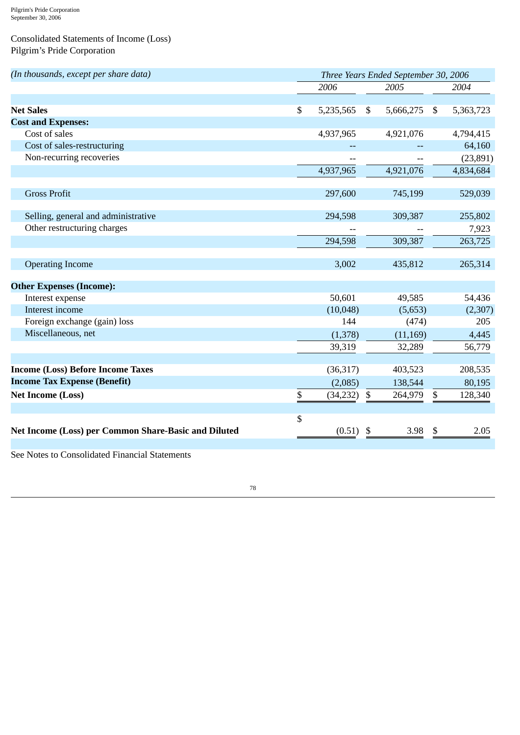Consolidated Statements of Income (Loss)
Pilgrim's Pride Corporation

| *(In thousands, except per share data)* | *Three Years Ended September 30, 2006* | | |
|---|---|---|---|
| | *2006* | *2005* | *2004* |
| **Net Sales** | $ 5,235,565 | $ 5,666,275 | $ 5,363,723 |
| **Cost and Expenses:** | | | |
| Cost of sales | 4,937,965 | 4,921,076 | 4,794,415 |
| Cost of sales-restructuring | -- | -- | 64,160 |
| Non-recurring recoveries | -- | -- | (23,891) |
| | 4,937,965 | 4,921,076 | 4,834,684 |
| Gross Profit | 297,600 | 745,199 | 529,039 |
| Selling, general and administrative | 294,598 | 309,387 | 255,802 |
| Other restructuring charges | -- | -- | 7,923 |
| | 294,598 | 309,387 | 263,725 |
| Operating Income | 3,002 | 435,812 | 265,314 |
| **Other Expenses (Income):** | | | |
| Interest expense | 50,601 | 49,585 | 54,436 |
| Interest income | (10,048) | (5,653) | (2,307) |
| Foreign exchange (gain) loss | 144 | (474) | 205 |
| Miscellaneous, net | (1,378) | (11,169) | 4,445 |
| | 39,319 | 32,289 | 56,779 |
| **Income (Loss) Before Income Taxes** | (36,317) | 403,523 | 208,535 |
| **Income Tax Expense (Benefit)** | (2,085) | 138,544 | 80,195 |
| **Net Income (Loss)** | $ (34,232) | $ 264,979 | $ 128,340 |
| **Net Income (Loss) per Common Share-Basic and Diluted** | $ (0.51) | $ 3.98 | $ 2.05 |

See Notes to Consolidated Financial Statements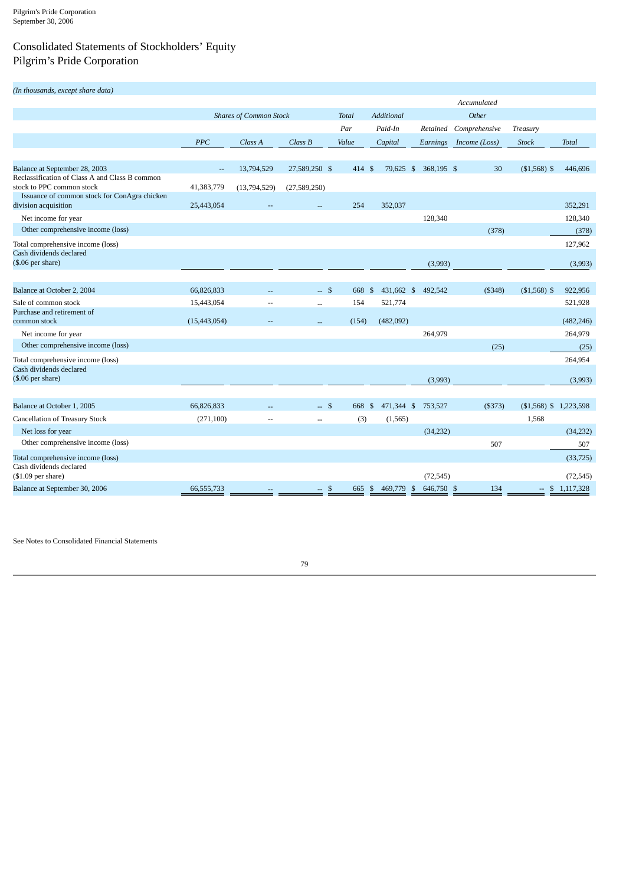# Consolidated Statements of Stockholders' Equity
# Pilgrim's Pride Corporation

*(In thousands, except share data)*

| | *Shares of Common Stock* | | | *Total Par Value* | *Additional Paid-In Capital* | *Retained Earnings* | *Accumulated Other Comprehensive Income (Loss)* | *Treasury Stock* | *Total* |
|---|---|---|---|---|---|---|---|---|---|
| | *PPC* | *Class A* | *Class B* | | | | | | |
| Balance at September 28, 2003 | -- | 13,794,529 | 27,589,250 | $ 414 | $ 79,625 | $ 368,195 | $ 30 | ($1,568) | $ 446,696 |
| Reclassification of Class A and Class B common stock to PPC common stock | 41,383,779 | (13,794,529) | (27,589,250) | | | | | | |
| Issuance of common stock for ConAgra chicken division acquisition | 25,443,054 | -- | -- | 254 | 352,037 | | | | 352,291 |
| Net income for year | | | | | | 128,340 | | | 128,340 |
| Other comprehensive income (loss) | | | | | | | (378) | | (378) |
| Total comprehensive income (loss) | | | | | | | | | 127,962 |
| Cash dividends declared ($.06 per share) | | | | | | (3,993) | | | (3,993) |
| Balance at October 2, 2004 | 66,826,833 | -- | -- | $ 668 | $ 431,662 | $ 492,542 | ($348) | ($1,568) | $ 922,956 |
| Sale of common stock | 15,443,054 | -- | -- | 154 | 521,774 | | | | 521,928 |
| Purchase and retirement of common stock | (15,443,054) | -- | -- | (154) | (482,092) | | | | (482,246) |
| Net income for year | | | | | | 264,979 | | | 264,979 |
| Other comprehensive income (loss) | | | | | | | (25) | | (25) |
| Total comprehensive income (loss) | | | | | | | | | 264,954 |
| Cash dividends declared ($.06 per share) | | | | | | (3,993) | | | (3,993) |
| Balance at October 1, 2005 | 66,826,833 | -- | -- | $ 668 | $ 471,344 | $ 753,527 | ($373) | ($1,568) | $ 1,223,598 |
| Cancellation of Treasury Stock | (271,100) | -- | -- | (3) | (1,565) | | | 1,568 | |
| Net loss for year | | | | | | (34,232) | | | (34,232) |
| Other comprehensive income (loss) | | | | | | | 507 | | 507 |
| Total comprehensive income (loss) | | | | | | | | | (33,725) |
| Cash dividends declared ($1.09 per share) | | | | | | (72,545) | | | (72,545) |
| Balance at September 30, 2006 | 66,555,733 | -- | -- | $ 665 | $ 469,779 | $ 646,750 | $ 134 | -- | $ 1,117,328 |

See Notes to Consolidated Financial Statements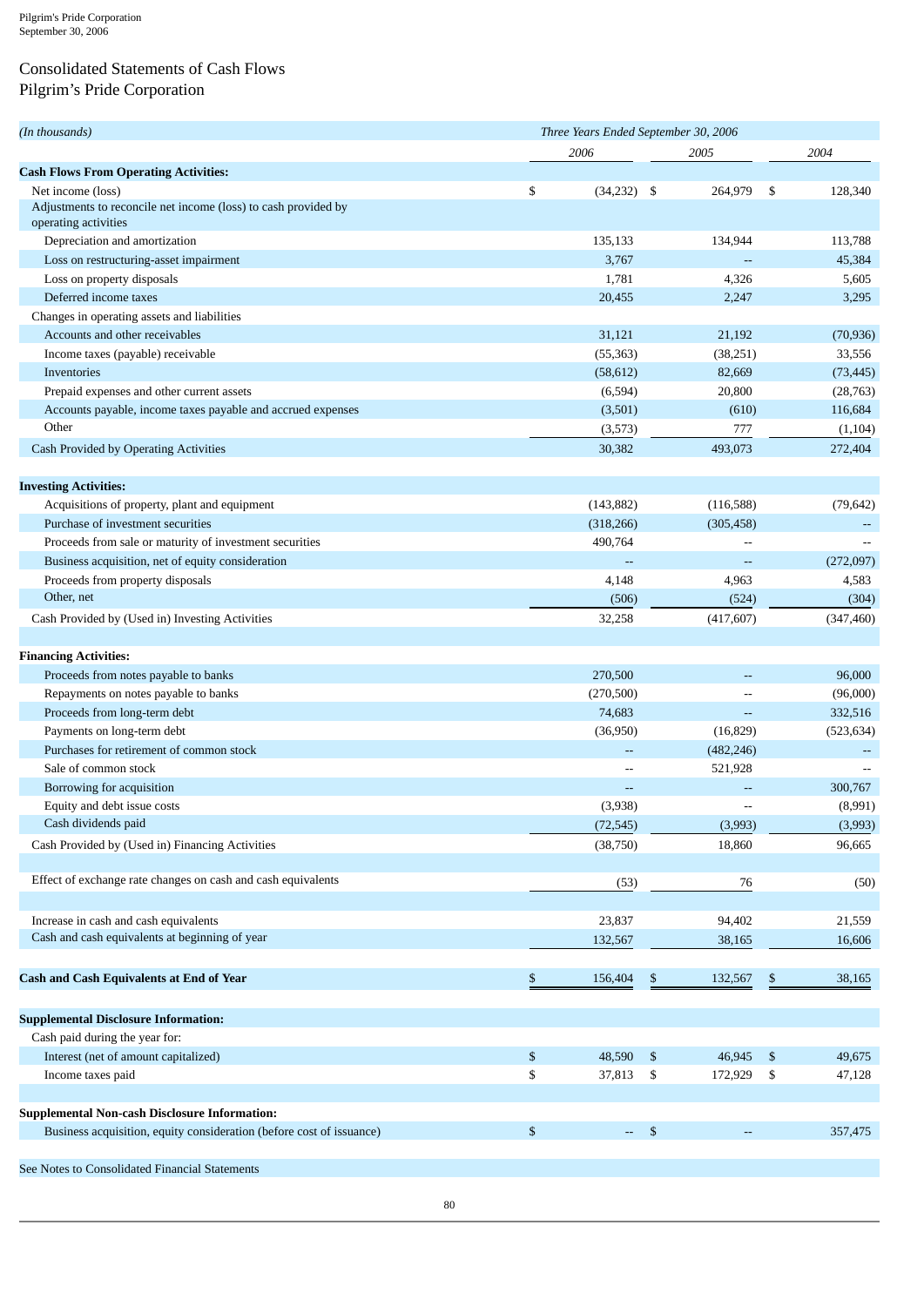# Consolidated Statements of Cash Flows
# Pilgrim's Pride Corporation

| *(In thousands)* | *Three Years Ended September 30, 2006* | | |
|---|---|---|---|
| | *2006* | *2005* | *2004* |
| **Cash Flows From Operating Activities:** | | | |
| Net income (loss) | $ (34,232) | $ 264,979 | $ 128,340 |
| Adjustments to reconcile net income (loss) to cash provided by operating activities | | | |
| Depreciation and amortization | 135,133 | 134,944 | 113,788 |
| Loss on restructuring-asset impairment | 3,767 | -- | 45,384 |
| Loss on property disposals | 1,781 | 4,326 | 5,605 |
| Deferred income taxes | 20,455 | 2,247 | 3,295 |
| Changes in operating assets and liabilities | | | |
| Accounts and other receivables | 31,121 | 21,192 | (70,936) |
| Income taxes (payable) receivable | (55,363) | (38,251) | 33,556 |
| Inventories | (58,612) | 82,669 | (73,445) |
| Prepaid expenses and other current assets | (6,594) | 20,800 | (28,763) |
| Accounts payable, income taxes payable and accrued expenses | (3,501) | (610) | 116,684 |
| Other | (3,573) | 777 | (1,104) |
| Cash Provided by Operating Activities | 30,382 | 493,073 | 272,404 |
| | | | |
| **Investing Activities:** | | | |
| Acquisitions of property, plant and equipment | (143,882) | (116,588) | (79,642) |
| Purchase of investment securities | (318,266) | (305,458) | -- |
| Proceeds from sale or maturity of investment securities | 490,764 | -- | -- |
| Business acquisition, net of equity consideration | -- | -- | (272,097) |
| Proceeds from property disposals | 4,148 | 4,963 | 4,583 |
| Other, net | (506) | (524) | (304) |
| Cash Provided by (Used in) Investing Activities | 32,258 | (417,607) | (347,460) |
| | | | |
| **Financing Activities:** | | | |
| Proceeds from notes payable to banks | 270,500 | -- | 96,000 |
| Repayments on notes payable to banks | (270,500) | -- | (96,000) |
| Proceeds from long-term debt | 74,683 | -- | 332,516 |
| Payments on long-term debt | (36,950) | (16,829) | (523,634) |
| Purchases for retirement of common stock | -- | (482,246) | -- |
| Sale of common stock | -- | 521,928 | -- |
| Borrowing for acquisition | -- | -- | 300,767 |
| Equity and debt issue costs | (3,938) | -- | (8,991) |
| Cash dividends paid | (72,545) | (3,993) | (3,993) |
| Cash Provided by (Used in) Financing Activities | (38,750) | 18,860 | 96,665 |
| | | | |
| Effect of exchange rate changes on cash and cash equivalents | (53) | 76 | (50) |
| | | | |
| Increase in cash and cash equivalents | 23,837 | 94,402 | 21,559 |
| Cash and cash equivalents at beginning of year | 132,567 | 38,165 | 16,606 |
| | | | |
| **Cash and Cash Equivalents at End of Year** | $ 156,404 | $ 132,567 | $ 38,165 |
| | | | |
| **Supplemental Disclosure Information:** | | | |
| Cash paid during the year for: | | | |
| Interest (net of amount capitalized) | $ 48,590 | $ 46,945 | $ 49,675 |
| Income taxes paid | $ 37,813 | $ 172,929 | $ 47,128 |
| | | | |
| **Supplemental Non-cash Disclosure Information:** | | | |
| Business acquisition, equity consideration (before cost of issuance) | $ -- | $ -- | 357,475 |

See Notes to Consolidated Financial Statements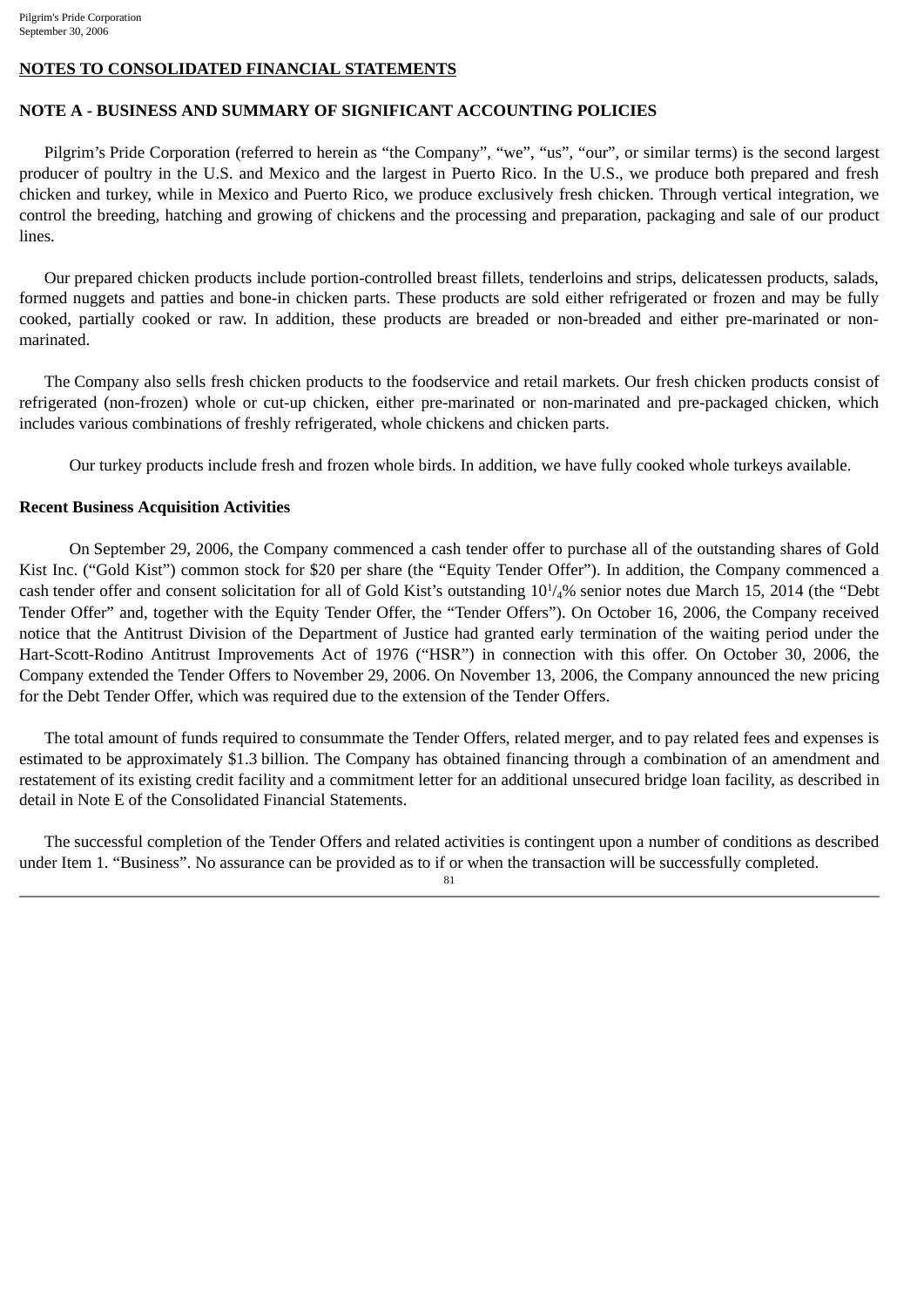## NOTES TO CONSOLIDATED FINANCIAL STATEMENTS

### NOTE A - BUSINESS AND SUMMARY OF SIGNIFICANT ACCOUNTING POLICIES

Pilgrim’s Pride Corporation (referred to herein as “the Company”, “we”, “us”, “our”, or similar terms) is the second largest producer of poultry in the U.S. and Mexico and the largest in Puerto Rico. In the U.S., we produce both prepared and fresh chicken and turkey, while in Mexico and Puerto Rico, we produce exclusively fresh chicken. Through vertical integration, we control the breeding, hatching and growing of chickens and the processing and preparation, packaging and sale of our product lines.

Our prepared chicken products include portion-controlled breast fillets, tenderloins and strips, delicatessen products, salads, formed nuggets and patties and bone-in chicken parts. These products are sold either refrigerated or frozen and may be fully cooked, partially cooked or raw. In addition, these products are breaded or non-breaded and either pre-marinated or non-marinated.

The Company also sells fresh chicken products to the foodservice and retail markets. Our fresh chicken products consist of refrigerated (non-frozen) whole or cut-up chicken, either pre-marinated or non-marinated and pre-packaged chicken, which includes various combinations of freshly refrigerated, whole chickens and chicken parts.

Our turkey products include fresh and frozen whole birds. In addition, we have fully cooked whole turkeys available.

**Recent Business Acquisition Activities**

On September 29, 2006, the Company commenced a cash tender offer to purchase all of the outstanding shares of Gold Kist Inc. (“Gold Kist”) common stock for $20 per share (the “Equity Tender Offer”). In addition, the Company commenced a cash tender offer and consent solicitation for all of Gold Kist’s outstanding 10 1/4% senior notes due March 15, 2014 (the “Debt Tender Offer” and, together with the Equity Tender Offer, the “Tender Offers”). On October 16, 2006, the Company received notice that the Antitrust Division of the Department of Justice had granted early termination of the waiting period under the Hart-Scott-Rodino Antitrust Improvements Act of 1976 (“HSR”) in connection with this offer. On October 30, 2006, the Company extended the Tender Offers to November 29, 2006. On November 13, 2006, the Company announced the new pricing for the Debt Tender Offer, which was required due to the extension of the Tender Offers.

The total amount of funds required to consummate the Tender Offers, related merger, and to pay related fees and expenses is estimated to be approximately $1.3 billion. The Company has obtained financing through a combination of an amendment and restatement of its existing credit facility and a commitment letter for an additional unsecured bridge loan facility, as described in detail in Note E of the Consolidated Financial Statements.

The successful completion of the Tender Offers and related activities is contingent upon a number of conditions as described under Item 1. “Business”. No assurance can be provided as to if or when the transaction will be successfully completed.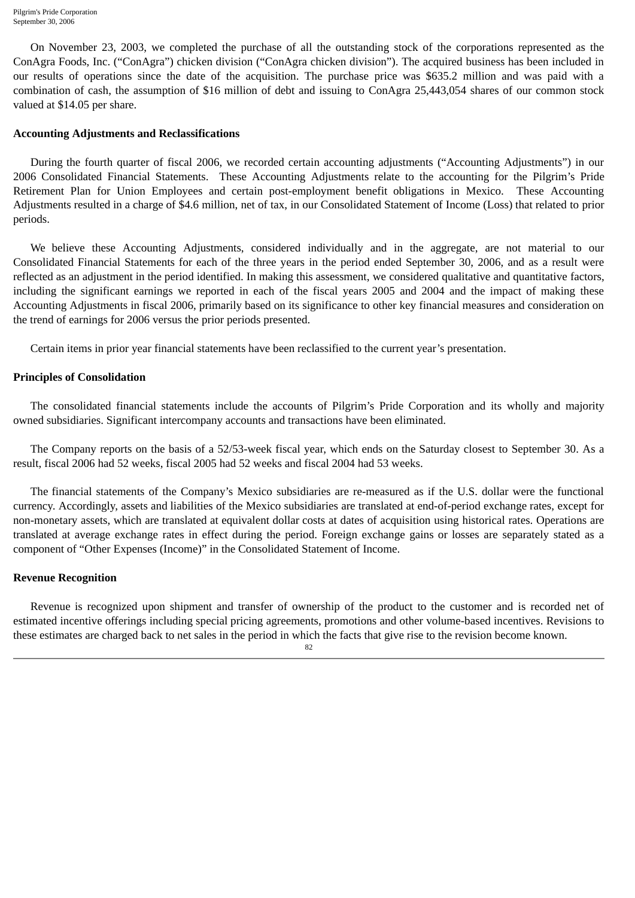On November 23, 2003, we completed the purchase of all the outstanding stock of the corporations represented as the ConAgra Foods, Inc. ("ConAgra") chicken division ("ConAgra chicken division"). The acquired business has been included in our results of operations since the date of the acquisition. The purchase price was $635.2 million and was paid with a combination of cash, the assumption of $16 million of debt and issuing to ConAgra 25,443,054 shares of our common stock valued at $14.05 per share.

**Accounting Adjustments and Reclassifications**

During the fourth quarter of fiscal 2006, we recorded certain accounting adjustments ("Accounting Adjustments") in our 2006 Consolidated Financial Statements. These Accounting Adjustments relate to the accounting for the Pilgrim's Pride Retirement Plan for Union Employees and certain post-employment benefit obligations in Mexico. These Accounting Adjustments resulted in a charge of $4.6 million, net of tax, in our Consolidated Statement of Income (Loss) that related to prior periods.

We believe these Accounting Adjustments, considered individually and in the aggregate, are not material to our Consolidated Financial Statements for each of the three years in the period ended September 30, 2006, and as a result were reflected as an adjustment in the period identified. In making this assessment, we considered qualitative and quantitative factors, including the significant earnings we reported in each of the fiscal years 2005 and 2004 and the impact of making these Accounting Adjustments in fiscal 2006, primarily based on its significance to other key financial measures and consideration on the trend of earnings for 2006 versus the prior periods presented.

Certain items in prior year financial statements have been reclassified to the current year's presentation.

**Principles of Consolidation**

The consolidated financial statements include the accounts of Pilgrim's Pride Corporation and its wholly and majority owned subsidiaries. Significant intercompany accounts and transactions have been eliminated.

The Company reports on the basis of a 52/53-week fiscal year, which ends on the Saturday closest to September 30. As a result, fiscal 2006 had 52 weeks, fiscal 2005 had 52 weeks and fiscal 2004 had 53 weeks.

The financial statements of the Company's Mexico subsidiaries are re-measured as if the U.S. dollar were the functional currency. Accordingly, assets and liabilities of the Mexico subsidiaries are translated at end-of-period exchange rates, except for non-monetary assets, which are translated at equivalent dollar costs at dates of acquisition using historical rates. Operations are translated at average exchange rates in effect during the period. Foreign exchange gains or losses are separately stated as a component of "Other Expenses (Income)" in the Consolidated Statement of Income.

**Revenue Recognition**

Revenue is recognized upon shipment and transfer of ownership of the product to the customer and is recorded net of estimated incentive offerings including special pricing agreements, promotions and other volume-based incentives. Revisions to these estimates are charged back to net sales in the period in which the facts that give rise to the revision become known.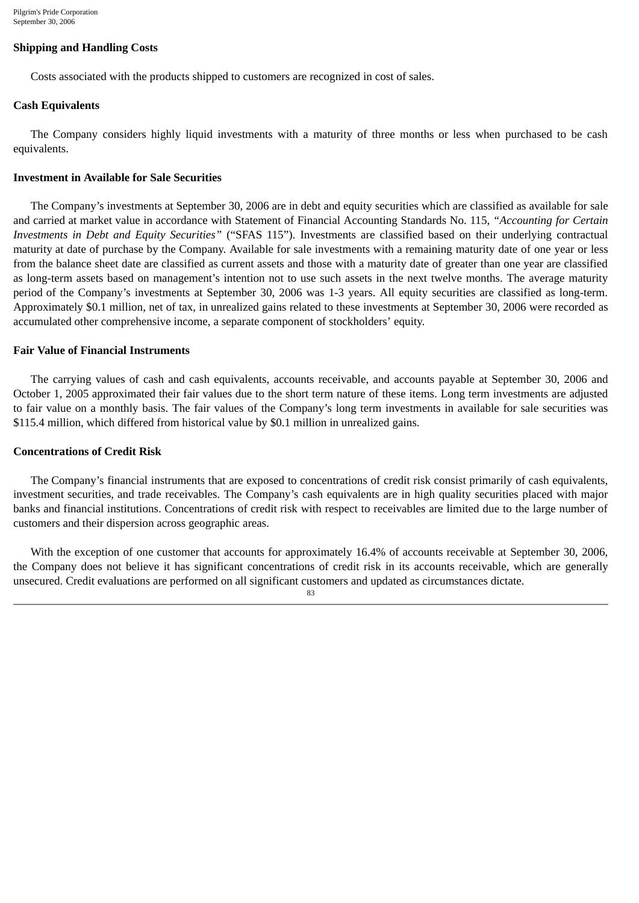## Shipping and Handling Costs

Costs associated with the products shipped to customers are recognized in cost of sales.

## Cash Equivalents

The Company considers highly liquid investments with a maturity of three months or less when purchased to be cash equivalents.

## Investment in Available for Sale Securities

The Company's investments at September 30, 2006 are in debt and equity securities which are classified as available for sale and carried at market value in accordance with Statement of Financial Accounting Standards No. 115, "*Accounting for Certain Investments in Debt and Equity Securities*" ("SFAS 115"). Investments are classified based on their underlying contractual maturity at date of purchase by the Company. Available for sale investments with a remaining maturity date of one year or less from the balance sheet date are classified as current assets and those with a maturity date of greater than one year are classified as long-term assets based on management's intention not to use such assets in the next twelve months. The average maturity period of the Company's investments at September 30, 2006 was 1-3 years. All equity securities are classified as long-term. Approximately $0.1 million, net of tax, in unrealized gains related to these investments at September 30, 2006 were recorded as accumulated other comprehensive income, a separate component of stockholders' equity.

## Fair Value of Financial Instruments

The carrying values of cash and cash equivalents, accounts receivable, and accounts payable at September 30, 2006 and October 1, 2005 approximated their fair values due to the short term nature of these items. Long term investments are adjusted to fair value on a monthly basis. The fair values of the Company's long term investments in available for sale securities was $115.4 million, which differed from historical value by $0.1 million in unrealized gains.

## Concentrations of Credit Risk

The Company's financial instruments that are exposed to concentrations of credit risk consist primarily of cash equivalents, investment securities, and trade receivables. The Company's cash equivalents are in high quality securities placed with major banks and financial institutions. Concentrations of credit risk with respect to receivables are limited due to the large number of customers and their dispersion across geographic areas.

With the exception of one customer that accounts for approximately 16.4% of accounts receivable at September 30, 2006, the Company does not believe it has significant concentrations of credit risk in its accounts receivable, which are generally unsecured. Credit evaluations are performed on all significant customers and updated as circumstances dictate.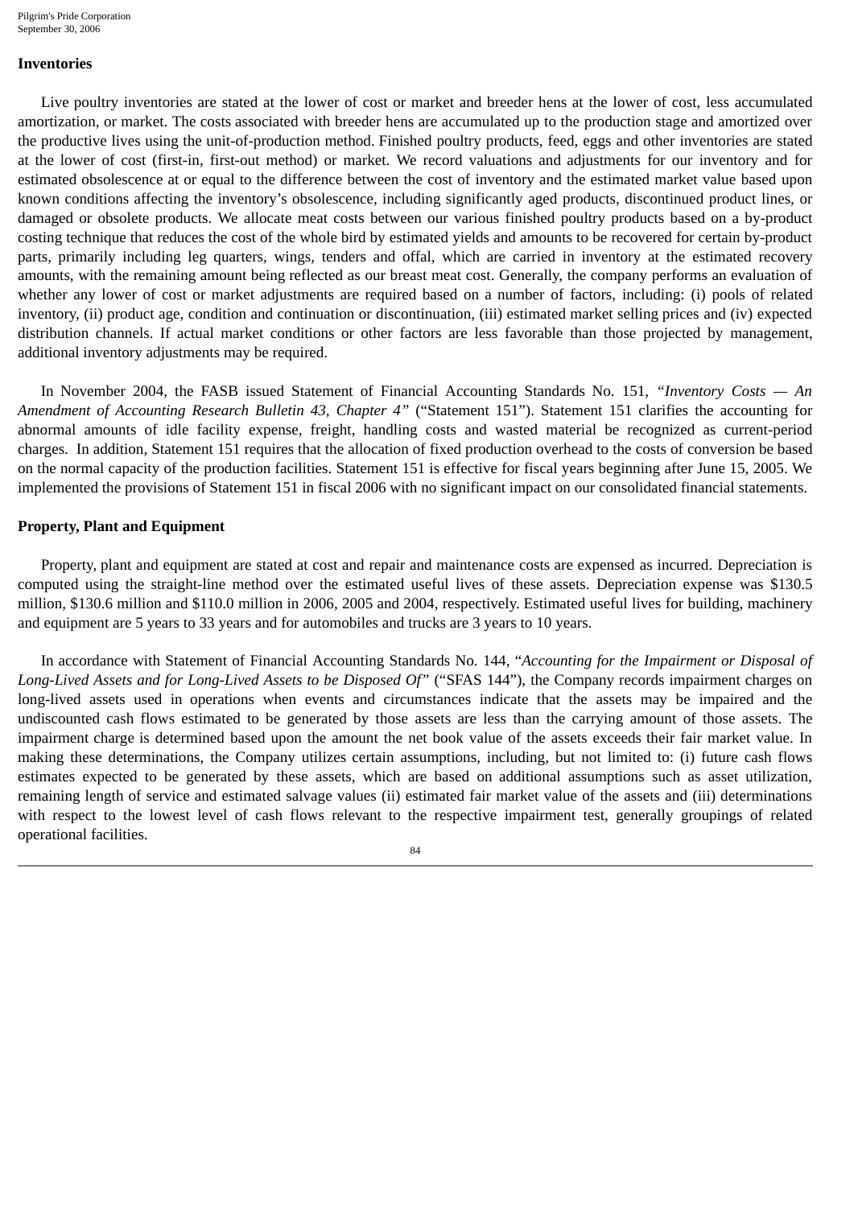## Inventories

Live poultry inventories are stated at the lower of cost or market and breeder hens at the lower of cost, less accumulated amortization, or market. The costs associated with breeder hens are accumulated up to the production stage and amortized over the productive lives using the unit-of-production method. Finished poultry products, feed, eggs and other inventories are stated at the lower of cost (first-in, first-out method) or market. We record valuations and adjustments for our inventory and for estimated obsolescence at or equal to the difference between the cost of inventory and the estimated market value based upon known conditions affecting the inventory's obsolescence, including significantly aged products, discontinued product lines, or damaged or obsolete products. We allocate meat costs between our various finished poultry products based on a by-product costing technique that reduces the cost of the whole bird by estimated yields and amounts to be recovered for certain by-product parts, primarily including leg quarters, wings, tenders and offal, which are carried in inventory at the estimated recovery amounts, with the remaining amount being reflected as our breast meat cost. Generally, the company performs an evaluation of whether any lower of cost or market adjustments are required based on a number of factors, including: (i) pools of related inventory, (ii) product age, condition and continuation or discontinuation, (iii) estimated market selling prices and (iv) expected distribution channels. If actual market conditions or other factors are less favorable than those projected by management, additional inventory adjustments may be required.

In November 2004, the FASB issued Statement of Financial Accounting Standards No. 151, "*Inventory Costs — An Amendment of Accounting Research Bulletin 43, Chapter 4*" ("Statement 151"). Statement 151 clarifies the accounting for abnormal amounts of idle facility expense, freight, handling costs and wasted material be recognized as current-period charges. In addition, Statement 151 requires that the allocation of fixed production overhead to the costs of conversion be based on the normal capacity of the production facilities. Statement 151 is effective for fiscal years beginning after June 15, 2005. We implemented the provisions of Statement 151 in fiscal 2006 with no significant impact on our consolidated financial statements.

## Property, Plant and Equipment

Property, plant and equipment are stated at cost and repair and maintenance costs are expensed as incurred. Depreciation is computed using the straight-line method over the estimated useful lives of these assets. Depreciation expense was $130.5 million, $130.6 million and $110.0 million in 2006, 2005 and 2004, respectively. Estimated useful lives for building, machinery and equipment are 5 years to 33 years and for automobiles and trucks are 3 years to 10 years.

In accordance with Statement of Financial Accounting Standards No. 144, "*Accounting for the Impairment or Disposal of Long-Lived Assets and for Long-Lived Assets to be Disposed Of*" ("SFAS 144"), the Company records impairment charges on long-lived assets used in operations when events and circumstances indicate that the assets may be impaired and the undiscounted cash flows estimated to be generated by those assets are less than the carrying amount of those assets. The impairment charge is determined based upon the amount the net book value of the assets exceeds their fair market value. In making these determinations, the Company utilizes certain assumptions, including, but not limited to: (i) future cash flows estimates expected to be generated by these assets, which are based on additional assumptions such as asset utilization, remaining length of service and estimated salvage values (ii) estimated fair market value of the assets and (iii) determinations with respect to the lowest level of cash flows relevant to the respective impairment test, generally groupings of related operational facilities.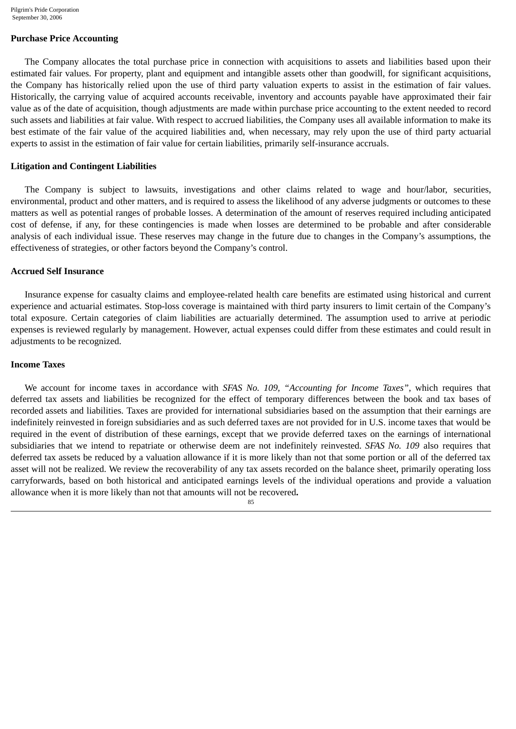**Purchase Price Accounting**

The Company allocates the total purchase price in connection with acquisitions to assets and liabilities based upon their estimated fair values. For property, plant and equipment and intangible assets other than goodwill, for significant acquisitions, the Company has historically relied upon the use of third party valuation experts to assist in the estimation of fair values. Historically, the carrying value of acquired accounts receivable, inventory and accounts payable have approximated their fair value as of the date of acquisition, though adjustments are made within purchase price accounting to the extent needed to record such assets and liabilities at fair value. With respect to accrued liabilities, the Company uses all available information to make its best estimate of the fair value of the acquired liabilities and, when necessary, may rely upon the use of third party actuarial experts to assist in the estimation of fair value for certain liabilities, primarily self-insurance accruals.

**Litigation and Contingent Liabilities**

The Company is subject to lawsuits, investigations and other claims related to wage and hour/labor, securities, environmental, product and other matters, and is required to assess the likelihood of any adverse judgments or outcomes to these matters as well as potential ranges of probable losses. A determination of the amount of reserves required including anticipated cost of defense, if any, for these contingencies is made when losses are determined to be probable and after considerable analysis of each individual issue. These reserves may change in the future due to changes in the Company's assumptions, the effectiveness of strategies, or other factors beyond the Company's control.

**Accrued Self Insurance**

Insurance expense for casualty claims and employee-related health care benefits are estimated using historical and current experience and actuarial estimates. Stop-loss coverage is maintained with third party insurers to limit certain of the Company's total exposure. Certain categories of claim liabilities are actuarially determined. The assumption used to arrive at periodic expenses is reviewed regularly by management. However, actual expenses could differ from these estimates and could result in adjustments to be recognized.

**Income Taxes**

We account for income taxes in accordance with *SFAS No. 109, "Accounting for Income Taxes"*, which requires that deferred tax assets and liabilities be recognized for the effect of temporary differences between the book and tax bases of recorded assets and liabilities. Taxes are provided for international subsidiaries based on the assumption that their earnings are indefinitely reinvested in foreign subsidiaries and as such deferred taxes are not provided for in U.S. income taxes that would be required in the event of distribution of these earnings, except that we provide deferred taxes on the earnings of international subsidiaries that we intend to repatriate or otherwise deem are not indefinitely reinvested. *SFAS No. 109* also requires that deferred tax assets be reduced by a valuation allowance if it is more likely than not that some portion or all of the deferred tax asset will not be realized. We review the recoverability of any tax assets recorded on the balance sheet, primarily operating loss carryforwards, based on both historical and anticipated earnings levels of the individual operations and provide a valuation allowance when it is more likely than not that amounts will not be recovered**.**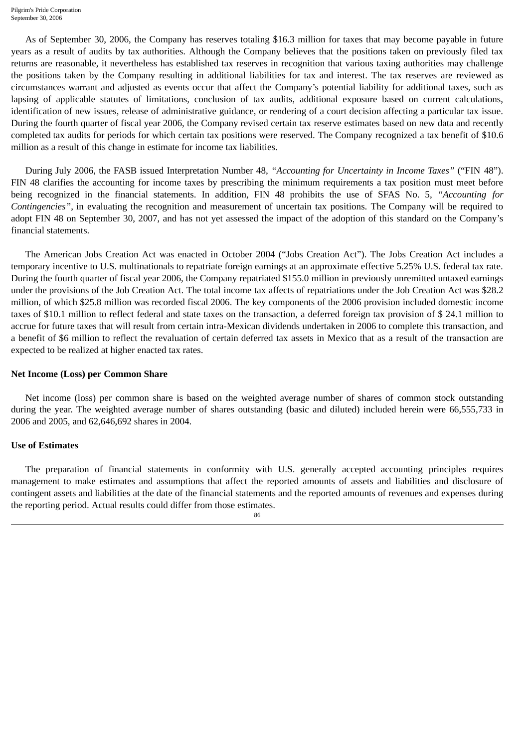As of September 30, 2006, the Company has reserves totaling $16.3 million for taxes that may become payable in future years as a result of audits by tax authorities. Although the Company believes that the positions taken on previously filed tax returns are reasonable, it nevertheless has established tax reserves in recognition that various taxing authorities may challenge the positions taken by the Company resulting in additional liabilities for tax and interest. The tax reserves are reviewed as circumstances warrant and adjusted as events occur that affect the Company's potential liability for additional taxes, such as lapsing of applicable statutes of limitations, conclusion of tax audits, additional exposure based on current calculations, identification of new issues, release of administrative guidance, or rendering of a court decision affecting a particular tax issue. During the fourth quarter of fiscal year 2006, the Company revised certain tax reserve estimates based on new data and recently completed tax audits for periods for which certain tax positions were reserved. The Company recognized a tax benefit of $10.6 million as a result of this change in estimate for income tax liabilities.

During July 2006, the FASB issued Interpretation Number 48, *"Accounting for Uncertainty in Income Taxes"* ("FIN 48"). FIN 48 clarifies the accounting for income taxes by prescribing the minimum requirements a tax position must meet before being recognized in the financial statements. In addition, FIN 48 prohibits the use of SFAS No. 5, *"Accounting for Contingencies"*, in evaluating the recognition and measurement of uncertain tax positions. The Company will be required to adopt FIN 48 on September 30, 2007, and has not yet assessed the impact of the adoption of this standard on the Company's financial statements.

The American Jobs Creation Act was enacted in October 2004 ("Jobs Creation Act"). The Jobs Creation Act includes a temporary incentive to U.S. multinationals to repatriate foreign earnings at an approximate effective 5.25% U.S. federal tax rate. During the fourth quarter of fiscal year 2006, the Company repatriated $155.0 million in previously unremitted untaxed earnings under the provisions of the Job Creation Act. The total income tax affects of repatriations under the Job Creation Act was $28.2 million, of which $25.8 million was recorded fiscal 2006. The key components of the 2006 provision included domestic income taxes of $10.1 million to reflect federal and state taxes on the transaction, a deferred foreign tax provision of $ 24.1 million to accrue for future taxes that will result from certain intra-Mexican dividends undertaken in 2006 to complete this transaction, and a benefit of $6 million to reflect the revaluation of certain deferred tax assets in Mexico that as a result of the transaction are expected to be realized at higher enacted tax rates.

**Net Income (Loss) per Common Share**

Net income (loss) per common share is based on the weighted average number of shares of common stock outstanding during the year. The weighted average number of shares outstanding (basic and diluted) included herein were 66,555,733 in 2006 and 2005, and 62,646,692 shares in 2004.

**Use of Estimates**

The preparation of financial statements in conformity with U.S. generally accepted accounting principles requires management to make estimates and assumptions that affect the reported amounts of assets and liabilities and disclosure of contingent assets and liabilities at the date of the financial statements and the reported amounts of revenues and expenses during the reporting period. Actual results could differ from those estimates.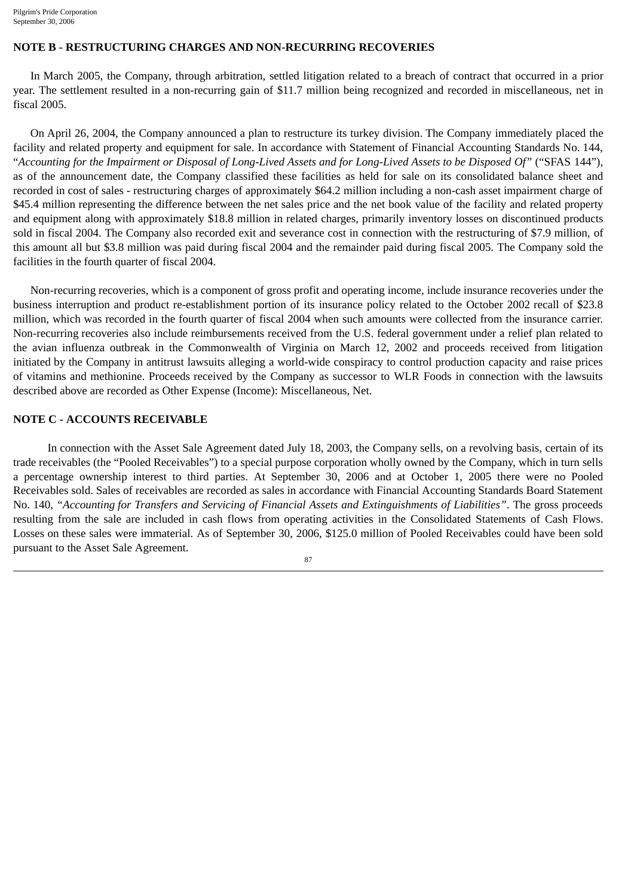## NOTE B - RESTRUCTURING CHARGES AND NON-RECURRING RECOVERIES

In March 2005, the Company, through arbitration, settled litigation related to a breach of contract that occurred in a prior year. The settlement resulted in a non-recurring gain of $11.7 million being recognized and recorded in miscellaneous, net in fiscal 2005.

On April 26, 2004, the Company announced a plan to restructure its turkey division. The Company immediately placed the facility and related property and equipment for sale. In accordance with Statement of Financial Accounting Standards No. 144, "*Accounting for the Impairment or Disposal of Long-Lived Assets and for Long-Lived Assets to be Disposed Of*" ("SFAS 144"), as of the announcement date, the Company classified these facilities as held for sale on its consolidated balance sheet and recorded in cost of sales - restructuring charges of approximately $64.2 million including a non-cash asset impairment charge of $45.4 million representing the difference between the net sales price and the net book value of the facility and related property and equipment along with approximately $18.8 million in related charges, primarily inventory losses on discontinued products sold in fiscal 2004. The Company also recorded exit and severance cost in connection with the restructuring of $7.9 million, of this amount all but $3.8 million was paid during fiscal 2004 and the remainder paid during fiscal 2005. The Company sold the facilities in the fourth quarter of fiscal 2004.

Non-recurring recoveries, which is a component of gross profit and operating income, include insurance recoveries under the business interruption and product re-establishment portion of its insurance policy related to the October 2002 recall of $23.8 million, which was recorded in the fourth quarter of fiscal 2004 when such amounts were collected from the insurance carrier. Non-recurring recoveries also include reimbursements received from the U.S. federal government under a relief plan related to the avian influenza outbreak in the Commonwealth of Virginia on March 12, 2002 and proceeds received from litigation initiated by the Company in antitrust lawsuits alleging a world-wide conspiracy to control production capacity and raise prices of vitamins and methionine. Proceeds received by the Company as successor to WLR Foods in connection with the lawsuits described above are recorded as Other Expense (Income): Miscellaneous, Net.

## NOTE C - ACCOUNTS RECEIVABLE

In connection with the Asset Sale Agreement dated July 18, 2003, the Company sells, on a revolving basis, certain of its trade receivables (the "Pooled Receivables") to a special purpose corporation wholly owned by the Company, which in turn sells a percentage ownership interest to third parties. At September 30, 2006 and at October 1, 2005 there were no Pooled Receivables sold. Sales of receivables are recorded as sales in accordance with Financial Accounting Standards Board Statement No. 140, "*Accounting for Transfers and Servicing of Financial Assets and Extinguishments of Liabilities*". The gross proceeds resulting from the sale are included in cash flows from operating activities in the Consolidated Statements of Cash Flows. Losses on these sales were immaterial. As of September 30, 2006, $125.0 million of Pooled Receivables could have been sold pursuant to the Asset Sale Agreement.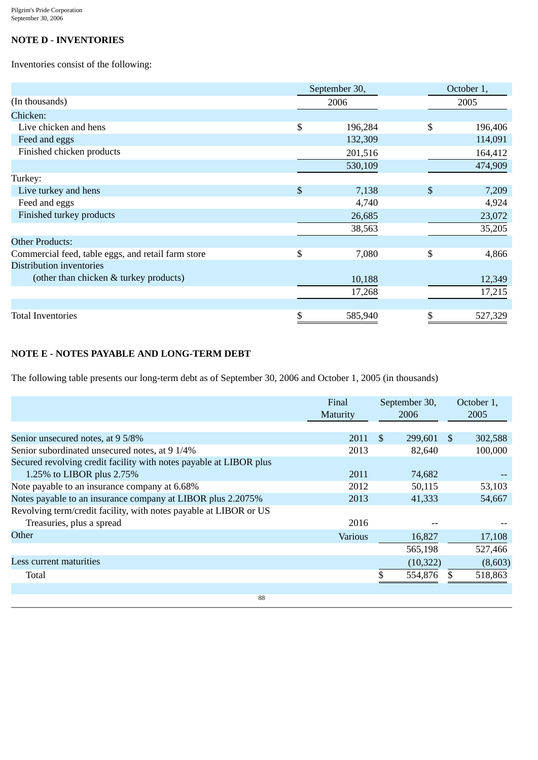## NOTE D - INVENTORIES

Inventories consist of the following:

| (In thousands) | September 30, 2006 | October 1, 2005 |
|---|---|---|
| Chicken: | | |
| Live chicken and hens | $ 196,284 | $ 196,406 |
| Feed and eggs | 132,309 | 114,091 |
| Finished chicken products | 201,516 | 164,412 |
| | 530,109 | 474,909 |
| Turkey: | | |
| Live turkey and hens | $ 7,138 | $ 7,209 |
| Feed and eggs | 4,740 | 4,924 |
| Finished turkey products | 26,685 | 23,072 |
| | 38,563 | 35,205 |
| Other Products: | | |
| Commercial feed, table eggs, and retail farm store | $ 7,080 | $ 4,866 |
| Distribution inventories (other than chicken & turkey products) | 10,188 | 12,349 |
| | 17,268 | 17,215 |
| Total Inventories | $ 585,940 | $ 527,329 |

## NOTE E - NOTES PAYABLE AND LONG-TERM DEBT

The following table presents our long-term debt as of September 30, 2006 and October 1, 2005 (in thousands)

| | Final Maturity | September 30, 2006 | October 1, 2005 |
|---|---|---|---|
| Senior unsecured notes, at 9 5/8% | 2011 | $ 299,601 | $ 302,588 |
| Senior subordinated unsecured notes, at 9 1/4% | 2013 | 82,640 | 100,000 |
| Secured revolving credit facility with notes payable at LIBOR plus 1.25% to LIBOR plus 2.75% | 2011 | 74,682 | -- |
| Note payable to an insurance company at 6.68% | 2012 | 50,115 | 53,103 |
| Notes payable to an insurance company at LIBOR plus 2.2075% | 2013 | 41,333 | 54,667 |
| Revolving term/credit facility, with notes payable at LIBOR or US Treasuries, plus a spread | 2016 | -- | -- |
| Other | Various | 16,827 | 17,108 |
| | | 565,198 | 527,466 |
| Less current maturities | | (10,322) | (8,603) |
| Total | | $ 554,876 | $ 518,863 |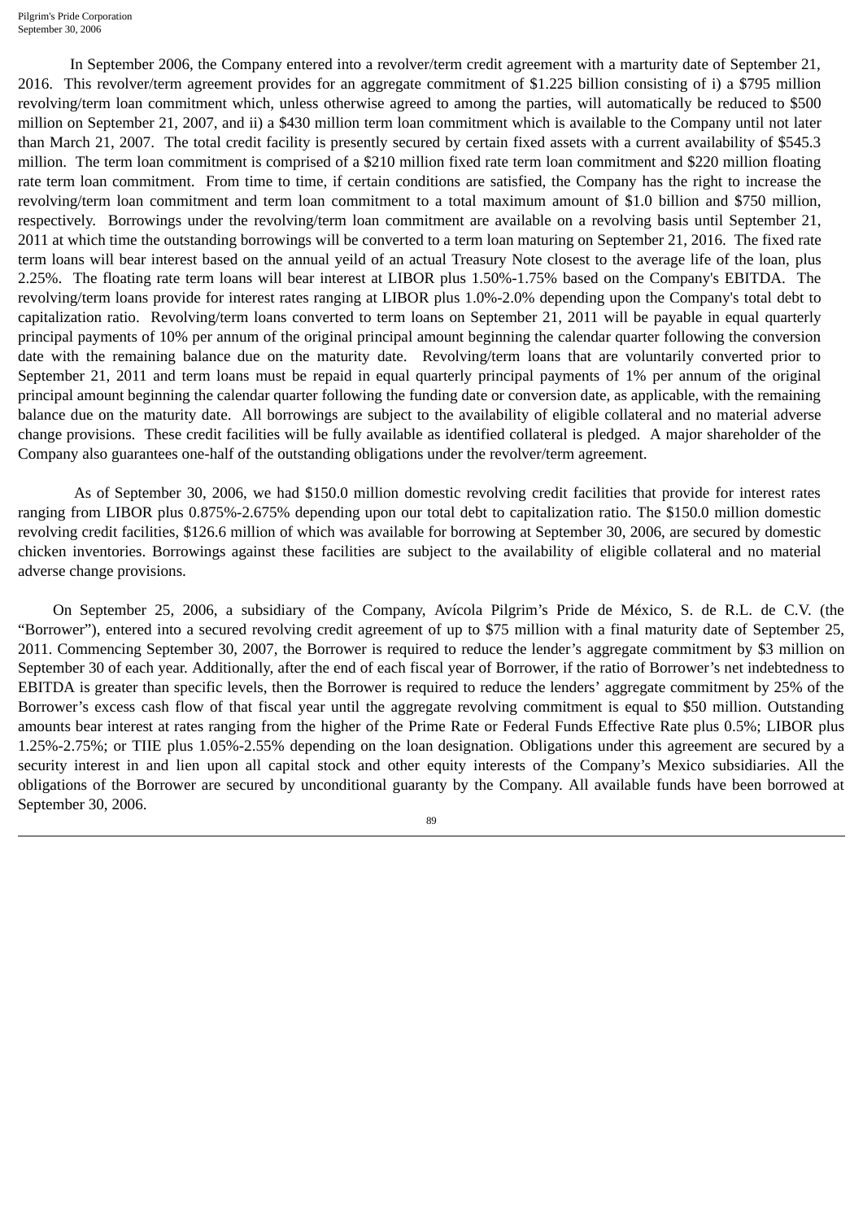In September 2006, the Company entered into a revolver/term credit agreement with a marturity date of September 21, 2016. This revolver/term agreement provides for an aggregate commitment of $1.225 billion consisting of i) a $795 million revolving/term loan commitment which, unless otherwise agreed to among the parties, will automatically be reduced to $500 million on September 21, 2007, and ii) a $430 million term loan commitment which is available to the Company until not later than March 21, 2007. The total credit facility is presently secured by certain fixed assets with a current availability of $545.3 million. The term loan commitment is comprised of a $210 million fixed rate term loan commitment and $220 million floating rate term loan commitment. From time to time, if certain conditions are satisfied, the Company has the right to increase the revolving/term loan commitment and term loan commitment to a total maximum amount of $1.0 billion and $750 million, respectively. Borrowings under the revolving/term loan commitment are available on a revolving basis until September 21, 2011 at which time the outstanding borrowings will be converted to a term loan maturing on September 21, 2016. The fixed rate term loans will bear interest based on the annual yeild of an actual Treasury Note closest to the average life of the loan, plus 2.25%. The floating rate term loans will bear interest at LIBOR plus 1.50%-1.75% based on the Company's EBITDA. The revolving/term loans provide for interest rates ranging at LIBOR plus 1.0%-2.0% depending upon the Company's total debt to capitalization ratio. Revolving/term loans converted to term loans on September 21, 2011 will be payable in equal quarterly principal payments of 10% per annum of the original principal amount beginning the calendar quarter following the conversion date with the remaining balance due on the maturity date. Revolving/term loans that are voluntarily converted prior to September 21, 2011 and term loans must be repaid in equal quarterly principal payments of 1% per annum of the original principal amount beginning the calendar quarter following the funding date or conversion date, as applicable, with the remaining balance due on the maturity date. All borrowings are subject to the availability of eligible collateral and no material adverse change provisions. These credit facilities will be fully available as identified collateral is pledged. A major shareholder of the Company also guarantees one-half of the outstanding obligations under the revolver/term agreement.

As of September 30, 2006, we had $150.0 million domestic revolving credit facilities that provide for interest rates ranging from LIBOR plus 0.875%-2.675% depending upon our total debt to capitalization ratio. The $150.0 million domestic revolving credit facilities, $126.6 million of which was available for borrowing at September 30, 2006, are secured by domestic chicken inventories. Borrowings against these facilities are subject to the availability of eligible collateral and no material adverse change provisions.

On September 25, 2006, a subsidiary of the Company, Avícola Pilgrim's Pride de México, S. de R.L. de C.V. (the "Borrower"), entered into a secured revolving credit agreement of up to $75 million with a final maturity date of September 25, 2011. Commencing September 30, 2007, the Borrower is required to reduce the lender's aggregate commitment by $3 million on September 30 of each year. Additionally, after the end of each fiscal year of Borrower, if the ratio of Borrower's net indebtedness to EBITDA is greater than specific levels, then the Borrower is required to reduce the lenders' aggregate commitment by 25% of the Borrower's excess cash flow of that fiscal year until the aggregate revolving commitment is equal to $50 million. Outstanding amounts bear interest at rates ranging from the higher of the Prime Rate or Federal Funds Effective Rate plus 0.5%; LIBOR plus 1.25%-2.75%; or TIIE plus 1.05%-2.55% depending on the loan designation. Obligations under this agreement are secured by a security interest in and lien upon all capital stock and other equity interests of the Company's Mexico subsidiaries. All the obligations of the Borrower are secured by unconditional guaranty by the Company. All available funds have been borrowed at September 30, 2006.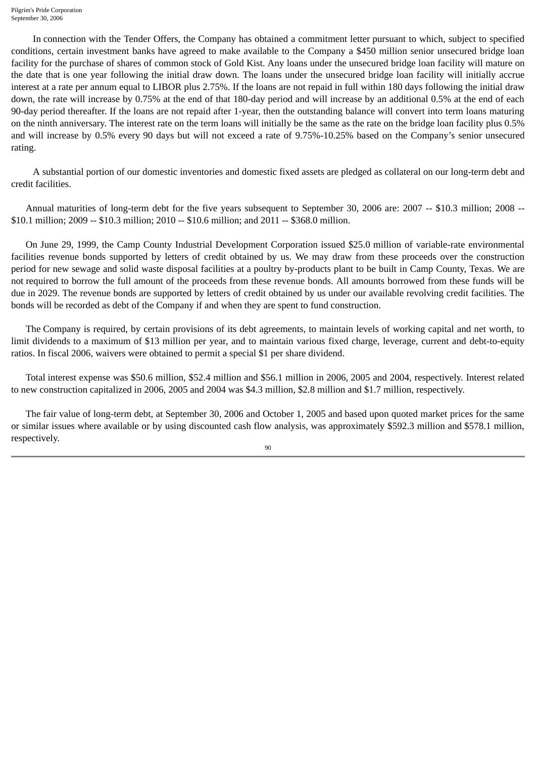In connection with the Tender Offers, the Company has obtained a commitment letter pursuant to which, subject to specified conditions, certain investment banks have agreed to make available to the Company a $450 million senior unsecured bridge loan facility for the purchase of shares of common stock of Gold Kist. Any loans under the unsecured bridge loan facility will mature on the date that is one year following the initial draw down. The loans under the unsecured bridge loan facility will initially accrue interest at a rate per annum equal to LIBOR plus 2.75%. If the loans are not repaid in full within 180 days following the initial draw down, the rate will increase by 0.75% at the end of that 180-day period and will increase by an additional 0.5% at the end of each 90-day period thereafter. If the loans are not repaid after 1-year, then the outstanding balance will convert into term loans maturing on the ninth anniversary. The interest rate on the term loans will initially be the same as the rate on the bridge loan facility plus 0.5% and will increase by 0.5% every 90 days but will not exceed a rate of 9.75%-10.25% based on the Company's senior unsecured rating.

A substantial portion of our domestic inventories and domestic fixed assets are pledged as collateral on our long-term debt and credit facilities.

Annual maturities of long-term debt for the five years subsequent to September 30, 2006 are: 2007 -- $10.3 million; 2008 -- $10.1 million; 2009 -- $10.3 million; 2010 -- $10.6 million; and 2011 -- $368.0 million.

On June 29, 1999, the Camp County Industrial Development Corporation issued $25.0 million of variable-rate environmental facilities revenue bonds supported by letters of credit obtained by us. We may draw from these proceeds over the construction period for new sewage and solid waste disposal facilities at a poultry by-products plant to be built in Camp County, Texas. We are not required to borrow the full amount of the proceeds from these revenue bonds. All amounts borrowed from these funds will be due in 2029. The revenue bonds are supported by letters of credit obtained by us under our available revolving credit facilities. The bonds will be recorded as debt of the Company if and when they are spent to fund construction.

The Company is required, by certain provisions of its debt agreements, to maintain levels of working capital and net worth, to limit dividends to a maximum of $13 million per year, and to maintain various fixed charge, leverage, current and debt-to-equity ratios. In fiscal 2006, waivers were obtained to permit a special $1 per share dividend.

Total interest expense was $50.6 million, $52.4 million and $56.1 million in 2006, 2005 and 2004, respectively. Interest related to new construction capitalized in 2006, 2005 and 2004 was $4.3 million, $2.8 million and $1.7 million, respectively.

The fair value of long-term debt, at September 30, 2006 and October 1, 2005 and based upon quoted market prices for the same or similar issues where available or by using discounted cash flow analysis, was approximately $592.3 million and $578.1 million, respectively.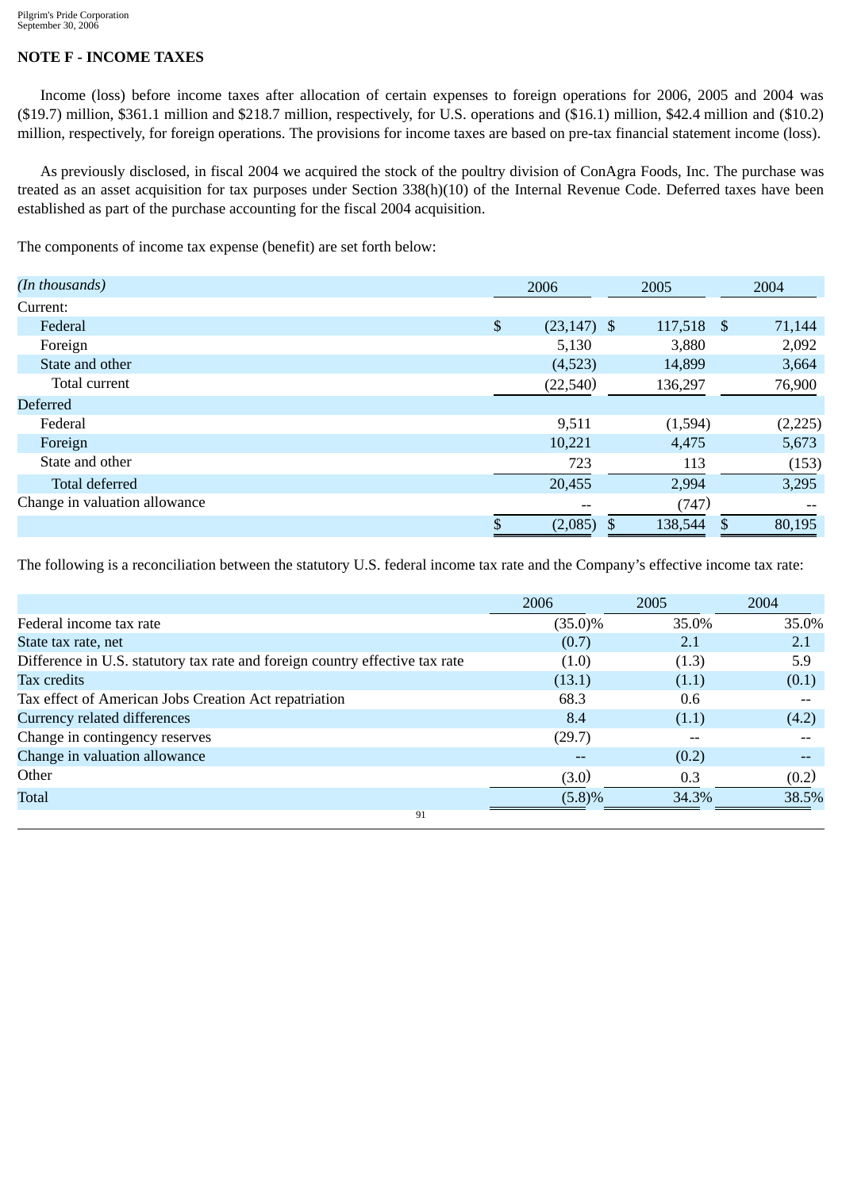## NOTE F - INCOME TAXES

Income (loss) before income taxes after allocation of certain expenses to foreign operations for 2006, 2005 and 2004 was ($19.7) million, $361.1 million and $218.7 million, respectively, for U.S. operations and ($16.1) million, $42.4 million and ($10.2) million, respectively, for foreign operations. The provisions for income taxes are based on pre-tax financial statement income (loss).

As previously disclosed, in fiscal 2004 we acquired the stock of the poultry division of ConAgra Foods, Inc. The purchase was treated as an asset acquisition for tax purposes under Section 338(h)(10) of the Internal Revenue Code. Deferred taxes have been established as part of the purchase accounting for the fiscal 2004 acquisition.

The components of income tax expense (benefit) are set forth below:

| *(In thousands)* | 2006 | 2005 | 2004 |
|---|---|---|---|
| Current: | | | |
| Federal | $ (23,147) | $ 117,518 | $ 71,144 |
| Foreign | 5,130 | 3,880 | 2,092 |
| State and other | (4,523) | 14,899 | 3,664 |
| Total current | (22,540) | 136,297 | 76,900 |
| Deferred | | | |
| Federal | 9,511 | (1,594) | (2,225) |
| Foreign | 10,221 | 4,475 | 5,673 |
| State and other | 723 | 113 | (153) |
| Total deferred | 20,455 | 2,994 | 3,295 |
| Change in valuation allowance | -- | (747) | -- |
| | $ (2,085) | $ 138,544 | $ 80,195 |

The following is a reconciliation between the statutory U.S. federal income tax rate and the Company's effective income tax rate:

| | 2006 | 2005 | 2004 |
|---|---|---|---|
| Federal income tax rate | (35.0)% | 35.0% | 35.0% |
| State tax rate, net | (0.7) | 2.1 | 2.1 |
| Difference in U.S. statutory tax rate and foreign country effective tax rate | (1.0) | (1.3) | 5.9 |
| Tax credits | (13.1) | (1.1) | (0.1) |
| Tax effect of American Jobs Creation Act repatriation | 68.3 | 0.6 | -- |
| Currency related differences | 8.4 | (1.1) | (4.2) |
| Change in contingency reserves | (29.7) | -- | -- |
| Change in valuation allowance | -- | (0.2) | -- |
| Other | (3.0) | 0.3 | (0.2) |
| Total | (5.8)% | 34.3% | 38.5% |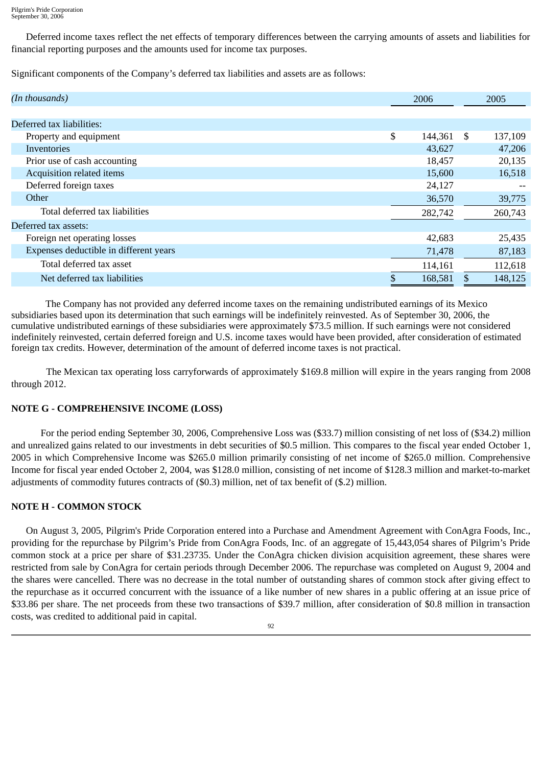Deferred income taxes reflect the net effects of temporary differences between the carrying amounts of assets and liabilities for financial reporting purposes and the amounts used for income tax purposes.

Significant components of the Company's deferred tax liabilities and assets are as follows:

| *(In thousands)* | 2006 | 2005 |
|---|---|---|
| Deferred tax liabilities: | | |
| Property and equipment | $ 144,361 | $ 137,109 |
| Inventories | 43,627 | 47,206 |
| Prior use of cash accounting | 18,457 | 20,135 |
| Acquisition related items | 15,600 | 16,518 |
| Deferred foreign taxes | 24,127 | -- |
| Other | 36,570 | 39,775 |
| Total deferred tax liabilities | 282,742 | 260,743 |
| Deferred tax assets: | | |
| Foreign net operating losses | 42,683 | 25,435 |
| Expenses deductible in different years | 71,478 | 87,183 |
| Total deferred tax asset | 114,161 | 112,618 |
| Net deferred tax liabilities | $ 168,581 | $ 148,125 |

The Company has not provided any deferred income taxes on the remaining undistributed earnings of its Mexico subsidiaries based upon its determination that such earnings will be indefinitely reinvested. As of September 30, 2006, the cumulative undistributed earnings of these subsidiaries were approximately $73.5 million. If such earnings were not considered indefinitely reinvested, certain deferred foreign and U.S. income taxes would have been provided, after consideration of estimated foreign tax credits. However, determination of the amount of deferred income taxes is not practical.

The Mexican tax operating loss carryforwards of approximately $169.8 million will expire in the years ranging from 2008 through 2012.

**NOTE G - COMPREHENSIVE INCOME (LOSS)**

For the period ending September 30, 2006, Comprehensive Loss was ($33.7) million consisting of net loss of ($34.2) million and unrealized gains related to our investments in debt securities of $0.5 million. This compares to the fiscal year ended October 1, 2005 in which Comprehensive Income was $265.0 million primarily consisting of net income of $265.0 million. Comprehensive Income for fiscal year ended October 2, 2004, was $128.0 million, consisting of net income of $128.3 million and market-to-market adjustments of commodity futures contracts of ($0.3) million, net of tax benefit of ($.2) million.

**NOTE H - COMMON STOCK**

On August 3, 2005, Pilgrim's Pride Corporation entered into a Purchase and Amendment Agreement with ConAgra Foods, Inc., providing for the repurchase by Pilgrim's Pride from ConAgra Foods, Inc. of an aggregate of 15,443,054 shares of Pilgrim's Pride common stock at a price per share of $31.23735. Under the ConAgra chicken division acquisition agreement, these shares were restricted from sale by ConAgra for certain periods through December 2006. The repurchase was completed on August 9, 2004 and the shares were cancelled. There was no decrease in the total number of outstanding shares of common stock after giving effect to the repurchase as it occurred concurrent with the issuance of a like number of new shares in a public offering at an issue price of $33.86 per share. The net proceeds from these two transactions of $39.7 million, after consideration of $0.8 million in transaction costs, was credited to additional paid in capital.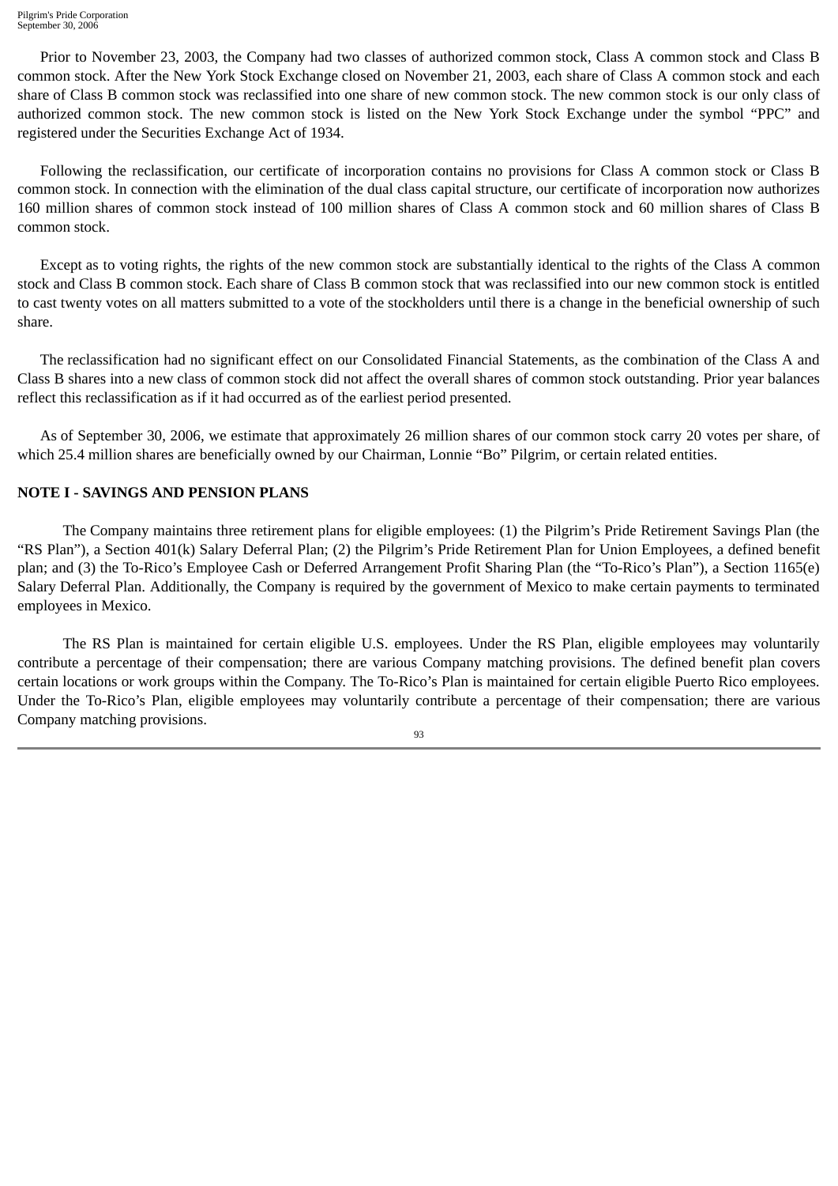Prior to November 23, 2003, the Company had two classes of authorized common stock, Class A common stock and Class B common stock. After the New York Stock Exchange closed on November 21, 2003, each share of Class A common stock and each share of Class B common stock was reclassified into one share of new common stock. The new common stock is our only class of authorized common stock. The new common stock is listed on the New York Stock Exchange under the symbol "PPC" and registered under the Securities Exchange Act of 1934.

Following the reclassification, our certificate of incorporation contains no provisions for Class A common stock or Class B common stock. In connection with the elimination of the dual class capital structure, our certificate of incorporation now authorizes 160 million shares of common stock instead of 100 million shares of Class A common stock and 60 million shares of Class B common stock.

Except as to voting rights, the rights of the new common stock are substantially identical to the rights of the Class A common stock and Class B common stock. Each share of Class B common stock that was reclassified into our new common stock is entitled to cast twenty votes on all matters submitted to a vote of the stockholders until there is a change in the beneficial ownership of such share.

The reclassification had no significant effect on our Consolidated Financial Statements, as the combination of the Class A and Class B shares into a new class of common stock did not affect the overall shares of common stock outstanding. Prior year balances reflect this reclassification as if it had occurred as of the earliest period presented.

As of September 30, 2006, we estimate that approximately 26 million shares of our common stock carry 20 votes per share, of which 25.4 million shares are beneficially owned by our Chairman, Lonnie "Bo" Pilgrim, or certain related entities.

**NOTE I - SAVINGS AND PENSION PLANS**

The Company maintains three retirement plans for eligible employees: (1) the Pilgrim's Pride Retirement Savings Plan (the "RS Plan"), a Section 401(k) Salary Deferral Plan; (2) the Pilgrim's Pride Retirement Plan for Union Employees, a defined benefit plan; and (3) the To-Rico's Employee Cash or Deferred Arrangement Profit Sharing Plan (the "To-Rico's Plan"), a Section 1165(e) Salary Deferral Plan. Additionally, the Company is required by the government of Mexico to make certain payments to terminated employees in Mexico.

The RS Plan is maintained for certain eligible U.S. employees. Under the RS Plan, eligible employees may voluntarily contribute a percentage of their compensation; there are various Company matching provisions. The defined benefit plan covers certain locations or work groups within the Company. The To-Rico's Plan is maintained for certain eligible Puerto Rico employees. Under the To-Rico's Plan, eligible employees may voluntarily contribute a percentage of their compensation; there are various Company matching provisions.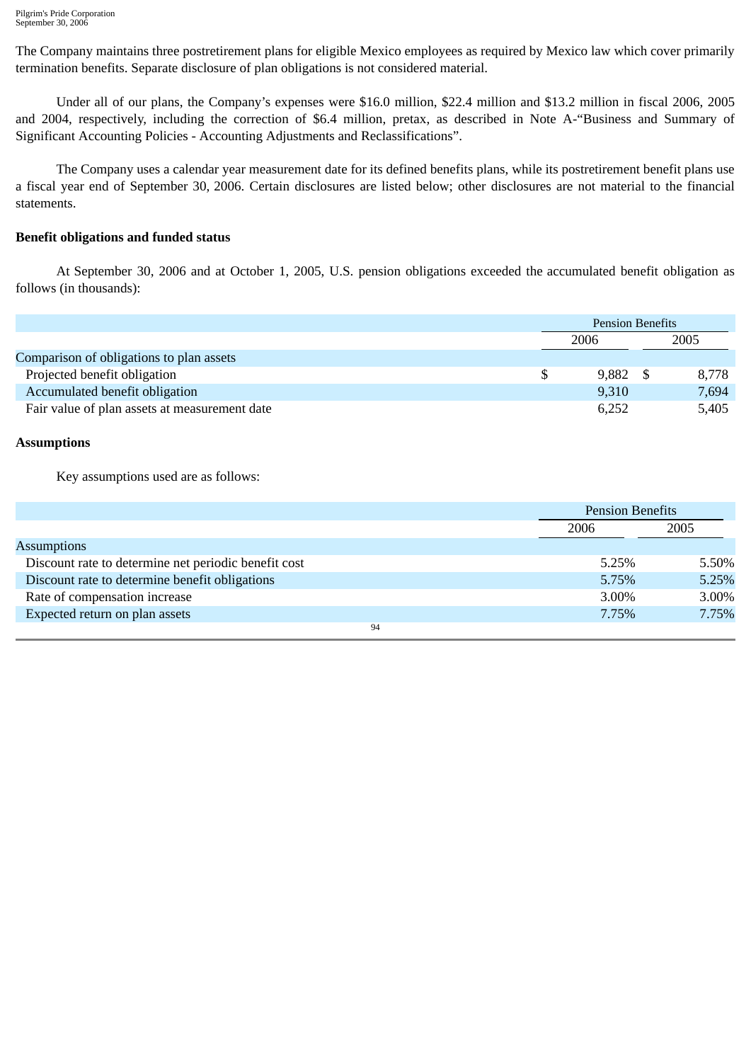The Company maintains three postretirement plans for eligible Mexico employees as required by Mexico law which cover primarily termination benefits. Separate disclosure of plan obligations is not considered material.

Under all of our plans, the Company's expenses were $16.0 million, $22.4 million and $13.2 million in fiscal 2006, 2005 and 2004, respectively, including the correction of $6.4 million, pretax, as described in Note A-"Business and Summary of Significant Accounting Policies - Accounting Adjustments and Reclassifications".

The Company uses a calendar year measurement date for its defined benefits plans, while its postretirement benefit plans use a fiscal year end of September 30, 2006. Certain disclosures are listed below; other disclosures are not material to the financial statements.

**Benefit obligations and funded status**

At September 30, 2006 and at October 1, 2005, U.S. pension obligations exceeded the accumulated benefit obligation as follows (in thousands):

| | Pension Benefits | |
|---|---|---|
| | 2006 | 2005 |
| Comparison of obligations to plan assets | | |
| Projected benefit obligation | $ 9,882 | $ 8,778 |
| Accumulated benefit obligation | 9,310 | 7,694 |
| Fair value of plan assets at measurement date | 6,252 | 5,405 |

**Assumptions**

Key assumptions used are as follows:

| | Pension Benefits | |
|---|---|---|
| | 2006 | 2005 |
| Assumptions | | |
| Discount rate to determine net periodic benefit cost | 5.25% | 5.50% |
| Discount rate to determine benefit obligations | 5.75% | 5.25% |
| Rate of compensation increase | 3.00% | 3.00% |
| Expected return on plan assets | 7.75% | 7.75% |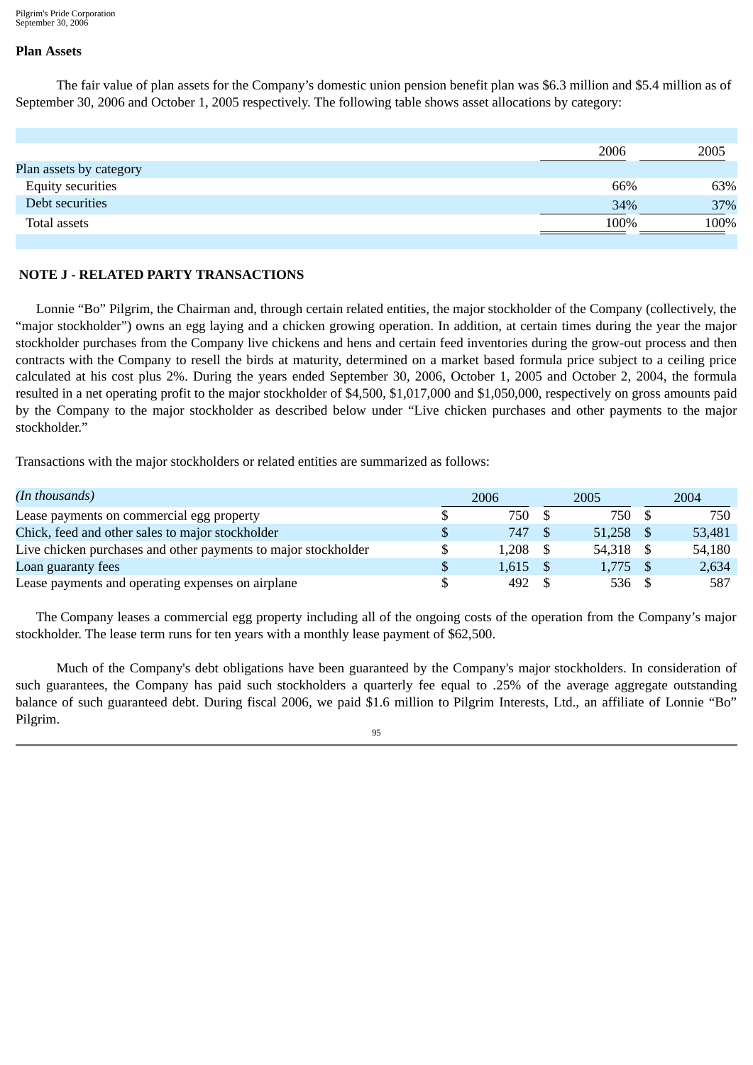## Plan Assets

The fair value of plan assets for the Company’s domestic union pension benefit plan was $6.3 million and $5.4 million as of September 30, 2006 and October 1, 2005 respectively. The following table shows asset allocations by category:

| | 2006 | 2005 |
|---|---|---|
| Plan assets by category | | |
| Equity securities | 66% | 63% |
| Debt securities | 34% | 37% |
| Total assets | 100% | 100% |

## NOTE J - RELATED PARTY TRANSACTIONS

Lonnie “Bo” Pilgrim, the Chairman and, through certain related entities, the major stockholder of the Company (collectively, the “major stockholder”) owns an egg laying and a chicken growing operation. In addition, at certain times during the year the major stockholder purchases from the Company live chickens and hens and certain feed inventories during the grow-out process and then contracts with the Company to resell the birds at maturity, determined on a market based formula price subject to a ceiling price calculated at his cost plus 2%. During the years ended September 30, 2006, October 1, 2005 and October 2, 2004, the formula resulted in a net operating profit to the major stockholder of $4,500, $1,017,000 and $1,050,000, respectively on gross amounts paid by the Company to the major stockholder as described below under “Live chicken purchases and other payments to the major stockholder.”

Transactions with the major stockholders or related entities are summarized as follows:

| *(In thousands)* | 2006 | 2005 | 2004 |
|---|---|---|---|
| Lease payments on commercial egg property | $ 750 | $ 750 | $ 750 |
| Chick, feed and other sales to major stockholder | $ 747 | $ 51,258 | $ 53,481 |
| Live chicken purchases and other payments to major stockholder | $ 1,208 | $ 54,318 | $ 54,180 |
| Loan guaranty fees | $ 1,615 | $ 1,775 | $ 2,634 |
| Lease payments and operating expenses on airplane | $ 492 | $ 536 | $ 587 |

The Company leases a commercial egg property including all of the ongoing costs of the operation from the Company’s major stockholder. The lease term runs for ten years with a monthly lease payment of $62,500.

Much of the Company's debt obligations have been guaranteed by the Company's major stockholders. In consideration of such guarantees, the Company has paid such stockholders a quarterly fee equal to .25% of the average aggregate outstanding balance of such guaranteed debt. During fiscal 2006, we paid $1.6 million to Pilgrim Interests, Ltd., an affiliate of Lonnie “Bo” Pilgrim.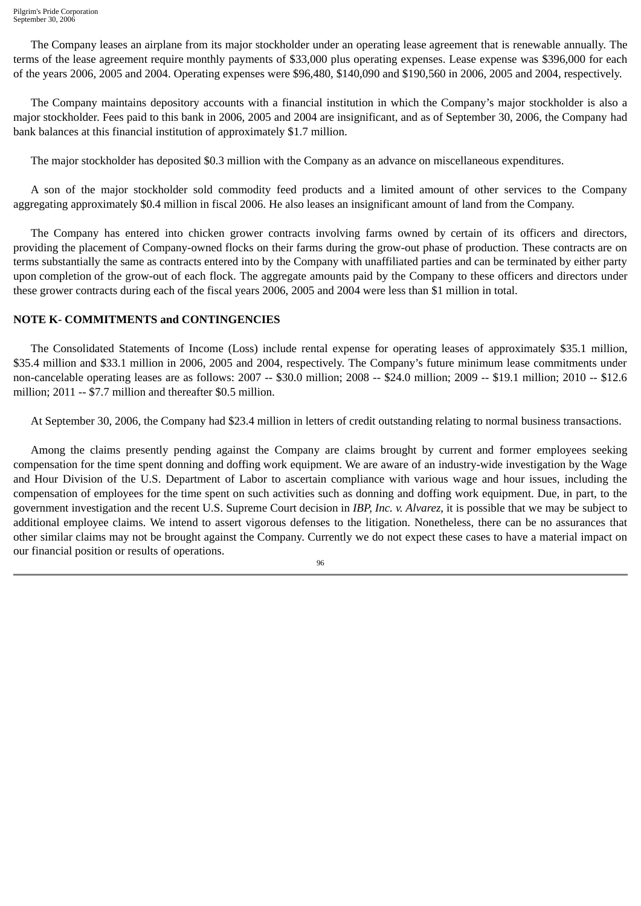The Company leases an airplane from its major stockholder under an operating lease agreement that is renewable annually. The terms of the lease agreement require monthly payments of $33,000 plus operating expenses. Lease expense was $396,000 for each of the years 2006, 2005 and 2004. Operating expenses were $96,480, $140,090 and $190,560 in 2006, 2005 and 2004, respectively.

The Company maintains depository accounts with a financial institution in which the Company's major stockholder is also a major stockholder. Fees paid to this bank in 2006, 2005 and 2004 are insignificant, and as of September 30, 2006, the Company had bank balances at this financial institution of approximately $1.7 million.

The major stockholder has deposited $0.3 million with the Company as an advance on miscellaneous expenditures.

A son of the major stockholder sold commodity feed products and a limited amount of other services to the Company aggregating approximately $0.4 million in fiscal 2006. He also leases an insignificant amount of land from the Company.

The Company has entered into chicken grower contracts involving farms owned by certain of its officers and directors, providing the placement of Company-owned flocks on their farms during the grow-out phase of production. These contracts are on terms substantially the same as contracts entered into by the Company with unaffiliated parties and can be terminated by either party upon completion of the grow-out of each flock. The aggregate amounts paid by the Company to these officers and directors under these grower contracts during each of the fiscal years 2006, 2005 and 2004 were less than $1 million in total.

## NOTE K- COMMITMENTS and CONTINGENCIES

The Consolidated Statements of Income (Loss) include rental expense for operating leases of approximately $35.1 million, $35.4 million and $33.1 million in 2006, 2005 and 2004, respectively. The Company's future minimum lease commitments under non-cancelable operating leases are as follows: 2007 -- $30.0 million; 2008 -- $24.0 million; 2009 -- $19.1 million; 2010 -- $12.6 million; 2011 -- $7.7 million and thereafter $0.5 million.

At September 30, 2006, the Company had $23.4 million in letters of credit outstanding relating to normal business transactions.

Among the claims presently pending against the Company are claims brought by current and former employees seeking compensation for the time spent donning and doffing work equipment. We are aware of an industry-wide investigation by the Wage and Hour Division of the U.S. Department of Labor to ascertain compliance with various wage and hour issues, including the compensation of employees for the time spent on such activities such as donning and doffing work equipment. Due, in part, to the government investigation and the recent U.S. Supreme Court decision in *IBP, Inc. v. Alvarez*, it is possible that we may be subject to additional employee claims. We intend to assert vigorous defenses to the litigation. Nonetheless, there can be no assurances that other similar claims may not be brought against the Company. Currently we do not expect these cases to have a material impact on our financial position or results of operations.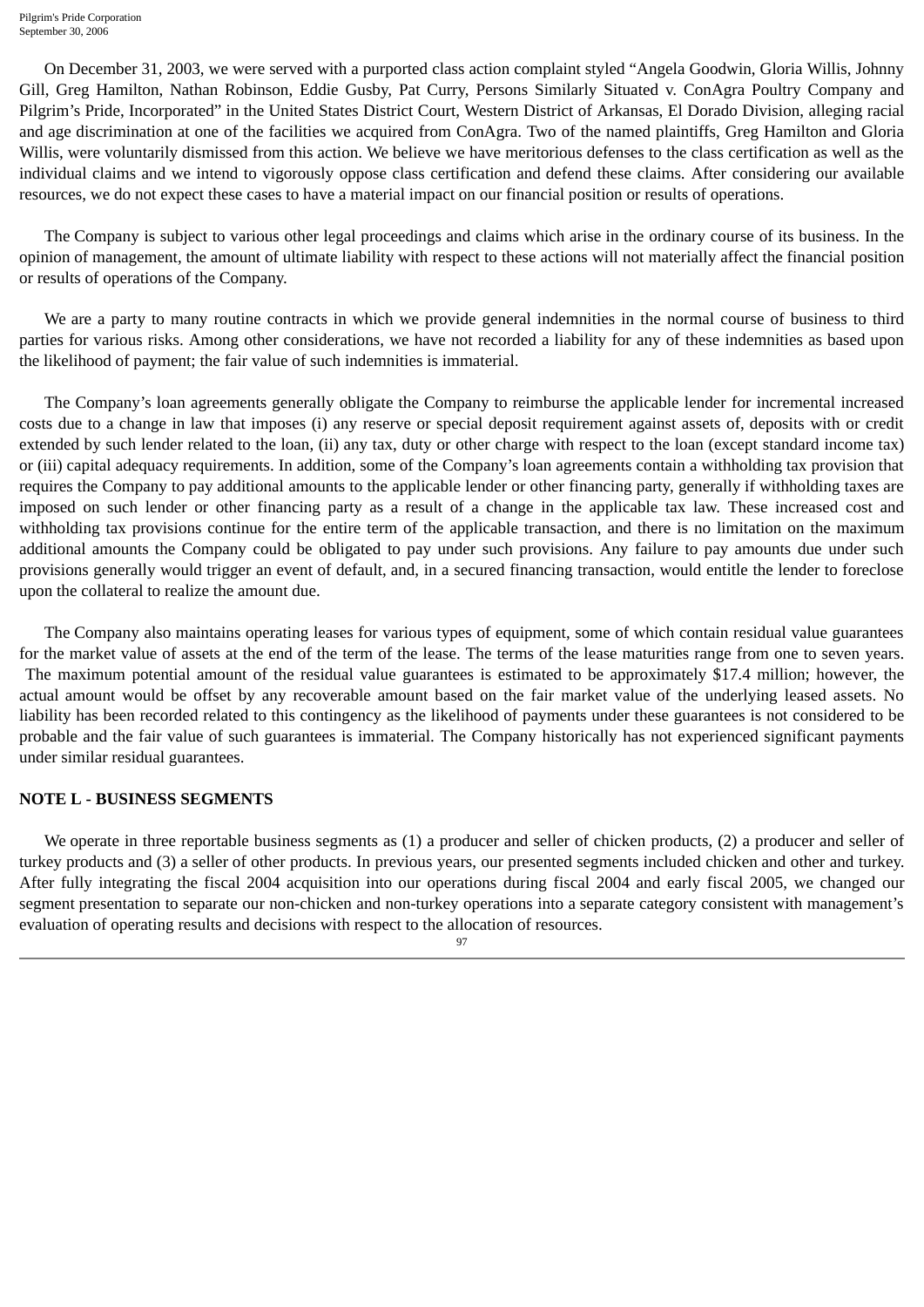On December 31, 2003, we were served with a purported class action complaint styled "Angela Goodwin, Gloria Willis, Johnny Gill, Greg Hamilton, Nathan Robinson, Eddie Gusby, Pat Curry, Persons Similarly Situated v. ConAgra Poultry Company and Pilgrim's Pride, Incorporated" in the United States District Court, Western District of Arkansas, El Dorado Division, alleging racial and age discrimination at one of the facilities we acquired from ConAgra. Two of the named plaintiffs, Greg Hamilton and Gloria Willis, were voluntarily dismissed from this action. We believe we have meritorious defenses to the class certification as well as the individual claims and we intend to vigorously oppose class certification and defend these claims. After considering our available resources, we do not expect these cases to have a material impact on our financial position or results of operations.

The Company is subject to various other legal proceedings and claims which arise in the ordinary course of its business. In the opinion of management, the amount of ultimate liability with respect to these actions will not materially affect the financial position or results of operations of the Company.

We are a party to many routine contracts in which we provide general indemnities in the normal course of business to third parties for various risks. Among other considerations, we have not recorded a liability for any of these indemnities as based upon the likelihood of payment; the fair value of such indemnities is immaterial.

The Company's loan agreements generally obligate the Company to reimburse the applicable lender for incremental increased costs due to a change in law that imposes (i) any reserve or special deposit requirement against assets of, deposits with or credit extended by such lender related to the loan, (ii) any tax, duty or other charge with respect to the loan (except standard income tax) or (iii) capital adequacy requirements. In addition, some of the Company's loan agreements contain a withholding tax provision that requires the Company to pay additional amounts to the applicable lender or other financing party, generally if withholding taxes are imposed on such lender or other financing party as a result of a change in the applicable tax law. These increased cost and withholding tax provisions continue for the entire term of the applicable transaction, and there is no limitation on the maximum additional amounts the Company could be obligated to pay under such provisions. Any failure to pay amounts due under such provisions generally would trigger an event of default, and, in a secured financing transaction, would entitle the lender to foreclose upon the collateral to realize the amount due.

The Company also maintains operating leases for various types of equipment, some of which contain residual value guarantees for the market value of assets at the end of the term of the lease. The terms of the lease maturities range from one to seven years. The maximum potential amount of the residual value guarantees is estimated to be approximately $17.4 million; however, the actual amount would be offset by any recoverable amount based on the fair market value of the underlying leased assets. No liability has been recorded related to this contingency as the likelihood of payments under these guarantees is not considered to be probable and the fair value of such guarantees is immaterial. The Company historically has not experienced significant payments under similar residual guarantees.

## NOTE L - BUSINESS SEGMENTS

We operate in three reportable business segments as (1) a producer and seller of chicken products, (2) a producer and seller of turkey products and (3) a seller of other products. In previous years, our presented segments included chicken and other and turkey. After fully integrating the fiscal 2004 acquisition into our operations during fiscal 2004 and early fiscal 2005, we changed our segment presentation to separate our non-chicken and non-turkey operations into a separate category consistent with management's evaluation of operating results and decisions with respect to the allocation of resources.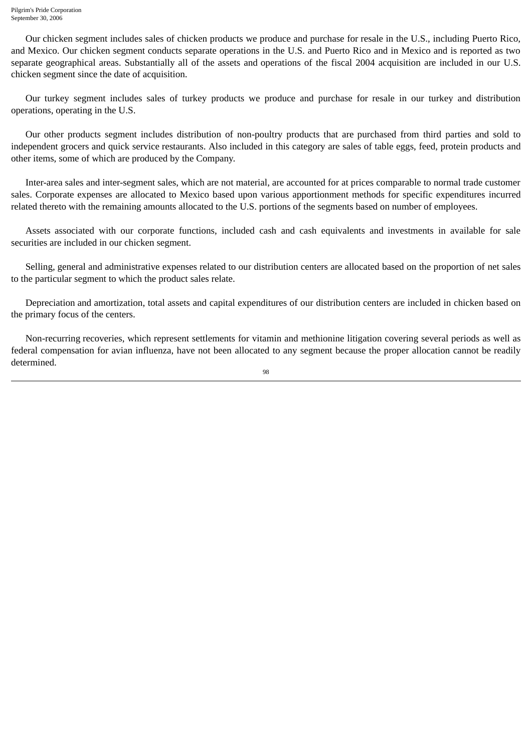Our chicken segment includes sales of chicken products we produce and purchase for resale in the U.S., including Puerto Rico, and Mexico. Our chicken segment conducts separate operations in the U.S. and Puerto Rico and in Mexico and is reported as two separate geographical areas. Substantially all of the assets and operations of the fiscal 2004 acquisition are included in our U.S. chicken segment since the date of acquisition.

Our turkey segment includes sales of turkey products we produce and purchase for resale in our turkey and distribution operations, operating in the U.S.

Our other products segment includes distribution of non-poultry products that are purchased from third parties and sold to independent grocers and quick service restaurants. Also included in this category are sales of table eggs, feed, protein products and other items, some of which are produced by the Company.

Inter-area sales and inter-segment sales, which are not material, are accounted for at prices comparable to normal trade customer sales. Corporate expenses are allocated to Mexico based upon various apportionment methods for specific expenditures incurred related thereto with the remaining amounts allocated to the U.S. portions of the segments based on number of employees.

Assets associated with our corporate functions, included cash and cash equivalents and investments in available for sale securities are included in our chicken segment.

Selling, general and administrative expenses related to our distribution centers are allocated based on the proportion of net sales to the particular segment to which the product sales relate.

Depreciation and amortization, total assets and capital expenditures of our distribution centers are included in chicken based on the primary focus of the centers.

Non-recurring recoveries, which represent settlements for vitamin and methionine litigation covering several periods as well as federal compensation for avian influenza, have not been allocated to any segment because the proper allocation cannot be readily determined.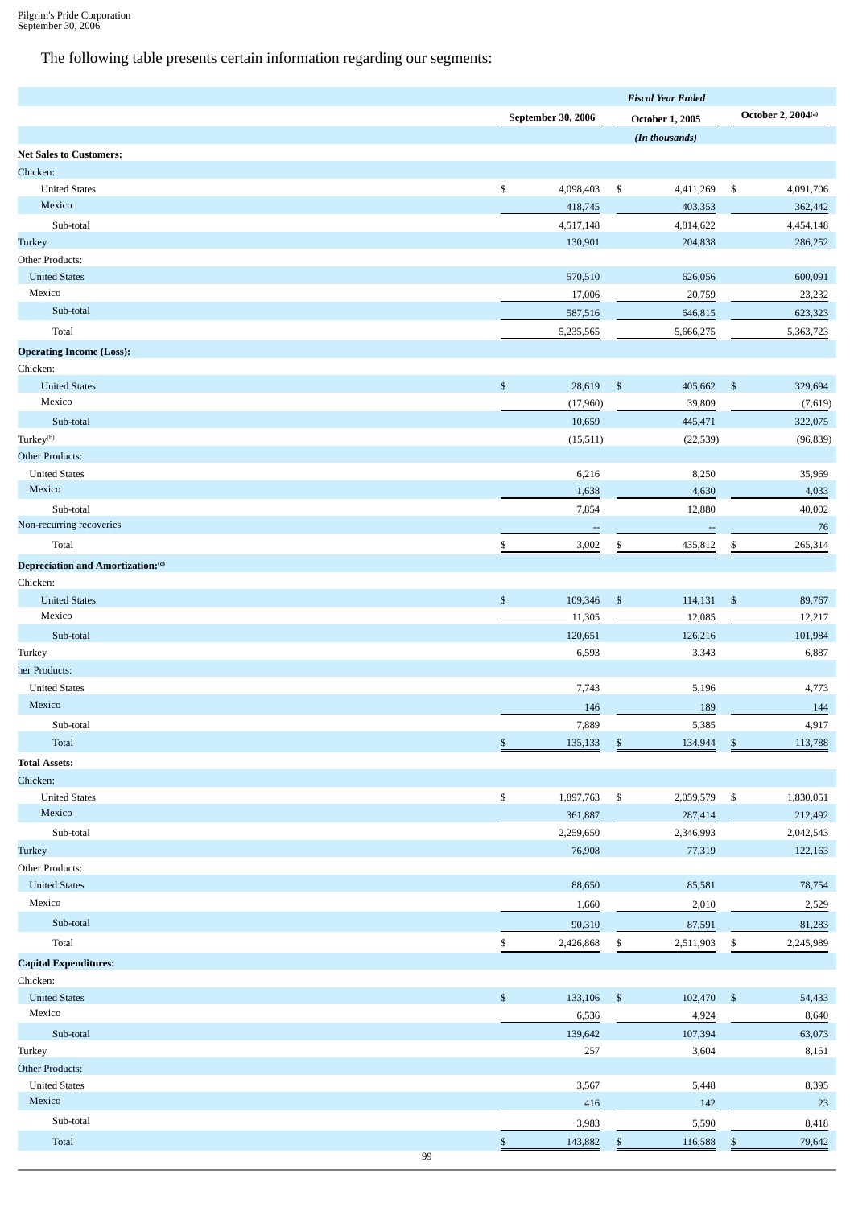The following table presents certain information regarding our segments:

| | Fiscal Year Ended | | |
|---|---|---|---|
| | September 30, 2006 | October 1, 2005 | October 2, 2004[(a)] |
| | | (In thousands) | |
| **Net Sales to Customers:** | | | |
| Chicken: | | | |
| United States | $ 4,098,403 | $ 4,411,269 | $ 4,091,706 |
| Mexico | 418,745 | 403,353 | 362,442 |
| Sub-total | 4,517,148 | 4,814,622 | 4,454,148 |
| Turkey | 130,901 | 204,838 | 286,252 |
| Other Products: | | | |
| United States | 570,510 | 626,056 | 600,091 |
| Mexico | 17,006 | 20,759 | 23,232 |
| Sub-total | 587,516 | 646,815 | 623,323 |
| Total | 5,235,565 | 5,666,275 | 5,363,723 |
| **Operating Income (Loss):** | | | |
| Chicken: | | | |
| United States | $ 28,619 | $ 405,662 | $ 329,694 |
| Mexico | (17,960) | 39,809 | (7,619) |
| Sub-total | 10,659 | 445,471 | 322,075 |
| Turkey[(b)] | (15,511) | (22,539) | (96,839) |
| Other Products: | | | |
| United States | 6,216 | 8,250 | 35,969 |
| Mexico | 1,638 | 4,630 | 4,033 |
| Sub-total | 7,854 | 12,880 | 40,002 |
| Non-recurring recoveries | -- | -- | 76 |
| Total | $ 3,002 | $ 435,812 | $ 265,314 |
| **Depreciation and Amortization:[(c)]** | | | |
| Chicken: | | | |
| United States | $ 109,346 | $ 114,131 | $ 89,767 |
| Mexico | 11,305 | 12,085 | 12,217 |
| Sub-total | 120,651 | 126,216 | 101,984 |
| Turkey | 6,593 | 3,343 | 6,887 |
| her Products: | | | |
| United States | 7,743 | 5,196 | 4,773 |
| Mexico | 146 | 189 | 144 |
| Sub-total | 7,889 | 5,385 | 4,917 |
| Total | $ 135,133 | $ 134,944 | $ 113,788 |
| **Total Assets:** | | | |
| Chicken: | | | |
| United States | $ 1,897,763 | $ 2,059,579 | $ 1,830,051 |
| Mexico | 361,887 | 287,414 | 212,492 |
| Sub-total | 2,259,650 | 2,346,993 | 2,042,543 |
| Turkey | 76,908 | 77,319 | 122,163 |
| Other Products: | | | |
| United States | 88,650 | 85,581 | 78,754 |
| Mexico | 1,660 | 2,010 | 2,529 |
| Sub-total | 90,310 | 87,591 | 81,283 |
| Total | $ 2,426,868 | $ 2,511,903 | $ 2,245,989 |
| **Capital Expenditures:** | | | |
| Chicken: | | | |
| United States | $ 133,106 | $ 102,470 | $ 54,433 |
| Mexico | 6,536 | 4,924 | 8,640 |
| Sub-total | 139,642 | 107,394 | 63,073 |
| Turkey | 257 | 3,604 | 8,151 |
| Other Products: | | | |
| United States | 3,567 | 5,448 | 8,395 |
| Mexico | 416 | 142 | 23 |
| Sub-total | 3,983 | 5,590 | 8,418 |
| Total | $ 143,882 | $ 116,588 | $ 79,642 |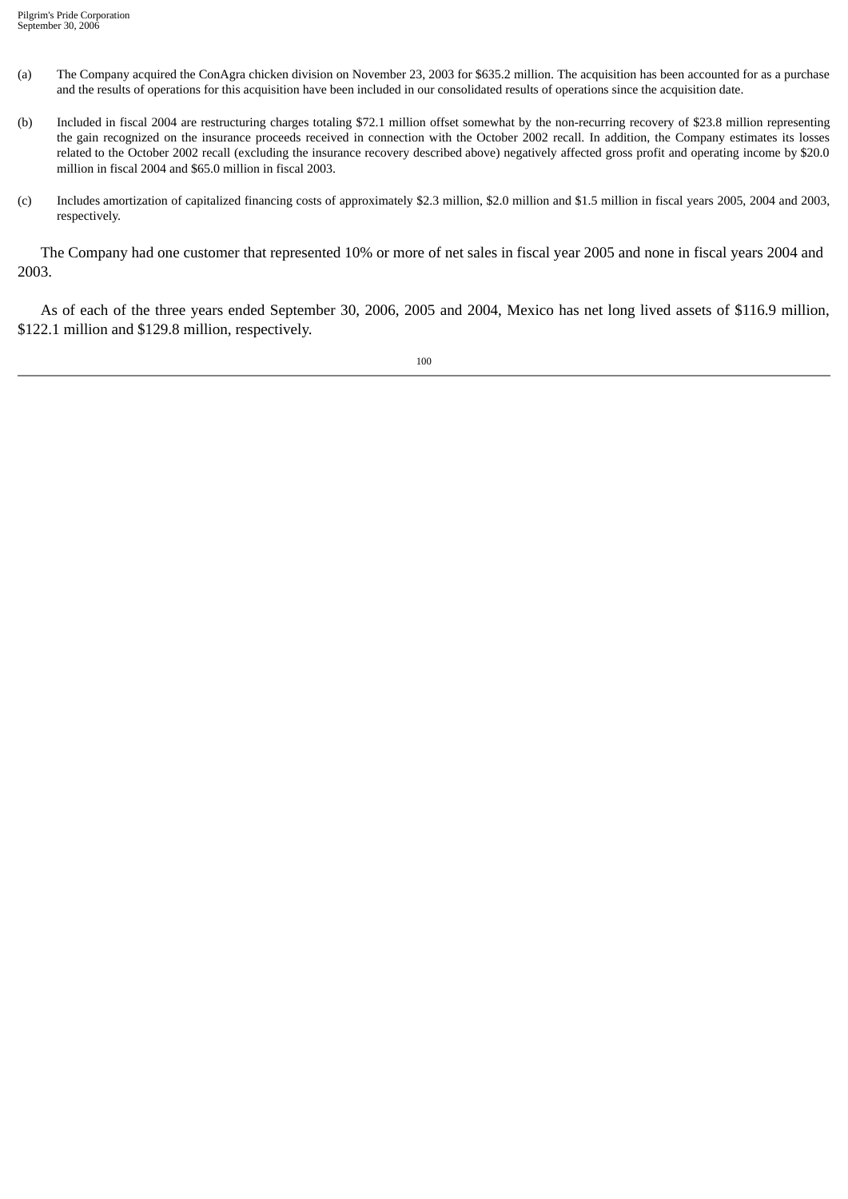(a) The Company acquired the ConAgra chicken division on November 23, 2003 for $635.2 million. The acquisition has been accounted for as a purchase and the results of operations for this acquisition have been included in our consolidated results of operations since the acquisition date.

(b) Included in fiscal 2004 are restructuring charges totaling $72.1 million offset somewhat by the non-recurring recovery of $23.8 million representing the gain recognized on the insurance proceeds received in connection with the October 2002 recall. In addition, the Company estimates its losses related to the October 2002 recall (excluding the insurance recovery described above) negatively affected gross profit and operating income by $20.0 million in fiscal 2004 and $65.0 million in fiscal 2003.

(c) Includes amortization of capitalized financing costs of approximately $2.3 million, $2.0 million and $1.5 million in fiscal years 2005, 2004 and 2003, respectively.

The Company had one customer that represented 10% or more of net sales in fiscal year 2005 and none in fiscal years 2004 and 2003.

As of each of the three years ended September 30, 2006, 2005 and 2004, Mexico has net long lived assets of $116.9 million, $122.1 million and $129.8 million, respectively.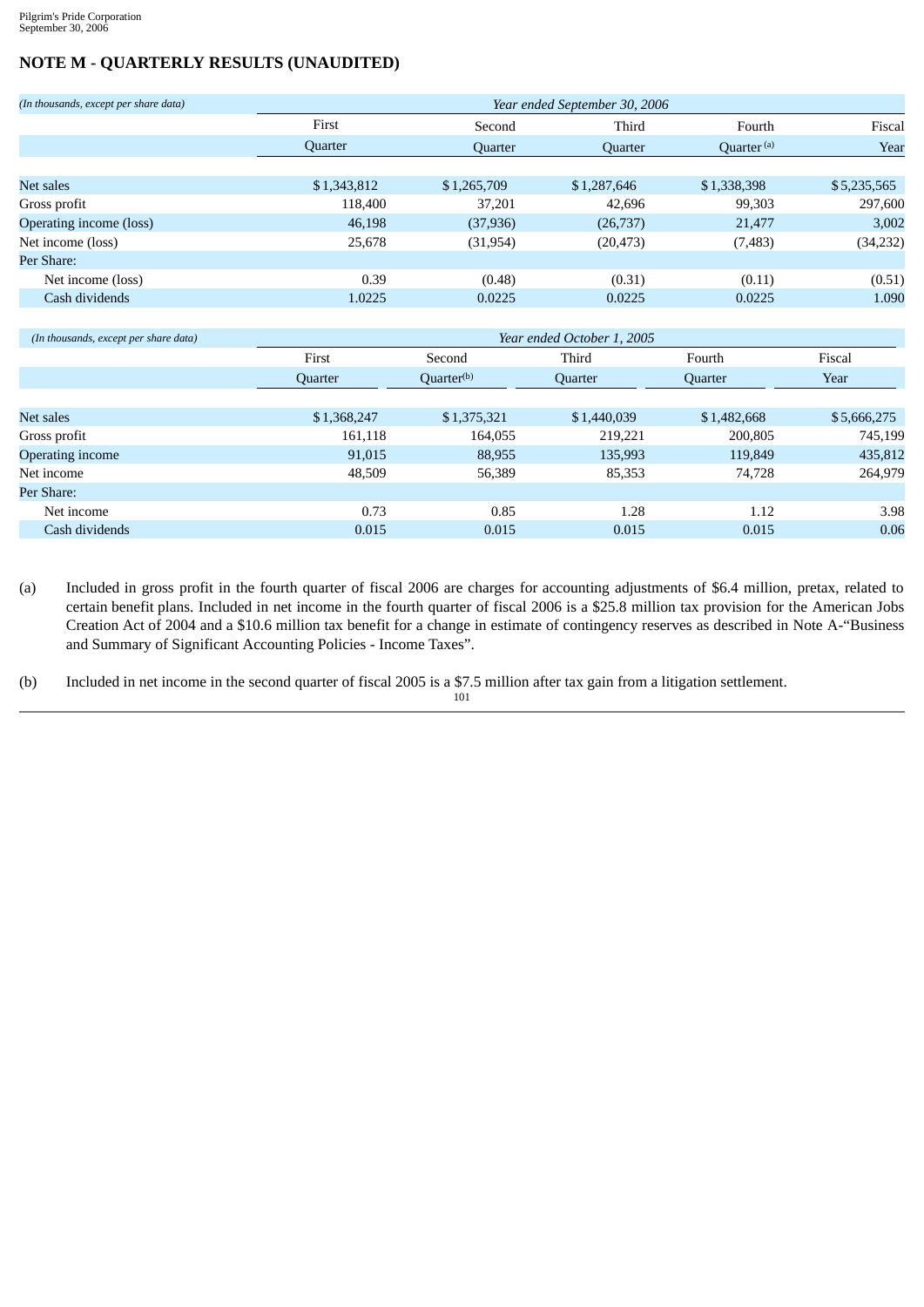## NOTE M - QUARTERLY RESULTS (UNAUDITED)

| *(In thousands, except per share data)* | *Year ended September 30, 2006* | | | | |
|---|---|---|---|---|---|
| | First Quarter | Second Quarter | Third Quarter | Fourth Quarter [(a)] | Fiscal Year |
| Net sales | $ 1,343,812 | $ 1,265,709 | $ 1,287,646 | $ 1,338,398 | $ 5,235,565 |
| Gross profit | 118,400 | 37,201 | 42,696 | 99,303 | 297,600 |
| Operating income (loss) | 46,198 | (37,936) | (26,737) | 21,477 | 3,002 |
| Net income (loss) | 25,678 | (31,954) | (20,473) | (7,483) | (34,232) |
| Per Share: | | | | | |
| Net income (loss) | 0.39 | (0.48) | (0.31) | (0.11) | (0.51) |
| Cash dividends | 1.0225 | 0.0225 | 0.0225 | 0.0225 | 1.090 |

| *(In thousands, except per share data)* | *Year ended October 1, 2005* | | | | |
|---|---|---|---|---|---|
| | First Quarter | Second Quarter[(b)] | Third Quarter | Fourth Quarter | Fiscal Year |
| Net sales | $ 1,368,247 | $ 1,375,321 | $ 1,440,039 | $ 1,482,668 | $ 5,666,275 |
| Gross profit | 161,118 | 164,055 | 219,221 | 200,805 | 745,199 |
| Operating income | 91,015 | 88,955 | 135,993 | 119,849 | 435,812 |
| Net income | 48,509 | 56,389 | 85,353 | 74,728 | 264,979 |
| Per Share: | | | | | |
| Net income | 0.73 | 0.85 | 1.28 | 1.12 | 3.98 |
| Cash dividends | 0.015 | 0.015 | 0.015 | 0.015 | 0.06 |

(a) Included in gross profit in the fourth quarter of fiscal 2006 are charges for accounting adjustments of $6.4 million, pretax, related to certain benefit plans. Included in net income in the fourth quarter of fiscal 2006 is a $25.8 million tax provision for the American Jobs Creation Act of 2004 and a $10.6 million tax benefit for a change in estimate of contingency reserves as described in Note A-"Business and Summary of Significant Accounting Policies - Income Taxes".

(b) Included in net income in the second quarter of fiscal 2005 is a $7.5 million after tax gain from a litigation settlement.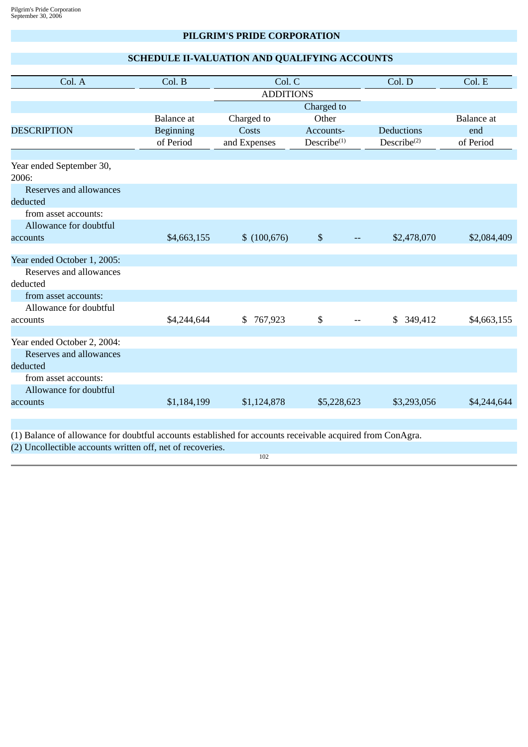# PILGRIM'S PRIDE CORPORATION

## SCHEDULE II-VALUATION AND QUALIFYING ACCOUNTS

| Col. A | Col. B | Col. C | | Col. D | Col. E |
|---|---|---|---|---|---|
| | | ADDITIONS | | | |
| DESCRIPTION | Balance at Beginning of Period | Charged to Costs and Expenses | Charged to Other Accounts-Describe[(1)] | Deductions Describe[(2)] | Balance at end of Period |
| Year ended September 30, 2006: | | | | | |
| Reserves and allowances deducted | | | | | |
| from asset accounts: | | | | | |
| Allowance for doubtful accounts | $4,663,155 | $ (100,676) | $ -- | $2,478,070 | $2,084,409 |
| Year ended October 1, 2005: | | | | | |
| Reserves and allowances deducted | | | | | |
| from asset accounts: | | | | | |
| Allowance for doubtful accounts | $4,244,644 | $ 767,923 | $ -- | $ 349,412 | $4,663,155 |
| Year ended October 2, 2004: | | | | | |
| Reserves and allowances deducted | | | | | |
| from asset accounts: | | | | | |
| Allowance for doubtful accounts | $1,184,199 | $1,124,878 | $5,228,623 | $3,293,056 | $4,244,644 |

(1) Balance of allowance for doubtful accounts established for accounts receivable acquired from ConAgra.

(2) Uncollectible accounts written off, net of recoveries.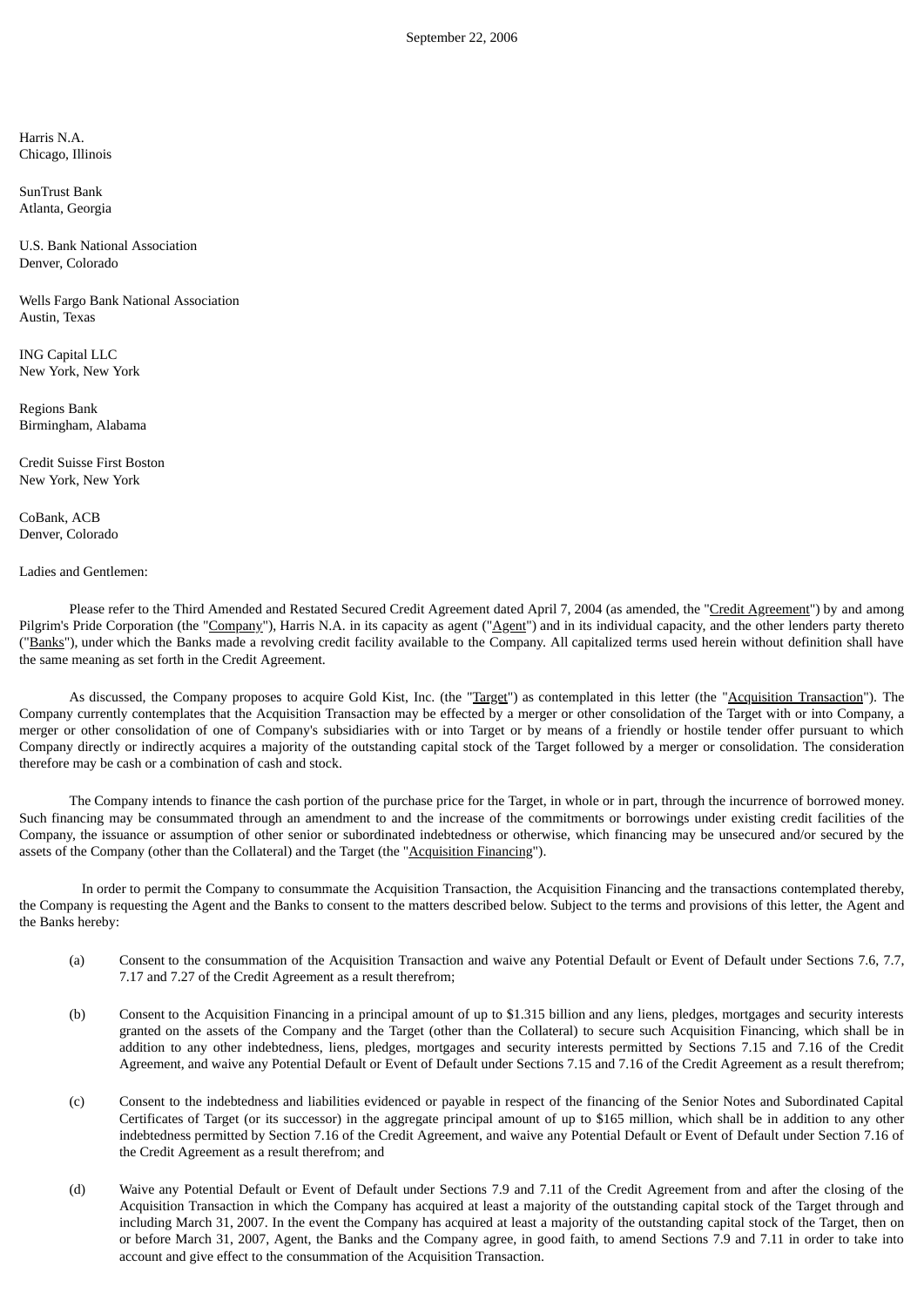September 22, 2006

Harris N.A.
Chicago, Illinois

SunTrust Bank
Atlanta, Georgia

U.S. Bank National Association
Denver, Colorado

Wells Fargo Bank National Association
Austin, Texas

ING Capital LLC
New York, New York

Regions Bank
Birmingham, Alabama

Credit Suisse First Boston
New York, New York

CoBank, ACB
Denver, Colorado

Ladies and Gentlemen:

Please refer to the Third Amended and Restated Secured Credit Agreement dated April 7, 2004 (as amended, the "Credit Agreement") by and among Pilgrim's Pride Corporation (the "Company"), Harris N.A. in its capacity as agent ("Agent") and in its individual capacity, and the other lenders party thereto ("Banks"), under which the Banks made a revolving credit facility available to the Company. All capitalized terms used herein without definition shall have the same meaning as set forth in the Credit Agreement.

As discussed, the Company proposes to acquire Gold Kist, Inc. (the "Target") as contemplated in this letter (the "Acquisition Transaction"). The Company currently contemplates that the Acquisition Transaction may be effected by a merger or other consolidation of the Target with or into Company, a merger or other consolidation of one of Company's subsidiaries with or into Target or by means of a friendly or hostile tender offer pursuant to which Company directly or indirectly acquires a majority of the outstanding capital stock of the Target followed by a merger or consolidation. The consideration therefore may be cash or a combination of cash and stock.

The Company intends to finance the cash portion of the purchase price for the Target, in whole or in part, through the incurrence of borrowed money. Such financing may be consummated through an amendment to and the increase of the commitments or borrowings under existing credit facilities of the Company, the issuance or assumption of other senior or subordinated indebtedness or otherwise, which financing may be unsecured and/or secured by the assets of the Company (other than the Collateral) and the Target (the "Acquisition Financing").

In order to permit the Company to consummate the Acquisition Transaction, the Acquisition Financing and the transactions contemplated thereby, the Company is requesting the Agent and the Banks to consent to the matters described below. Subject to the terms and provisions of this letter, the Agent and the Banks hereby:

(a) Consent to the consummation of the Acquisition Transaction and waive any Potential Default or Event of Default under Sections 7.6, 7.7, 7.17 and 7.27 of the Credit Agreement as a result therefrom;

(b) Consent to the Acquisition Financing in a principal amount of up to $1.315 billion and any liens, pledges, mortgages and security interests granted on the assets of the Company and the Target (other than the Collateral) to secure such Acquisition Financing, which shall be in addition to any other indebtedness, liens, pledges, mortgages and security interests permitted by Sections 7.15 and 7.16 of the Credit Agreement, and waive any Potential Default or Event of Default under Sections 7.15 and 7.16 of the Credit Agreement as a result therefrom;

(c) Consent to the indebtedness and liabilities evidenced or payable in respect of the financing of the Senior Notes and Subordinated Capital Certificates of Target (or its successor) in the aggregate principal amount of up to $165 million, which shall be in addition to any other indebtedness permitted by Section 7.16 of the Credit Agreement, and waive any Potential Default or Event of Default under Section 7.16 of the Credit Agreement as a result therefrom; and

(d) Waive any Potential Default or Event of Default under Sections 7.9 and 7.11 of the Credit Agreement from and after the closing of the Acquisition Transaction in which the Company has acquired at least a majority of the outstanding capital stock of the Target through and including March 31, 2007. In the event the Company has acquired at least a majority of the outstanding capital stock of the Target, then on or before March 31, 2007, Agent, the Banks and the Company agree, in good faith, to amend Sections 7.9 and 7.11 in order to take into account and give effect to the consummation of the Acquisition Transaction.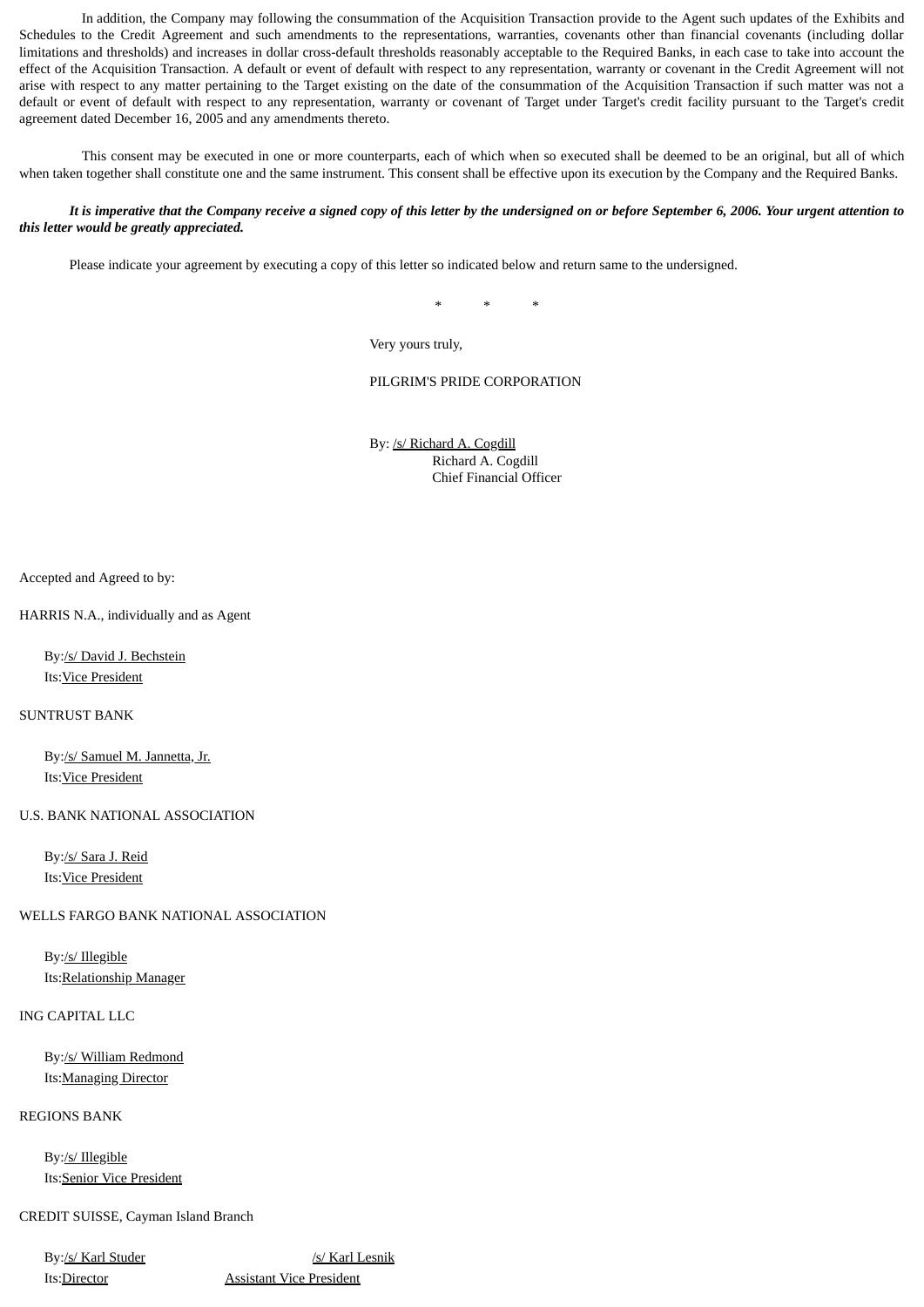In addition, the Company may following the consummation of the Acquisition Transaction provide to the Agent such updates of the Exhibits and Schedules to the Credit Agreement and such amendments to the representations, warranties, covenants other than financial covenants (including dollar limitations and thresholds) and increases in dollar cross-default thresholds reasonably acceptable to the Required Banks, in each case to take into account the effect of the Acquisition Transaction. A default or event of default with respect to any representation, warranty or covenant in the Credit Agreement will not arise with respect to any matter pertaining to the Target existing on the date of the consummation of the Acquisition Transaction if such matter was not a default or event of default with respect to any representation, warranty or covenant of Target under Target's credit facility pursuant to the Target's credit agreement dated December 16, 2005 and any amendments thereto.

This consent may be executed in one or more counterparts, each of which when so executed shall be deemed to be an original, but all of which when taken together shall constitute one and the same instrument. This consent shall be effective upon its execution by the Company and the Required Banks.

***It is imperative that the Company receive a signed copy of this letter by the undersigned on or before September 6, 2006. Your urgent attention to this letter would be greatly appreciated.***

Please indicate your agreement by executing a copy of this letter so indicated below and return same to the undersigned.

\*  \*  \*

Very yours truly,

PILGRIM'S PRIDE CORPORATION

By: /s/ Richard A. Cogdill
Richard A. Cogdill
Chief Financial Officer

Accepted and Agreed to by:

HARRIS N.A., individually and as Agent

By: /s/ David J. Bechstein
Its: Vice President

SUNTRUST BANK

By: /s/ Samuel M. Jannetta, Jr.
Its: Vice President

U.S. BANK NATIONAL ASSOCIATION

By: /s/ Sara J. Reid
Its: Vice President

WELLS FARGO BANK NATIONAL ASSOCIATION

By: /s/ Illegible
Its: Relationship Manager

ING CAPITAL LLC

By: /s/ William Redmond
Its: Managing Director

REGIONS BANK

By: /s/ Illegible
Its: Senior Vice President

CREDIT SUISSE, Cayman Island Branch

By: /s/ Karl Studer  /s/ Karl Lesnik
Its: Director  Assistant Vice President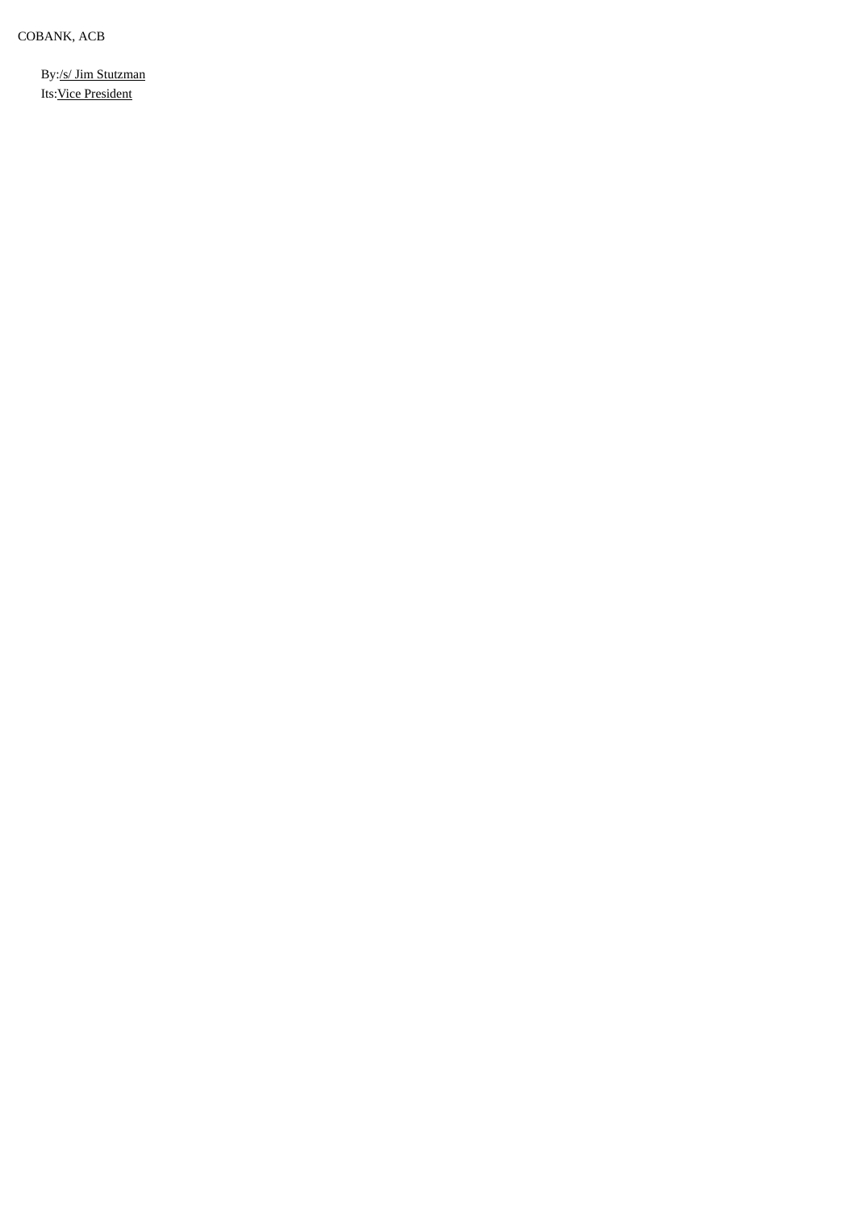COBANK, ACB

By: /s/ Jim Stutzman
Its: Vice President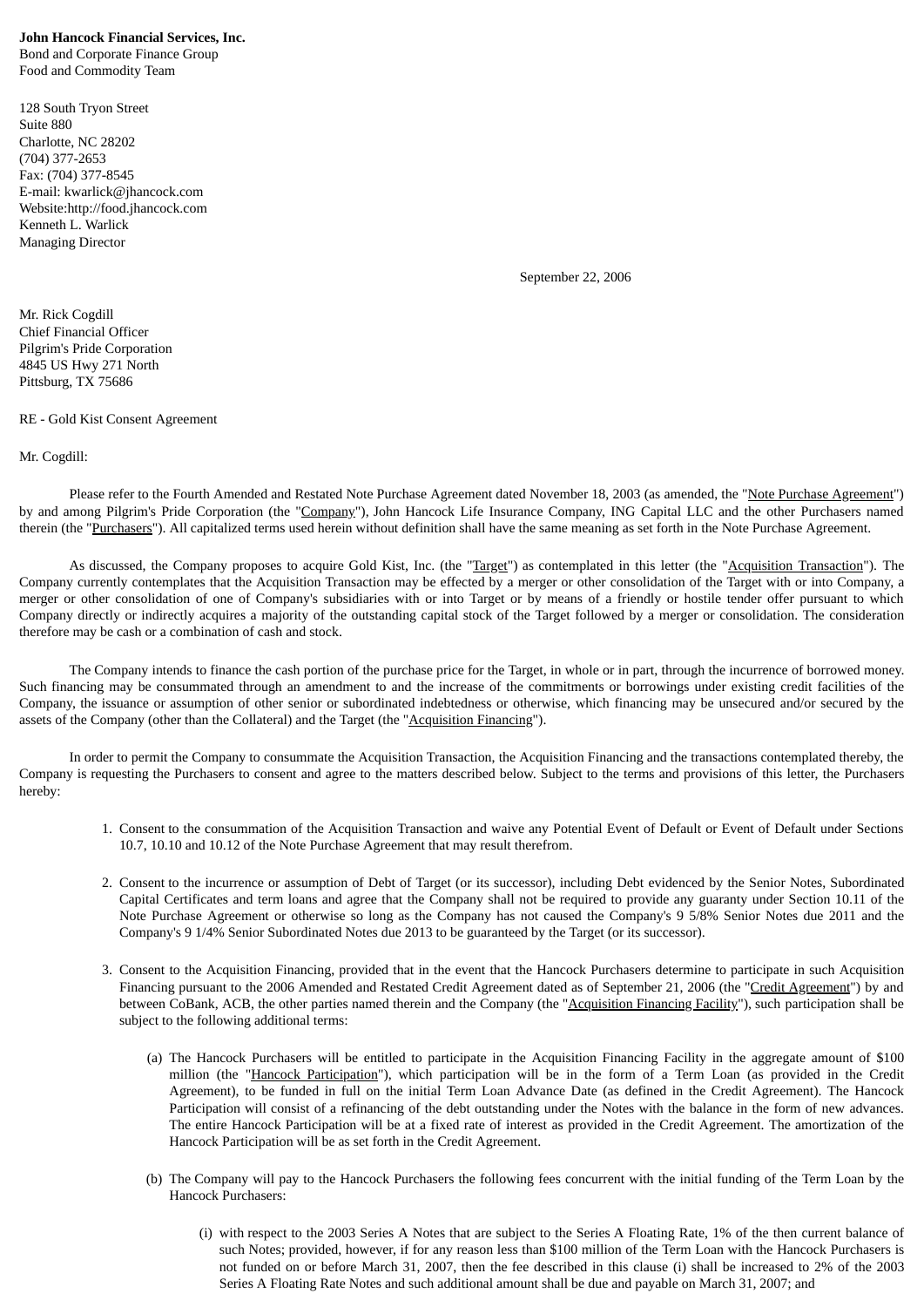**John Hancock Financial Services, Inc.**
Bond and Corporate Finance Group
Food and Commodity Team

128 South Tryon Street
Suite 880
Charlotte, NC 28202
(704) 377-2653
Fax: (704) 377-8545
E-mail: kwarlick@jhancock.com
Website:http://food.jhancock.com
Kenneth L. Warlick
Managing Director

September 22, 2006

Mr. Rick Cogdill
Chief Financial Officer
Pilgrim's Pride Corporation
4845 US Hwy 271 North
Pittsburg, TX 75686

RE - Gold Kist Consent Agreement

Mr. Cogdill:

Please refer to the Fourth Amended and Restated Note Purchase Agreement dated November 18, 2003 (as amended, the "Note Purchase Agreement") by and among Pilgrim's Pride Corporation (the "Company"), John Hancock Life Insurance Company, ING Capital LLC and the other Purchasers named therein (the "Purchasers"). All capitalized terms used herein without definition shall have the same meaning as set forth in the Note Purchase Agreement.

As discussed, the Company proposes to acquire Gold Kist, Inc. (the "Target") as contemplated in this letter (the "Acquisition Transaction"). The Company currently contemplates that the Acquisition Transaction may be effected by a merger or other consolidation of the Target with or into Company, a merger or other consolidation of one of Company's subsidiaries with or into Target or by means of a friendly or hostile tender offer pursuant to which Company directly or indirectly acquires a majority of the outstanding capital stock of the Target followed by a merger or consolidation. The consideration therefore may be cash or a combination of cash and stock.

The Company intends to finance the cash portion of the purchase price for the Target, in whole or in part, through the incurrence of borrowed money. Such financing may be consummated through an amendment to and the increase of the commitments or borrowings under existing credit facilities of the Company, the issuance or assumption of other senior or subordinated indebtedness or otherwise, which financing may be unsecured and/or secured by the assets of the Company (other than the Collateral) and the Target (the "Acquisition Financing").

In order to permit the Company to consummate the Acquisition Transaction, the Acquisition Financing and the transactions contemplated thereby, the Company is requesting the Purchasers to consent and agree to the matters described below. Subject to the terms and provisions of this letter, the Purchasers hereby:

1. Consent to the consummation of the Acquisition Transaction and waive any Potential Event of Default or Event of Default under Sections 10.7, 10.10 and 10.12 of the Note Purchase Agreement that may result therefrom.

2. Consent to the incurrence or assumption of Debt of Target (or its successor), including Debt evidenced by the Senior Notes, Subordinated Capital Certificates and term loans and agree that the Company shall not be required to provide any guaranty under Section 10.11 of the Note Purchase Agreement or otherwise so long as the Company has not caused the Company's 9 5/8% Senior Notes due 2011 and the Company's 9 1/4% Senior Subordinated Notes due 2013 to be guaranteed by the Target (or its successor).

3. Consent to the Acquisition Financing, provided that in the event that the Hancock Purchasers determine to participate in such Acquisition Financing pursuant to the 2006 Amended and Restated Credit Agreement dated as of September 21, 2006 (the "Credit Agreement") by and between CoBank, ACB, the other parties named therein and the Company (the "Acquisition Financing Facility"), such participation shall be subject to the following additional terms:

   (a) The Hancock Purchasers will be entitled to participate in the Acquisition Financing Facility in the aggregate amount of $100 million (the "Hancock Participation"), which participation will be in the form of a Term Loan (as provided in the Credit Agreement), to be funded in full on the initial Term Loan Advance Date (as defined in the Credit Agreement). The Hancock Participation will consist of a refinancing of the debt outstanding under the Notes with the balance in the form of new advances. The entire Hancock Participation will be at a fixed rate of interest as provided in the Credit Agreement. The amortization of the Hancock Participation will be as set forth in the Credit Agreement.

   (b) The Company will pay to the Hancock Purchasers the following fees concurrent with the initial funding of the Term Loan by the Hancock Purchasers:

      (i) with respect to the 2003 Series A Notes that are subject to the Series A Floating Rate, 1% of the then current balance of such Notes; provided, however, if for any reason less than $100 million of the Term Loan with the Hancock Purchasers is not funded on or before March 31, 2007, then the fee described in this clause (i) shall be increased to 2% of the 2003 Series A Floating Rate Notes and such additional amount shall be due and payable on March 31, 2007; and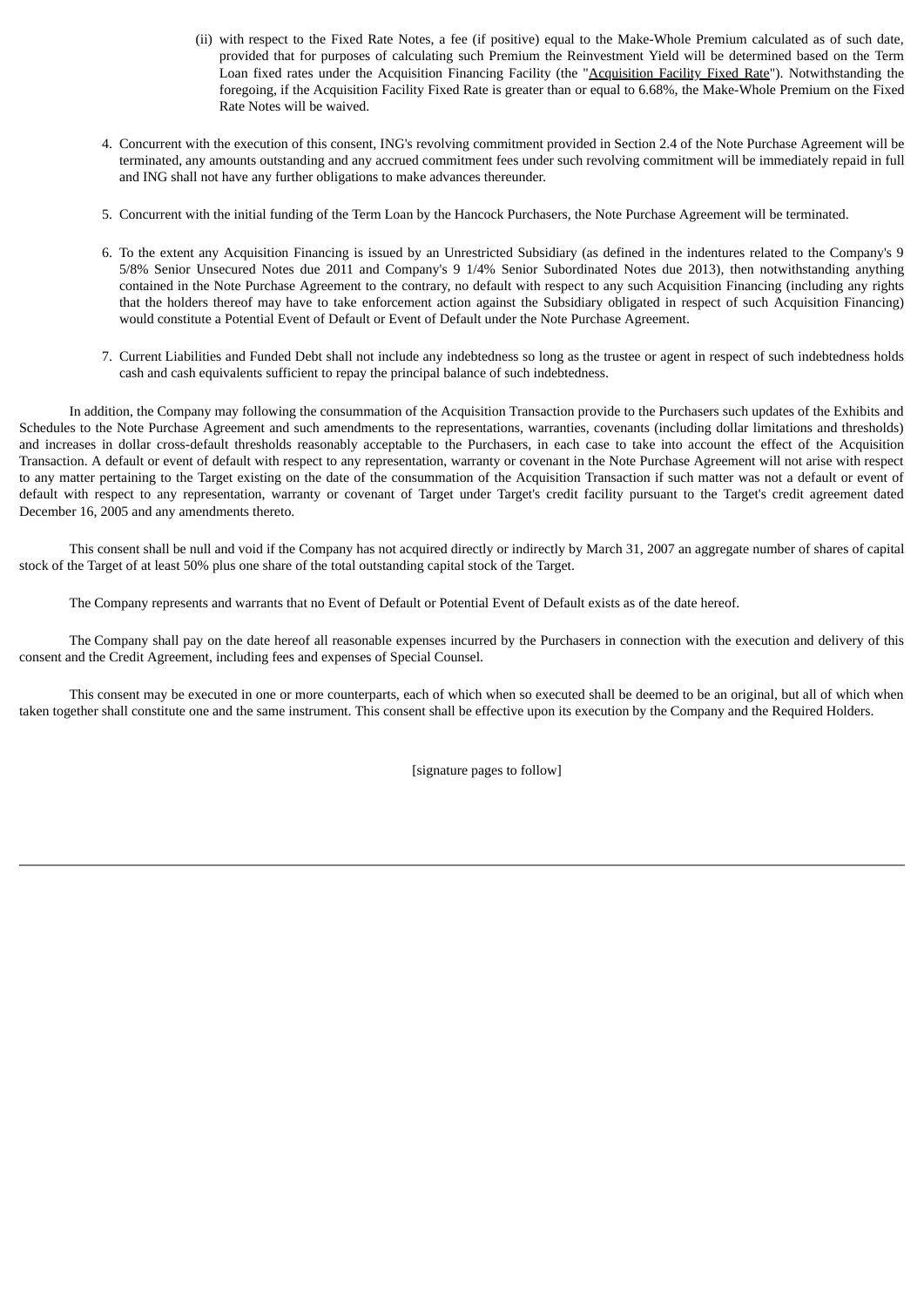(ii) with respect to the Fixed Rate Notes, a fee (if positive) equal to the Make-Whole Premium calculated as of such date, provided that for purposes of calculating such Premium the Reinvestment Yield will be determined based on the Term Loan fixed rates under the Acquisition Financing Facility (the "Acquisition Facility Fixed Rate"). Notwithstanding the foregoing, if the Acquisition Facility Fixed Rate is greater than or equal to 6.68%, the Make-Whole Premium on the Fixed Rate Notes will be waived.

4. Concurrent with the execution of this consent, ING's revolving commitment provided in Section 2.4 of the Note Purchase Agreement will be terminated, any amounts outstanding and any accrued commitment fees under such revolving commitment will be immediately repaid in full and ING shall not have any further obligations to make advances thereunder.

5. Concurrent with the initial funding of the Term Loan by the Hancock Purchasers, the Note Purchase Agreement will be terminated.

6. To the extent any Acquisition Financing is issued by an Unrestricted Subsidiary (as defined in the indentures related to the Company's 9 5/8% Senior Unsecured Notes due 2011 and Company's 9 1/4% Senior Subordinated Notes due 2013), then notwithstanding anything contained in the Note Purchase Agreement to the contrary, no default with respect to any such Acquisition Financing (including any rights that the holders thereof may have to take enforcement action against the Subsidiary obligated in respect of such Acquisition Financing) would constitute a Potential Event of Default or Event of Default under the Note Purchase Agreement.

7. Current Liabilities and Funded Debt shall not include any indebtedness so long as the trustee or agent in respect of such indebtedness holds cash and cash equivalents sufficient to repay the principal balance of such indebtedness.

In addition, the Company may following the consummation of the Acquisition Transaction provide to the Purchasers such updates of the Exhibits and Schedules to the Note Purchase Agreement and such amendments to the representations, warranties, covenants (including dollar limitations and thresholds) and increases in dollar cross-default thresholds reasonably acceptable to the Purchasers, in each case to take into account the effect of the Acquisition Transaction. A default or event of default with respect to any representation, warranty or covenant in the Note Purchase Agreement will not arise with respect to any matter pertaining to the Target existing on the date of the consummation of the Acquisition Transaction if such matter was not a default or event of default with respect to any representation, warranty or covenant of Target under Target's credit facility pursuant to the Target's credit agreement dated December 16, 2005 and any amendments thereto.

This consent shall be null and void if the Company has not acquired directly or indirectly by March 31, 2007 an aggregate number of shares of capital stock of the Target of at least 50% plus one share of the total outstanding capital stock of the Target.

The Company represents and warrants that no Event of Default or Potential Event of Default exists as of the date hereof.

The Company shall pay on the date hereof all reasonable expenses incurred by the Purchasers in connection with the execution and delivery of this consent and the Credit Agreement, including fees and expenses of Special Counsel.

This consent may be executed in one or more counterparts, each of which when so executed shall be deemed to be an original, but all of which when taken together shall constitute one and the same instrument. This consent shall be effective upon its execution by the Company and the Required Holders.

[signature pages to follow]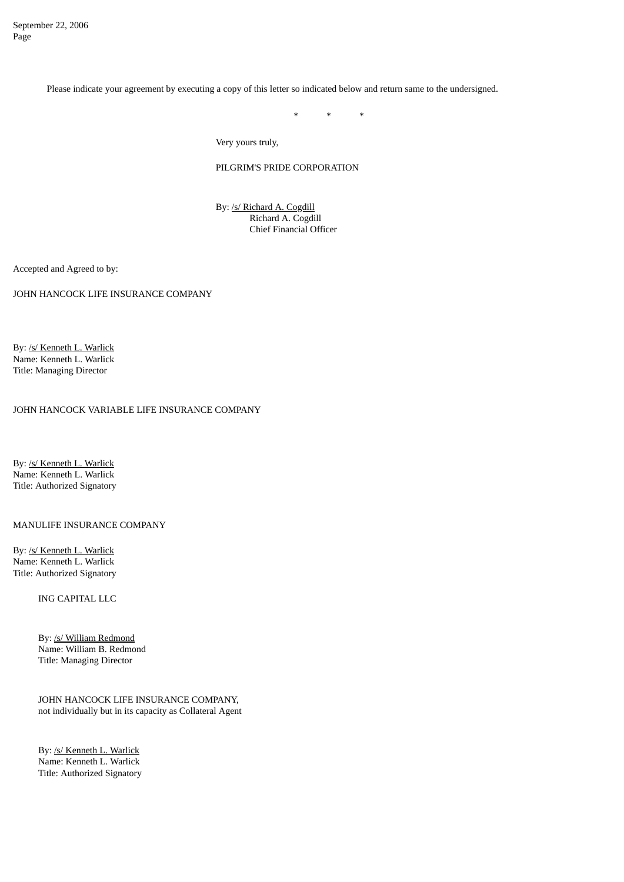Please indicate your agreement by executing a copy of this letter so indicated below and return same to the undersigned.

\*           \*           \*

Very yours truly,

PILGRIM'S PRIDE CORPORATION

By: /s/ Richard A. Cogdill
Richard A. Cogdill
Chief Financial Officer

Accepted and Agreed to by:

JOHN HANCOCK LIFE INSURANCE COMPANY

By: /s/ Kenneth L. Warlick
Name: Kenneth L. Warlick
Title: Managing Director

JOHN HANCOCK VARIABLE LIFE INSURANCE COMPANY

By: /s/ Kenneth L. Warlick
Name: Kenneth L. Warlick
Title: Authorized Signatory

MANULIFE INSURANCE COMPANY

By: /s/ Kenneth L. Warlick
Name: Kenneth L. Warlick
Title: Authorized Signatory

ING CAPITAL LLC

By: /s/ William Redmond
Name: William B. Redmond
Title: Managing Director

JOHN HANCOCK LIFE INSURANCE COMPANY,
not individually but in its capacity as Collateral Agent

By: /s/ Kenneth L. Warlick
Name: Kenneth L. Warlick
Title: Authorized Signatory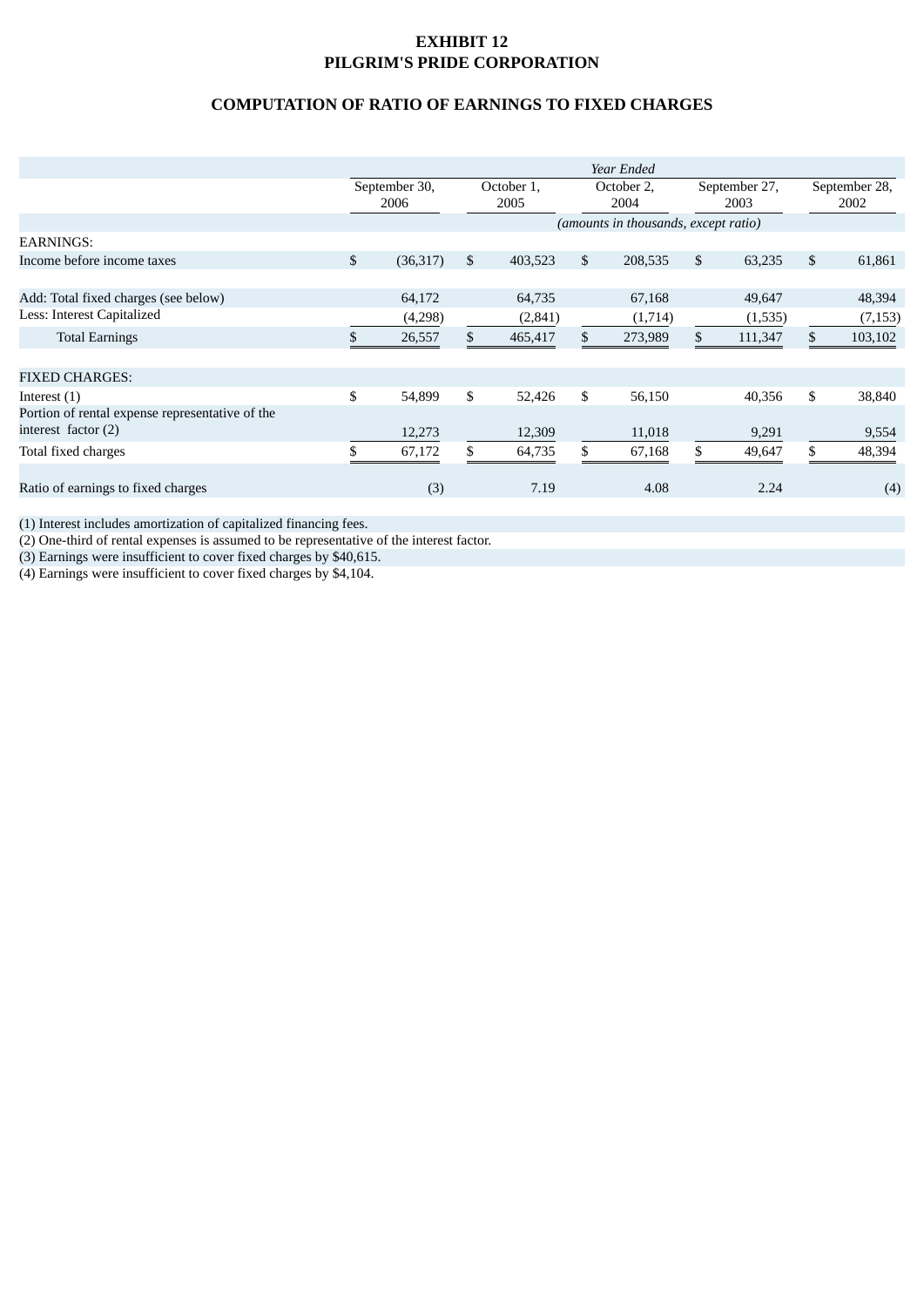# EXHIBIT 12
# PILGRIM'S PRIDE CORPORATION

## COMPUTATION OF RATIO OF EARNINGS TO FIXED CHARGES

| | Year Ended | | | | |
|---|---|---|---|---|---|
| | September 30, 2006 | October 1, 2005 | October 2, 2004 | September 27, 2003 | September 28, 2002 |
| | *(amounts in thousands, except ratio)* | | | | |
| EARNINGS: | | | | | |
| Income before income taxes | $ (36,317) | $ 403,523 | $ 208,535 | $ 63,235 | $ 61,861 |
| Add: Total fixed charges (see below) | 64,172 | 64,735 | 67,168 | 49,647 | 48,394 |
| Less: Interest Capitalized | (4,298) | (2,841) | (1,714) | (1,535) | (7,153) |
| Total Earnings | $ 26,557 | $ 465,417 | $ 273,989 | $ 111,347 | $ 103,102 |
| FIXED CHARGES: | | | | | |
| Interest (1) | $ 54,899 | $ 52,426 | $ 56,150 | 40,356 | $ 38,840 |
| Portion of rental expense representative of the interest factor (2) | 12,273 | 12,309 | 11,018 | 9,291 | 9,554 |
| Total fixed charges | $ 67,172 | $ 64,735 | $ 67,168 | $ 49,647 | $ 48,394 |
| Ratio of earnings to fixed charges | (3) | 7.19 | 4.08 | 2.24 | (4) |

(1) Interest includes amortization of capitalized financing fees.
(2) One-third of rental expenses is assumed to be representative of the interest factor.
(3) Earnings were insufficient to cover fixed charges by $40,615.
(4) Earnings were insufficient to cover fixed charges by $4,104.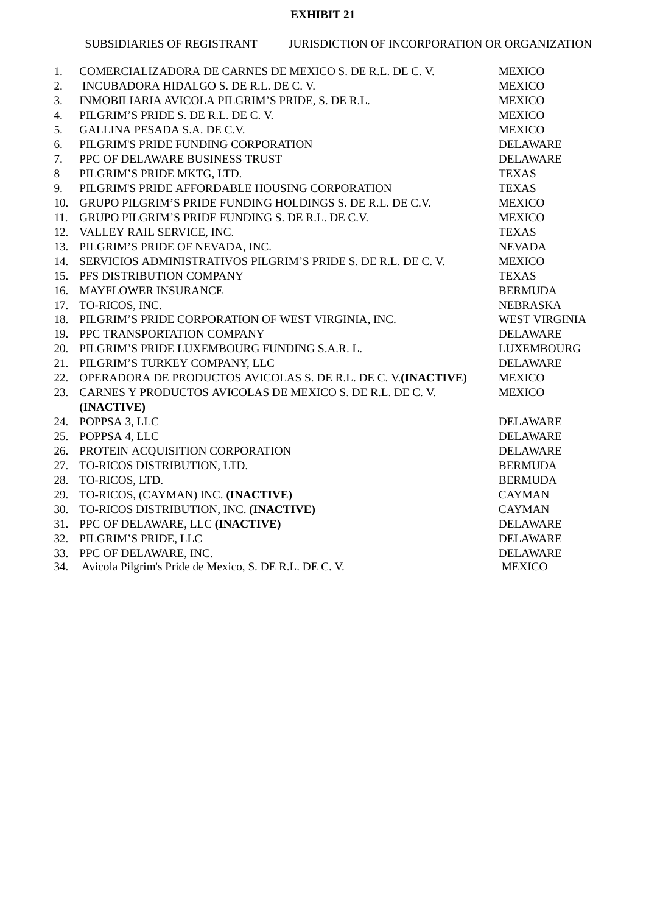# EXHIBIT 21

| | SUBSIDIARIES OF REGISTRANT | JURISDICTION OF INCORPORATION OR ORGANIZATION |
|---|---|---|
| 1. | COMERCIALIZADORA DE CARNES DE MEXICO S. DE R.L. DE C. V. | MEXICO |
| 2. | INCUBADORA HIDALGO S. DE R.L. DE C. V. | MEXICO |
| 3. | INMOBILIARIA AVICOLA PILGRIM'S PRIDE, S. DE R.L. | MEXICO |
| 4. | PILGRIM'S PRIDE S. DE R.L. DE C. V. | MEXICO |
| 5. | GALLINA PESADA S.A. DE C.V. | MEXICO |
| 6. | PILGRIM'S PRIDE FUNDING CORPORATION | DELAWARE |
| 7. | PPC OF DELAWARE BUSINESS TRUST | DELAWARE |
| 8 | PILGRIM'S PRIDE MKTG, LTD. | TEXAS |
| 9. | PILGRIM'S PRIDE AFFORDABLE HOUSING CORPORATION | TEXAS |
| 10. | GRUPO PILGRIM'S PRIDE FUNDING HOLDINGS S. DE R.L. DE C.V. | MEXICO |
| 11. | GRUPO PILGRIM'S PRIDE FUNDING S. DE R.L. DE C.V. | MEXICO |
| 12. | VALLEY RAIL SERVICE, INC. | TEXAS |
| 13. | PILGRIM'S PRIDE OF NEVADA, INC. | NEVADA |
| 14. | SERVICIOS ADMINISTRATIVOS PILGRIM'S PRIDE S. DE R.L. DE C. V. | MEXICO |
| 15. | PFS DISTRIBUTION COMPANY | TEXAS |
| 16. | MAYFLOWER INSURANCE | BERMUDA |
| 17. | TO-RICOS, INC. | NEBRASKA |
| 18. | PILGRIM'S PRIDE CORPORATION OF WEST VIRGINIA, INC. | WEST VIRGINIA |
| 19. | PPC TRANSPORTATION COMPANY | DELAWARE |
| 20. | PILGRIM'S PRIDE LUXEMBOURG FUNDING S.A.R. L. | LUXEMBOURG |
| 21. | PILGRIM'S TURKEY COMPANY, LLC | DELAWARE |
| 22. | OPERADORA DE PRODUCTOS AVICOLAS S. DE R.L. DE C. V.**(INACTIVE)** | MEXICO |
| 23. | CARNES Y PRODUCTOS AVICOLAS DE MEXICO S. DE R.L. DE C. V. **(INACTIVE)** | MEXICO |
| 24. | POPPSA 3, LLC | DELAWARE |
| 25. | POPPSA 4, LLC | DELAWARE |
| 26. | PROTEIN ACQUISITION CORPORATION | DELAWARE |
| 27. | TO-RICOS DISTRIBUTION, LTD. | BERMUDA |
| 28. | TO-RICOS, LTD. | BERMUDA |
| 29. | TO-RICOS, (CAYMAN) INC. **(INACTIVE)** | CAYMAN |
| 30. | TO-RICOS DISTRIBUTION, INC. **(INACTIVE)** | CAYMAN |
| 31. | PPC OF DELAWARE, LLC **(INACTIVE)** | DELAWARE |
| 32. | PILGRIM'S PRIDE, LLC | DELAWARE |
| 33. | PPC OF DELAWARE, INC. | DELAWARE |
| 34. | Avicola Pilgrim's Pride de Mexico, S. DE R.L. DE C. V. | MEXICO |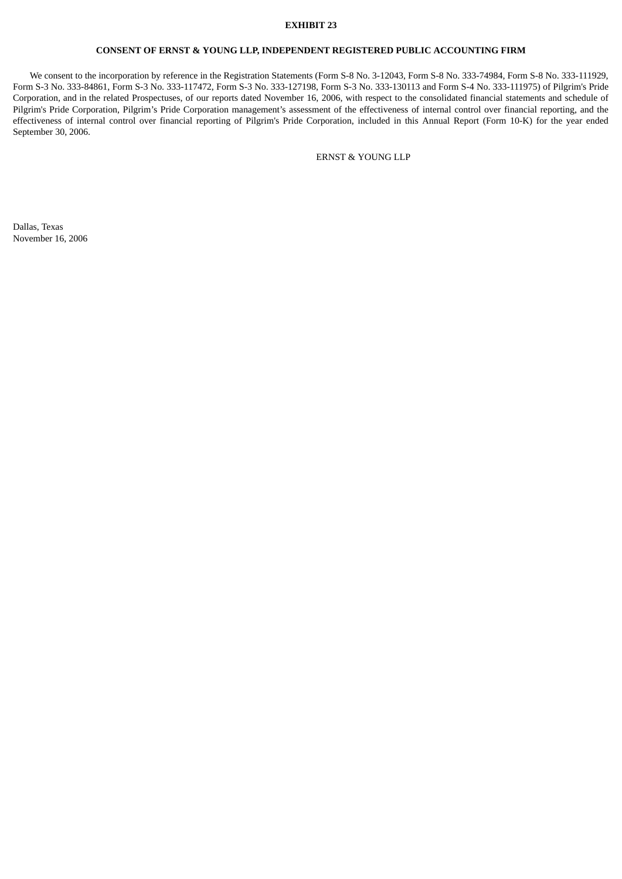**EXHIBIT 23**

**CONSENT OF ERNST & YOUNG LLP, INDEPENDENT REGISTERED PUBLIC ACCOUNTING FIRM**

We consent to the incorporation by reference in the Registration Statements (Form S-8 No. 3-12043, Form S-8 No. 333-74984, Form S-8 No. 333-111929, Form S-3 No. 333-84861, Form S-3 No. 333-117472, Form S-3 No. 333-127198, Form S-3 No. 333-130113 and Form S-4 No. 333-111975) of Pilgrim's Pride Corporation, and in the related Prospectuses, of our reports dated November 16, 2006, with respect to the consolidated financial statements and schedule of Pilgrim's Pride Corporation, Pilgrim's Pride Corporation management's assessment of the effectiveness of internal control over financial reporting, and the effectiveness of internal control over financial reporting of Pilgrim's Pride Corporation, included in this Annual Report (Form 10-K) for the year ended September 30, 2006.

ERNST & YOUNG LLP

Dallas, Texas
November 16, 2006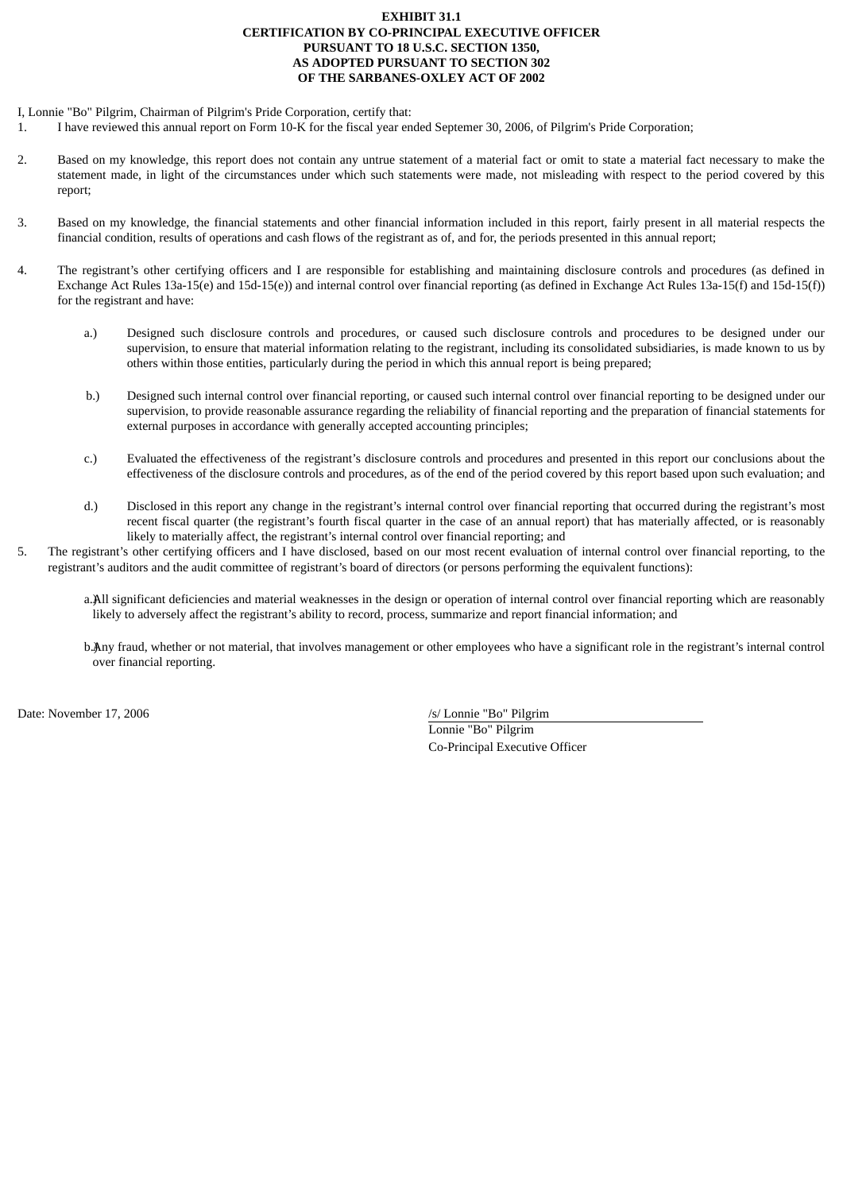**EXHIBIT 31.1**
**CERTIFICATION BY CO-PRINCIPAL EXECUTIVE OFFICER**
**PURSUANT TO 18 U.S.C. SECTION 1350,**
**AS ADOPTED PURSUANT TO SECTION 302**
**OF THE SARBANES-OXLEY ACT OF 2002**

I, Lonnie "Bo" Pilgrim, Chairman of Pilgrim's Pride Corporation, certify that:

1. I have reviewed this annual report on Form 10-K for the fiscal year ended Septemer 30, 2006, of Pilgrim's Pride Corporation;

2. Based on my knowledge, this report does not contain any untrue statement of a material fact or omit to state a material fact necessary to make the statement made, in light of the circumstances under which such statements were made, not misleading with respect to the period covered by this report;

3. Based on my knowledge, the financial statements and other financial information included in this report, fairly present in all material respects the financial condition, results of operations and cash flows of the registrant as of, and for, the periods presented in this annual report;

4. The registrant's other certifying officers and I are responsible for establishing and maintaining disclosure controls and procedures (as defined in Exchange Act Rules 13a-15(e) and 15d-15(e)) and internal control over financial reporting (as defined in Exchange Act Rules 13a-15(f) and 15d-15(f)) for the registrant and have:

    a.) Designed such disclosure controls and procedures, or caused such disclosure controls and procedures to be designed under our supervision, to ensure that material information relating to the registrant, including its consolidated subsidiaries, is made known to us by others within those entities, particularly during the period in which this annual report is being prepared;

    b.) Designed such internal control over financial reporting, or caused such internal control over financial reporting to be designed under our supervision, to provide reasonable assurance regarding the reliability of financial reporting and the preparation of financial statements for external purposes in accordance with generally accepted accounting principles;

    c.) Evaluated the effectiveness of the registrant's disclosure controls and procedures and presented in this report our conclusions about the effectiveness of the disclosure controls and procedures, as of the end of the period covered by this report based upon such evaluation; and

    d.) Disclosed in this report any change in the registrant's internal control over financial reporting that occurred during the registrant's most recent fiscal quarter (the registrant's fourth fiscal quarter in the case of an annual report) that has materially affected, or is reasonably likely to materially affect, the registrant's internal control over financial reporting; and

5. The registrant's other certifying officers and I have disclosed, based on our most recent evaluation of internal control over financial reporting, to the registrant's auditors and the audit committee of registrant's board of directors (or persons performing the equivalent functions):

    a.) All significant deficiencies and material weaknesses in the design or operation of internal control over financial reporting which are reasonably likely to adversely affect the registrant's ability to record, process, summarize and report financial information; and

    b.) Any fraud, whether or not material, that involves management or other employees who have a significant role in the registrant's internal control over financial reporting.

Date: November 17, 2006

/s/ Lonnie "Bo" Pilgrim
Lonnie "Bo" Pilgrim
Co-Principal Executive Officer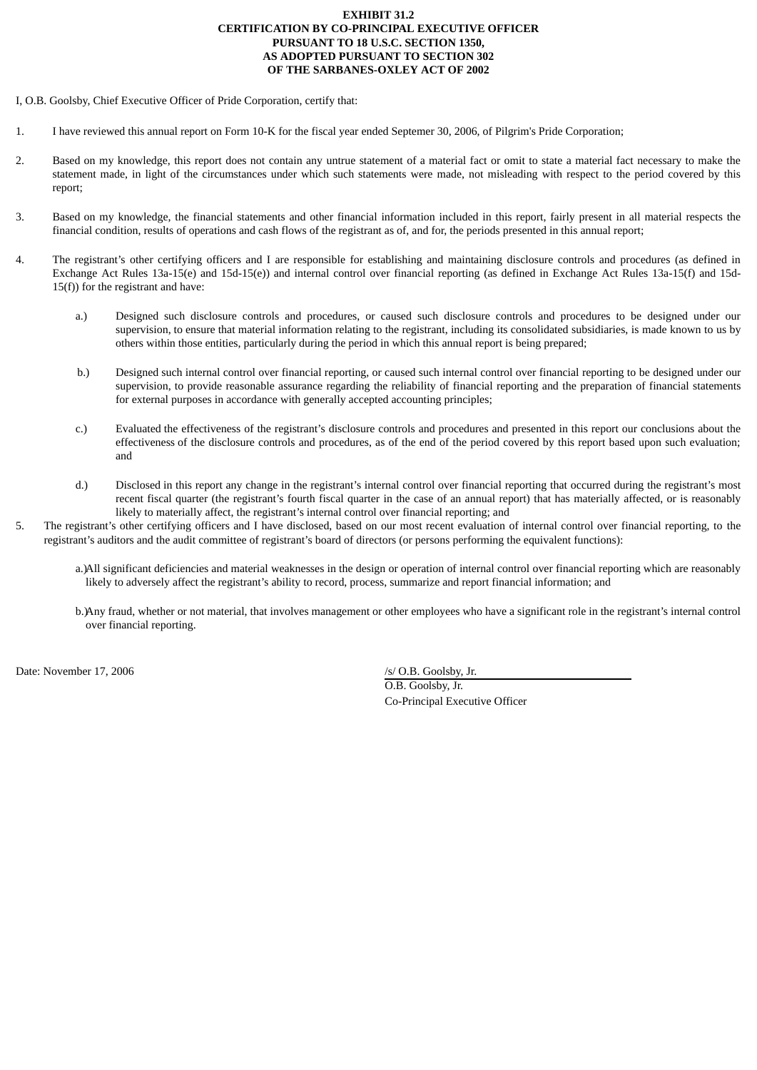**EXHIBIT 31.2**
**CERTIFICATION BY CO-PRINCIPAL EXECUTIVE OFFICER**
**PURSUANT TO 18 U.S.C. SECTION 1350,**
**AS ADOPTED PURSUANT TO SECTION 302**
**OF THE SARBANES-OXLEY ACT OF 2002**

I, O.B. Goolsby, Chief Executive Officer of Pride Corporation, certify that:

1. I have reviewed this annual report on Form 10-K for the fiscal year ended Septemer 30, 2006, of Pilgrim's Pride Corporation;

2. Based on my knowledge, this report does not contain any untrue statement of a material fact or omit to state a material fact necessary to make the statement made, in light of the circumstances under which such statements were made, not misleading with respect to the period covered by this report;

3. Based on my knowledge, the financial statements and other financial information included in this report, fairly present in all material respects the financial condition, results of operations and cash flows of the registrant as of, and for, the periods presented in this annual report;

4. The registrant's other certifying officers and I are responsible for establishing and maintaining disclosure controls and procedures (as defined in Exchange Act Rules 13a-15(e) and 15d-15(e)) and internal control over financial reporting (as defined in Exchange Act Rules 13a-15(f) and 15d-15(f)) for the registrant and have:

   a.) Designed such disclosure controls and procedures, or caused such disclosure controls and procedures to be designed under our supervision, to ensure that material information relating to the registrant, including its consolidated subsidiaries, is made known to us by others within those entities, particularly during the period in which this annual report is being prepared;

   b.) Designed such internal control over financial reporting, or caused such internal control over financial reporting to be designed under our supervision, to provide reasonable assurance regarding the reliability of financial reporting and the preparation of financial statements for external purposes in accordance with generally accepted accounting principles;

   c.) Evaluated the effectiveness of the registrant's disclosure controls and procedures and presented in this report our conclusions about the effectiveness of the disclosure controls and procedures, as of the end of the period covered by this report based upon such evaluation; and

   d.) Disclosed in this report any change in the registrant's internal control over financial reporting that occurred during the registrant's most recent fiscal quarter (the registrant's fourth fiscal quarter in the case of an annual report) that has materially affected, or is reasonably likely to materially affect, the registrant's internal control over financial reporting; and

5. The registrant's other certifying officers and I have disclosed, based on our most recent evaluation of internal control over financial reporting, to the registrant's auditors and the audit committee of registrant's board of directors (or persons performing the equivalent functions):

   a.) All significant deficiencies and material weaknesses in the design or operation of internal control over financial reporting which are reasonably likely to adversely affect the registrant's ability to record, process, summarize and report financial information; and

   b.) Any fraud, whether or not material, that involves management or other employees who have a significant role in the registrant's internal control over financial reporting.

Date: November 17, 2006

/s/ O.B. Goolsby, Jr.
O.B. Goolsby, Jr.
Co-Principal Executive Officer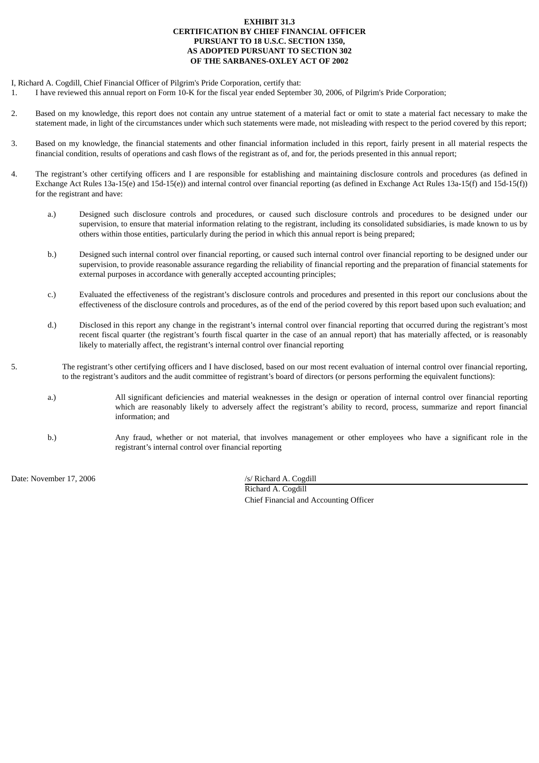**EXHIBIT 31.3**
**CERTIFICATION BY CHIEF FINANCIAL OFFICER**
**PURSUANT TO 18 U.S.C. SECTION 1350,**
**AS ADOPTED PURSUANT TO SECTION 302**
**OF THE SARBANES-OXLEY ACT OF 2002**

I, Richard A. Cogdill, Chief Financial Officer of Pilgrim's Pride Corporation, certify that:

1. I have reviewed this annual report on Form 10-K for the fiscal year ended September 30, 2006, of Pilgrim's Pride Corporation;

2. Based on my knowledge, this report does not contain any untrue statement of a material fact or omit to state a material fact necessary to make the statement made, in light of the circumstances under which such statements were made, not misleading with respect to the period covered by this report;

3. Based on my knowledge, the financial statements and other financial information included in this report, fairly present in all material respects the financial condition, results of operations and cash flows of the registrant as of, and for, the periods presented in this annual report;

4. The registrant's other certifying officers and I are responsible for establishing and maintaining disclosure controls and procedures (as defined in Exchange Act Rules 13a-15(e) and 15d-15(e)) and internal control over financial reporting (as defined in Exchange Act Rules 13a-15(f) and 15d-15(f)) for the registrant and have:

   a.) Designed such disclosure controls and procedures, or caused such disclosure controls and procedures to be designed under our supervision, to ensure that material information relating to the registrant, including its consolidated subsidiaries, is made known to us by others within those entities, particularly during the period in which this annual report is being prepared;

   b.) Designed such internal control over financial reporting, or caused such internal control over financial reporting to be designed under our supervision, to provide reasonable assurance regarding the reliability of financial reporting and the preparation of financial statements for external purposes in accordance with generally accepted accounting principles;

   c.) Evaluated the effectiveness of the registrant's disclosure controls and procedures and presented in this report our conclusions about the effectiveness of the disclosure controls and procedures, as of the end of the period covered by this report based upon such evaluation; and

   d.) Disclosed in this report any change in the registrant's internal control over financial reporting that occurred during the registrant's most recent fiscal quarter (the registrant's fourth fiscal quarter in the case of an annual report) that has materially affected, or is reasonably likely to materially affect, the registrant's internal control over financial reporting

5. The registrant's other certifying officers and I have disclosed, based on our most recent evaluation of internal control over financial reporting, to the registrant's auditors and the audit committee of registrant's board of directors (or persons performing the equivalent functions):

   a.) All significant deficiencies and material weaknesses in the design or operation of internal control over financial reporting which are reasonably likely to adversely affect the registrant's ability to record, process, summarize and report financial information; and

   b.) Any fraud, whether or not material, that involves management or other employees who have a significant role in the registrant's internal control over financial reporting

Date: November 17, 2006

/s/ Richard A. Cogdill
Richard A. Cogdill
Chief Financial and Accounting Officer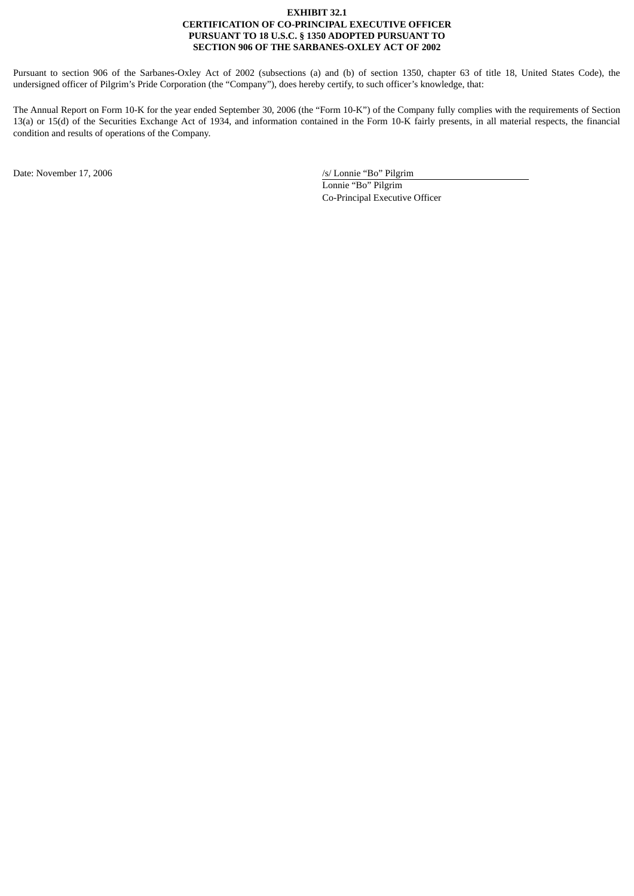**EXHIBIT 32.1**
**CERTIFICATION OF CO-PRINCIPAL EXECUTIVE OFFICER**
**PURSUANT TO 18 U.S.C. § 1350 ADOPTED PURSUANT TO**
**SECTION 906 OF THE SARBANES-OXLEY ACT OF 2002**

Pursuant to section 906 of the Sarbanes-Oxley Act of 2002 (subsections (a) and (b) of section 1350, chapter 63 of title 18, United States Code), the undersigned officer of Pilgrim's Pride Corporation (the "Company"), does hereby certify, to such officer's knowledge, that:

The Annual Report on Form 10-K for the year ended September 30, 2006 (the "Form 10-K") of the Company fully complies with the requirements of Section 13(a) or 15(d) of the Securities Exchange Act of 1934, and information contained in the Form 10-K fairly presents, in all material respects, the financial condition and results of operations of the Company.

Date: November 17, 2006

/s/ Lonnie "Bo" Pilgrim
Lonnie "Bo" Pilgrim
Co-Principal Executive Officer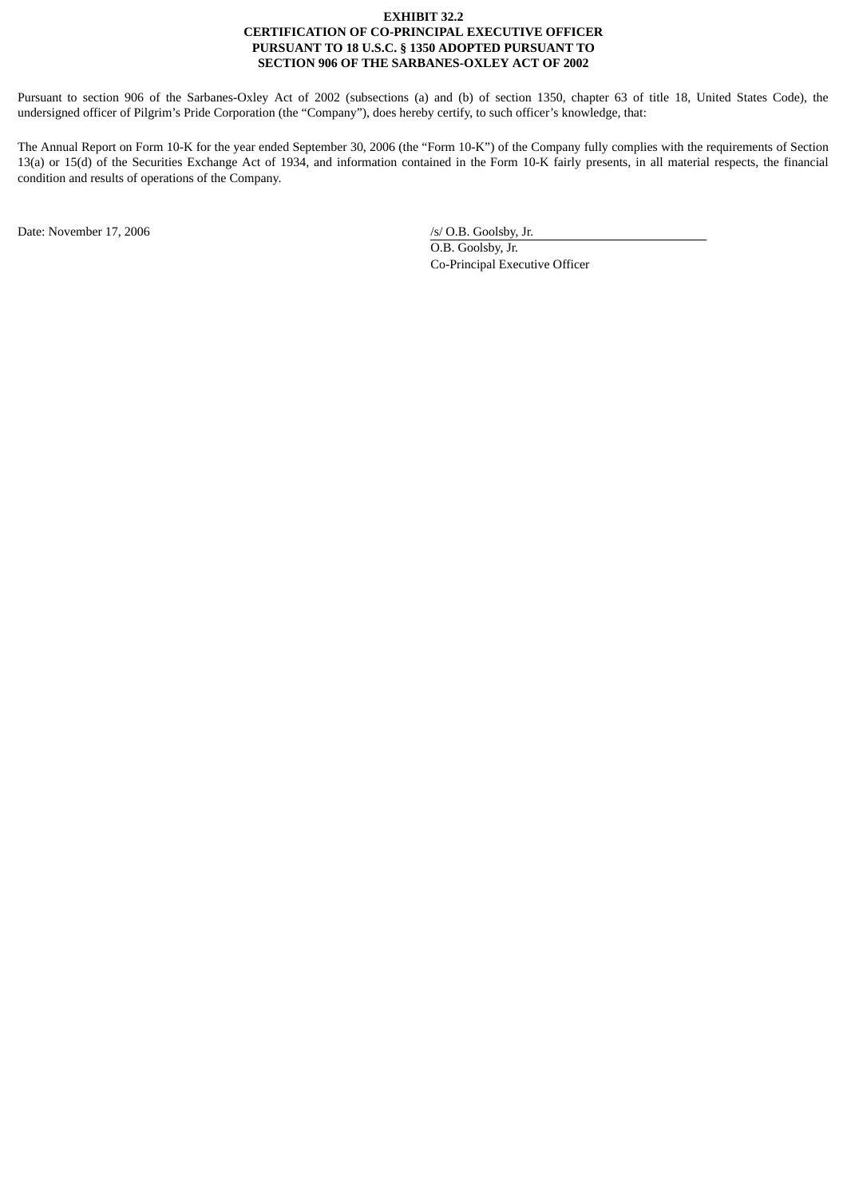**EXHIBIT 32.2**
**CERTIFICATION OF CO-PRINCIPAL EXECUTIVE OFFICER**
**PURSUANT TO 18 U.S.C. § 1350 ADOPTED PURSUANT TO**
**SECTION 906 OF THE SARBANES-OXLEY ACT OF 2002**

Pursuant to section 906 of the Sarbanes-Oxley Act of 2002 (subsections (a) and (b) of section 1350, chapter 63 of title 18, United States Code), the undersigned officer of Pilgrim's Pride Corporation (the "Company"), does hereby certify, to such officer's knowledge, that:

The Annual Report on Form 10-K for the year ended September 30, 2006 (the "Form 10-K") of the Company fully complies with the requirements of Section 13(a) or 15(d) of the Securities Exchange Act of 1934, and information contained in the Form 10-K fairly presents, in all material respects, the financial condition and results of operations of the Company.

Date: November 17, 2006

/s/ O.B. Goolsby, Jr.
O.B. Goolsby, Jr.
Co-Principal Executive Officer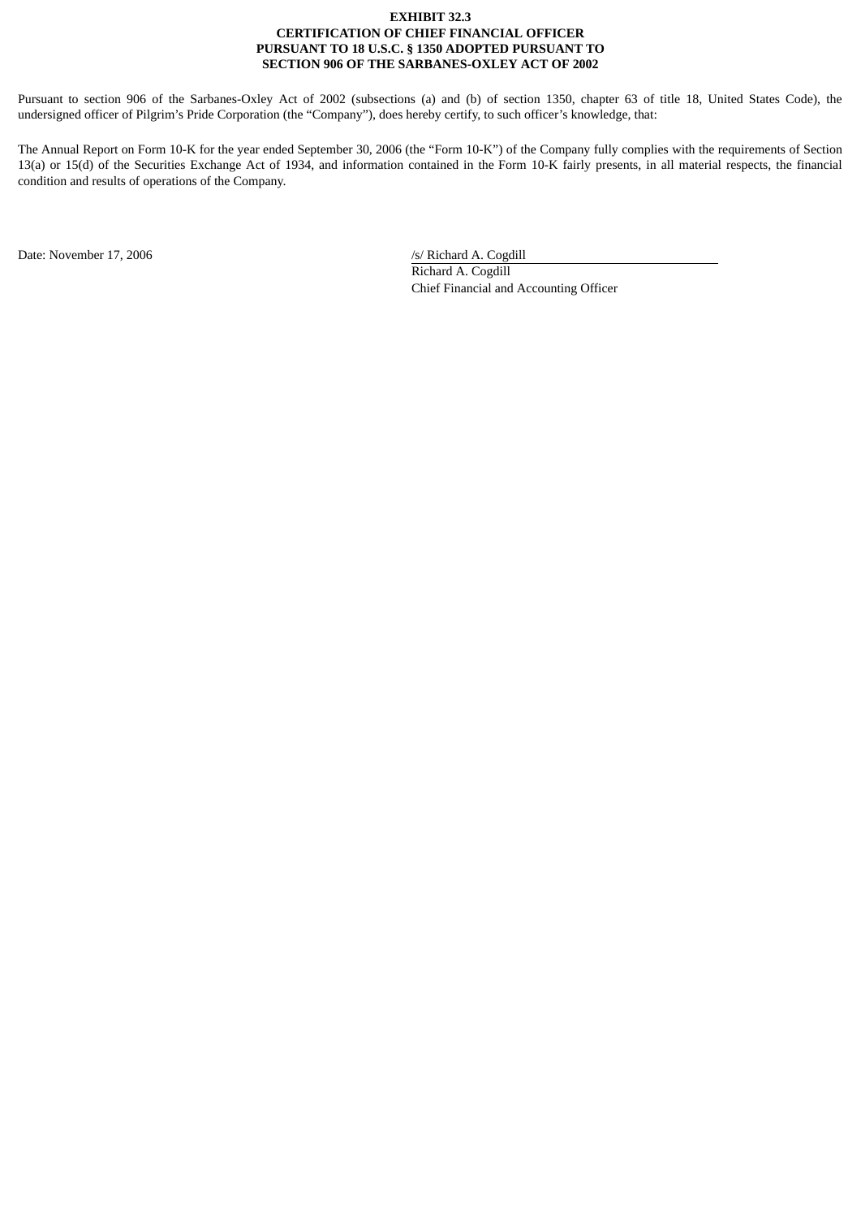**EXHIBIT 32.3**
**CERTIFICATION OF CHIEF FINANCIAL OFFICER**
**PURSUANT TO 18 U.S.C. § 1350 ADOPTED PURSUANT TO**
**SECTION 906 OF THE SARBANES-OXLEY ACT OF 2002**

Pursuant to section 906 of the Sarbanes-Oxley Act of 2002 (subsections (a) and (b) of section 1350, chapter 63 of title 18, United States Code), the undersigned officer of Pilgrim's Pride Corporation (the "Company"), does hereby certify, to such officer's knowledge, that:

The Annual Report on Form 10-K for the year ended September 30, 2006 (the "Form 10-K") of the Company fully complies with the requirements of Section 13(a) or 15(d) of the Securities Exchange Act of 1934, and information contained in the Form 10-K fairly presents, in all material respects, the financial condition and results of operations of the Company.

Date: November 17, 2006

/s/ Richard A. Cogdill
Richard A. Cogdill
Chief Financial and Accounting Officer